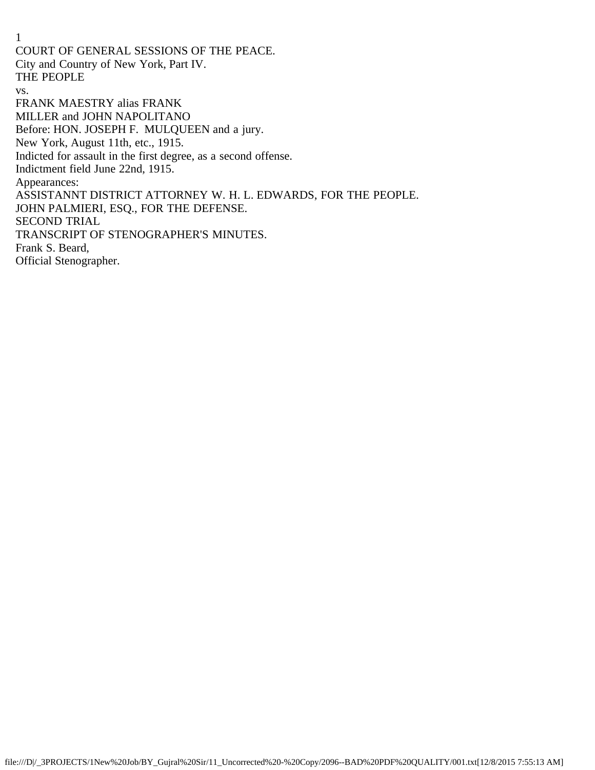COURT OF GENERAL SESSIONS OF THE PEACE.

City and Country of New York, Part IV.

THE PEOPLE

vs.

FRANK MAESTRY alias FRANK MILLER and JOHN NAPOLITANO

Before: HON. JOSEPH F. MULQUEEN and a jury.

New York, August 11th, etc., 1915.

Indicted for assault in the first degree, as a second offense.

Indictment field June 22nd, 1915.

Appearances:

ASSISTANNT DISTRICT ATTORNEY W. H. L. EDWARDS, FOR THE PEOPLE.

JOHN PALMIERI, ESQ., FOR THE DEFENSE.

SECOND TRIAL

TRANSCRIPT OF STENOGRAPHER'S MINUTES.

Frank S. Beard,

Official Stenographer.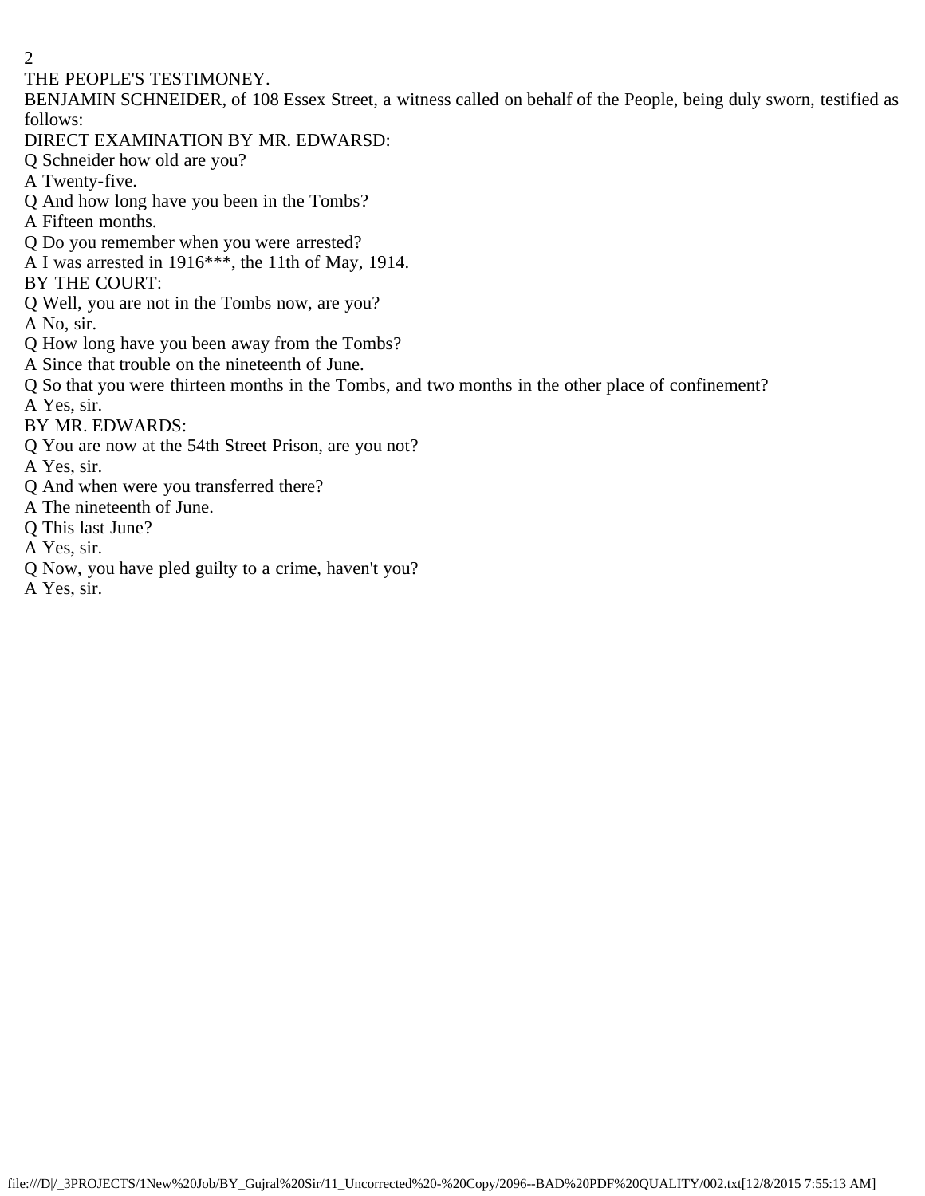THE PEOPLE'S TESTIMONEY.

BENJAMIN SCHNEIDER, of 108 Essex Street, a witness called on behalf of the People, being duly sworn, testified as follows:

DIRECT EXAMINATION BY MR. EDWARSD:

Q Schneider how old are you?

A Twenty-five.

Q And how long have you been in the Tombs?

A Fifteen months.

Q Do you remember when you were arrested?

A I was arrested in 1916***, the 11th of May, 1914.

BY THE COURT:

Q Well, you are not in the Tombs now, are you?

A No, sir.

Q How long have you been away from the Tombs?

A Since that trouble on the nineteenth of June.

Q So that you were thirteen months in the Tombs, and two months in the other place of confinement?

A Yes, sir.

BY MR. EDWARDS:

Q You are now at the 54th Street Prison, are you not?

A Yes, sir.

Q And when were you transferred there?

A The nineteenth of June.

Q This last June?

A Yes, sir.

Q Now, you have pled guilty to a crime, haven't you?

A Yes, sir.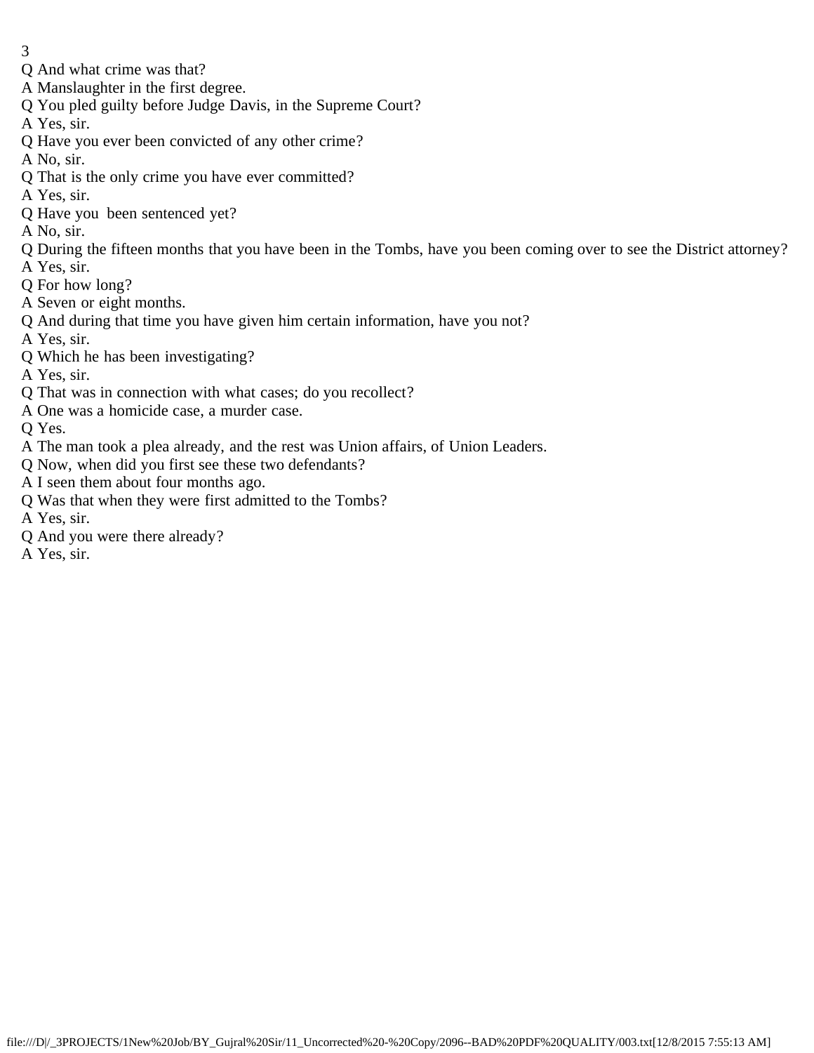Q And what crime was that?

A Manslaughter in the first degree.

Q You pled guilty before Judge Davis, in the Supreme Court?

A Yes, sir.

Q Have you ever been convicted of any other crime?

A No, sir.

Q That is the only crime you have ever committed?

A Yes, sir.

Q Have you been sentenced yet?

A No, sir.

Q During the fifteen months that you have been in the Tombs, have you been coming over to see the District attorney?

A Yes, sir.

Q For how long?

A Seven or eight months.

Q And during that time you have given him certain information, have you not?

A Yes, sir.

Q Which he has been investigating?

A Yes, sir.

Q That was in connection with what cases; do you recollect?

A One was a homicide case, a murder case.

Q Yes.

A The man took a plea already, and the rest was Union affairs, of Union Leaders.

Q Now, when did you first see these two defendants?

A I seen them about four months ago.

Q Was that when they were first admitted to the Tombs?

A Yes, sir.

Q And you were there already?

A Yes, sir.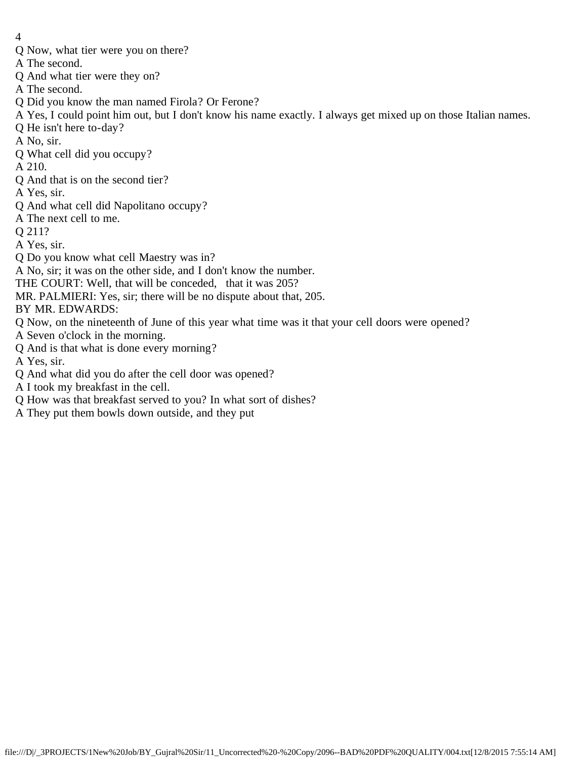Q Now, what tier were you on there?

A The second.

Q And what tier were they on?

A The second.

Q Did you know the man named Firola? Or Ferone?

A Yes, I could point him out, but I don't know his name exactly. I always get mixed up on those Italian names.

Q He isn't here to-day?

A No, sir.

Q What cell did you occupy?

A 210.

Q And that is on the second tier?

A Yes, sir.

Q And what cell did Napolitano occupy?

A The next cell to me.

Q 211?

A Yes, sir.

Q Do you know what cell Maestry was in?

A No, sir; it was on the other side, and I don't know the number.

THE COURT: Well, that will be conceded, that it was 205?

MR. PALMIERI: Yes, sir; there will be no dispute about that, 205.

BY MR. EDWARDS:

Q Now, on the nineteenth of June of this year what time was it that your cell doors were opened?

A Seven o'clock in the morning.

Q And is that what is done every morning?

A Yes, sir.

Q And what did you do after the cell door was opened?

A I took my breakfast in the cell.

Q How was that breakfast served to you? In what sort of dishes?

A They put them bowls down outside, and they put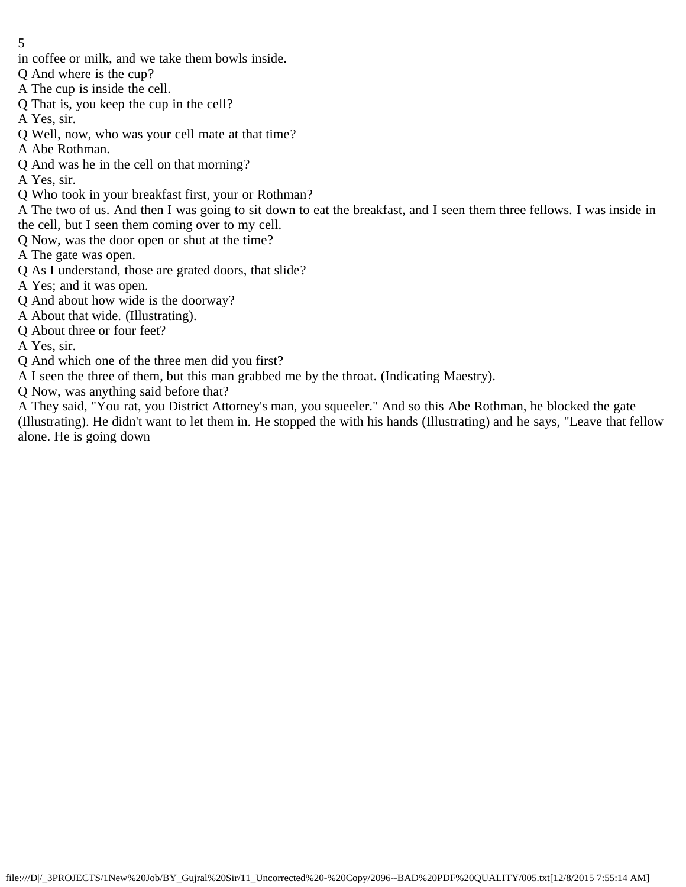in coffee or milk, and we take them bowls inside.

Q And where is the cup?

A The cup is inside the cell.

Q That is, you keep the cup in the cell?

A Yes, sir.

Q Well, now, who was your cell mate at that time?

A Abe Rothman.

Q And was he in the cell on that morning?

A Yes, sir.

Q Who took in your breakfast first, your or Rothman?

A The two of us. And then I was going to sit down to eat the breakfast, and I seen them three fellows. I was inside in the cell, but I seen them coming over to my cell.

Q Now, was the door open or shut at the time?

A The gate was open.

Q As I understand, those are grated doors, that slide?

A Yes; and it was open.

Q And about how wide is the doorway?

A About that wide. (Illustrating).

Q About three or four feet?

A Yes, sir.

Q And which one of the three men did you first?

A I seen the three of them, but this man grabbed me by the throat. (Indicating Maestry).

Q Now, was anything said before that?

A They said, "You rat, you District Attorney's man, you squeeler." And so this Abe Rothman, he blocked the gate (Illustrating). He didn't want to let them in. He stopped the with his hands (Illustrating) and he says, "Leave that fellow alone. He is going down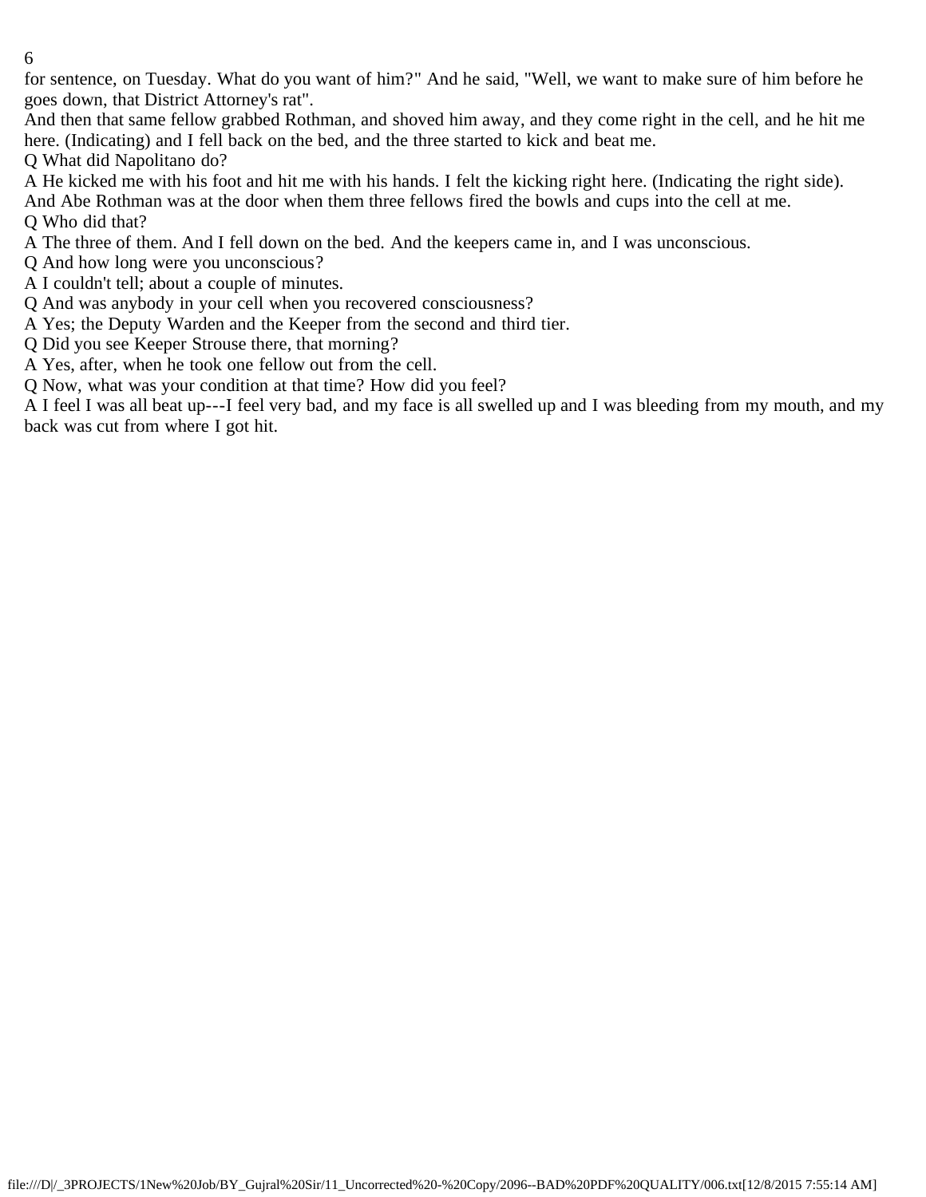for sentence, on Tuesday. What do you want of him?" And he said, "Well, we want to make sure of him before he goes down, that District Attorney's rat".

And then that same fellow grabbed Rothman, and shoved him away, and they come right in the cell, and he hit me here. (Indicating) and I fell back on the bed, and the three started to kick and beat me.

Q What did Napolitano do?

A He kicked me with his foot and hit me with his hands. I felt the kicking right here. (Indicating the right side). And Abe Rothman was at the door when them three fellows fired the bowls and cups into the cell at me.

Q Who did that?

A The three of them. And I fell down on the bed. And the keepers came in, and I was unconscious.

Q And how long were you unconscious?

A I couldn't tell; about a couple of minutes.

Q And was anybody in your cell when you recovered consciousness?

A Yes; the Deputy Warden and the Keeper from the second and third tier.

Q Did you see Keeper Strouse there, that morning?

A Yes, after, when he took one fellow out from the cell.

Q Now, what was your condition at that time? How did you feel?

A I feel I was all beat up---I feel very bad, and my face is all swelled up and I was bleeding from my mouth, and my back was cut from where I got hit.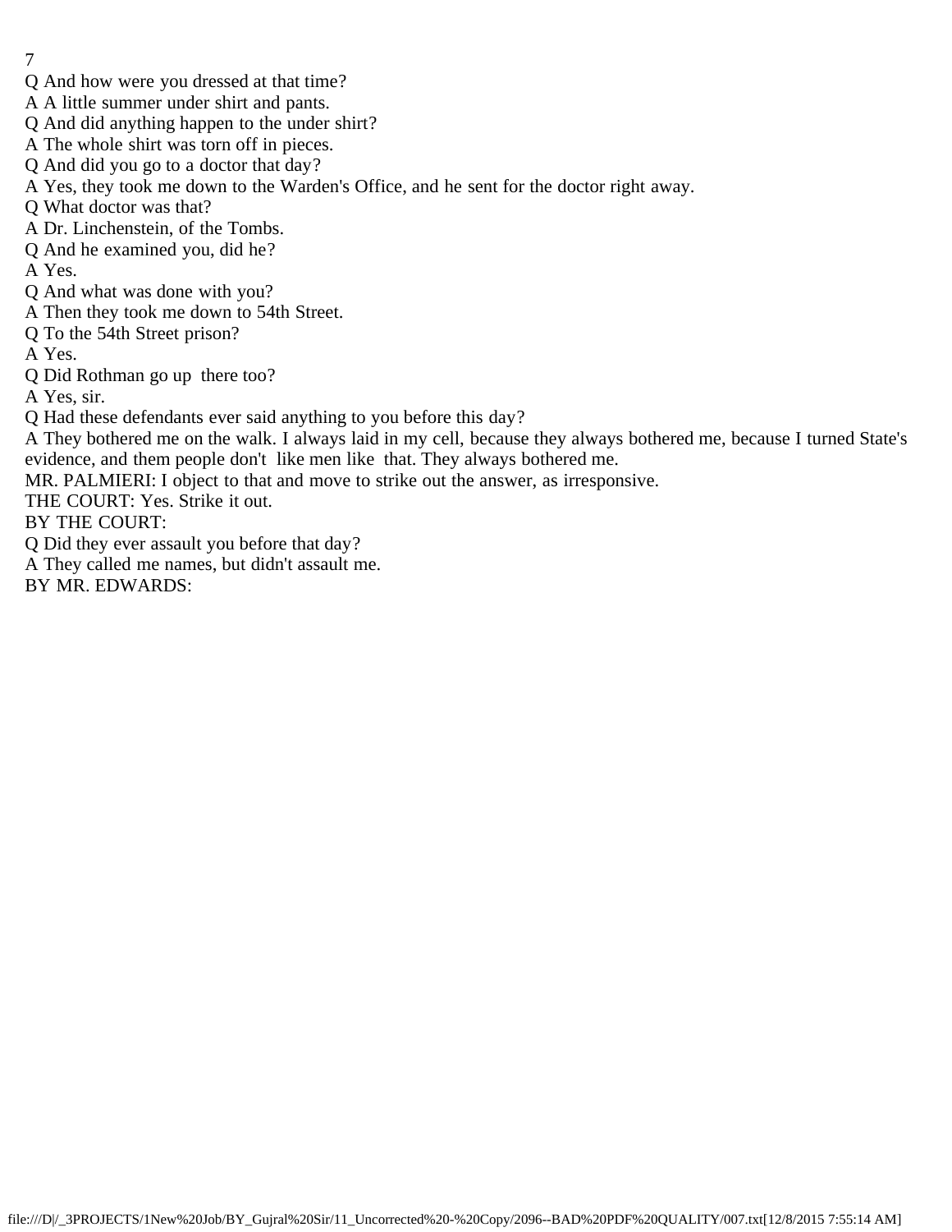Q And how were you dressed at that time?

A A little summer under shirt and pants.

Q And did anything happen to the under shirt?

A The whole shirt was torn off in pieces.

Q And did you go to a doctor that day?

A Yes, they took me down to the Warden's Office, and he sent for the doctor right away.

Q What doctor was that?

A Dr. Linchenstein, of the Tombs.

Q And he examined you, did he?

A Yes.

Q And what was done with you?

A Then they took me down to 54th Street.

Q To the 54th Street prison?

A Yes.

Q Did Rothman go up there too?

A Yes, sir.

Q Had these defendants ever said anything to you before this day?

A They bothered me on the walk. I always laid in my cell, because they always bothered me, because I turned State's evidence, and them people don't like men like that. They always bothered me.

MR. PALMIERI: I object to that and move to strike out the answer, as irresponsive.

THE COURT: Yes. Strike it out.

BY THE COURT:

Q Did they ever assault you before that day?

A They called me names, but didn't assault me.

BY MR. EDWARDS: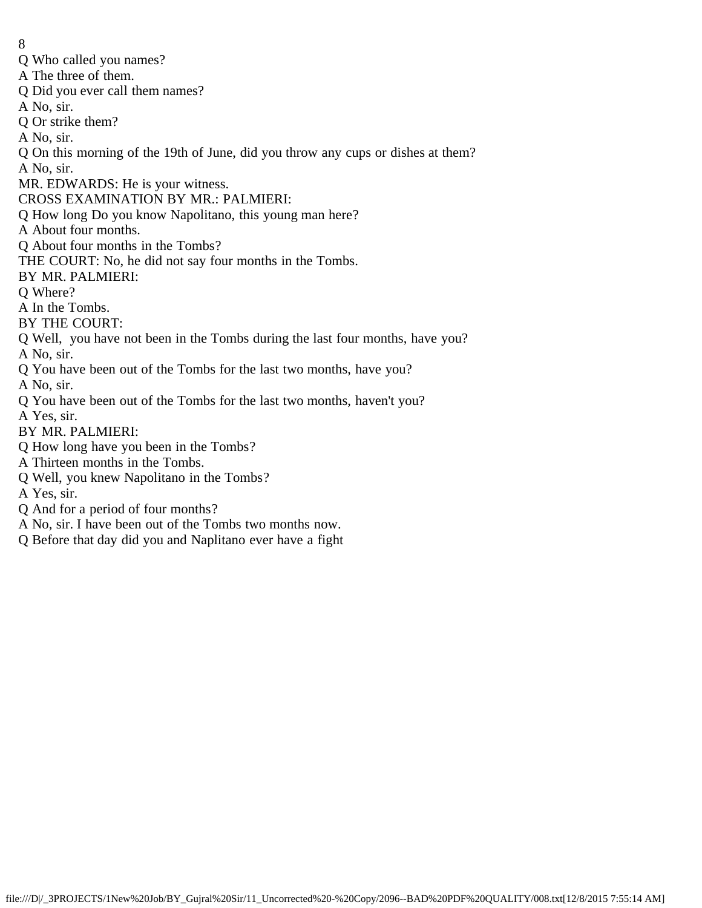Q Who called you names?

A The three of them.

Q Did you ever call them names?

A No, sir.

Q Or strike them?

A No, sir.

Q On this morning of the 19th of June, did you throw any cups or dishes at them?

A No, sir.

MR. EDWARDS: He is your witness.

CROSS EXAMINATION BY MR.: PALMIERI:

Q How long Do you know Napolitano, this young man here?

A About four months.

Q About four months in the Tombs?

THE COURT: No, he did not say four months in the Tombs.

BY MR. PALMIERI:

Q Where?

A In the Tombs.

BY THE COURT:

Q Well, you have not been in the Tombs during the last four months, have you?

A No, sir.

Q You have been out of the Tombs for the last two months, have you?

A No, sir.

Q You have been out of the Tombs for the last two months, haven't you?

A Yes, sir.

BY MR. PALMIERI:

Q How long have you been in the Tombs?

A Thirteen months in the Tombs.

Q Well, you knew Napolitano in the Tombs?

A Yes, sir.

Q And for a period of four months?

A No, sir. I have been out of the Tombs two months now.

Q Before that day did you and Naplitano ever have a fight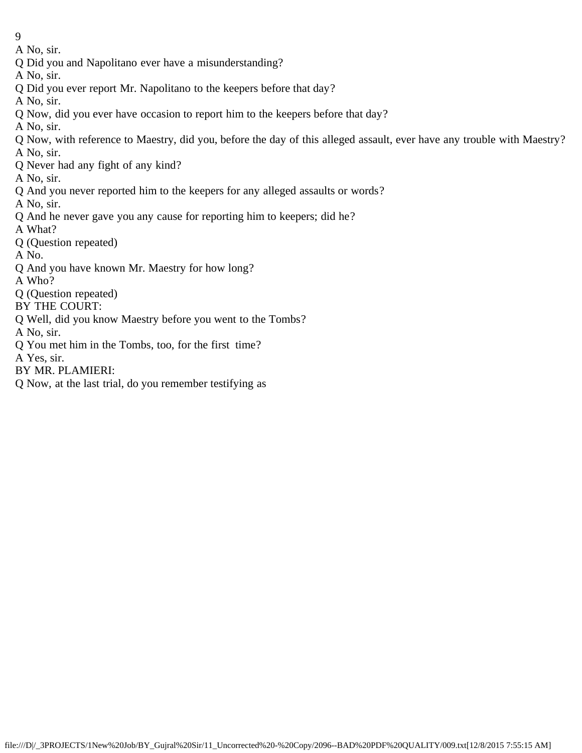A No, sir.

Q Did you and Napolitano ever have a misunderstanding?

A No, sir.

Q Did you ever report Mr. Napolitano to the keepers before that day?

A No, sir.

Q Now, did you ever have occasion to report him to the keepers before that day?

A No, sir.

Q Now, with reference to Maestry, did you, before the day of this alleged assault, ever have any trouble with Maestry?

A No, sir.

Q Never had any fight of any kind?

A No, sir.

Q And you never reported him to the keepers for any alleged assaults or words?

A No, sir.

Q And he never gave you any cause for reporting him to keepers; did he?

A What?

Q (Question repeated)

A No.

Q And you have known Mr. Maestry for how long?

A Who?

Q (Question repeated)

BY THE COURT:

Q Well, did you know Maestry before you went to the Tombs?

A No, sir.

Q You met him in the Tombs, too, for the first time?

A Yes, sir.

BY MR. PLAMIERI:

Q Now, at the last trial, do you remember testifying as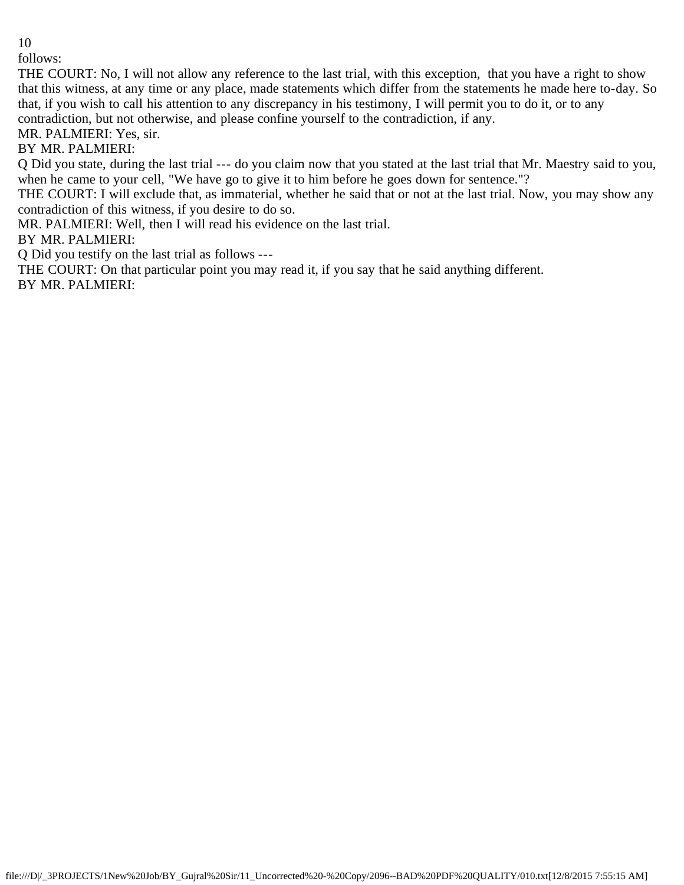follows:

THE COURT: No, I will not allow any reference to the last trial, with this exception, that you have a right to show that this witness, at any time or any place, made statements which differ from the statements he made here to-day. So that, if you wish to call his attention to any discrepancy in his testimony, I will permit you to do it, or to any contradiction, but not otherwise, and please confine yourself to the contradiction, if any.

MR. PALMIERI: Yes, sir.

BY MR. PALMIERI:

Q Did you state, during the last trial --- do you claim now that you stated at the last trial that Mr. Maestry said to you, when he came to your cell, "We have go to give it to him before he goes down for sentence."?

THE COURT: I will exclude that, as immaterial, whether he said that or not at the last trial. Now, you may show any contradiction of this witness, if you desire to do so.

MR. PALMIERI: Well, then I will read his evidence on the last trial.

BY MR. PALMIERI:

Q Did you testify on the last trial as follows ---

THE COURT: On that particular point you may read it, if you say that he said anything different.

BY MR. PALMIERI: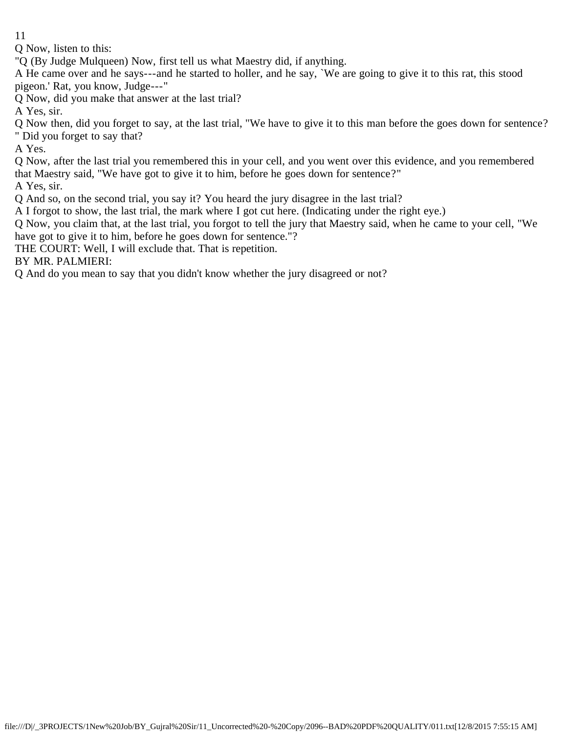Q Now, listen to this:

"Q (By Judge Mulqueen) Now, first tell us what Maestry did, if anything.

A He came over and he says---and he started to holler, and he say, `We are going to give it to this rat, this stood pigeon.' Rat, you know, Judge---"

Q Now, did you make that answer at the last trial?

A Yes, sir.

Q Now then, did you forget to say, at the last trial, "We have to give it to this man before the goes down for sentence? " Did you forget to say that?

A Yes.

Q Now, after the last trial you remembered this in your cell, and you went over this evidence, and you remembered that Maestry said, "We have got to give it to him, before he goes down for sentence?"

A Yes, sir.

Q And so, on the second trial, you say it? You heard the jury disagree in the last trial?

A I forgot to show, the last trial, the mark where I got cut here. (Indicating under the right eye.)

Q Now, you claim that, at the last trial, you forgot to tell the jury that Maestry said, when he came to your cell, "We have got to give it to him, before he goes down for sentence."?

THE COURT: Well, I will exclude that. That is repetition.

BY MR. PALMIERI:

Q And do you mean to say that you didn't know whether the jury disagreed or not?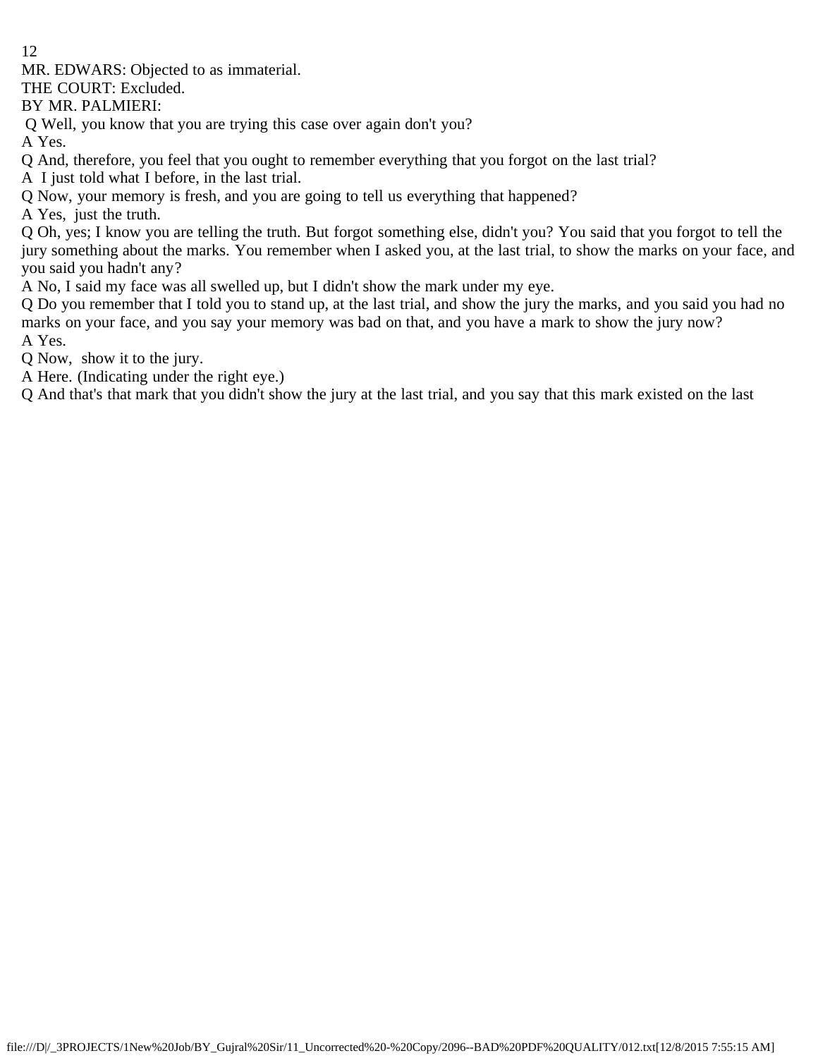MR. EDWARS: Objected to as immaterial.

THE COURT: Excluded.

BY MR. PALMIERI:

Q Well, you know that you are trying this case over again don't you?

A Yes.

Q And, therefore, you feel that you ought to remember everything that you forgot on the last trial?

A I just told what I before, in the last trial.

Q Now, your memory is fresh, and you are going to tell us everything that happened?

A Yes, just the truth.

Q Oh, yes; I know you are telling the truth. But forgot something else, didn't you? You said that you forgot to tell the jury something about the marks. You remember when I asked you, at the last trial, to show the marks on your face, and you said you hadn't any?

A No, I said my face was all swelled up, but I didn't show the mark under my eye.

Q Do you remember that I told you to stand up, at the last trial, and show the jury the marks, and you said you had no marks on your face, and you say your memory was bad on that, and you have a mark to show the jury now?

A Yes.

Q Now, show it to the jury.

A Here. (Indicating under the right eye.)

Q And that's that mark that you didn't show the jury at the last trial, and you say that this mark existed on the last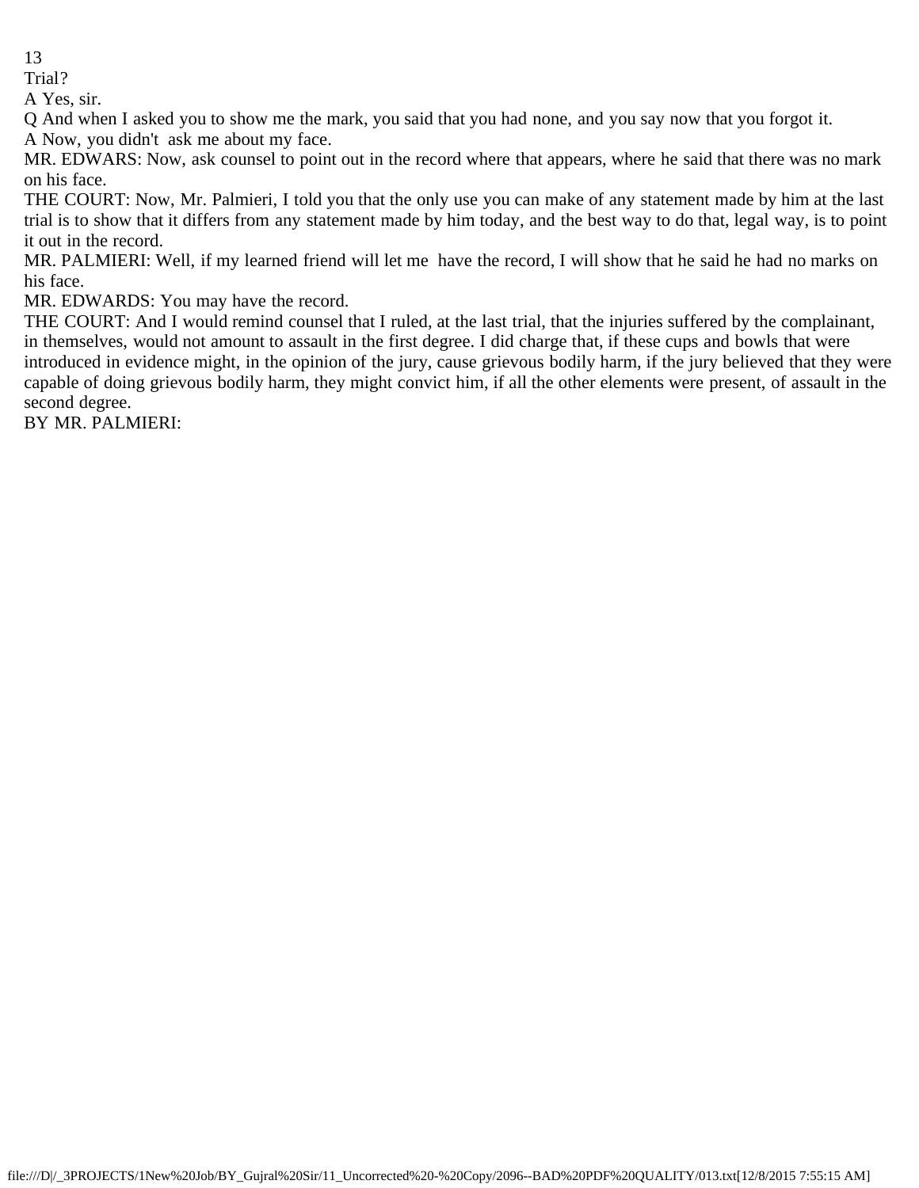Trial?

A Yes, sir.

Q And when I asked you to show me the mark, you said that you had none, and you say now that you forgot it.

A Now, you didn't ask me about my face.

MR. EDWARS: Now, ask counsel to point out in the record where that appears, where he said that there was no mark on his face.

THE COURT: Now, Mr. Palmieri, I told you that the only use you can make of any statement made by him at the last trial is to show that it differs from any statement made by him today, and the best way to do that, legal way, is to point it out in the record.

MR. PALMIERI: Well, if my learned friend will let me have the record, I will show that he said he had no marks on his face.

MR. EDWARDS: You may have the record.

THE COURT: And I would remind counsel that I ruled, at the last trial, that the injuries suffered by the complainant, in themselves, would not amount to assault in the first degree. I did charge that, if these cups and bowls that were introduced in evidence might, in the opinion of the jury, cause grievous bodily harm, if the jury believed that they were capable of doing grievous bodily harm, they might convict him, if all the other elements were present, of assault in the second degree.

BY MR. PALMIERI: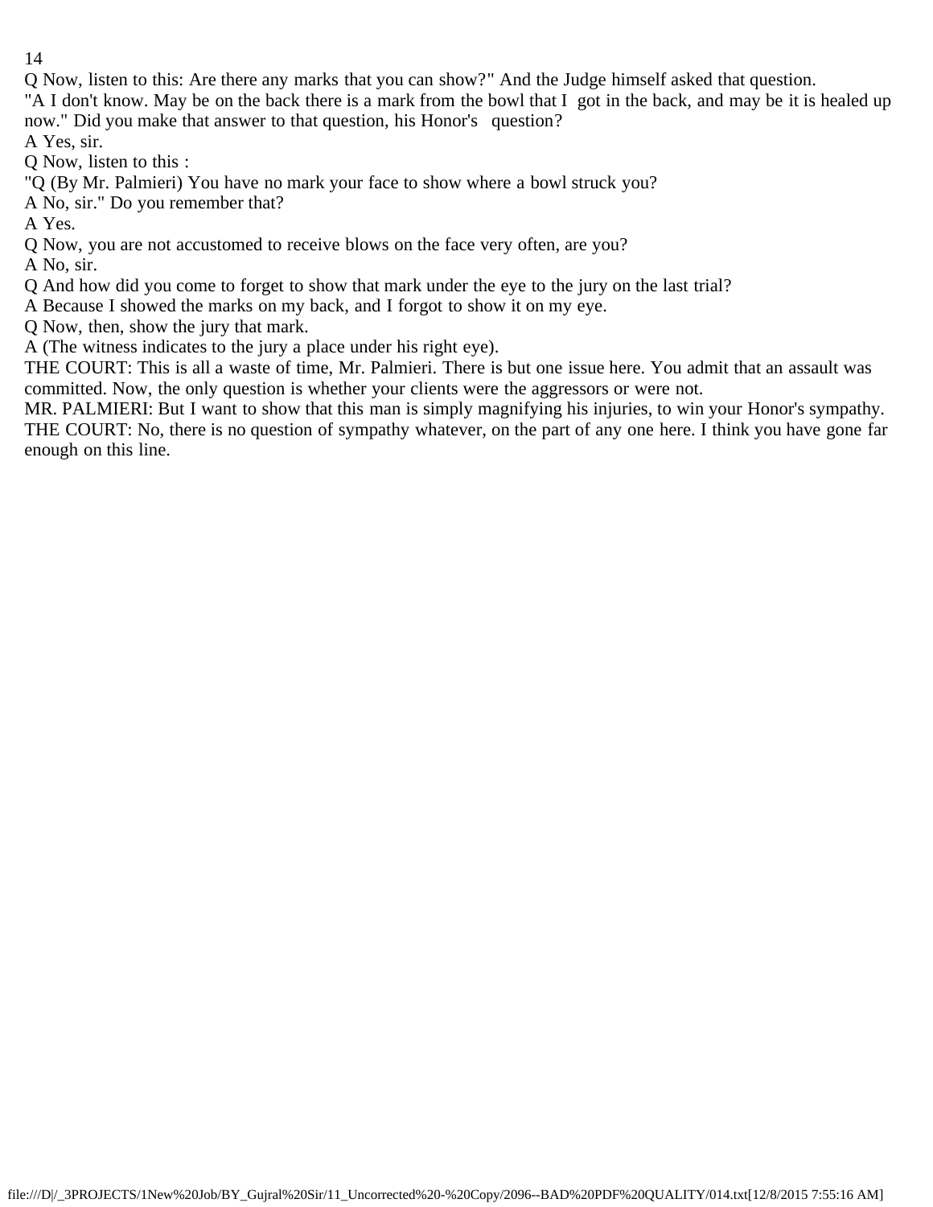Q Now, listen to this: Are there any marks that you can show?" And the Judge himself asked that question.

"A I don't know. May be on the back there is a mark from the bowl that I got in the back, and may be it is healed up now." Did you make that answer to that question, his Honor's question?

A Yes, sir.

Q Now, listen to this :

"Q (By Mr. Palmieri) You have no mark your face to show where a bowl struck you?

A No, sir." Do you remember that?

A Yes.

Q Now, you are not accustomed to receive blows on the face very often, are you?

A No, sir.

Q And how did you come to forget to show that mark under the eye to the jury on the last trial?

A Because I showed the marks on my back, and I forgot to show it on my eye.

Q Now, then, show the jury that mark.

A (The witness indicates to the jury a place under his right eye).

THE COURT: This is all a waste of time, Mr. Palmieri. There is but one issue here. You admit that an assault was committed. Now, the only question is whether your clients were the aggressors or were not.

MR. PALMIERI: But I want to show that this man is simply magnifying his injuries, to win your Honor's sympathy.

THE COURT: No, there is no question of sympathy whatever, on the part of any one here. I think you have gone far enough on this line.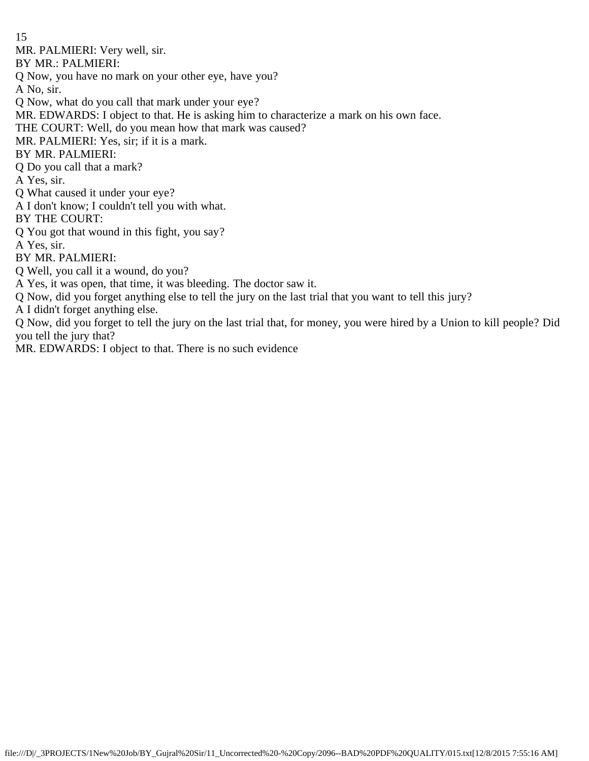MR. PALMIERI: Very well, sir.

BY MR.: PALMIERI:

Q Now, you have no mark on your other eye, have you?

A No, sir.

Q Now, what do you call that mark under your eye?

MR. EDWARDS: I object to that. He is asking him to characterize a mark on his own face.

THE COURT: Well, do you mean how that mark was caused?

MR. PALMIERI: Yes, sir; if it is a mark.

BY MR. PALMIERI:

Q Do you call that a mark?

A Yes, sir.

Q What caused it under your eye?

A I don't know; I couldn't tell you with what.

BY THE COURT:

Q You got that wound in this fight, you say?

A Yes, sir.

BY MR. PALMIERI:

Q Well, you call it a wound, do you?

A Yes, it was open, that time, it was bleeding. The doctor saw it.

Q Now, did you forget anything else to tell the jury on the last trial that you want to tell this jury?

A I didn't forget anything else.

Q Now, did you forget to tell the jury on the last trial that, for money, you were hired by a Union to kill people? Did you tell the jury that?

MR. EDWARDS: I object to that. There is no such evidence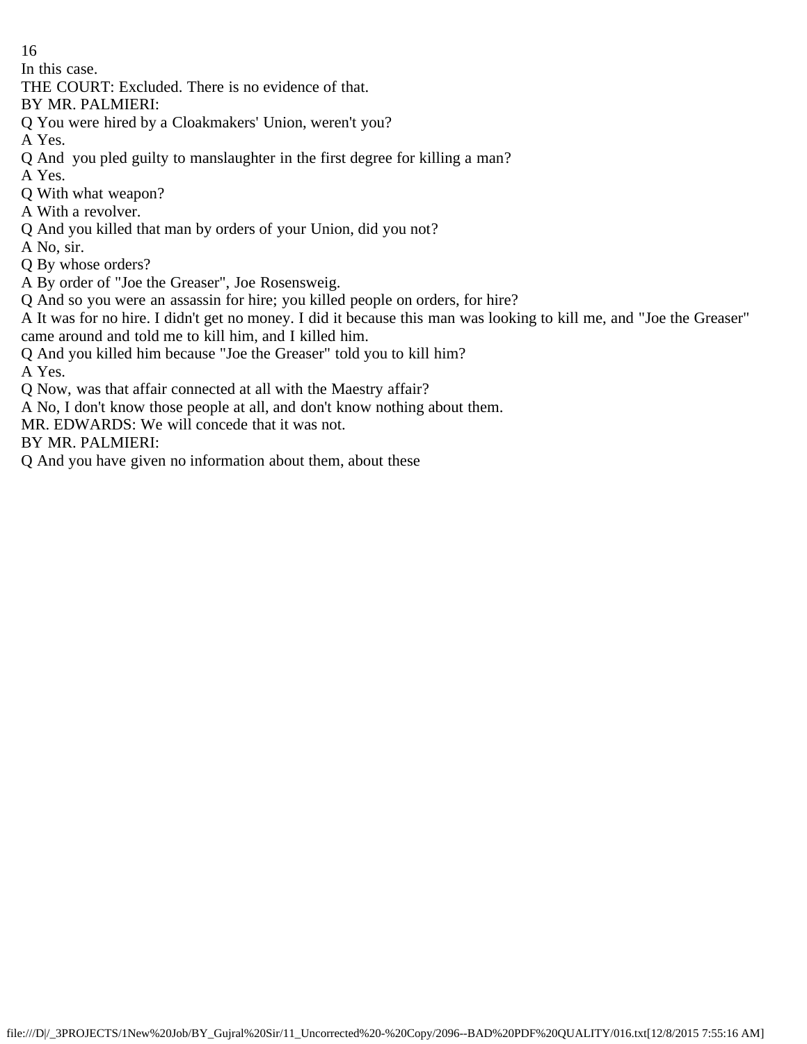In this case.

THE COURT: Excluded. There is no evidence of that.

BY MR. PALMIERI:

Q You were hired by a Cloakmakers' Union, weren't you?

A Yes.

Q And you pled guilty to manslaughter in the first degree for killing a man?

A Yes.

Q With what weapon?

A With a revolver.

Q And you killed that man by orders of your Union, did you not?

A No, sir.

Q By whose orders?

A By order of "Joe the Greaser", Joe Rosensweig.

Q And so you were an assassin for hire; you killed people on orders, for hire?

A It was for no hire. I didn't get no money. I did it because this man was looking to kill me, and "Joe the Greaser" came around and told me to kill him, and I killed him.

Q And you killed him because "Joe the Greaser" told you to kill him?

A Yes.

Q Now, was that affair connected at all with the Maestry affair?

A No, I don't know those people at all, and don't know nothing about them.

MR. EDWARDS: We will concede that it was not.

BY MR. PALMIERI:

Q And you have given no information about them, about these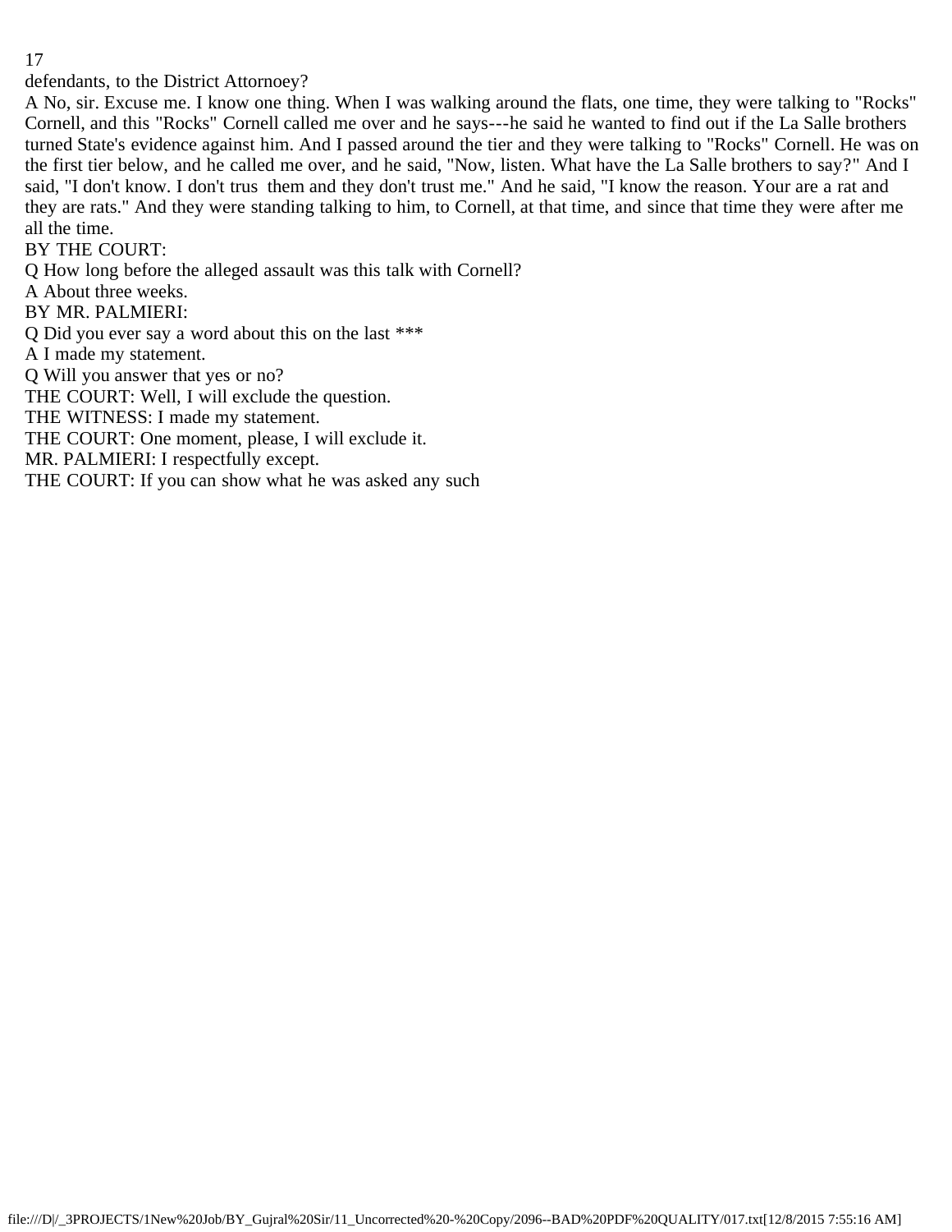defendants, to the District Attornoey?

A No, sir. Excuse me. I know one thing. When I was walking around the flats, one time, they were talking to "Rocks" Cornell, and this "Rocks" Cornell called me over and he says---he said he wanted to find out if the La Salle brothers turned State's evidence against him. And I passed around the tier and they were talking to "Rocks" Cornell. He was on the first tier below, and he called me over, and he said, "Now, listen. What have the La Salle brothers to say?" And I said, "I don't know. I don't trus them and they don't trust me." And he said, "I know the reason. Your are a rat and they are rats." And they were standing talking to him, to Cornell, at that time, and since that time they were after me all the time.

BY THE COURT:

Q How long before the alleged assault was this talk with Cornell?

A About three weeks.

BY MR. PALMIERI:

Q Did you ever say a word about this on the last ***

A I made my statement.

Q Will you answer that yes or no?

THE COURT: Well, I will exclude the question.

THE WITNESS: I made my statement.

THE COURT: One moment, please, I will exclude it.

MR. PALMIERI: I respectfully except.

THE COURT: If you can show what he was asked any such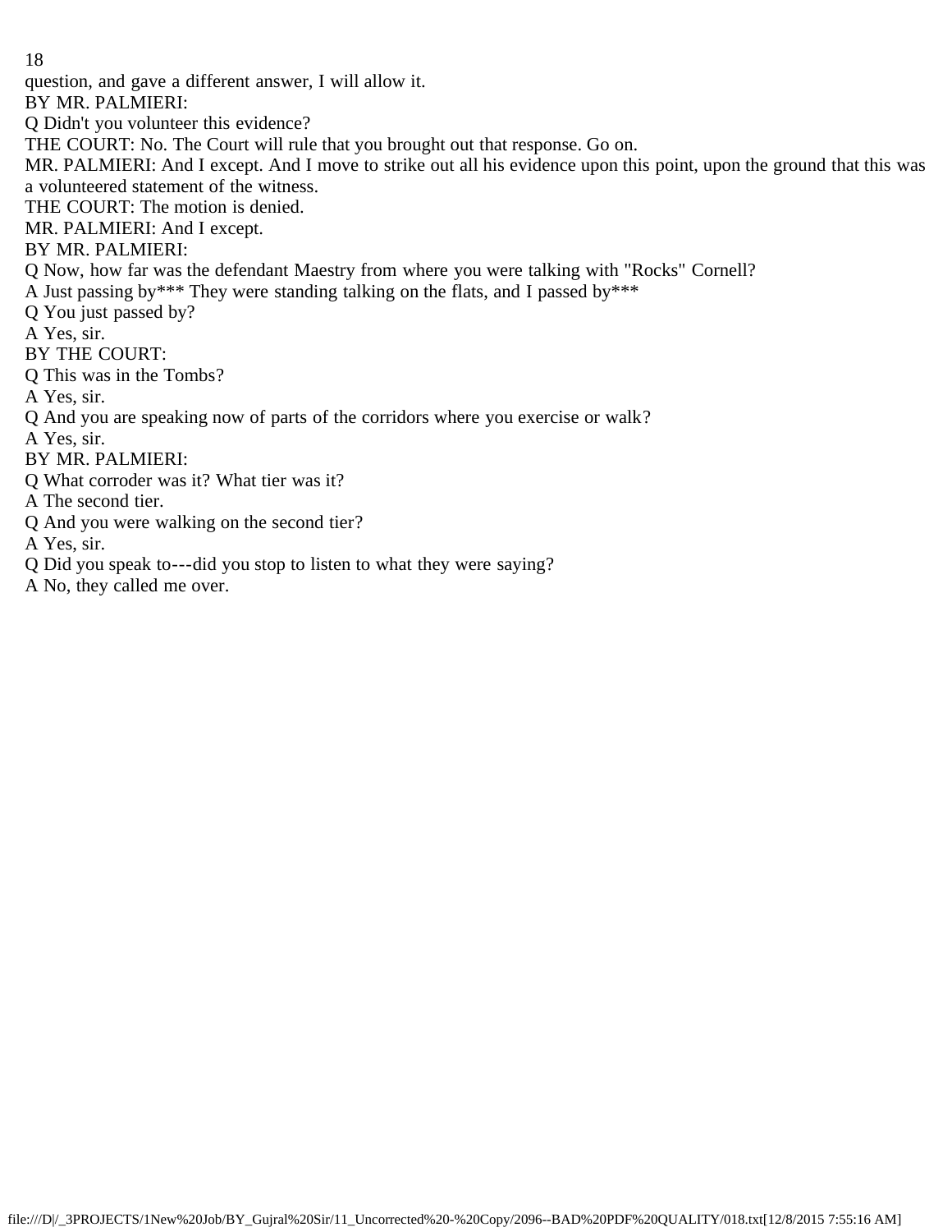question, and gave a different answer, I will allow it.

BY MR. PALMIERI:

Q Didn't you volunteer this evidence?

THE COURT: No. The Court will rule that you brought out that response. Go on.

MR. PALMIERI: And I except. And I move to strike out all his evidence upon this point, upon the ground that this was a volunteered statement of the witness.

THE COURT: The motion is denied.

MR. PALMIERI: And I except.

BY MR. PALMIERI:

Q Now, how far was the defendant Maestry from where you were talking with "Rocks" Cornell?

A Just passing by*** They were standing talking on the flats, and I passed by***

Q You just passed by?

A Yes, sir.

BY THE COURT:

Q This was in the Tombs?

A Yes, sir.

Q And you are speaking now of parts of the corridors where you exercise or walk?

A Yes, sir.

BY MR. PALMIERI:

Q What corroder was it? What tier was it?

A The second tier.

Q And you were walking on the second tier?

A Yes, sir.

Q Did you speak to---did you stop to listen to what they were saying?

A No, they called me over.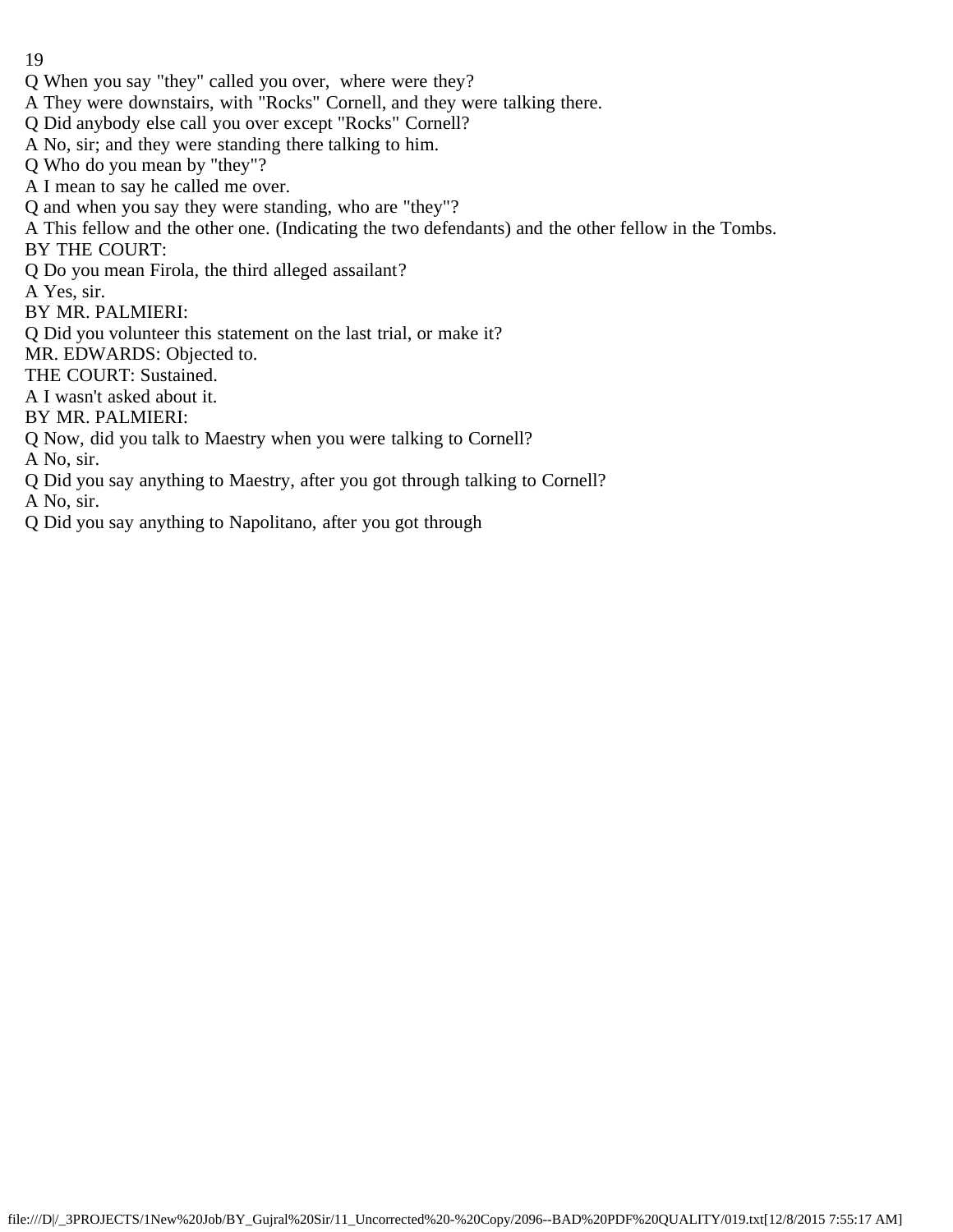Q When you say "they" called you over, where were they?

A They were downstairs, with "Rocks" Cornell, and they were talking there.

Q Did anybody else call you over except "Rocks" Cornell?

A No, sir; and they were standing there talking to him.

Q Who do you mean by "they"?

A I mean to say he called me over.

Q and when you say they were standing, who are "they"?

A This fellow and the other one. (Indicating the two defendants) and the other fellow in the Tombs.

BY THE COURT:

Q Do you mean Firola, the third alleged assailant?

A Yes, sir.

BY MR. PALMIERI:

Q Did you volunteer this statement on the last trial, or make it?

MR. EDWARDS: Objected to.

THE COURT: Sustained.

A I wasn't asked about it.

BY MR. PALMIERI:

Q Now, did you talk to Maestry when you were talking to Cornell?

A No, sir.

Q Did you say anything to Maestry, after you got through talking to Cornell?

A No, sir.

Q Did you say anything to Napolitano, after you got through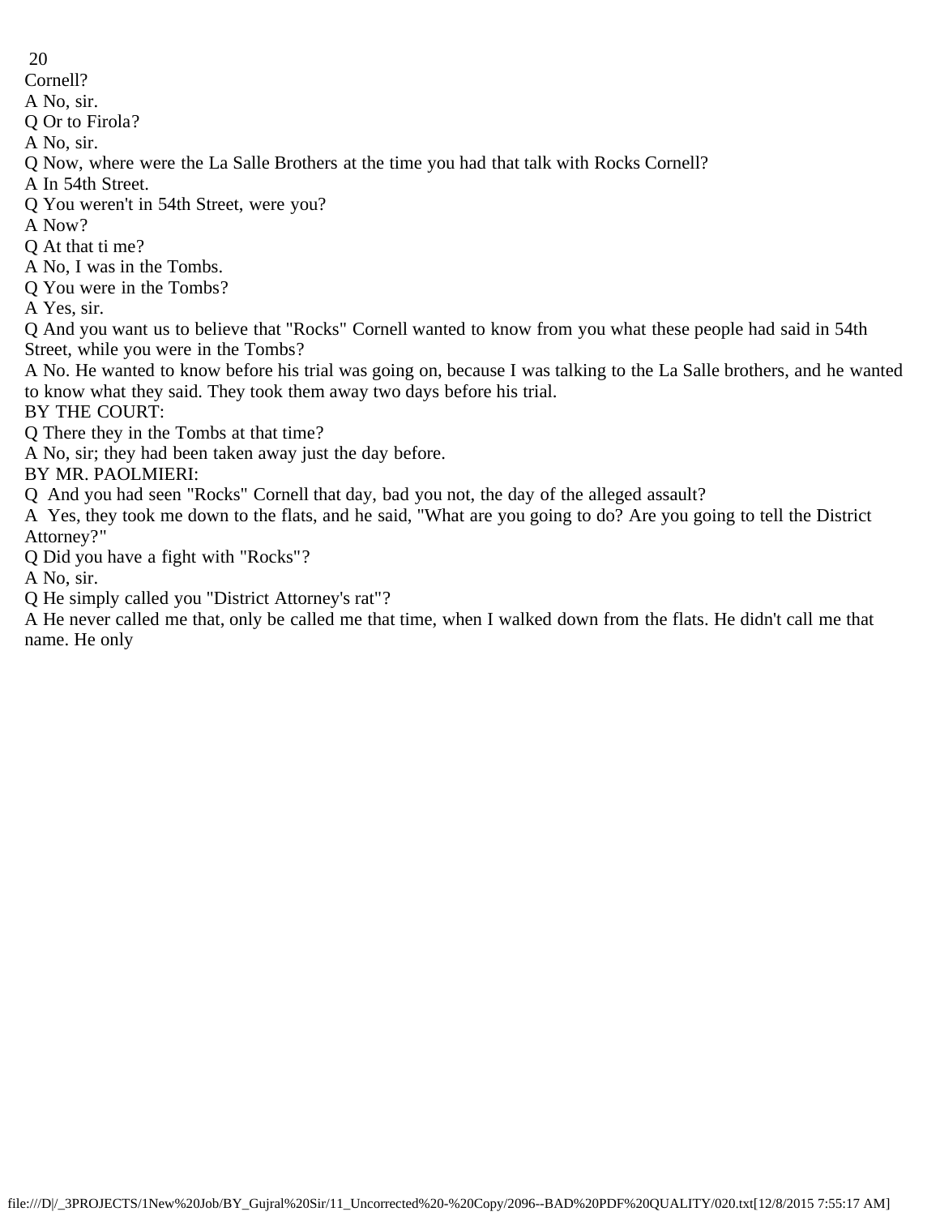Cornell?

A No, sir.

Q Or to Firola?

A No, sir.

Q Now, where were the La Salle Brothers at the time you had that talk with Rocks Cornell?

A In 54th Street.

Q You weren't in 54th Street, were you?

A Now?

Q At that ti me?

A No, I was in the Tombs.

Q You were in the Tombs?

A Yes, sir.

Q And you want us to believe that "Rocks" Cornell wanted to know from you what these people had said in 54th Street, while you were in the Tombs?

A No. He wanted to know before his trial was going on, because I was talking to the La Salle brothers, and he wanted to know what they said. They took them away two days before his trial.

BY THE COURT:

Q There they in the Tombs at that time?

A No, sir; they had been taken away just the day before.

BY MR. PAOLMIERI:

Q And you had seen "Rocks" Cornell that day, bad you not, the day of the alleged assault?

A Yes, they took me down to the flats, and he said, "What are you going to do? Are you going to tell the District Attorney?"

Q Did you have a fight with "Rocks"?

A No, sir.

Q He simply called you "District Attorney's rat"?

A He never called me that, only be called me that time, when I walked down from the flats. He didn't call me that name. He only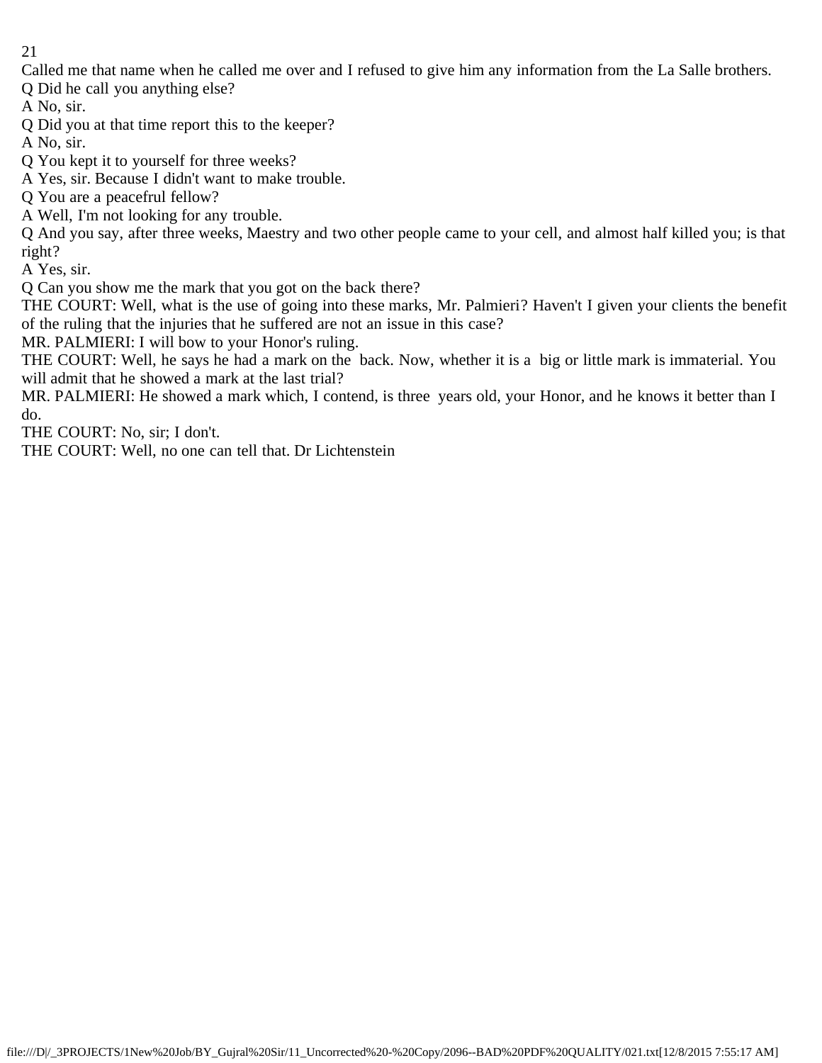Called me that name when he called me over and I refused to give him any information from the La Salle brothers.

Q Did he call you anything else?

A No, sir.

Q Did you at that time report this to the keeper?

A No, sir.

Q You kept it to yourself for three weeks?

A Yes, sir. Because I didn't want to make trouble.

Q You are a peacefrul fellow?

A Well, I'm not looking for any trouble.

Q And you say, after three weeks, Maestry and two other people came to your cell, and almost half killed you; is that right?

A Yes, sir.

Q Can you show me the mark that you got on the back there?

THE COURT: Well, what is the use of going into these marks, Mr. Palmieri? Haven't I given your clients the benefit of the ruling that the injuries that he suffered are not an issue in this case?

MR. PALMIERI: I will bow to your Honor's ruling.

THE COURT: Well, he says he had a mark on the back. Now, whether it is a big or little mark is immaterial. You will admit that he showed a mark at the last trial?

MR. PALMIERI: He showed a mark which, I contend, is three years old, your Honor, and he knows it better than I do.

THE COURT: No, sir; I don't.

THE COURT: Well, no one can tell that. Dr Lichtenstein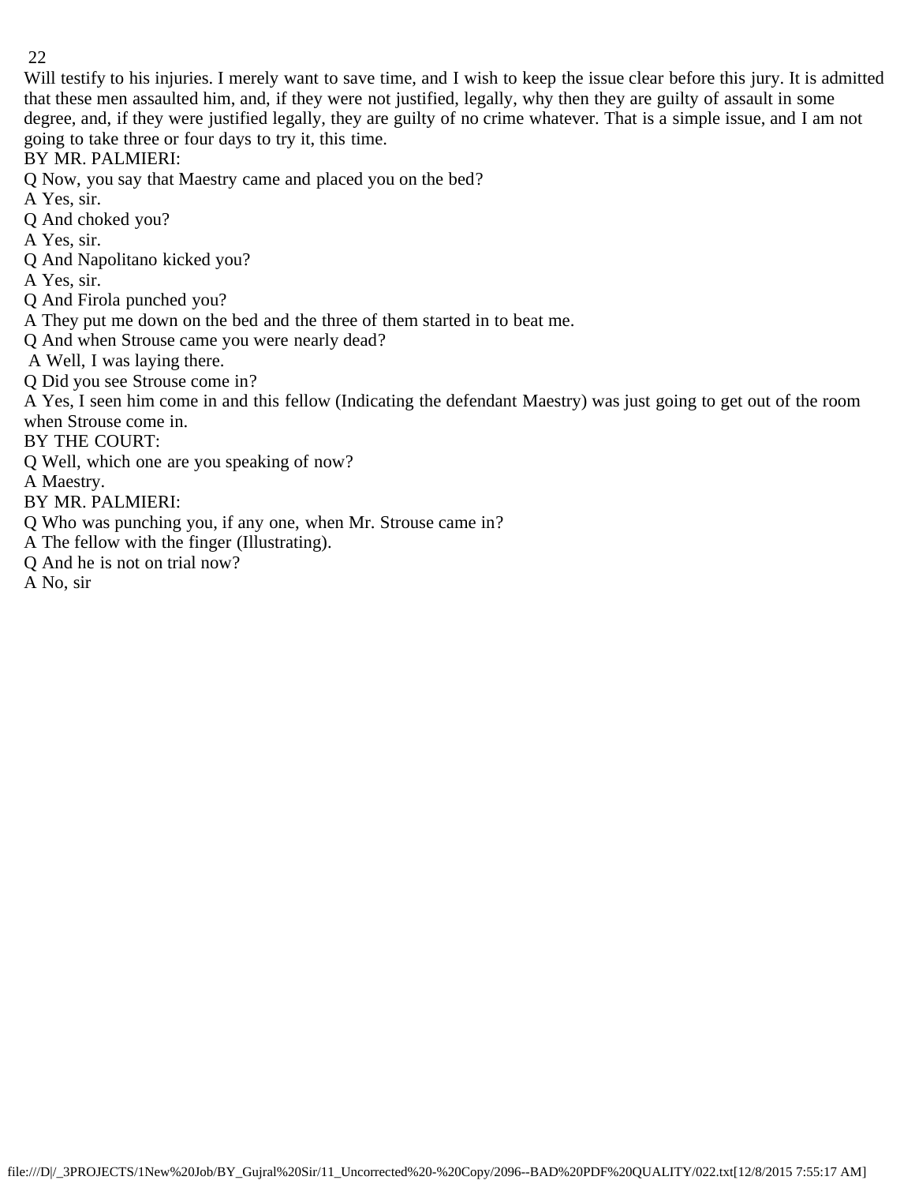Will testify to his injuries. I merely want to save time, and I wish to keep the issue clear before this jury. It is admitted that these men assaulted him, and, if they were not justified, legally, why then they are guilty of assault in some degree, and, if they were justified legally, they are guilty of no crime whatever. That is a simple issue, and I am not going to take three or four days to try it, this time.

BY MR. PALMIERI:

Q Now, you say that Maestry came and placed you on the bed?

A Yes, sir.

Q And choked you?

A Yes, sir.

Q And Napolitano kicked you?

A Yes, sir.

Q And Firola punched you?

A They put me down on the bed and the three of them started in to beat me.

Q And when Strouse came you were nearly dead?

A Well, I was laying there.

Q Did you see Strouse come in?

A Yes, I seen him come in and this fellow (Indicating the defendant Maestry) was just going to get out of the room when Strouse come in.

BY THE COURT:

Q Well, which one are you speaking of now?

A Maestry.

BY MR. PALMIERI:

Q Who was punching you, if any one, when Mr. Strouse came in?

A The fellow with the finger (Illustrating).

Q And he is not on trial now?

A No, sir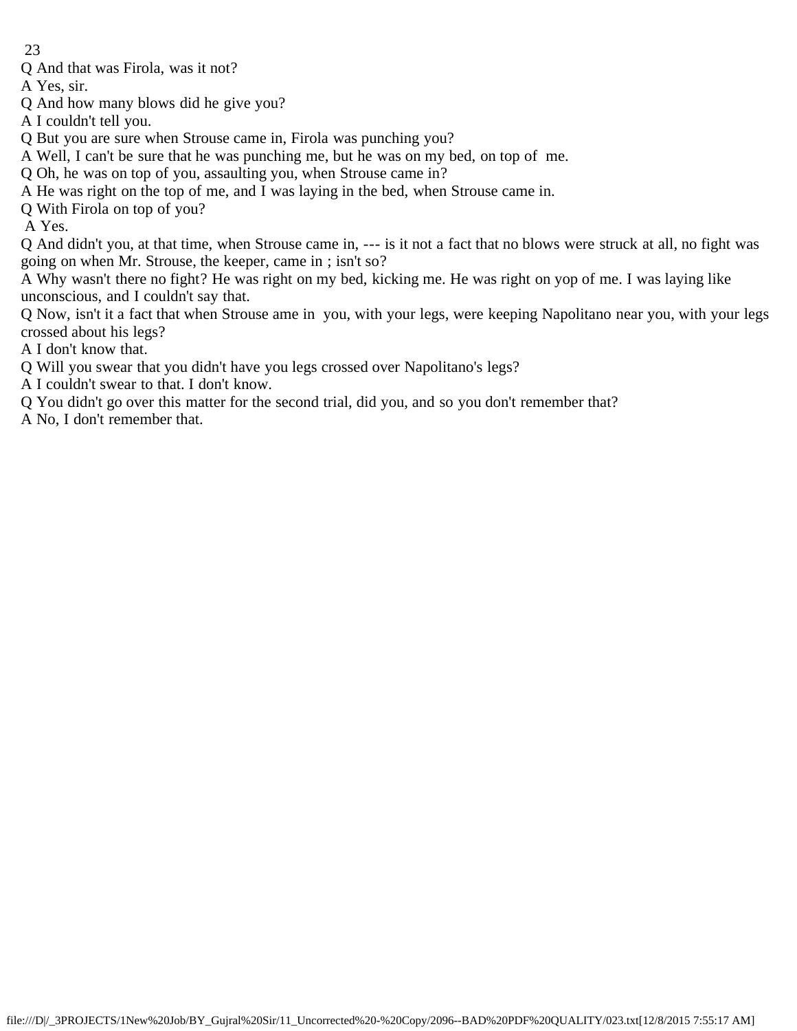Q And that was Firola, was it not?

A Yes, sir.

Q And how many blows did he give you?

A I couldn't tell you.

Q But you are sure when Strouse came in, Firola was punching you?

A Well, I can't be sure that he was punching me, but he was on my bed, on top of me.

Q Oh, he was on top of you, assaulting you, when Strouse came in?

A He was right on the top of me, and I was laying in the bed, when Strouse came in.

Q With Firola on top of you?

A Yes.

Q And didn't you, at that time, when Strouse came in, --- is it not a fact that no blows were struck at all, no fight was going on when Mr. Strouse, the keeper, came in ; isn't so?

A Why wasn't there no fight? He was right on my bed, kicking me. He was right on yop of me. I was laying like unconscious, and I couldn't say that.

Q Now, isn't it a fact that when Strouse ame in you, with your legs, were keeping Napolitano near you, with your legs crossed about his legs?

A I don't know that.

Q Will you swear that you didn't have you legs crossed over Napolitano's legs?

A I couldn't swear to that. I don't know.

Q You didn't go over this matter for the second trial, did you, and so you don't remember that?

A No, I don't remember that.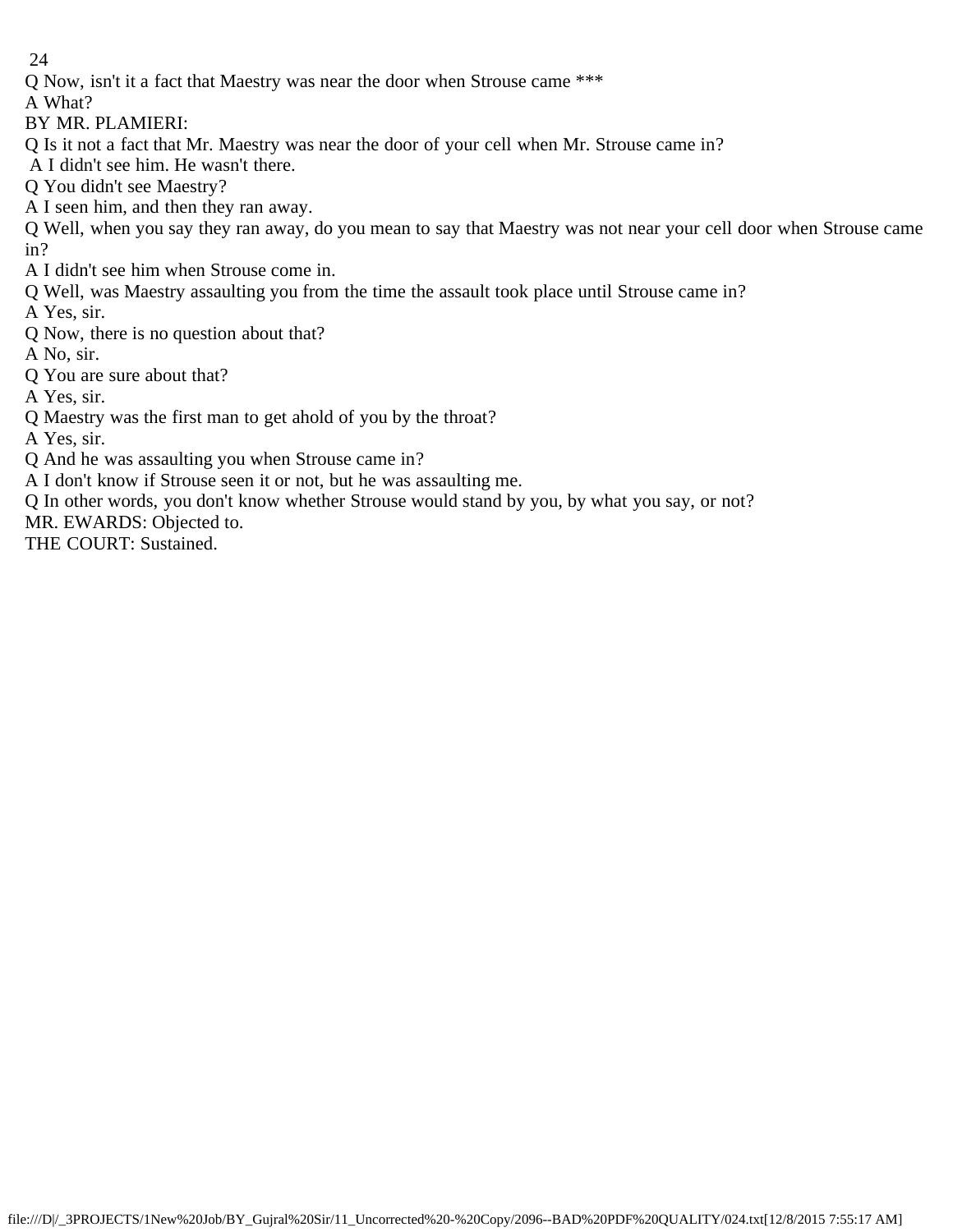Q Now, isn't it a fact that Maestry was near the door when Strouse came ***

A What?

BY MR. PLAMIERI:

Q Is it not a fact that Mr. Maestry was near the door of your cell when Mr. Strouse came in?

A I didn't see him. He wasn't there.

Q You didn't see Maestry?

A I seen him, and then they ran away.

Q Well, when you say they ran away, do you mean to say that Maestry was not near your cell door when Strouse came in?

A I didn't see him when Strouse come in.

Q Well, was Maestry assaulting you from the time the assault took place until Strouse came in?

A Yes, sir.

Q Now, there is no question about that?

A No, sir.

Q You are sure about that?

A Yes, sir.

Q Maestry was the first man to get ahold of you by the throat?

A Yes, sir.

Q And he was assaulting you when Strouse came in?

A I don't know if Strouse seen it or not, but he was assaulting me.

Q In other words, you don't know whether Strouse would stand by you, by what you say, or not?

MR. EWARDS: Objected to.

THE COURT: Sustained.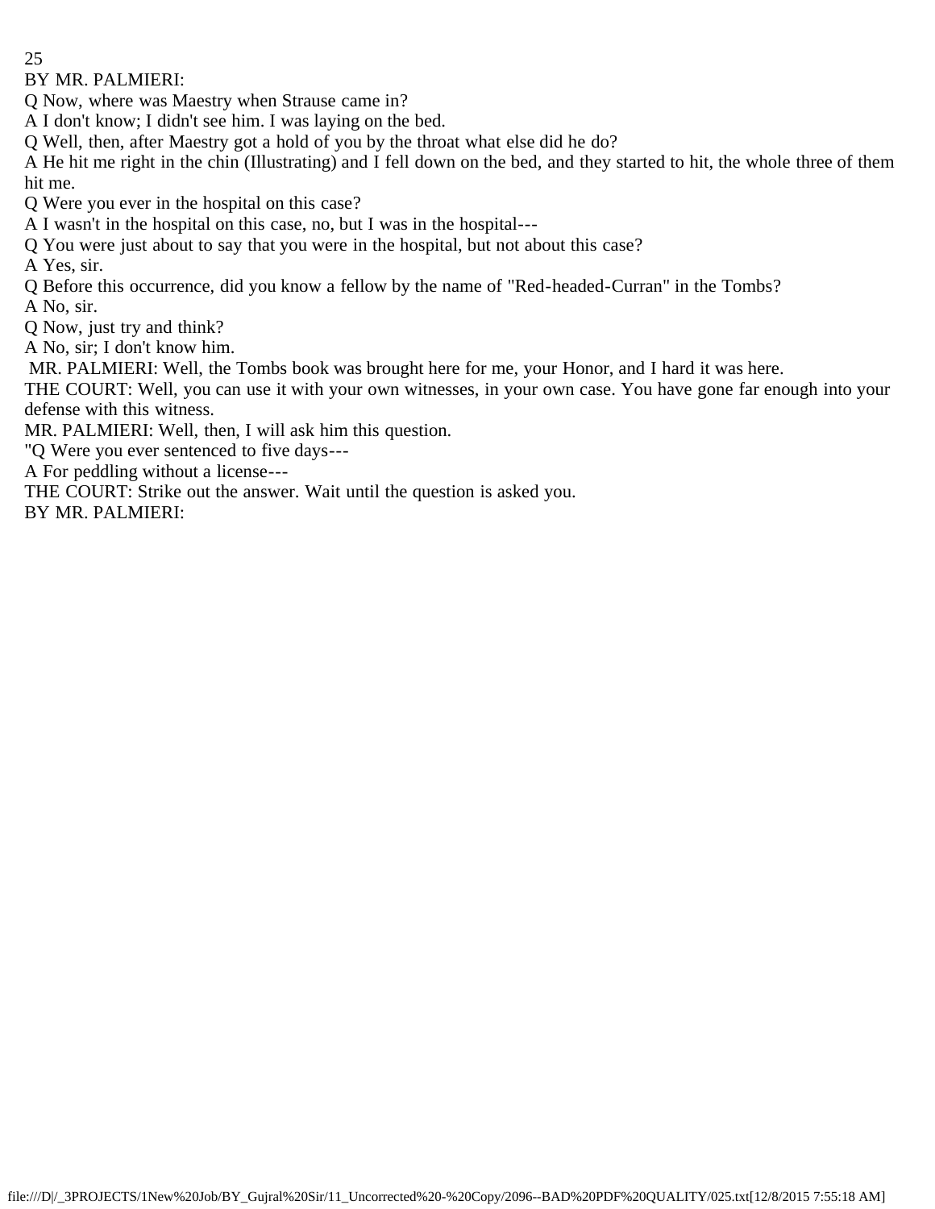BY MR. PALMIERI:

Q Now, where was Maestry when Strause came in?

A I don't know; I didn't see him. I was laying on the bed.

Q Well, then, after Maestry got a hold of you by the throat what else did he do?

A He hit me right in the chin (Illustrating) and I fell down on the bed, and they started to hit, the whole three of them hit me.

Q Were you ever in the hospital on this case?

A I wasn't in the hospital on this case, no, but I was in the hospital---

Q You were just about to say that you were in the hospital, but not about this case?

A Yes, sir.

Q Before this occurrence, did you know a fellow by the name of "Red-headed-Curran" in the Tombs?

A No, sir.

Q Now, just try and think?

A No, sir; I don't know him.

MR. PALMIERI: Well, the Tombs book was brought here for me, your Honor, and I hard it was here.

THE COURT: Well, you can use it with your own witnesses, in your own case. You have gone far enough into your defense with this witness.

MR. PALMIERI: Well, then, I will ask him this question.

"Q Were you ever sentenced to five days---

A For peddling without a license---

THE COURT: Strike out the answer. Wait until the question is asked you.

BY MR. PALMIERI: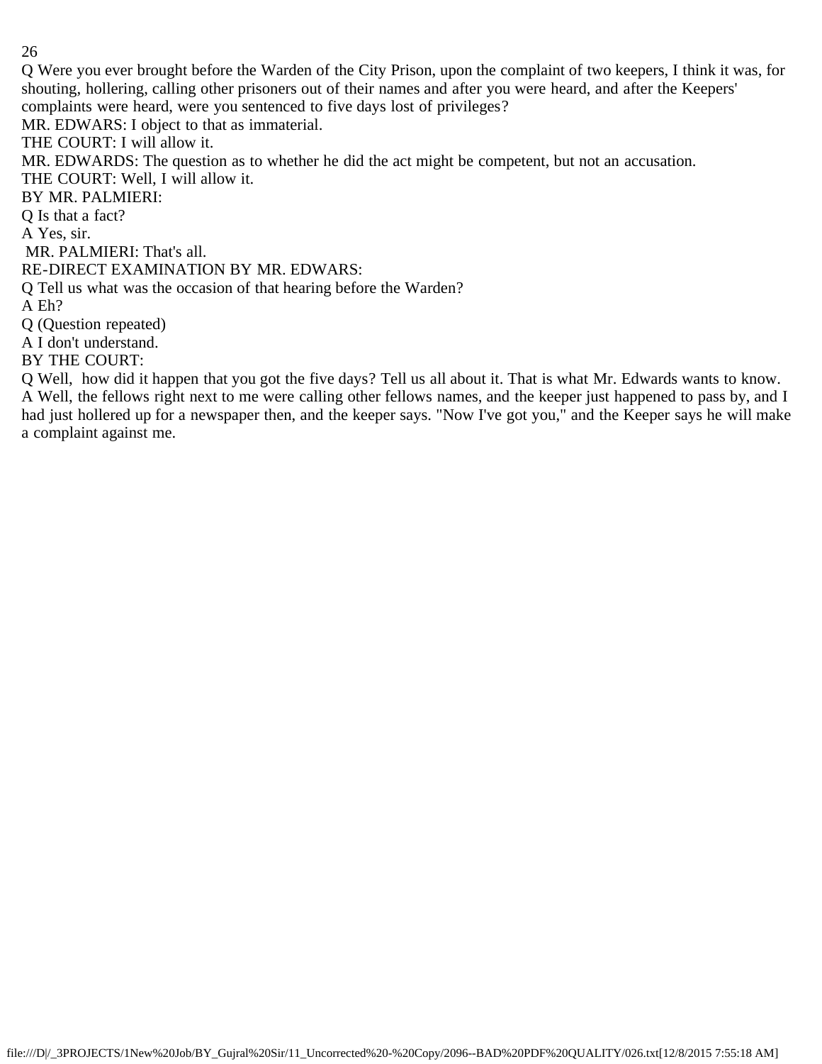Q Were you ever brought before the Warden of the City Prison, upon the complaint of two keepers, I think it was, for shouting, hollering, calling other prisoners out of their names and after you were heard, and after the Keepers' complaints were heard, were you sentenced to five days lost of privileges?

MR. EDWARS: I object to that as immaterial.

THE COURT: I will allow it.

MR. EDWARDS: The question as to whether he did the act might be competent, but not an accusation.

THE COURT: Well, I will allow it.

BY MR. PALMIERI:

Q Is that a fact?

A Yes, sir.

MR. PALMIERI: That's all.

RE-DIRECT EXAMINATION BY MR. EDWARS:

Q Tell us what was the occasion of that hearing before the Warden?

A Eh?

Q (Question repeated)

A I don't understand.

BY THE COURT:

Q Well, how did it happen that you got the five days? Tell us all about it. That is what Mr. Edwards wants to know.

A Well, the fellows right next to me were calling other fellows names, and the keeper just happened to pass by, and I had just hollered up for a newspaper then, and the keeper says. "Now I've got you," and the Keeper says he will make a complaint against me.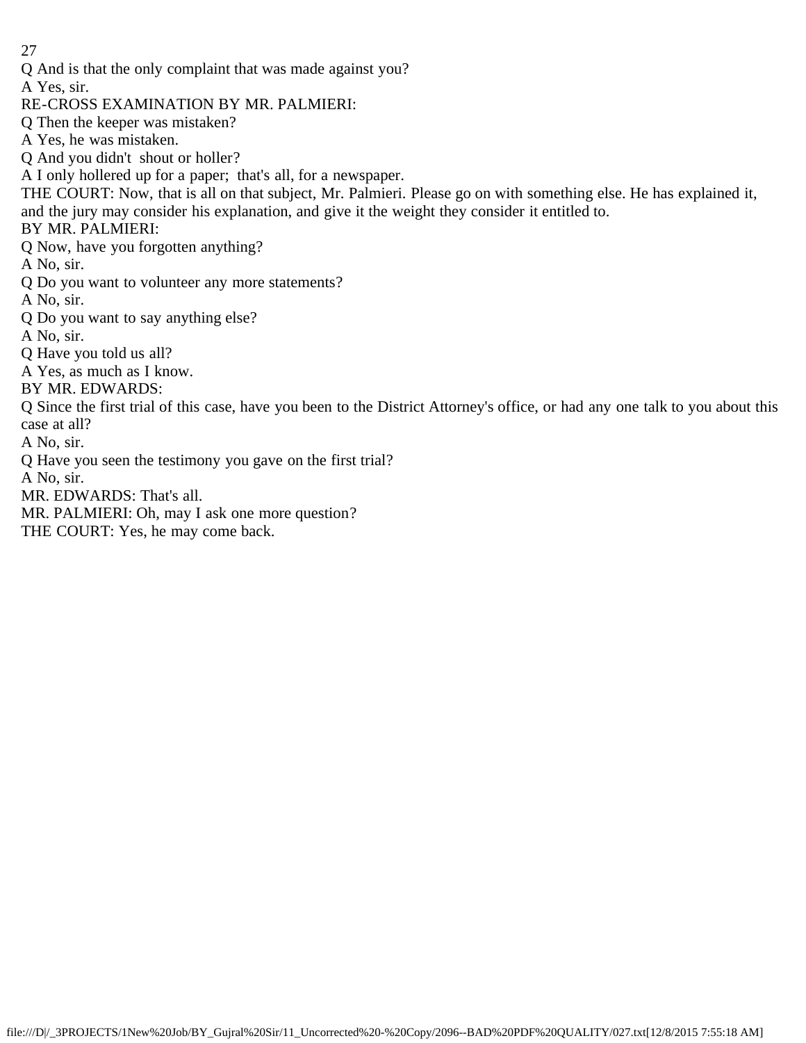Q And is that the only complaint that was made against you?

A Yes, sir.

RE-CROSS EXAMINATION BY MR. PALMIERI:

Q Then the keeper was mistaken?

A Yes, he was mistaken.

Q And you didn't shout or holler?

A I only hollered up for a paper; that's all, for a newspaper.

THE COURT: Now, that is all on that subject, Mr. Palmieri. Please go on with something else. He has explained it, and the jury may consider his explanation, and give it the weight they consider it entitled to.

BY MR. PALMIERI:

Q Now, have you forgotten anything?

A No, sir.

Q Do you want to volunteer any more statements?

A No, sir.

Q Do you want to say anything else?

A No, sir.

Q Have you told us all?

A Yes, as much as I know.

BY MR. EDWARDS:

Q Since the first trial of this case, have you been to the District Attorney's office, or had any one talk to you about this case at all?

A No, sir.

Q Have you seen the testimony you gave on the first trial?

A No, sir.

MR. EDWARDS: That's all.

MR. PALMIERI: Oh, may I ask one more question?

THE COURT: Yes, he may come back.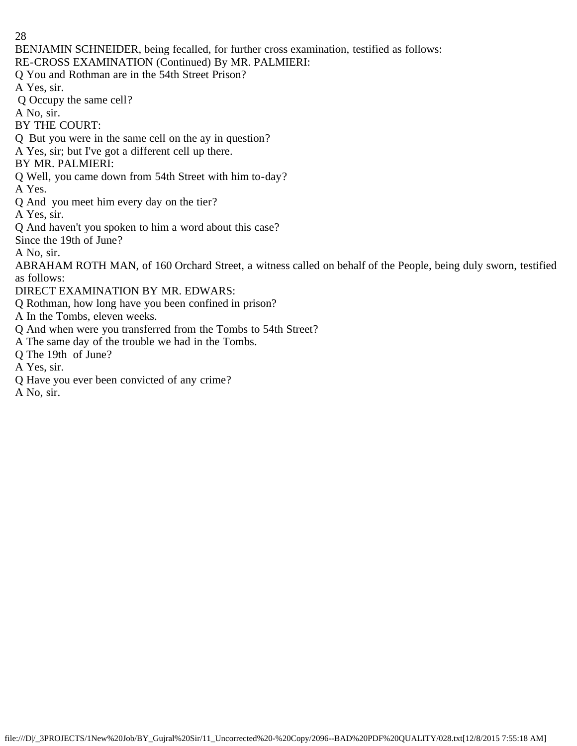BENJAMIN SCHNEIDER, being fecalled, for further cross examination, testified as follows:

RE-CROSS EXAMINATION (Continued) By MR. PALMIERI:

Q You and Rothman are in the 54th Street Prison?

A Yes, sir.

Q Occupy the same cell?

A No, sir.

BY THE COURT:

Q But you were in the same cell on the ay in question?

A Yes, sir; but I've got a different cell up there.

BY MR. PALMIERI:

Q Well, you came down from 54th Street with him to-day?

A Yes.

Q And you meet him every day on the tier?

A Yes, sir.

Q And haven't you spoken to him a word about this case? Since the 19th of June?

A No, sir.

ABRAHAM ROTH MAN, of 160 Orchard Street, a witness called on behalf of the People, being duly sworn, testified as follows:

DIRECT EXAMINATION BY MR. EDWARS:

Q Rothman, how long have you been confined in prison?

A In the Tombs, eleven weeks.

Q And when were you transferred from the Tombs to 54th Street?

A The same day of the trouble we had in the Tombs.

Q The 19th of June?

A Yes, sir.

Q Have you ever been convicted of any crime?

A No, sir.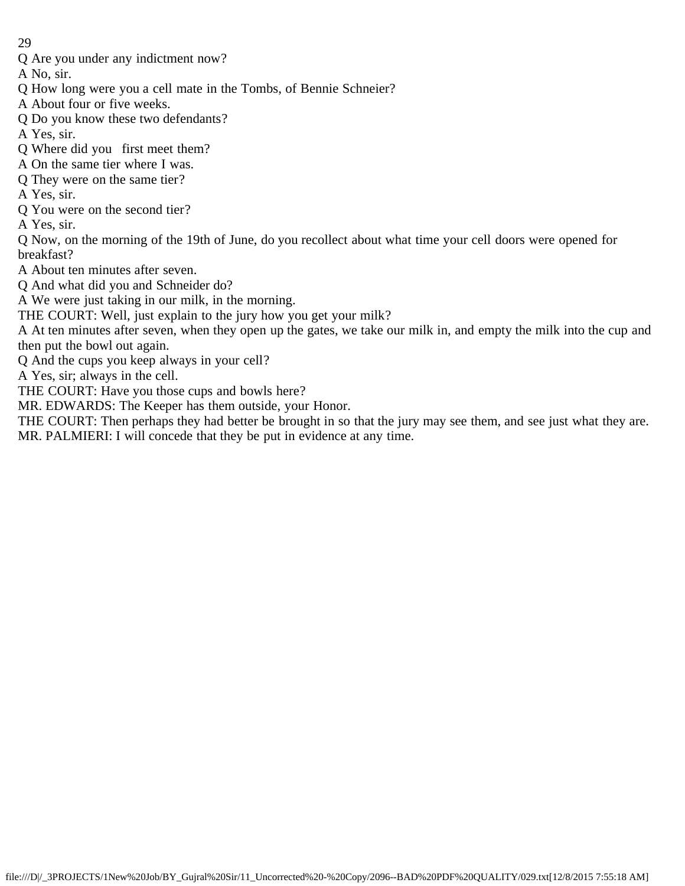Q Are you under any indictment now?

A No, sir.

Q How long were you a cell mate in the Tombs, of Bennie Schneier?

A About four or five weeks.

Q Do you know these two defendants?

A Yes, sir.

Q Where did you first meet them?

A On the same tier where I was.

Q They were on the same tier?

A Yes, sir.

Q You were on the second tier?

A Yes, sir.

Q Now, on the morning of the 19th of June, do you recollect about what time your cell doors were opened for breakfast?

A About ten minutes after seven.

Q And what did you and Schneider do?

A We were just taking in our milk, in the morning.

THE COURT: Well, just explain to the jury how you get your milk?

A At ten minutes after seven, when they open up the gates, we take our milk in, and empty the milk into the cup and then put the bowl out again.

Q And the cups you keep always in your cell?

A Yes, sir; always in the cell.

THE COURT: Have you those cups and bowls here?

MR. EDWARDS: The Keeper has them outside, your Honor.

THE COURT: Then perhaps they had better be brought in so that the jury may see them, and see just what they are.

MR. PALMIERI: I will concede that they be put in evidence at any time.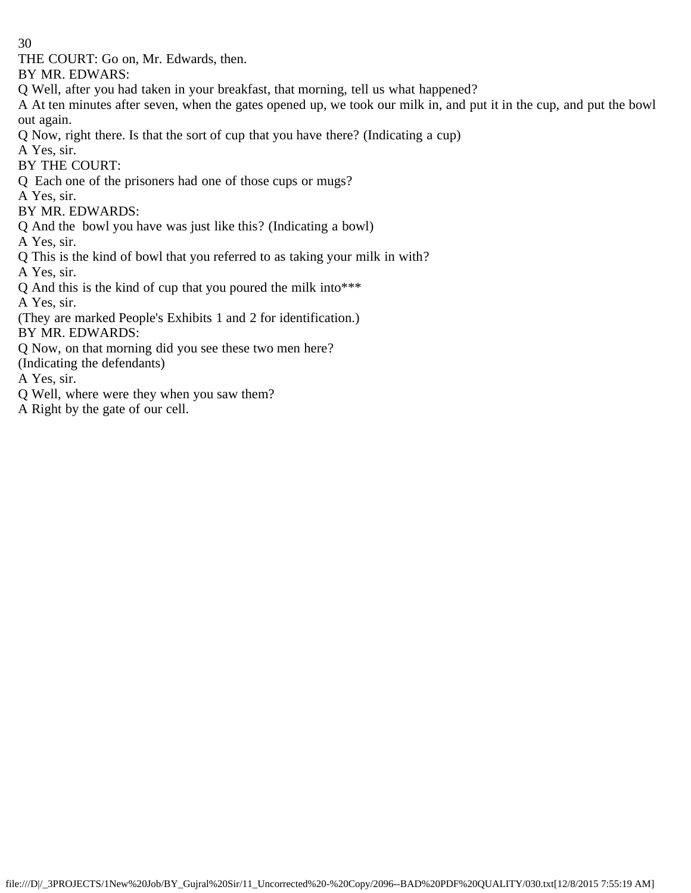THE COURT: Go on, Mr. Edwards, then.

BY MR. EDWARS:

Q Well, after you had taken in your breakfast, that morning, tell us what happened?

A At ten minutes after seven, when the gates opened up, we took our milk in, and put it in the cup, and put the bowl out again.

Q Now, right there. Is that the sort of cup that you have there? (Indicating a cup)

A Yes, sir.

BY THE COURT:

Q Each one of the prisoners had one of those cups or mugs?

A Yes, sir.

BY MR. EDWARDS:

Q And the bowl you have was just like this? (Indicating a bowl)

A Yes, sir.

Q This is the kind of bowl that you referred to as taking your milk in with?

A Yes, sir.

Q And this is the kind of cup that you poured the milk into***

A Yes, sir.

(They are marked People's Exhibits 1 and 2 for identification.)

BY MR. EDWARDS:

Q Now, on that morning did you see these two men here?
(Indicating the defendants)

A Yes, sir.

Q Well, where were they when you saw them?

A Right by the gate of our cell.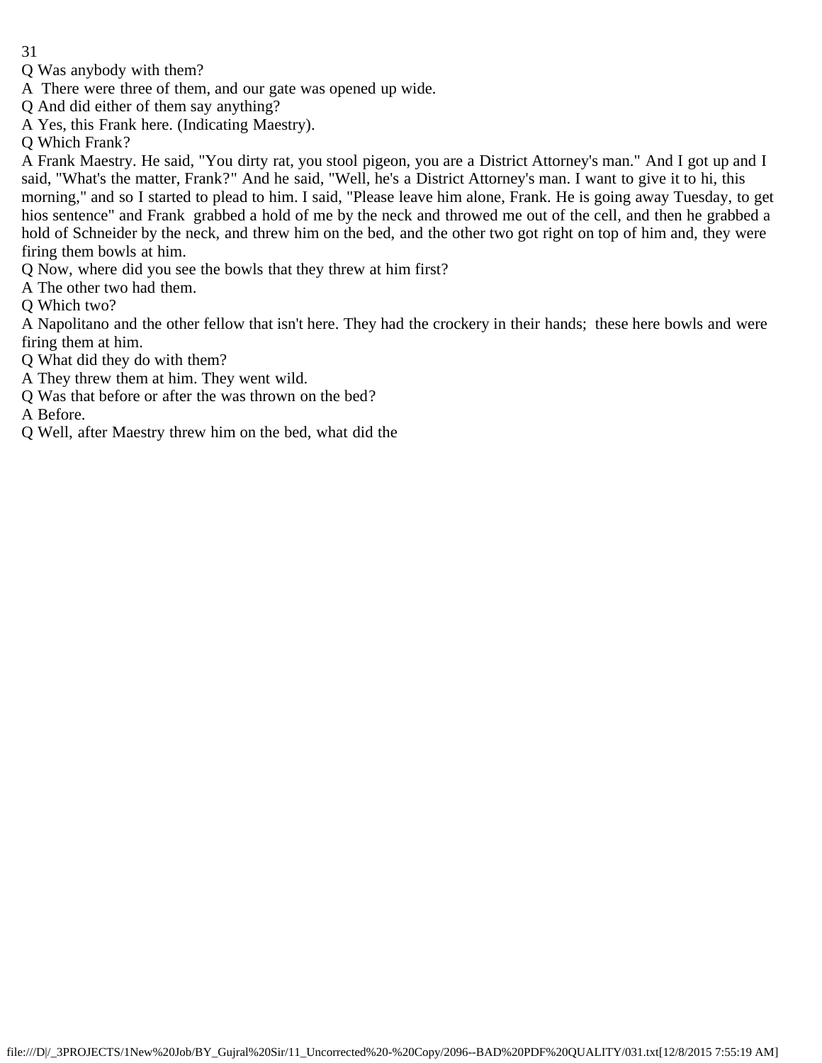Q Was anybody with them?

A There were three of them, and our gate was opened up wide.

Q And did either of them say anything?

A Yes, this Frank here. (Indicating Maestry).

Q Which Frank?

A Frank Maestry. He said, "You dirty rat, you stool pigeon, you are a District Attorney's man." And I got up and I said, "What's the matter, Frank?" And he said, "Well, he's a District Attorney's man. I want to give it to hi, this morning," and so I started to plead to him. I said, "Please leave him alone, Frank. He is going away Tuesday, to get hios sentence" and Frank grabbed a hold of me by the neck and throwed me out of the cell, and then he grabbed a hold of Schneider by the neck, and threw him on the bed, and the other two got right on top of him and, they were firing them bowls at him.

Q Now, where did you see the bowls that they threw at him first?

A The other two had them.

Q Which two?

A Napolitano and the other fellow that isn't here. They had the crockery in their hands; these here bowls and were firing them at him.

Q What did they do with them?

A They threw them at him. They went wild.

Q Was that before or after the was thrown on the bed?

A Before.

Q Well, after Maestry threw him on the bed, what did the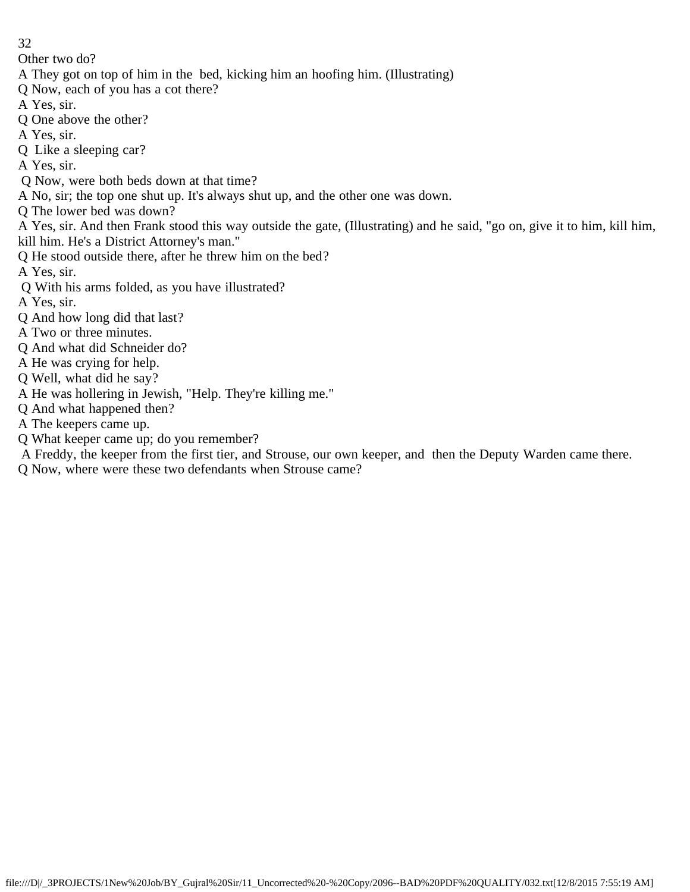Other two do?

A They got on top of him in the bed, kicking him an hoofing him. (Illustrating)

Q Now, each of you has a cot there?

A Yes, sir.

Q One above the other?

A Yes, sir.

Q Like a sleeping car?

A Yes, sir.

Q Now, were both beds down at that time?

A No, sir; the top one shut up. It's always shut up, and the other one was down.

Q The lower bed was down?

A Yes, sir. And then Frank stood this way outside the gate, (Illustrating) and he said, "go on, give it to him, kill him, kill him. He's a District Attorney's man."

Q He stood outside there, after he threw him on the bed?

A Yes, sir.

Q With his arms folded, as you have illustrated?

A Yes, sir.

Q And how long did that last?

A Two or three minutes.

Q And what did Schneider do?

A He was crying for help.

Q Well, what did he say?

A He was hollering in Jewish, "Help. They're killing me."

Q And what happened then?

A The keepers came up.

Q What keeper came up; do you remember?

A Freddy, the keeper from the first tier, and Strouse, our own keeper, and then the Deputy Warden came there.

Q Now, where were these two defendants when Strouse came?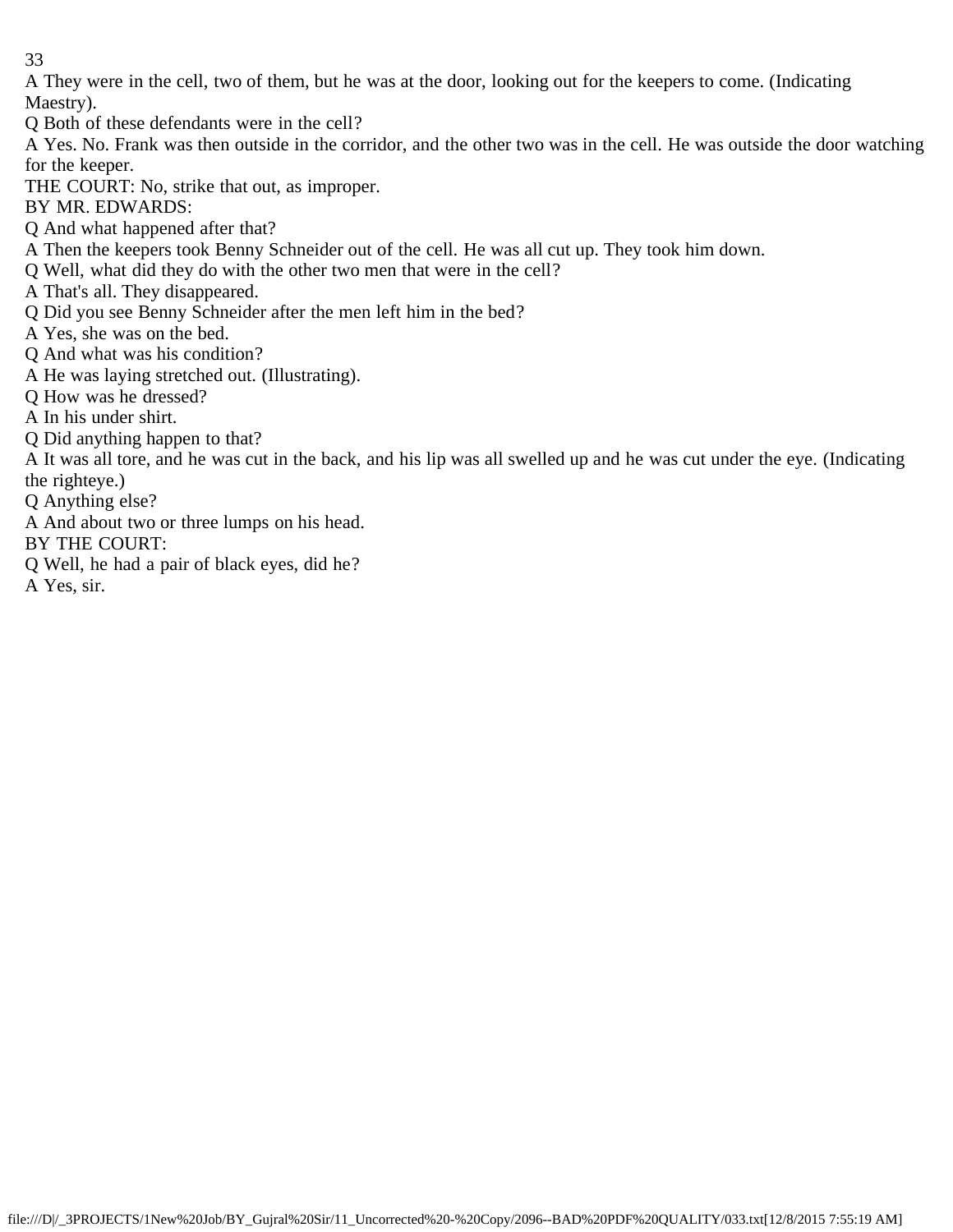A They were in the cell, two of them, but he was at the door, looking out for the keepers to come. (Indicating Maestry).

Q Both of these defendants were in the cell?

A Yes. No. Frank was then outside in the corridor, and the other two was in the cell. He was outside the door watching for the keeper.

THE COURT: No, strike that out, as improper.

BY MR. EDWARDS:

Q And what happened after that?

A Then the keepers took Benny Schneider out of the cell. He was all cut up. They took him down.

Q Well, what did they do with the other two men that were in the cell?

A That's all. They disappeared.

Q Did you see Benny Schneider after the men left him in the bed?

A Yes, she was on the bed.

Q And what was his condition?

A He was laying stretched out. (Illustrating).

Q How was he dressed?

A In his under shirt.

Q Did anything happen to that?

A It was all tore, and he was cut in the back, and his lip was all swelled up and he was cut under the eye. (Indicating the righteye.)

Q Anything else?

A And about two or three lumps on his head.

BY THE COURT:

Q Well, he had a pair of black eyes, did he?

A Yes, sir.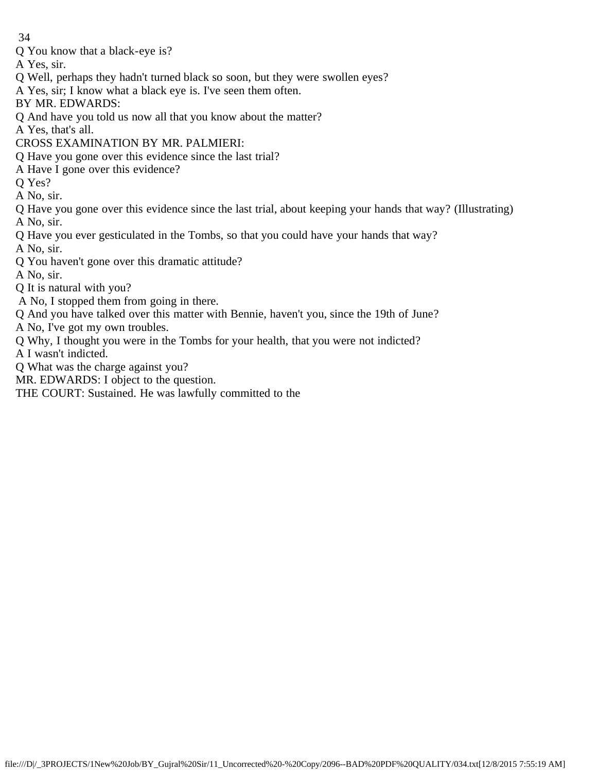Q You know that a black-eye is?

A Yes, sir.

Q Well, perhaps they hadn't turned black so soon, but they were swollen eyes?

A Yes, sir; I know what a black eye is. I've seen them often.

BY MR. EDWARDS:

Q And have you told us now all that you know about the matter?

A Yes, that's all.

CROSS EXAMINATION BY MR. PALMIERI:

Q Have you gone over this evidence since the last trial?

A Have I gone over this evidence?

Q Yes?

A No, sir.

Q Have you gone over this evidence since the last trial, about keeping your hands that way? (Illustrating)

A No, sir.

Q Have you ever gesticulated in the Tombs, so that you could have your hands that way?

A No, sir.

Q You haven't gone over this dramatic attitude?

A No, sir.

Q It is natural with you?

A No, I stopped them from going in there.

Q And you have talked over this matter with Bennie, haven't you, since the 19th of June?

A No, I've got my own troubles.

Q Why, I thought you were in the Tombs for your health, that you were not indicted?

A I wasn't indicted.

Q What was the charge against you?

MR. EDWARDS: I object to the question.

THE COURT: Sustained. He was lawfully committed to the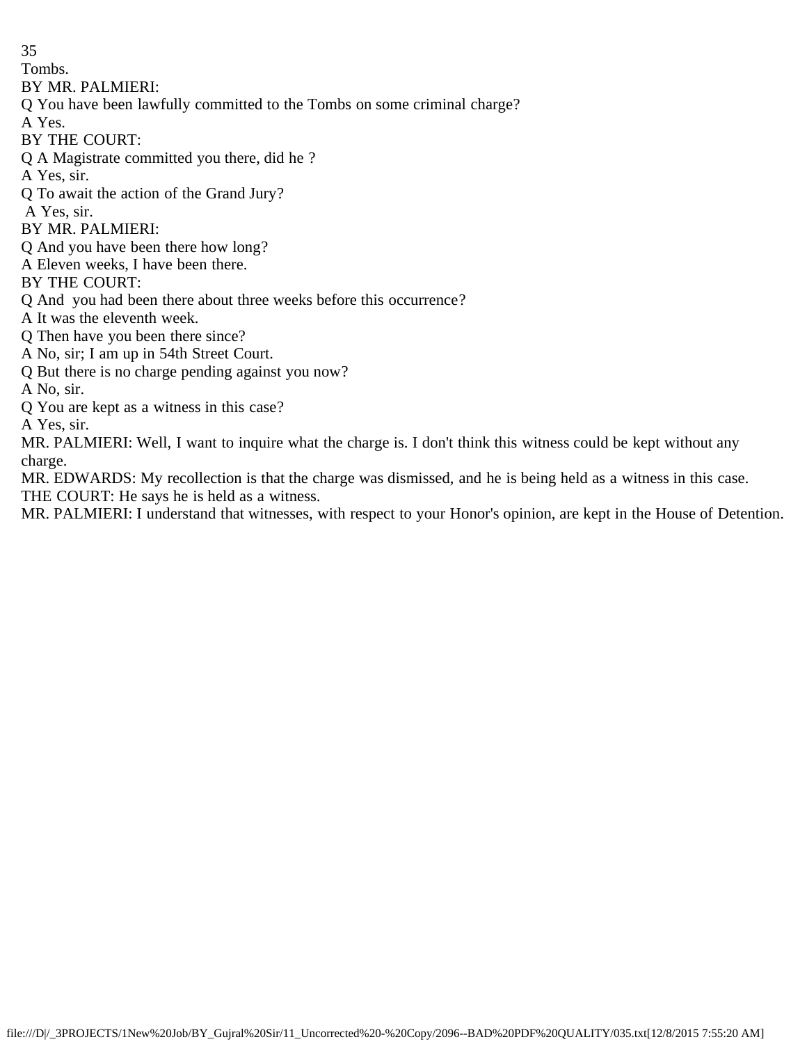Tombs.

BY MR. PALMIERI:

Q You have been lawfully committed to the Tombs on some criminal charge?

A Yes.

BY THE COURT:

Q A Magistrate committed you there, did he ?

A Yes, sir.

Q To await the action of the Grand Jury?

A Yes, sir.

BY MR. PALMIERI:

Q And you have been there how long?

A Eleven weeks, I have been there.

BY THE COURT:

Q And you had been there about three weeks before this occurrence?

A It was the eleventh week.

Q Then have you been there since?

A No, sir; I am up in 54th Street Court.

Q But there is no charge pending against you now?

A No, sir.

Q You are kept as a witness in this case?

A Yes, sir.

MR. PALMIERI: Well, I want to inquire what the charge is. I don't think this witness could be kept without any charge.

MR. EDWARDS: My recollection is that the charge was dismissed, and he is being held as a witness in this case.

THE COURT: He says he is held as a witness.

MR. PALMIERI: I understand that witnesses, with respect to your Honor's opinion, are kept in the House of Detention.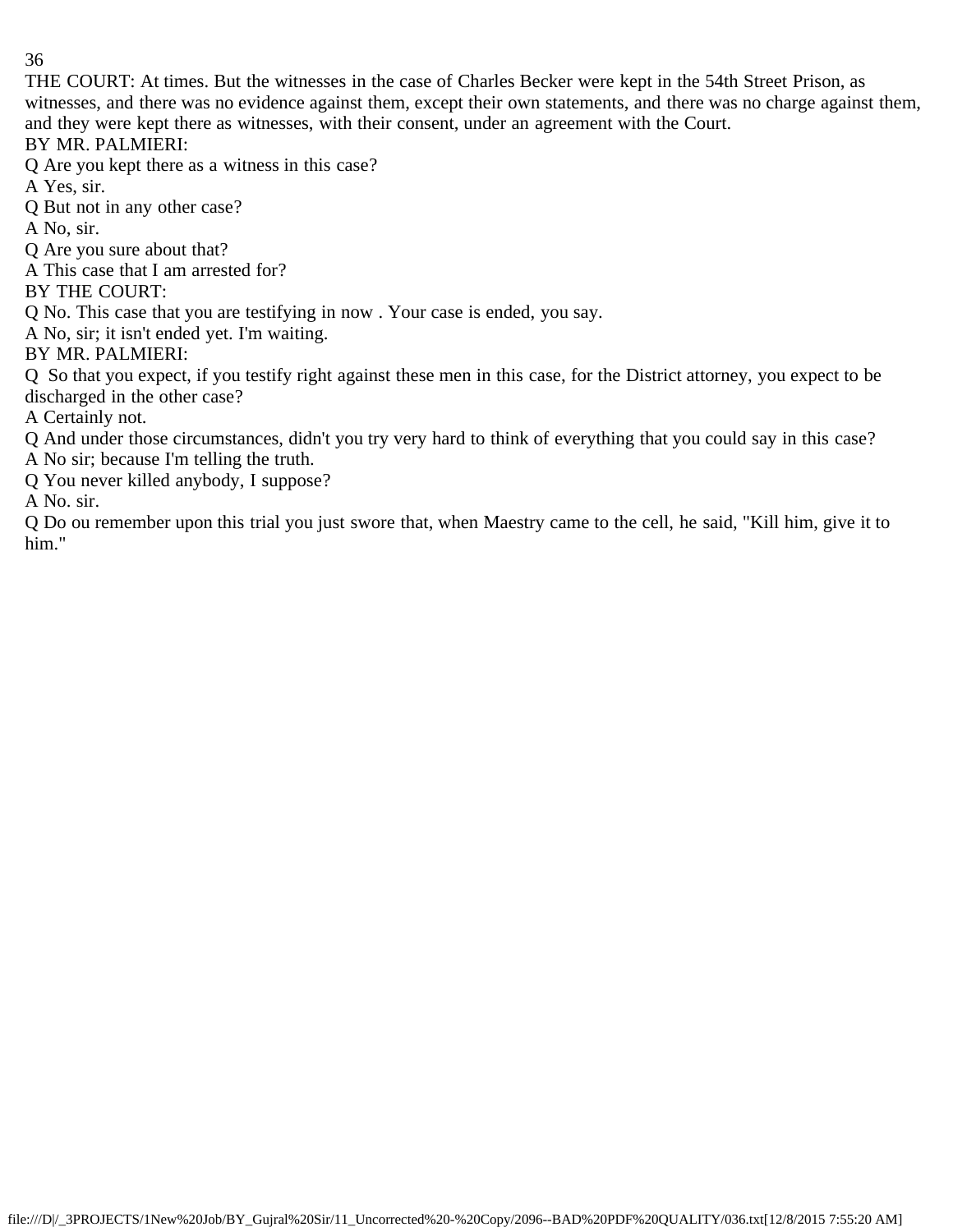THE COURT: At times. But the witnesses in the case of Charles Becker were kept in the 54th Street Prison, as witnesses, and there was no evidence against them, except their own statements, and there was no charge against them, and they were kept there as witnesses, with their consent, under an agreement with the Court.

BY MR. PALMIERI:

Q Are you kept there as a witness in this case?

A Yes, sir.

Q But not in any other case?

A No, sir.

Q Are you sure about that?

A This case that I am arrested for?

BY THE COURT:

Q No. This case that you are testifying in now . Your case is ended, you say.

A No, sir; it isn't ended yet. I'm waiting.

BY MR. PALMIERI:

Q So that you expect, if you testify right against these men in this case, for the District attorney, you expect to be discharged in the other case?

A Certainly not.

Q And under those circumstances, didn't you try very hard to think of everything that you could say in this case?

A No sir; because I'm telling the truth.

Q You never killed anybody, I suppose?

A No. sir.

Q Do ou remember upon this trial you just swore that, when Maestry came to the cell, he said, "Kill him, give it to him."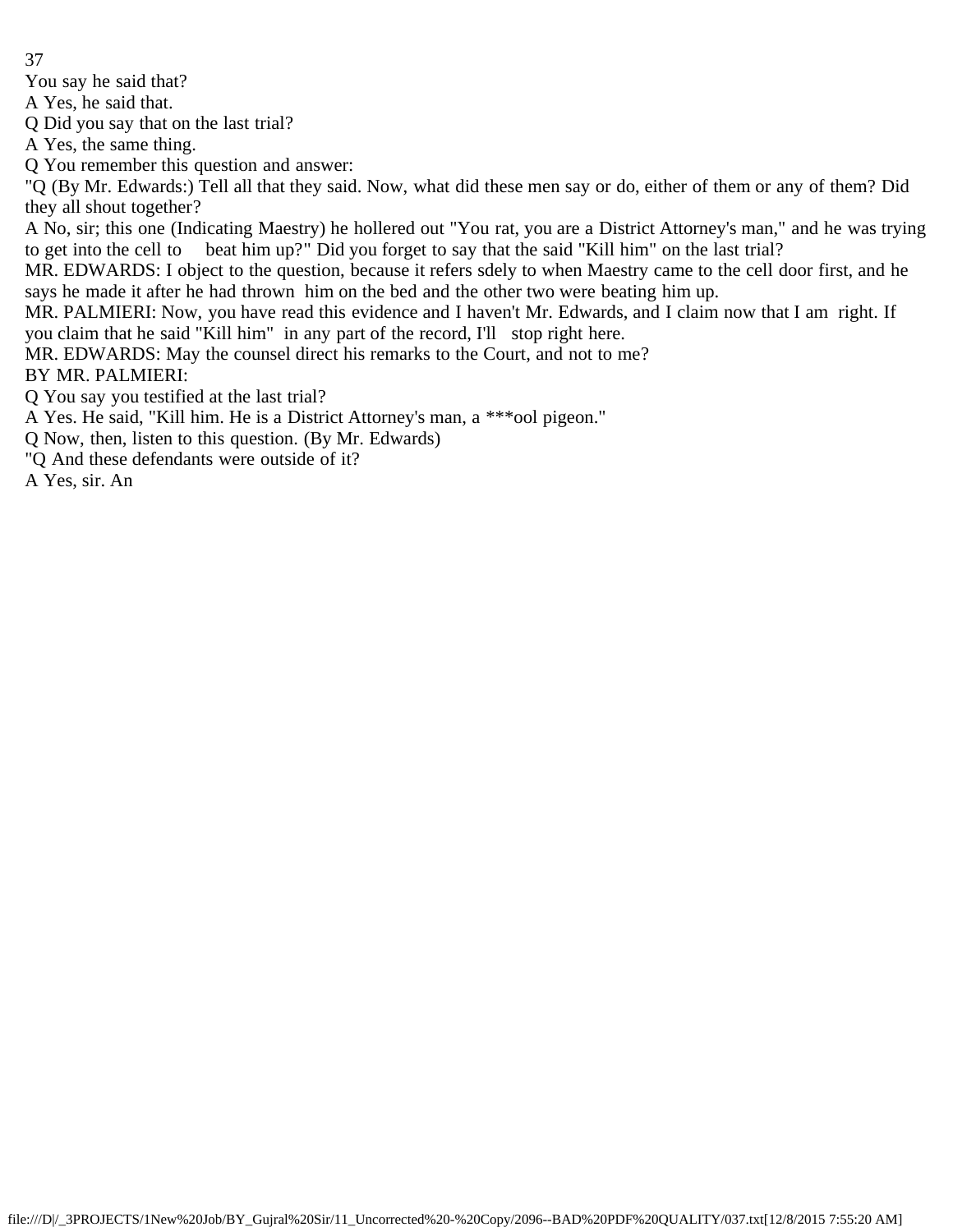You say he said that?

A Yes, he said that.

Q Did you say that on the last trial?

A Yes, the same thing.

Q You remember this question and answer:

"Q (By Mr. Edwards:) Tell all that they said. Now, what did these men say or do, either of them or any of them? Did they all shout together?

A No, sir; this one (Indicating Maestry) he hollered out "You rat, you are a District Attorney's man," and he was trying to get into the cell to beat him up?" Did you forget to say that the said "Kill him" on the last trial?

MR. EDWARDS: I object to the question, because it refers sdely to when Maestry came to the cell door first, and he says he made it after he had thrown him on the bed and the other two were beating him up.

MR. PALMIERI: Now, you have read this evidence and I haven't Mr. Edwards, and I claim now that I am right. If you claim that he said "Kill him" in any part of the record, I'll stop right here.

MR. EDWARDS: May the counsel direct his remarks to the Court, and not to me?

BY MR. PALMIERI:

Q You say you testified at the last trial?

A Yes. He said, "Kill him. He is a District Attorney's man, a ***ool pigeon."

Q Now, then, listen to this question. (By Mr. Edwards)

"Q And these defendants were outside of it?

A Yes, sir. An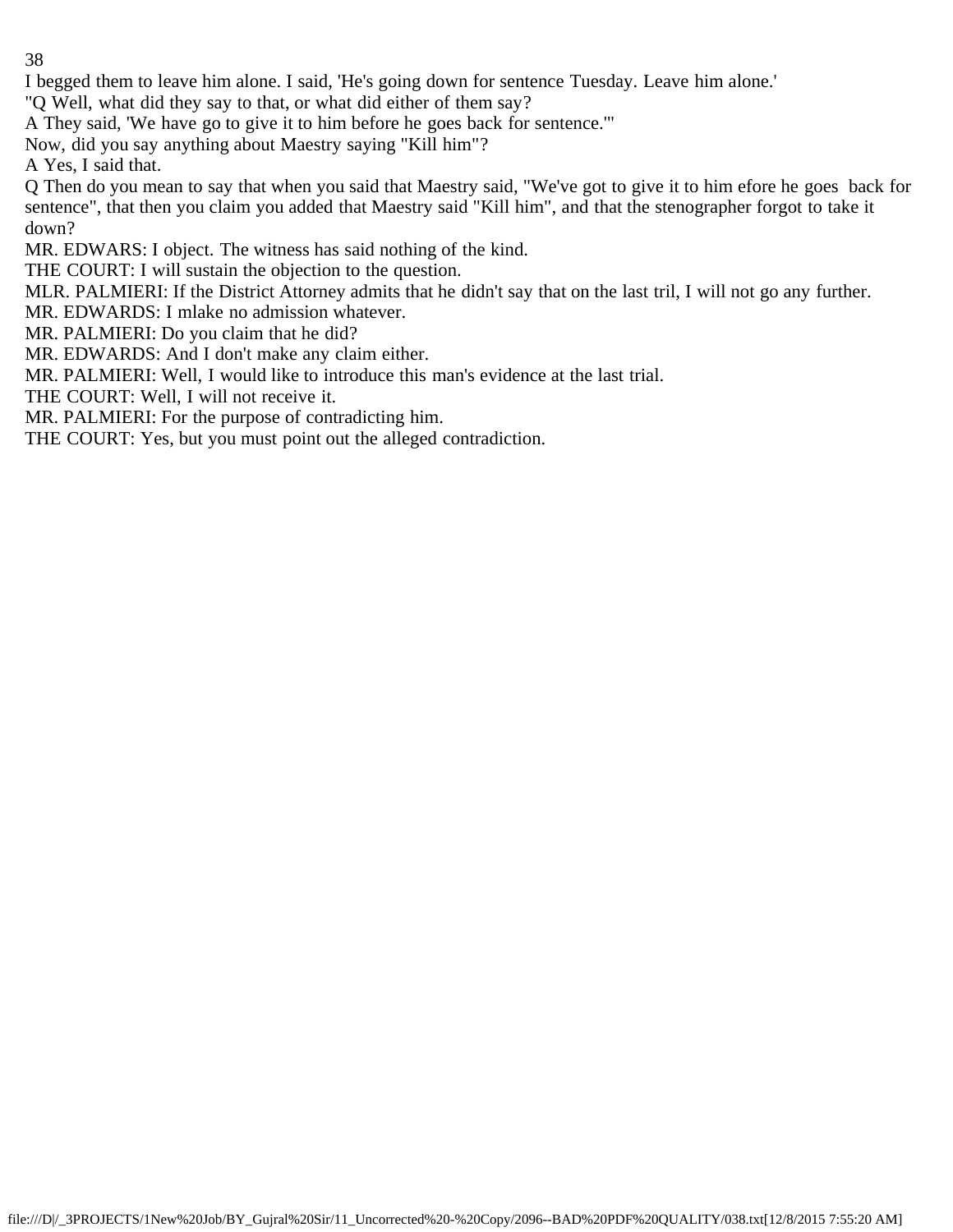I begged them to leave him alone. I said, 'He's going down for sentence Tuesday. Leave him alone.'

"Q Well, what did they say to that, or what did either of them say?

A They said, 'We have go to give it to him before he goes back for sentence.'"

Now, did you say anything about Maestry saying "Kill him"?

A Yes, I said that.

Q Then do you mean to say that when you said that Maestry said, "We've got to give it to him efore he goes back for sentence", that then you claim you added that Maestry said "Kill him", and that the stenographer forgot to take it down?

MR. EDWARS: I object. The witness has said nothing of the kind.

THE COURT: I will sustain the objection to the question.

MLR. PALMIERI: If the District Attorney admits that he didn't say that on the last tril, I will not go any further.

MR. EDWARDS: I mlake no admission whatever.

MR. PALMIERI: Do you claim that he did?

MR. EDWARDS: And I don't make any claim either.

MR. PALMIERI: Well, I would like to introduce this man's evidence at the last trial.

THE COURT: Well, I will not receive it.

MR. PALMIERI: For the purpose of contradicting him.

THE COURT: Yes, but you must point out the alleged contradiction.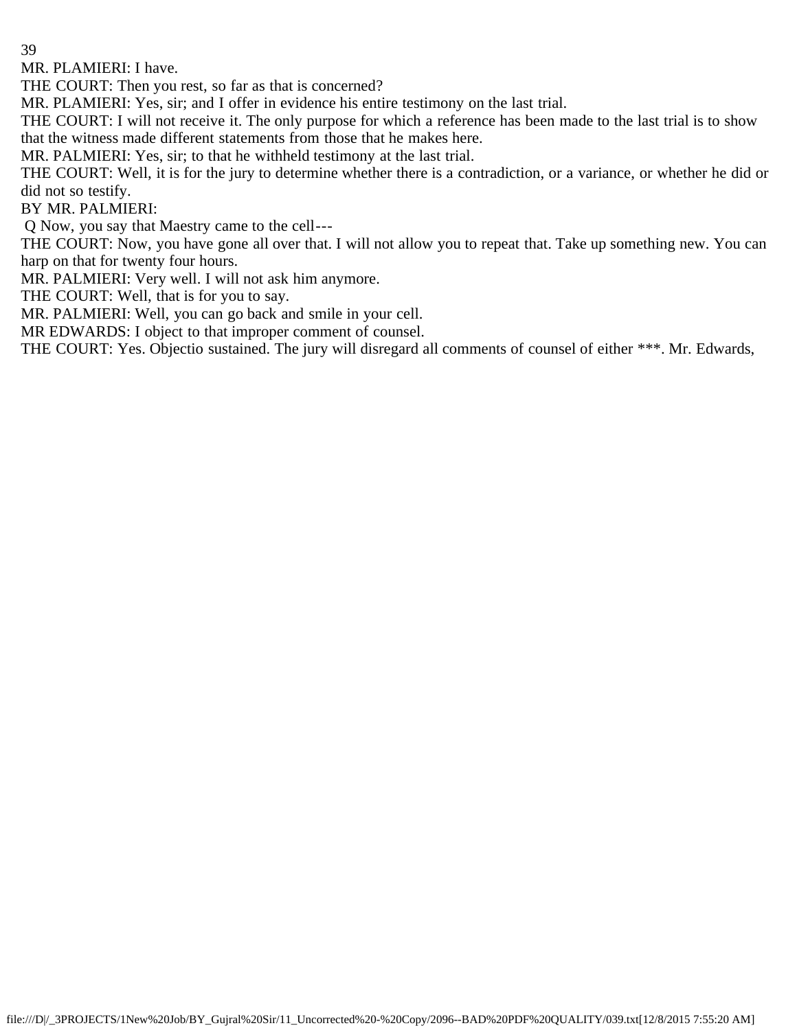MR. PLAMIERI: I have.

THE COURT: Then you rest, so far as that is concerned?

MR. PLAMIERI: Yes, sir; and I offer in evidence his entire testimony on the last trial.

THE COURT: I will not receive it. The only purpose for which a reference has been made to the last trial is to show that the witness made different statements from those that he makes here.

MR. PALMIERI: Yes, sir; to that he withheld testimony at the last trial.

THE COURT: Well, it is for the jury to determine whether there is a contradiction, or a variance, or whether he did or did not so testify.

BY MR. PALMIERI:

Q Now, you say that Maestry came to the cell---

THE COURT: Now, you have gone all over that. I will not allow you to repeat that. Take up something new. You can harp on that for twenty four hours.

MR. PALMIERI: Very well. I will not ask him anymore.

THE COURT: Well, that is for you to say.

MR. PALMIERI: Well, you can go back and smile in your cell.

MR EDWARDS: I object to that improper comment of counsel.

THE COURT: Yes. Objectio sustained. The jury will disregard all comments of counsel of either ***. Mr. Edwards,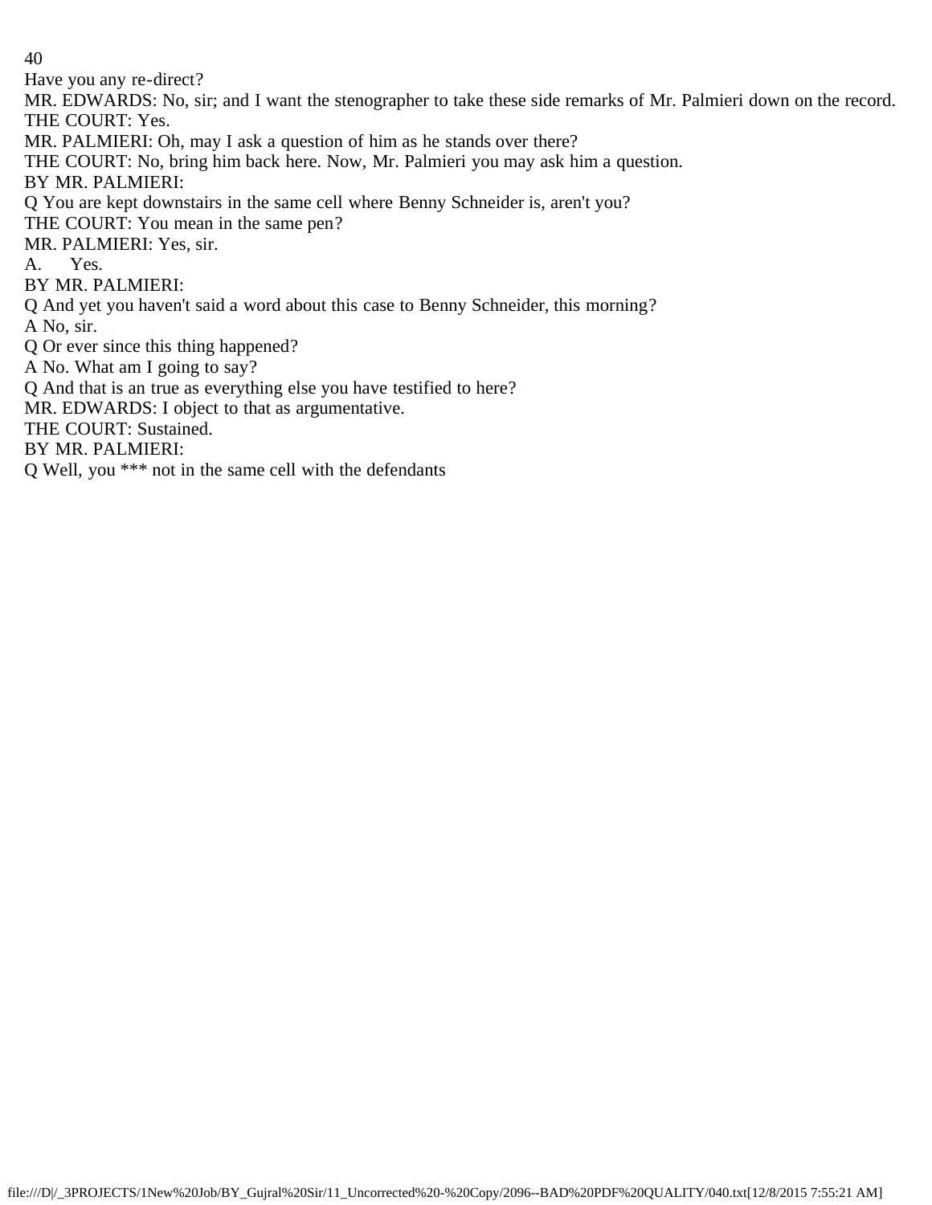Have you any re-direct?

MR. EDWARDS: No, sir; and I want the stenographer to take these side remarks of Mr. Palmieri down on the record.

THE COURT: Yes.

MR. PALMIERI: Oh, may I ask a question of him as he stands over there?

THE COURT: No, bring him back here. Now, Mr. Palmieri you may ask him a question.

BY MR. PALMIERI:

Q You are kept downstairs in the same cell where Benny Schneider is, aren't you?

THE COURT: You mean in the same pen?

MR. PALMIERI: Yes, sir.

A. Yes.

BY MR. PALMIERI:

Q And yet you haven't said a word about this case to Benny Schneider, this morning?

A No, sir.

Q Or ever since this thing happened?

A No. What am I going to say?

Q And that is an true as everything else you have testified to here?

MR. EDWARDS: I object to that as argumentative.

THE COURT: Sustained.

BY MR. PALMIERI:

Q Well, you *** not in the same cell with the defendants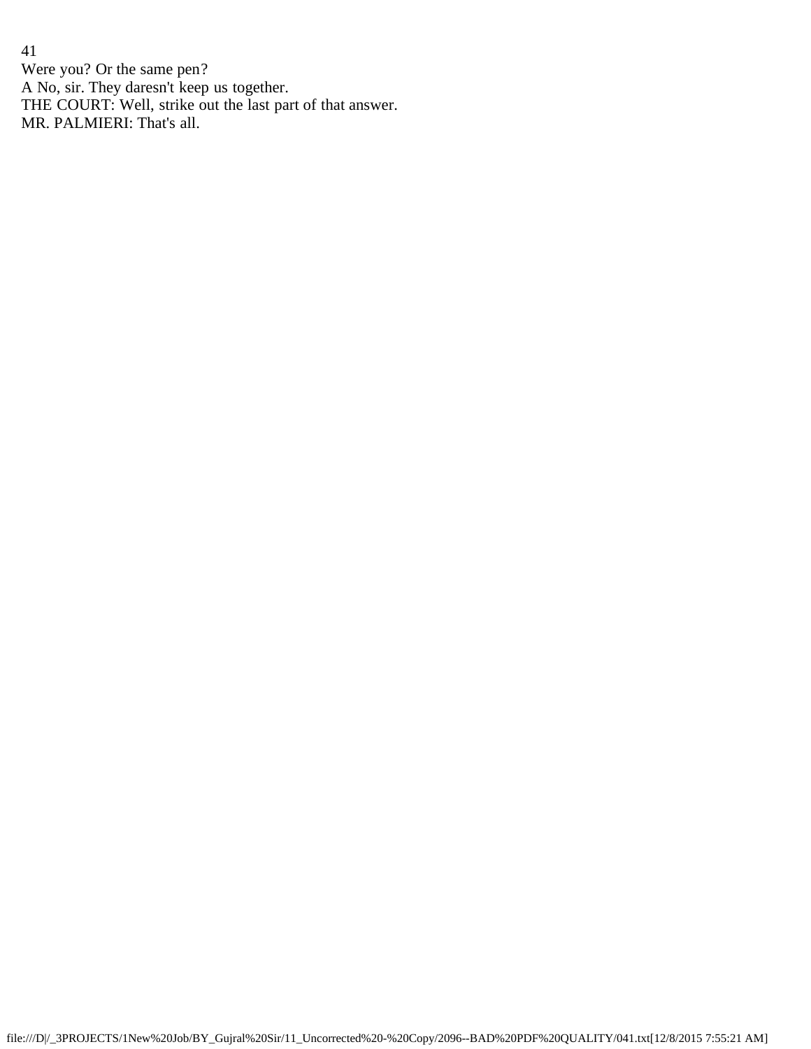Were you? Or the same pen?

A No, sir. They daresn't keep us together.

THE COURT: Well, strike out the last part of that answer.

MR. PALMIERI: That's all.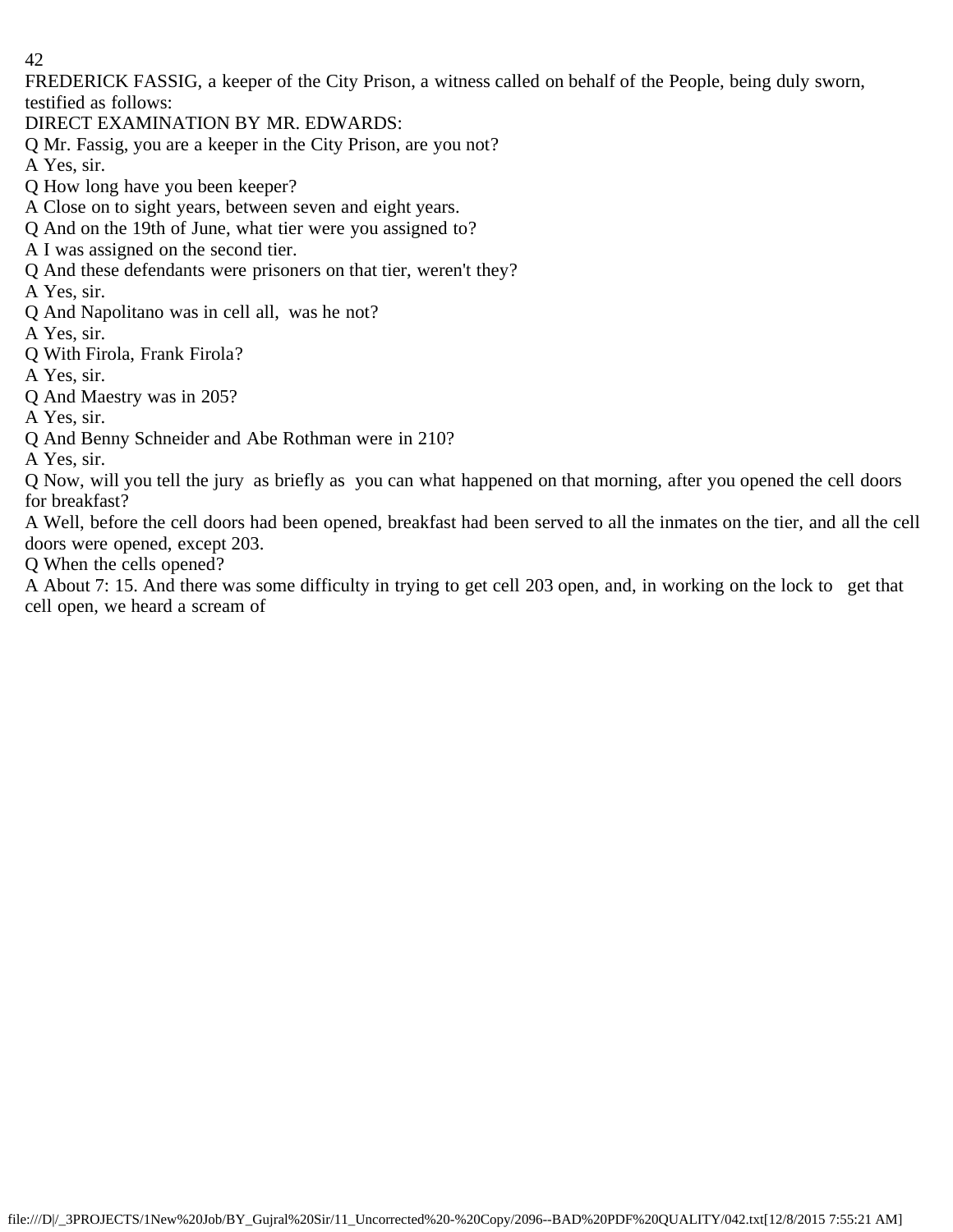FREDERICK FASSIG, a keeper of the City Prison, a witness called on behalf of the People, being duly sworn, testified as follows:

DIRECT EXAMINATION BY MR. EDWARDS:

Q Mr. Fassig, you are a keeper in the City Prison, are you not?

A Yes, sir.

Q How long have you been keeper?

A Close on to sight years, between seven and eight years.

Q And on the 19th of June, what tier were you assigned to?

A I was assigned on the second tier.

Q And these defendants were prisoners on that tier, weren't they?

A Yes, sir.

Q And Napolitano was in cell all, was he not?

A Yes, sir.

Q With Firola, Frank Firola?

A Yes, sir.

Q And Maestry was in 205?

A Yes, sir.

Q And Benny Schneider and Abe Rothman were in 210?

A Yes, sir.

Q Now, will you tell the jury as briefly as you can what happened on that morning, after you opened the cell doors for breakfast?

A Well, before the cell doors had been opened, breakfast had been served to all the inmates on the tier, and all the cell doors were opened, except 203.

Q When the cells opened?

A About 7: 15. And there was some difficulty in trying to get cell 203 open, and, in working on the lock to get that cell open, we heard a scream of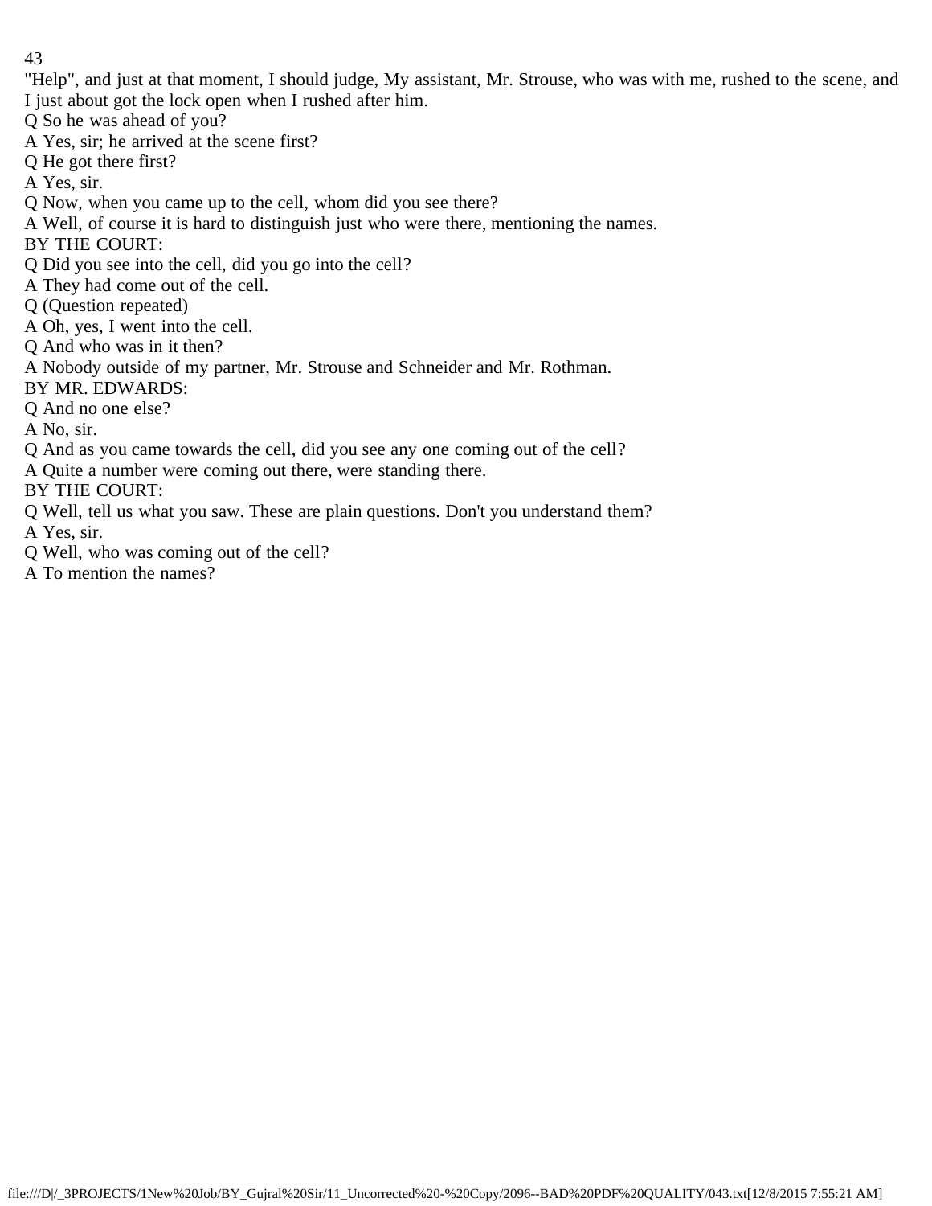"Help", and just at that moment, I should judge, My assistant, Mr. Strouse, who was with me, rushed to the scene, and I just about got the lock open when I rushed after him.

Q So he was ahead of you?

A Yes, sir; he arrived at the scene first?

Q He got there first?

A Yes, sir.

Q Now, when you came up to the cell, whom did you see there?

A Well, of course it is hard to distinguish just who were there, mentioning the names.

BY THE COURT:

Q Did you see into the cell, did you go into the cell?

A They had come out of the cell.

Q (Question repeated)

A Oh, yes, I went into the cell.

Q And who was in it then?

A Nobody outside of my partner, Mr. Strouse and Schneider and Mr. Rothman.

BY MR. EDWARDS:

Q And no one else?

A No, sir.

Q And as you came towards the cell, did you see any one coming out of the cell?

A Quite a number were coming out there, were standing there.

BY THE COURT:

Q Well, tell us what you saw. These are plain questions. Don't you understand them?

A Yes, sir.

Q Well, who was coming out of the cell?

A To mention the names?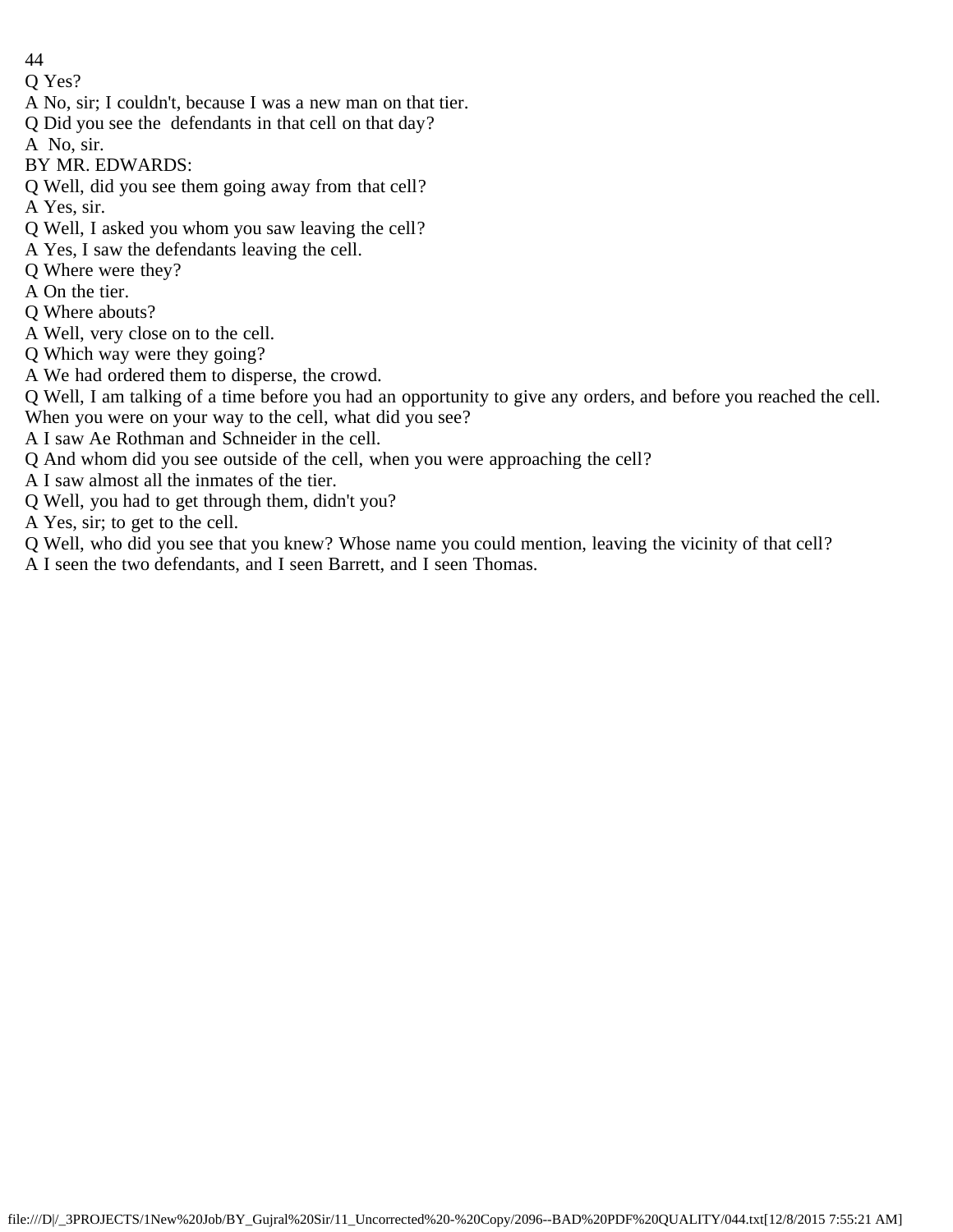Q Yes?

A No, sir; I couldn't, because I was a new man on that tier.

Q Did you see the defendants in that cell on that day?

A No, sir.

BY MR. EDWARDS:

Q Well, did you see them going away from that cell?

A Yes, sir.

Q Well, I asked you whom you saw leaving the cell?

A Yes, I saw the defendants leaving the cell.

Q Where were they?

A On the tier.

Q Where abouts?

A Well, very close on to the cell.

Q Which way were they going?

A We had ordered them to disperse, the crowd.

Q Well, I am talking of a time before you had an opportunity to give any orders, and before you reached the cell. When you were on your way to the cell, what did you see?

A I saw Ae Rothman and Schneider in the cell.

Q And whom did you see outside of the cell, when you were approaching the cell?

A I saw almost all the inmates of the tier.

Q Well, you had to get through them, didn't you?

A Yes, sir; to get to the cell.

Q Well, who did you see that you knew? Whose name you could mention, leaving the vicinity of that cell?

A I seen the two defendants, and I seen Barrett, and I seen Thomas.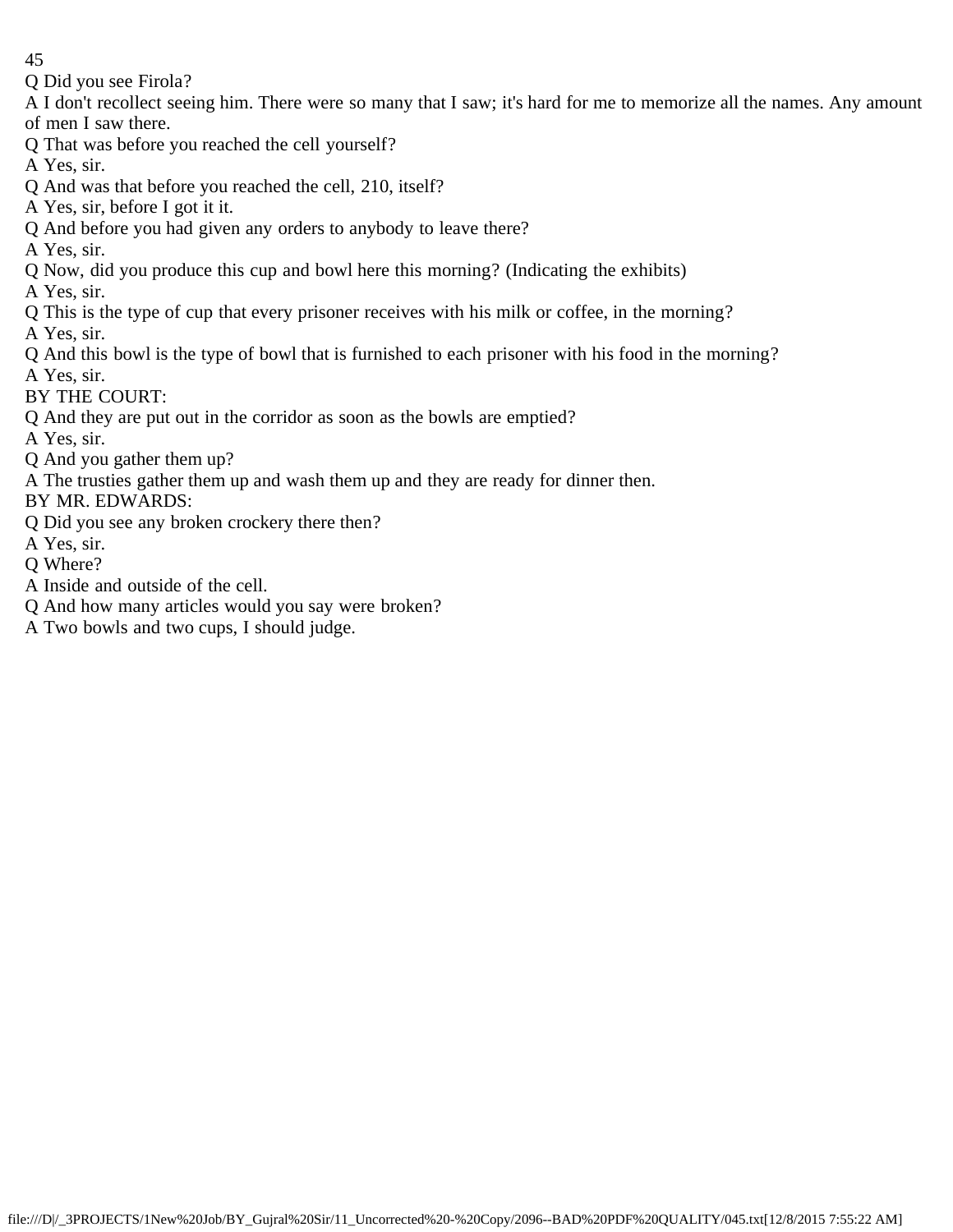Q Did you see Firola?

A I don't recollect seeing him. There were so many that I saw; it's hard for me to memorize all the names. Any amount of men I saw there.

Q That was before you reached the cell yourself?

A Yes, sir.

Q And was that before you reached the cell, 210, itself?

A Yes, sir, before I got it it.

Q And before you had given any orders to anybody to leave there?

A Yes, sir.

Q Now, did you produce this cup and bowl here this morning? (Indicating the exhibits)

A Yes, sir.

Q This is the type of cup that every prisoner receives with his milk or coffee, in the morning?

A Yes, sir.

Q And this bowl is the type of bowl that is furnished to each prisoner with his food in the morning?

A Yes, sir.

BY THE COURT:

Q And they are put out in the corridor as soon as the bowls are emptied?

A Yes, sir.

Q And you gather them up?

A The trusties gather them up and wash them up and they are ready for dinner then.

BY MR. EDWARDS:

Q Did you see any broken crockery there then?

A Yes, sir.

Q Where?

A Inside and outside of the cell.

Q And how many articles would you say were broken?

A Two bowls and two cups, I should judge.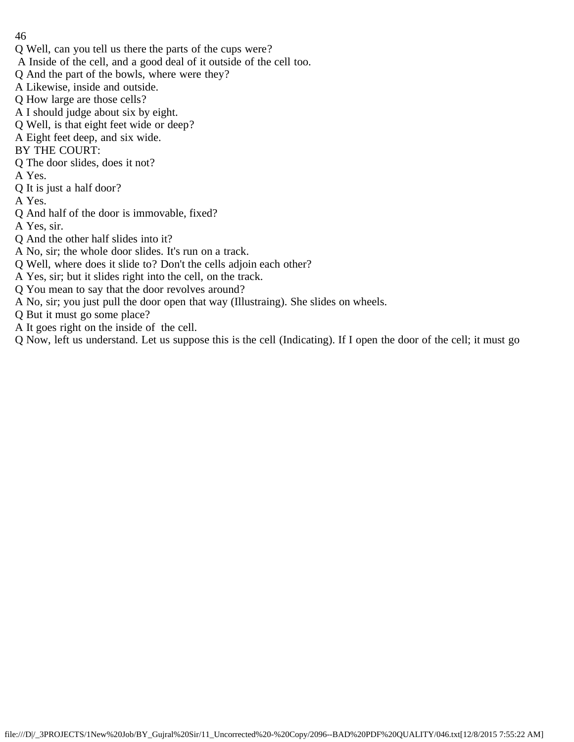Q Well, can you tell us there the parts of the cups were?
A Inside of the cell, and a good deal of it outside of the cell too.
Q And the part of the bowls, where were they?
A Likewise, inside and outside.
Q How large are those cells?
A I should judge about six by eight.
Q Well, is that eight feet wide or deep?
A Eight feet deep, and six wide.
BY THE COURT:
Q The door slides, does it not?
A Yes.
Q It is just a half door?
A Yes.
Q And half of the door is immovable, fixed?
A Yes, sir.
Q And the other half slides into it?
A No, sir; the whole door slides. It's run on a track.
Q Well, where does it slide to? Don't the cells adjoin each other?
A Yes, sir; but it slides right into the cell, on the track.
Q You mean to say that the door revolves around?
A No, sir; you just pull the door open that way (Illustraing). She slides on wheels.
Q But it must go some place?
A It goes right on the inside of the cell.
Q Now, left us understand. Let us suppose this is the cell (Indicating). If I open the door of the cell; it must go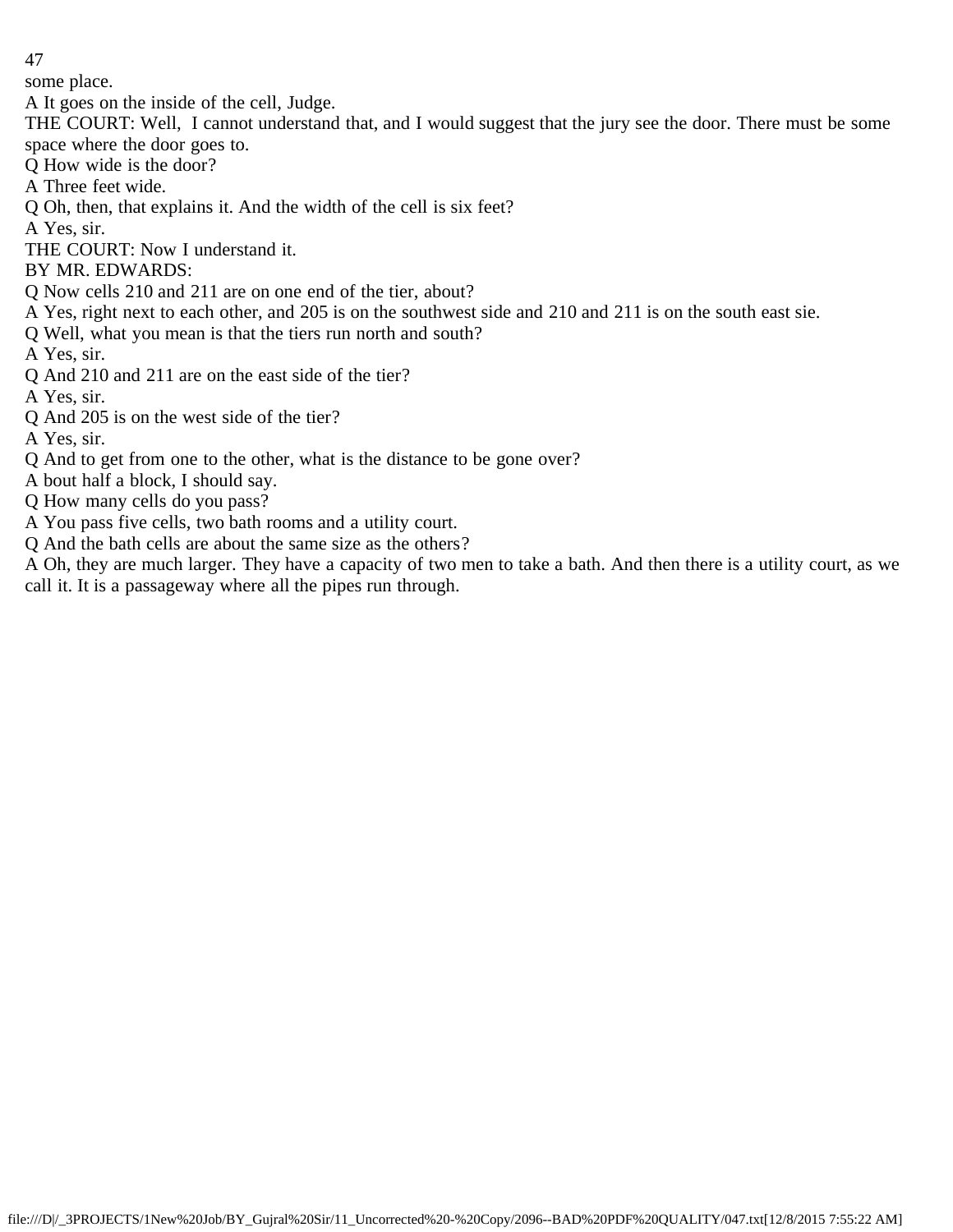some place.

A It goes on the inside of the cell, Judge.

THE COURT: Well, I cannot understand that, and I would suggest that the jury see the door. There must be some space where the door goes to.

Q How wide is the door?

A Three feet wide.

Q Oh, then, that explains it. And the width of the cell is six feet?

A Yes, sir.

THE COURT: Now I understand it.

BY MR. EDWARDS:

Q Now cells 210 and 211 are on one end of the tier, about?

A Yes, right next to each other, and 205 is on the southwest side and 210 and 211 is on the south east sie.

Q Well, what you mean is that the tiers run north and south?

A Yes, sir.

Q And 210 and 211 are on the east side of the tier?

A Yes, sir.

Q And 205 is on the west side of the tier?

A Yes, sir.

Q And to get from one to the other, what is the distance to be gone over?

A bout half a block, I should say.

Q How many cells do you pass?

A You pass five cells, two bath rooms and a utility court.

Q And the bath cells are about the same size as the others?

A Oh, they are much larger. They have a capacity of two men to take a bath. And then there is a utility court, as we call it. It is a passageway where all the pipes run through.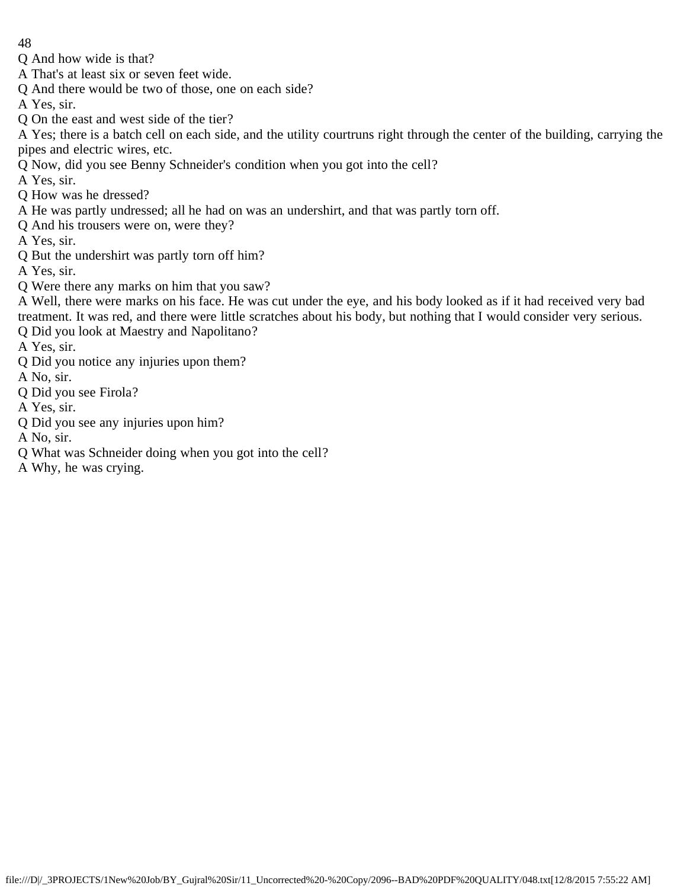Q And how wide is that?
A That's at least six or seven feet wide.
Q And there would be two of those, one on each side?
A Yes, sir.
Q On the east and west side of the tier?
A Yes; there is a batch cell on each side, and the utility courtruns right through the center of the building, carrying the pipes and electric wires, etc.
Q Now, did you see Benny Schneider's condition when you got into the cell?
A Yes, sir.
Q How was he dressed?
A He was partly undressed; all he had on was an undershirt, and that was partly torn off.
Q And his trousers were on, were they?
A Yes, sir.
Q But the undershirt was partly torn off him?
A Yes, sir.
Q Were there any marks on him that you saw?
A Well, there were marks on his face. He was cut under the eye, and his body looked as if it had received very bad treatment. It was red, and there were little scratches about his body, but nothing that I would consider very serious.
Q Did you look at Maestry and Napolitano?
A Yes, sir.
Q Did you notice any injuries upon them?
A No, sir.
Q Did you see Firola?
A Yes, sir.
Q Did you see any injuries upon him?
A No, sir.
Q What was Schneider doing when you got into the cell?
A Why, he was crying.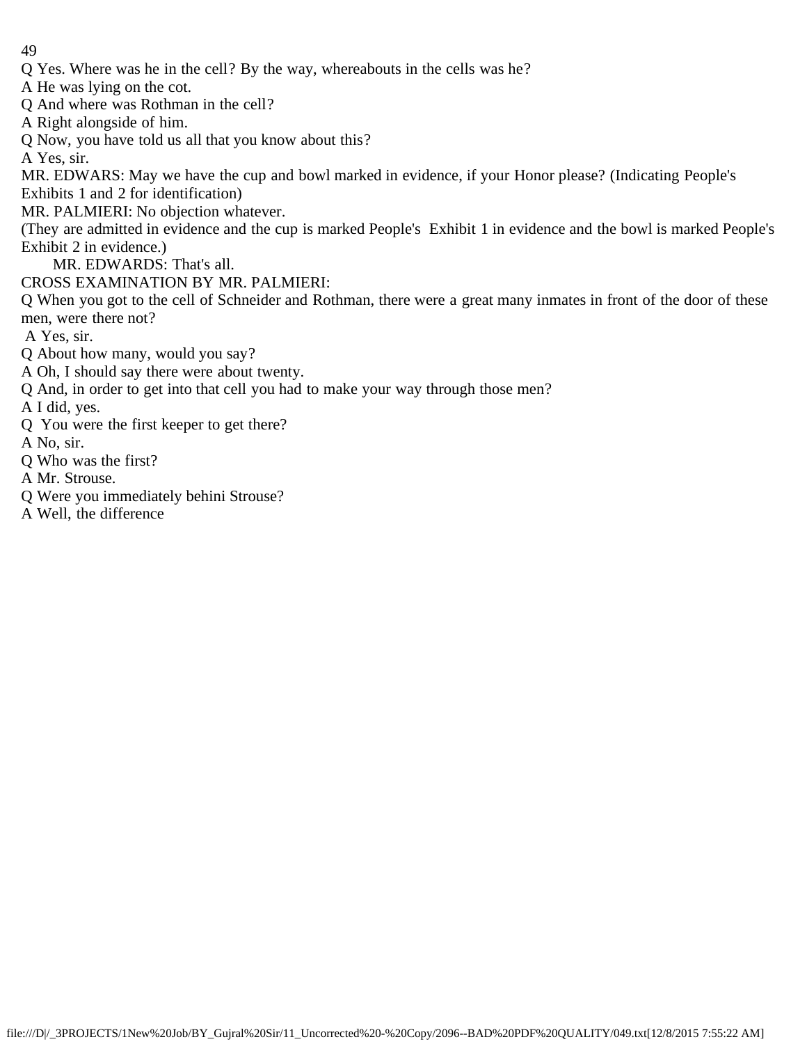Q Yes. Where was he in the cell? By the way, whereabouts in the cells was he?

A He was lying on the cot.

Q And where was Rothman in the cell?

A Right alongside of him.

Q Now, you have told us all that you know about this?

A Yes, sir.

MR. EDWARS: May we have the cup and bowl marked in evidence, if your Honor please? (Indicating People's Exhibits 1 and 2 for identification)

MR. PALMIERI: No objection whatever.

(They are admitted in evidence and the cup is marked People's Exhibit 1 in evidence and the bowl is marked People's Exhibit 2 in evidence.)

MR. EDWARDS: That's all.

CROSS EXAMINATION BY MR. PALMIERI:

Q When you got to the cell of Schneider and Rothman, there were a great many inmates in front of the door of these men, were there not?

A Yes, sir.

Q About how many, would you say?

A Oh, I should say there were about twenty.

Q And, in order to get into that cell you had to make your way through those men?

A I did, yes.

Q You were the first keeper to get there?

A No, sir.

Q Who was the first?

A Mr. Strouse.

Q Were you immediately behini Strouse?

A Well, the difference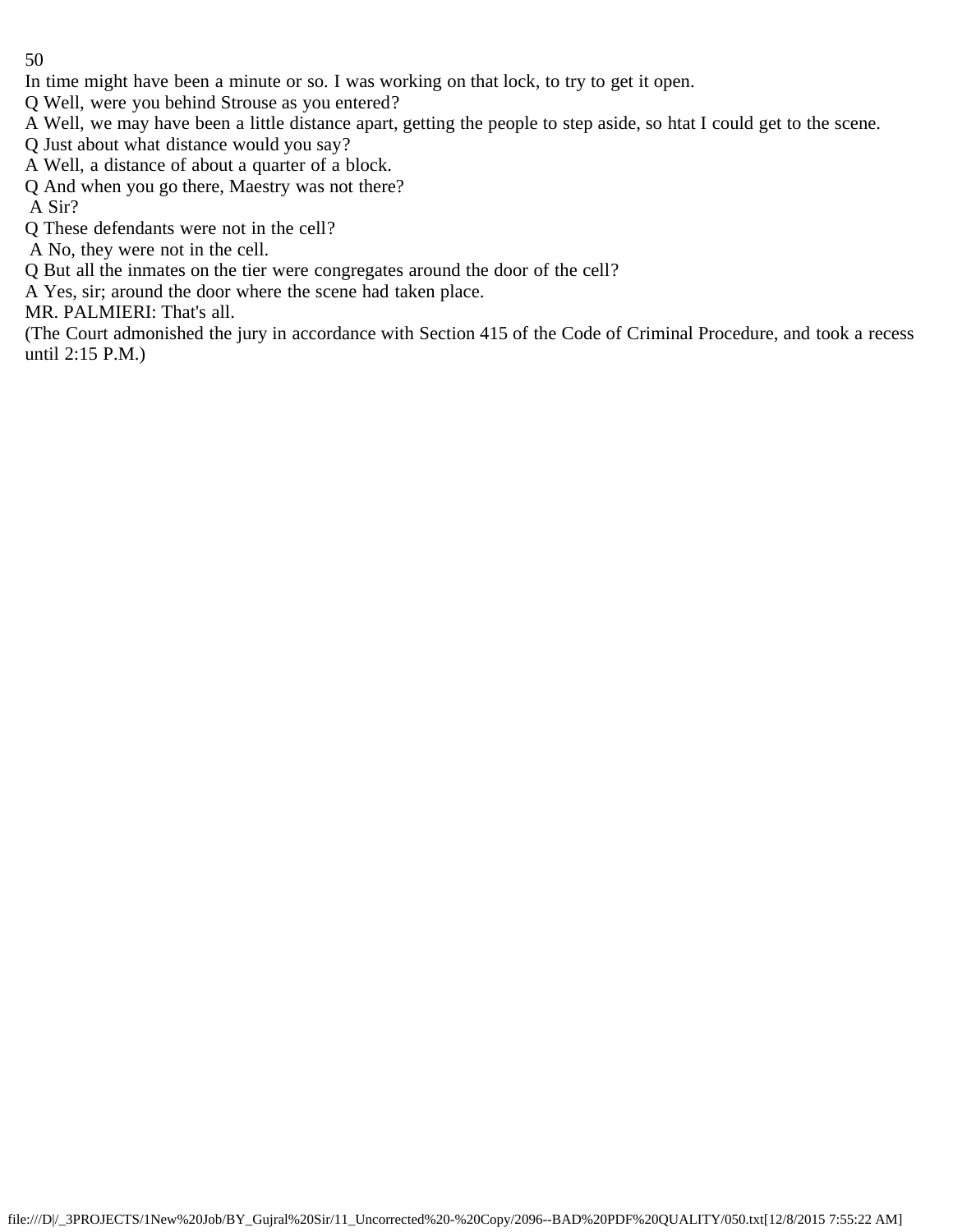In time might have been a minute or so. I was working on that lock, to try to get it open.

Q Well, were you behind Strouse as you entered?

A Well, we may have been a little distance apart, getting the people to step aside, so htat I could get to the scene.

Q Just about what distance would you say?

A Well, a distance of about a quarter of a block.

Q And when you go there, Maestry was not there?

A Sir?

Q These defendants were not in the cell?

A No, they were not in the cell.

Q But all the inmates on the tier were congregates around the door of the cell?

A Yes, sir; around the door where the scene had taken place.

MR. PALMIERI: That's all.

(The Court admonished the jury in accordance with Section 415 of the Code of Criminal Procedure, and took a recess until 2:15 P.M.)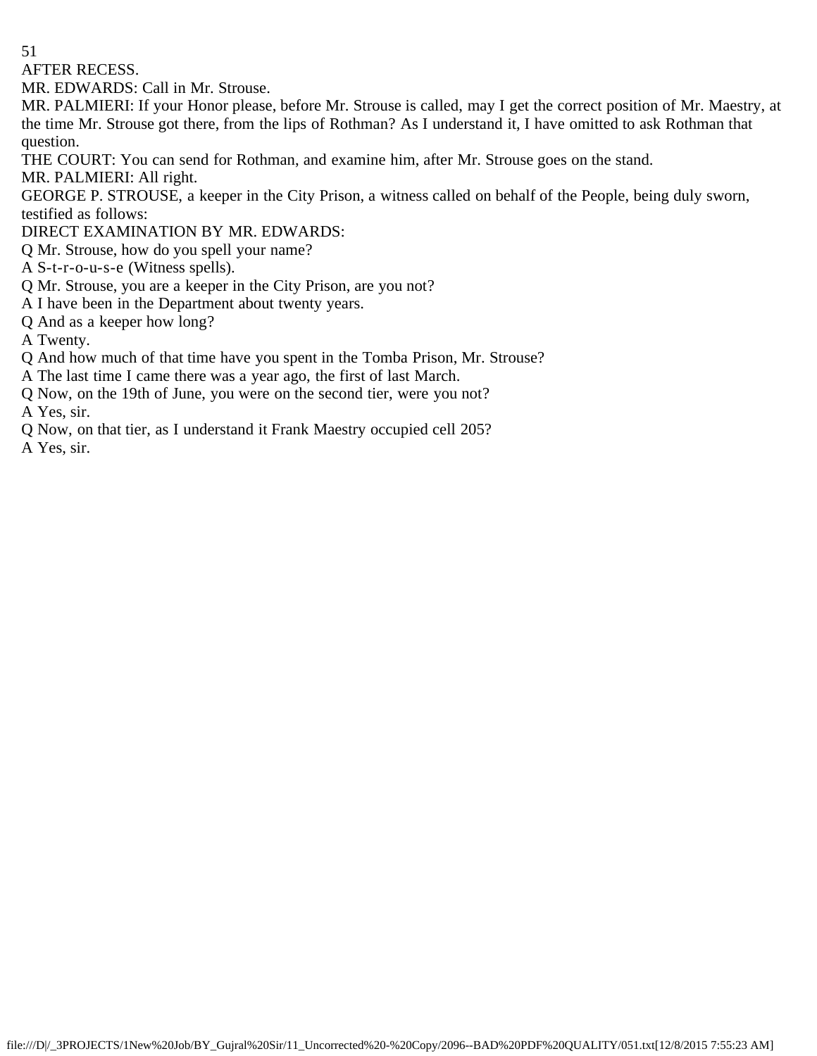AFTER RECESS.

MR. EDWARDS: Call in Mr. Strouse.

MR. PALMIERI: If your Honor please, before Mr. Strouse is called, may I get the correct position of Mr. Maestry, at the time Mr. Strouse got there, from the lips of Rothman? As I understand it, I have omitted to ask Rothman that question.

THE COURT: You can send for Rothman, and examine him, after Mr. Strouse goes on the stand.

MR. PALMIERI: All right.

GEORGE P. STROUSE, a keeper in the City Prison, a witness called on behalf of the People, being duly sworn, testified as follows:

DIRECT EXAMINATION BY MR. EDWARDS:

Q Mr. Strouse, how do you spell your name?

A S-t-r-o-u-s-e (Witness spells).

Q Mr. Strouse, you are a keeper in the City Prison, are you not?

A I have been in the Department about twenty years.

Q And as a keeper how long?

A Twenty.

Q And how much of that time have you spent in the Tomba Prison, Mr. Strouse?

A The last time I came there was a year ago, the first of last March.

Q Now, on the 19th of June, you were on the second tier, were you not?

A Yes, sir.

Q Now, on that tier, as I understand it Frank Maestry occupied cell 205?

A Yes, sir.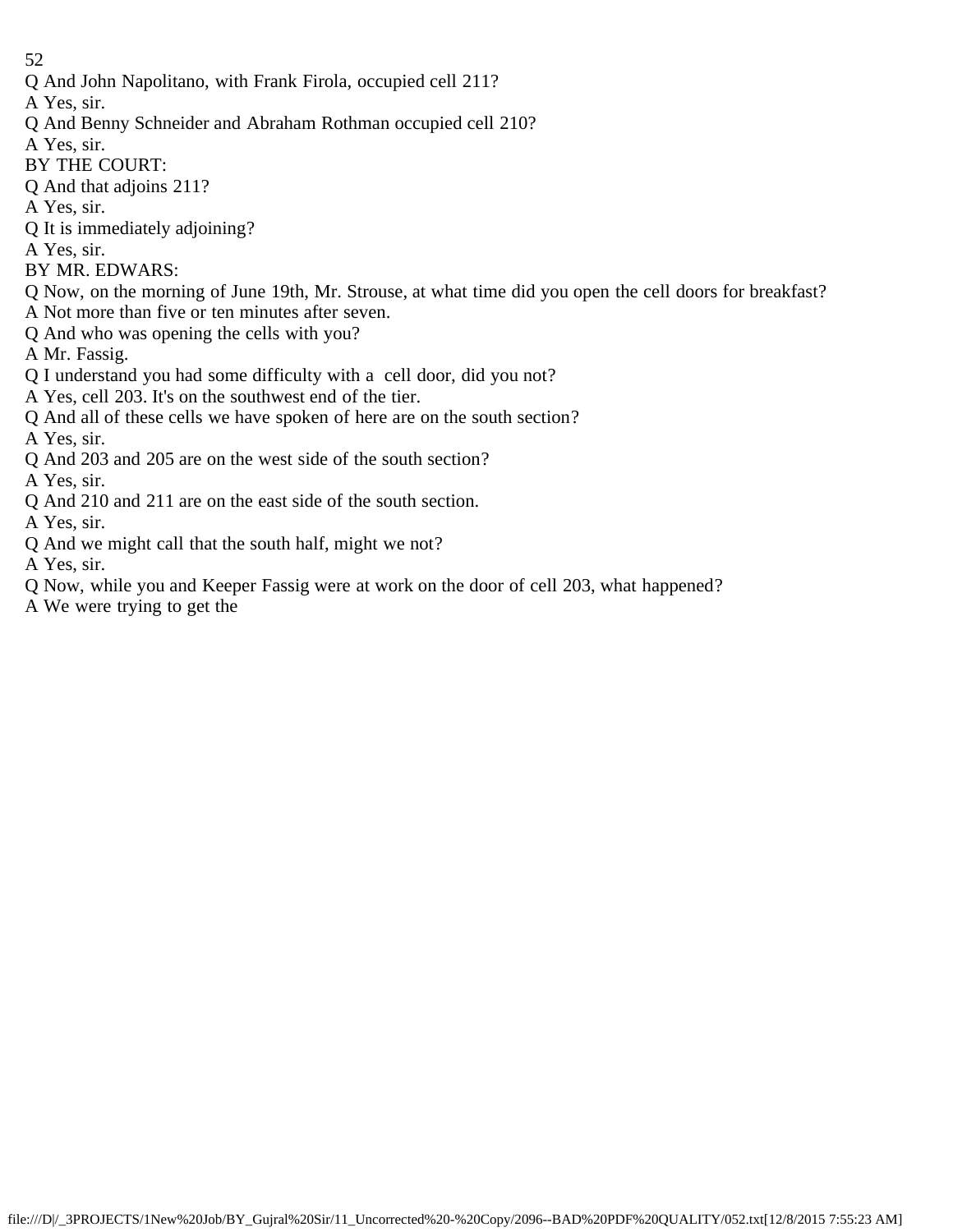Q And John Napolitano, with Frank Firola, occupied cell 211?

A Yes, sir.

Q And Benny Schneider and Abraham Rothman occupied cell 210?

A Yes, sir.

BY THE COURT:

Q And that adjoins 211?

A Yes, sir.

Q It is immediately adjoining?

A Yes, sir.

BY MR. EDWARS:

Q Now, on the morning of June 19th, Mr. Strouse, at what time did you open the cell doors for breakfast?

A Not more than five or ten minutes after seven.

Q And who was opening the cells with you?

A Mr. Fassig.

Q I understand you had some difficulty with a cell door, did you not?

A Yes, cell 203. It's on the southwest end of the tier.

Q And all of these cells we have spoken of here are on the south section?

A Yes, sir.

Q And 203 and 205 are on the west side of the south section?

A Yes, sir.

Q And 210 and 211 are on the east side of the south section.

A Yes, sir.

Q And we might call that the south half, might we not?

A Yes, sir.

Q Now, while you and Keeper Fassig were at work on the door of cell 203, what happened?

A We were trying to get the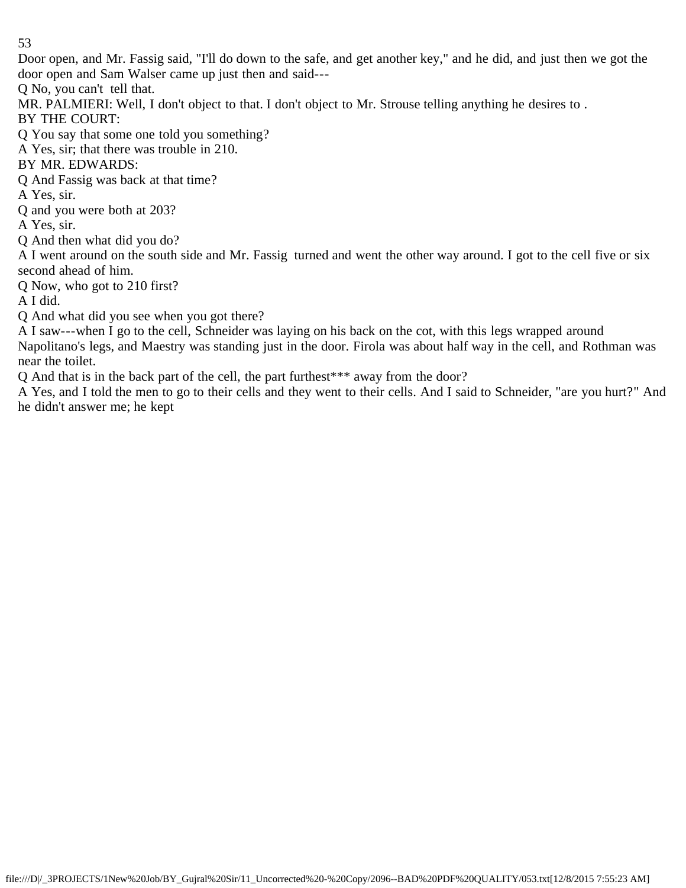Door open, and Mr. Fassig said, "I'll do down to the safe, and get another key," and he did, and just then we got the door open and Sam Walser came up just then and said---

Q No, you can't tell that.

MR. PALMIERI: Well, I don't object to that. I don't object to Mr. Strouse telling anything he desires to .

BY THE COURT:

Q You say that some one told you something?

A Yes, sir; that there was trouble in 210.

BY MR. EDWARDS:

Q And Fassig was back at that time?

A Yes, sir.

Q and you were both at 203?

A Yes, sir.

Q And then what did you do?

A I went around on the south side and Mr. Fassig turned and went the other way around. I got to the cell five or six second ahead of him.

Q Now, who got to 210 first?

A I did.

Q And what did you see when you got there?

A I saw---when I go to the cell, Schneider was laying on his back on the cot, with this legs wrapped around Napolitano's legs, and Maestry was standing just in the door. Firola was about half way in the cell, and Rothman was near the toilet.

Q And that is in the back part of the cell, the part furthest*** away from the door?

A Yes, and I told the men to go to their cells and they went to their cells. And I said to Schneider, "are you hurt?" And he didn't answer me; he kept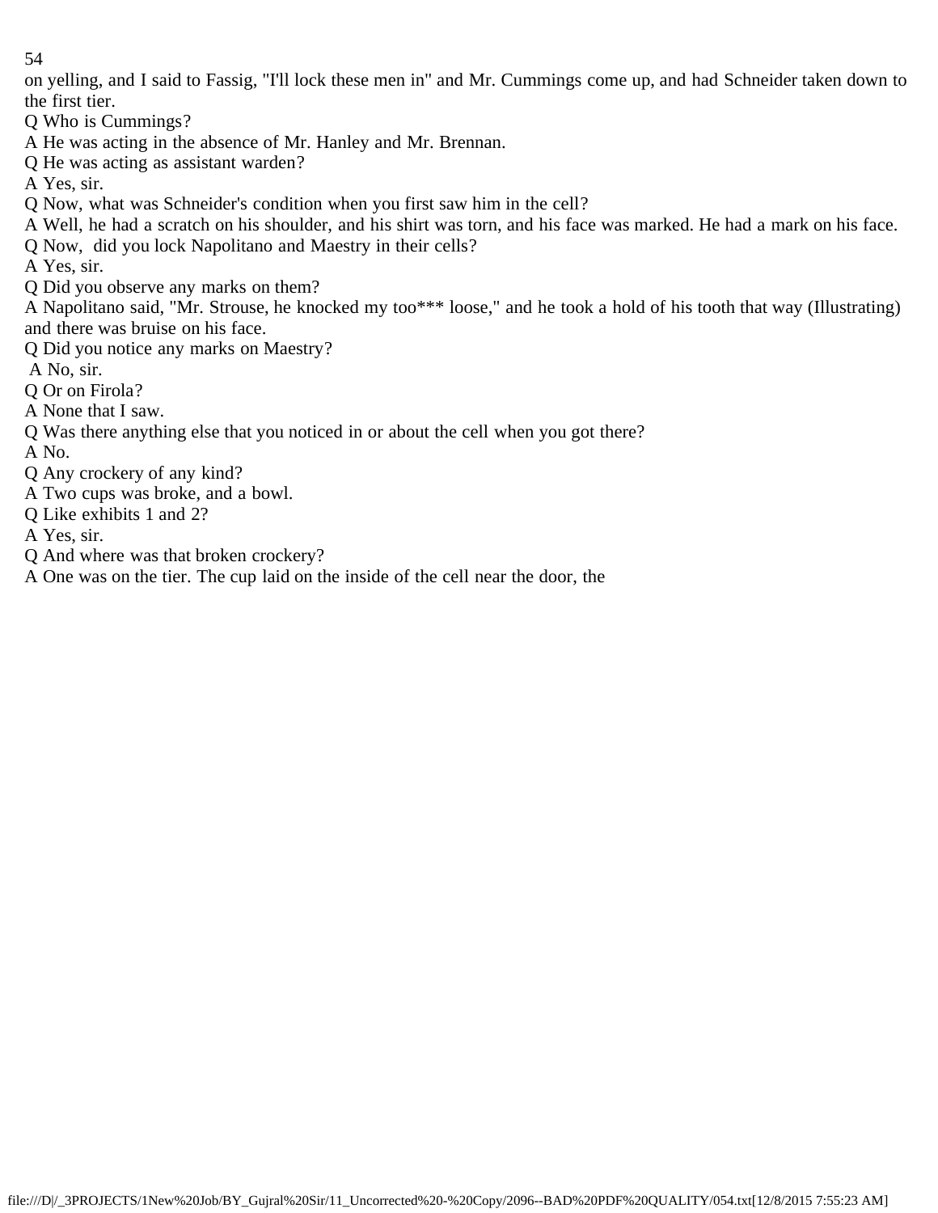on yelling, and I said to Fassig, "I'll lock these men in" and Mr. Cummings come up, and had Schneider taken down to the first tier.

Q Who is Cummings?

A He was acting in the absence of Mr. Hanley and Mr. Brennan.

Q He was acting as assistant warden?

A Yes, sir.

Q Now, what was Schneider's condition when you first saw him in the cell?

A Well, he had a scratch on his shoulder, and his shirt was torn, and his face was marked. He had a mark on his face.

Q Now, did you lock Napolitano and Maestry in their cells?

A Yes, sir.

Q Did you observe any marks on them?

A Napolitano said, "Mr. Strouse, he knocked my too*** loose," and he took a hold of his tooth that way (Illustrating) and there was bruise on his face.

Q Did you notice any marks on Maestry?

A No, sir.

Q Or on Firola?

A None that I saw.

Q Was there anything else that you noticed in or about the cell when you got there?

A No.

Q Any crockery of any kind?

A Two cups was broke, and a bowl.

Q Like exhibits 1 and 2?

A Yes, sir.

Q And where was that broken crockery?

A One was on the tier. The cup laid on the inside of the cell near the door, the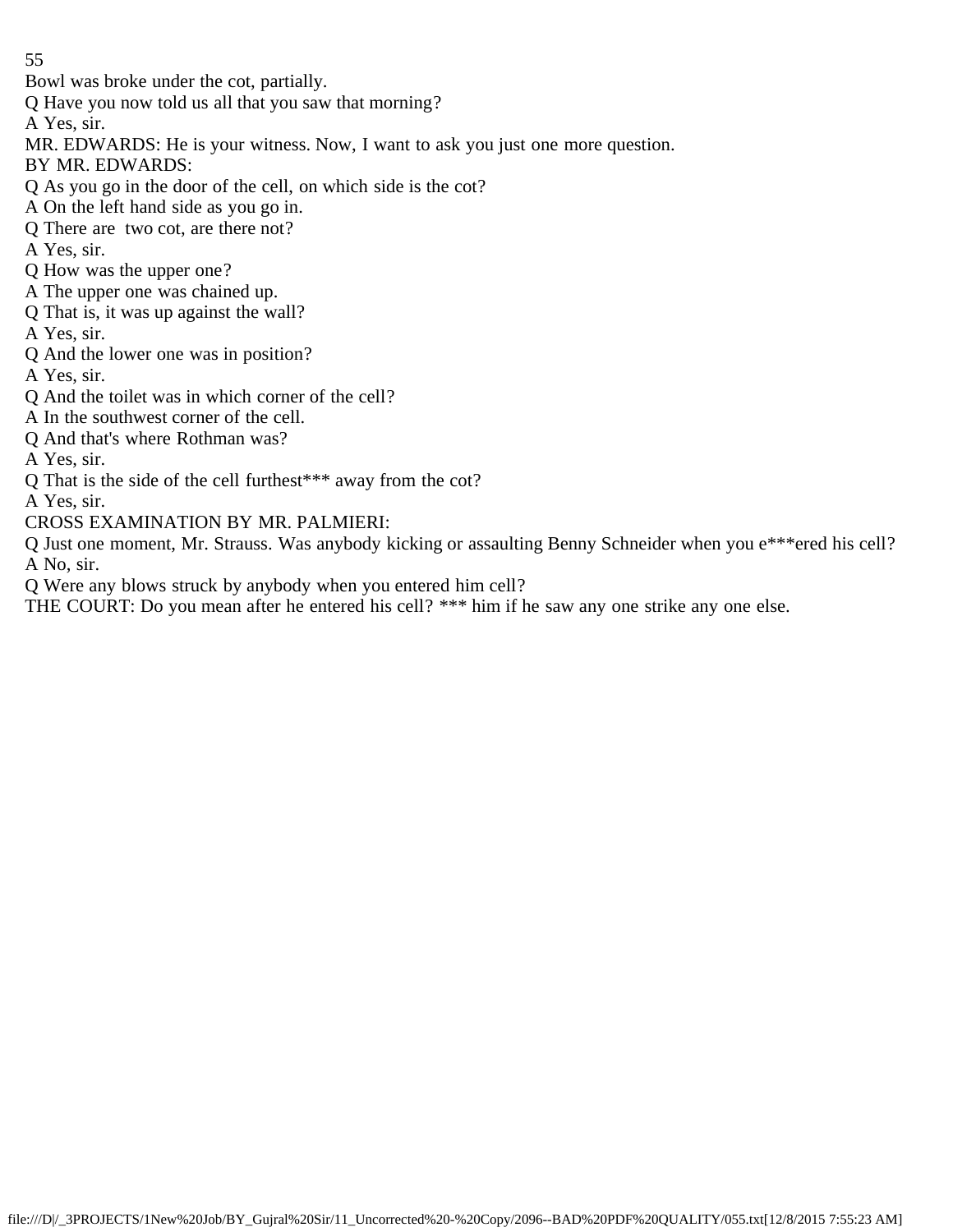Bowl was broke under the cot, partially.

Q Have you now told us all that you saw that morning?

A Yes, sir.

MR. EDWARDS: He is your witness. Now, I want to ask you just one more question.

BY MR. EDWARDS:

Q As you go in the door of the cell, on which side is the cot?

A On the left hand side as you go in.

Q There are two cot, are there not?

A Yes, sir.

Q How was the upper one?

A The upper one was chained up.

Q That is, it was up against the wall?

A Yes, sir.

Q And the lower one was in position?

A Yes, sir.

Q And the toilet was in which corner of the cell?

A In the southwest corner of the cell.

Q And that's where Rothman was?

A Yes, sir.

Q That is the side of the cell furthest*** away from the cot?

A Yes, sir.

CROSS EXAMINATION BY MR. PALMIERI:

Q Just one moment, Mr. Strauss. Was anybody kicking or assaulting Benny Schneider when you e***ered his cell?

A No, sir.

Q Were any blows struck by anybody when you entered him cell?

THE COURT: Do you mean after he entered his cell? *** him if he saw any one strike any one else.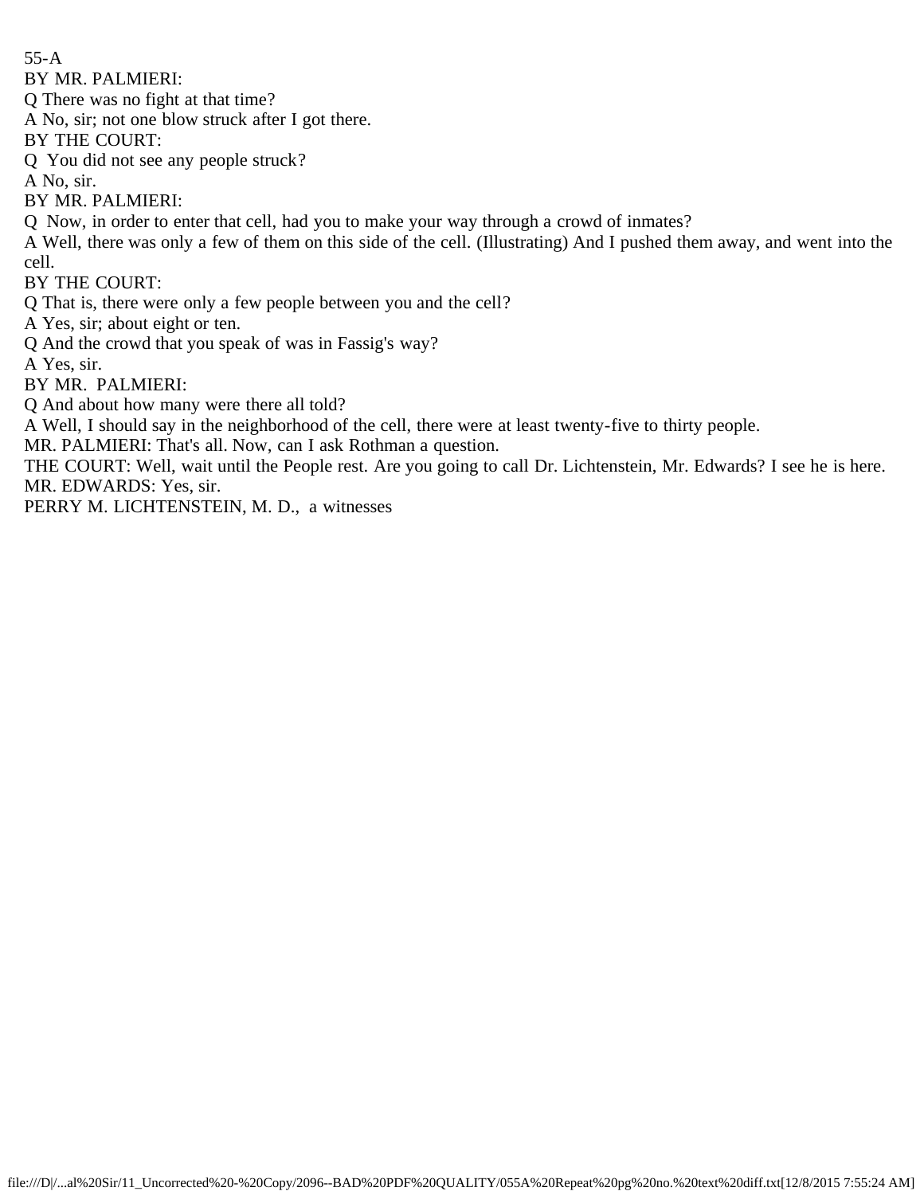55-A

BY MR. PALMIERI:

Q There was no fight at that time?

A No, sir; not one blow struck after I got there.

BY THE COURT:

Q You did not see any people struck?

A No, sir.

BY MR. PALMIERI:

Q Now, in order to enter that cell, had you to make your way through a crowd of inmates?

A Well, there was only a few of them on this side of the cell. (Illustrating) And I pushed them away, and went into the cell.

BY THE COURT:

Q That is, there were only a few people between you and the cell?

A Yes, sir; about eight or ten.

Q And the crowd that you speak of was in Fassig's way?

A Yes, sir.

BY MR. PALMIERI:

Q And about how many were there all told?

A Well, I should say in the neighborhood of the cell, there were at least twenty-five to thirty people.

MR. PALMIERI: That's all. Now, can I ask Rothman a question.

THE COURT: Well, wait until the People rest. Are you going to call Dr. Lichtenstein, Mr. Edwards? I see he is here.

MR. EDWARDS: Yes, sir.

PERRY M. LICHTENSTEIN, M. D., a witnesses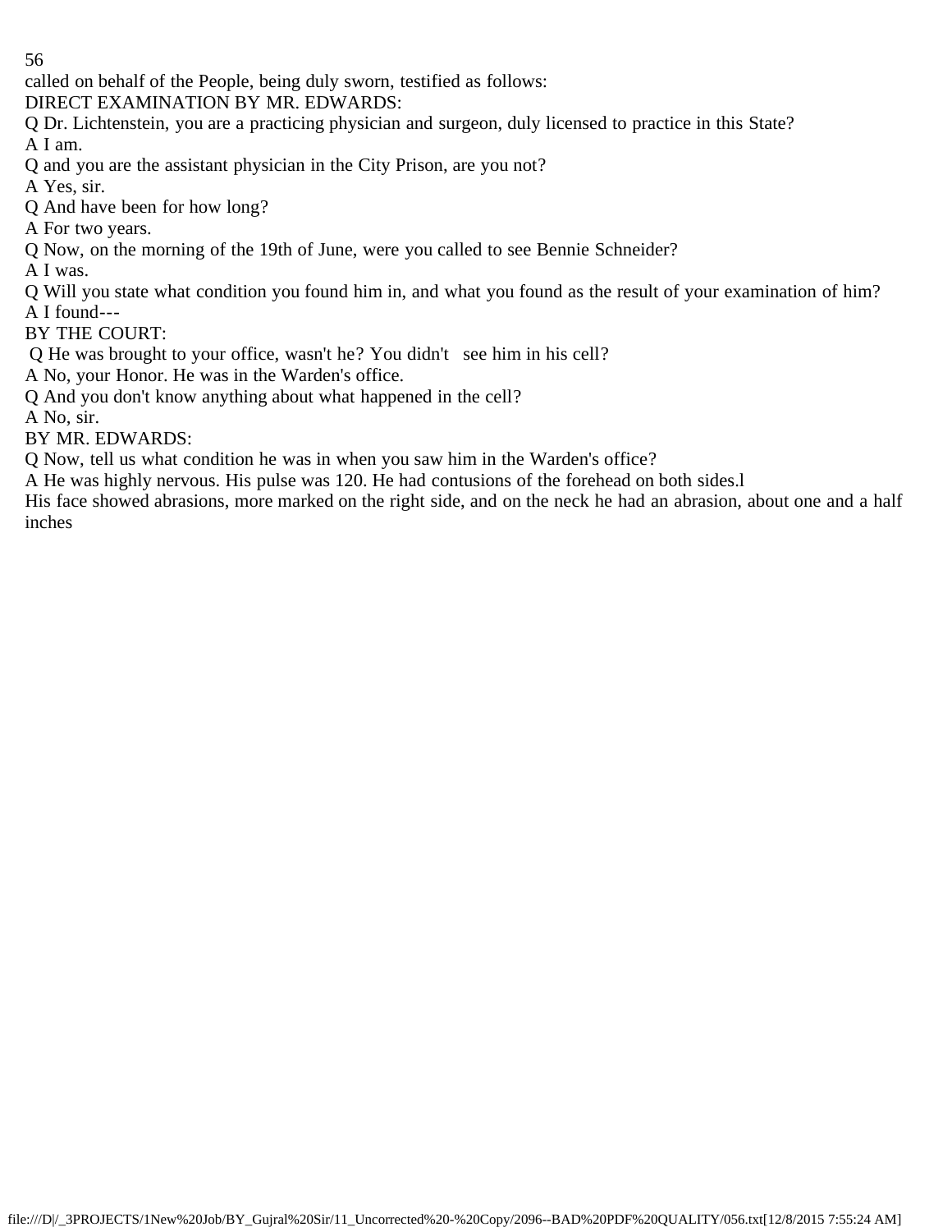called on behalf of the People, being duly sworn, testified as follows:

DIRECT EXAMINATION BY MR. EDWARDS:

Q Dr. Lichtenstein, you are a practicing physician and surgeon, duly licensed to practice in this State?

A I am.

Q and you are the assistant physician in the City Prison, are you not?

A Yes, sir.

Q And have been for how long?

A For two years.

Q Now, on the morning of the 19th of June, were you called to see Bennie Schneider?

A I was.

Q Will you state what condition you found him in, and what you found as the result of your examination of him?

A I found---

BY THE COURT:

Q He was brought to your office, wasn't he? You didn't see him in his cell?

A No, your Honor. He was in the Warden's office.

Q And you don't know anything about what happened in the cell?

A No, sir.

BY MR. EDWARDS:

Q Now, tell us what condition he was in when you saw him in the Warden's office?

A He was highly nervous. His pulse was 120. He had contusions of the forehead on both sides.l

His face showed abrasions, more marked on the right side, and on the neck he had an abrasion, about one and a half inches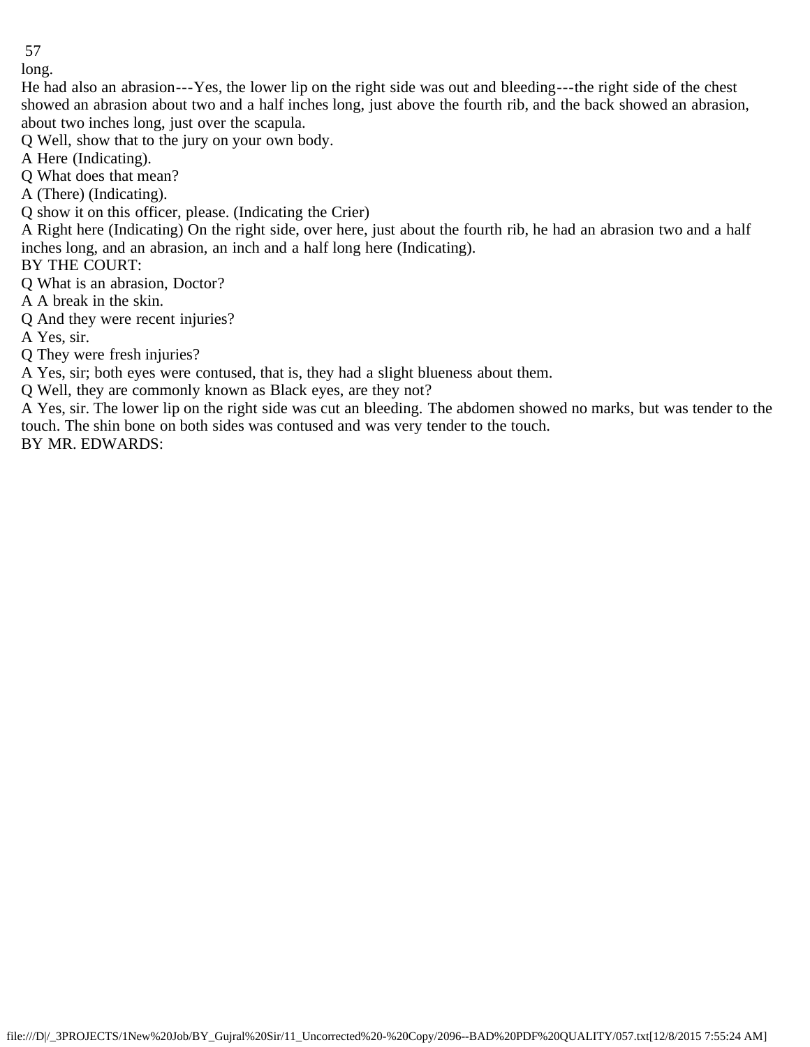long.

He had also an abrasion---Yes, the lower lip on the right side was out and bleeding---the right side of the chest showed an abrasion about two and a half inches long, just above the fourth rib, and the back showed an abrasion, about two inches long, just over the scapula.

Q Well, show that to the jury on your own body.

A Here (Indicating).

Q What does that mean?

A (There) (Indicating).

Q show it on this officer, please. (Indicating the Crier)

A Right here (Indicating) On the right side, over here, just about the fourth rib, he had an abrasion two and a half inches long, and an abrasion, an inch and a half long here (Indicating).

BY THE COURT:

Q What is an abrasion, Doctor?

A A break in the skin.

Q And they were recent injuries?

A Yes, sir.

Q They were fresh injuries?

A Yes, sir; both eyes were contused, that is, they had a slight blueness about them.

Q Well, they are commonly known as Black eyes, are they not?

A Yes, sir. The lower lip on the right side was cut an bleeding. The abdomen showed no marks, but was tender to the touch. The shin bone on both sides was contused and was very tender to the touch.

BY MR. EDWARDS: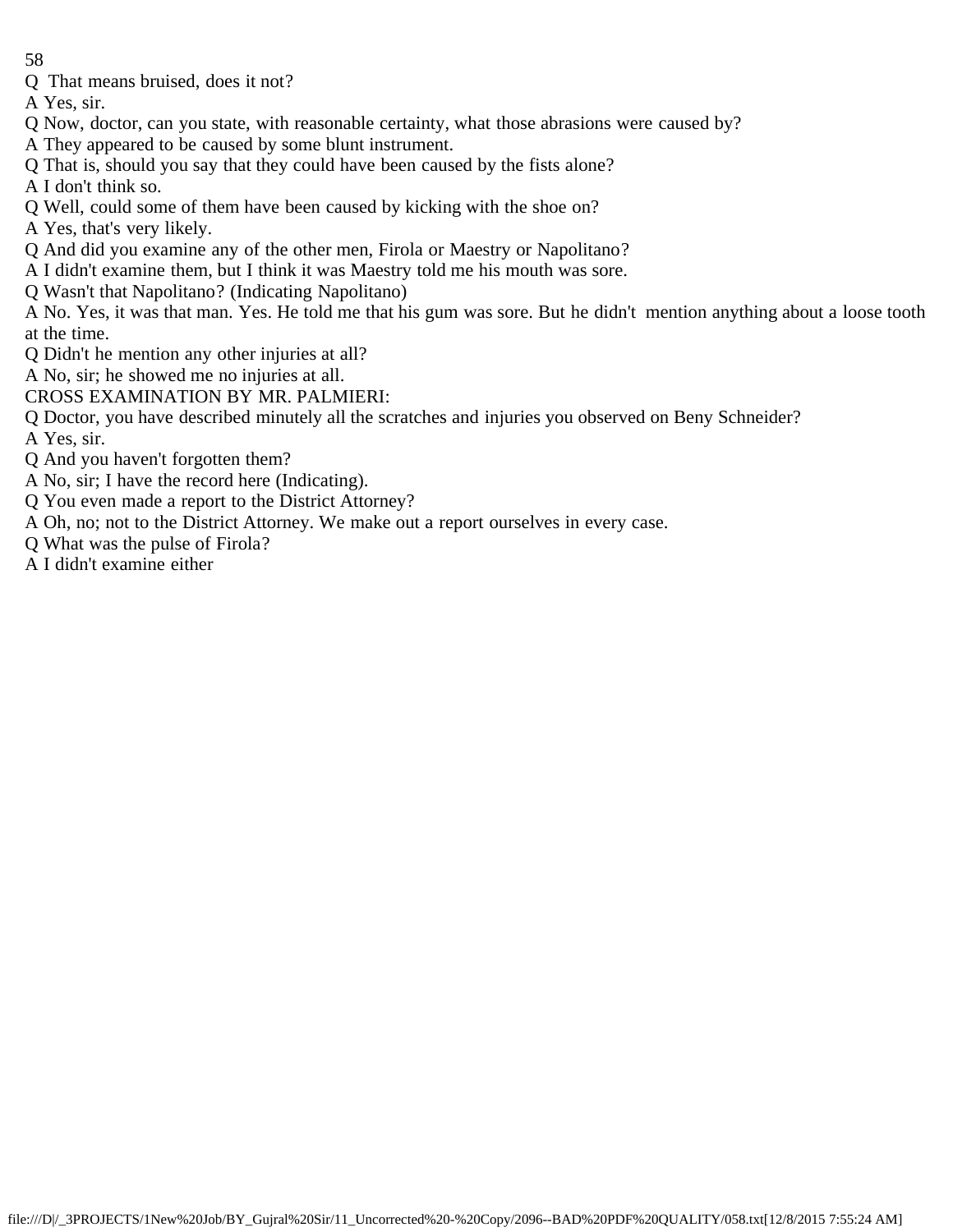Q That means bruised, does it not?

A Yes, sir.

Q Now, doctor, can you state, with reasonable certainty, what those abrasions were caused by?

A They appeared to be caused by some blunt instrument.

Q That is, should you say that they could have been caused by the fists alone?

A I don't think so.

Q Well, could some of them have been caused by kicking with the shoe on?

A Yes, that's very likely.

Q And did you examine any of the other men, Firola or Maestry or Napolitano?

A I didn't examine them, but I think it was Maestry told me his mouth was sore.

Q Wasn't that Napolitano? (Indicating Napolitano)

A No. Yes, it was that man. Yes. He told me that his gum was sore. But he didn't mention anything about a loose tooth at the time.

Q Didn't he mention any other injuries at all?

A No, sir; he showed me no injuries at all.

CROSS EXAMINATION BY MR. PALMIERI:

Q Doctor, you have described minutely all the scratches and injuries you observed on Beny Schneider?

A Yes, sir.

Q And you haven't forgotten them?

A No, sir; I have the record here (Indicating).

Q You even made a report to the District Attorney?

A Oh, no; not to the District Attorney. We make out a report ourselves in every case.

Q What was the pulse of Firola?

A I didn't examine either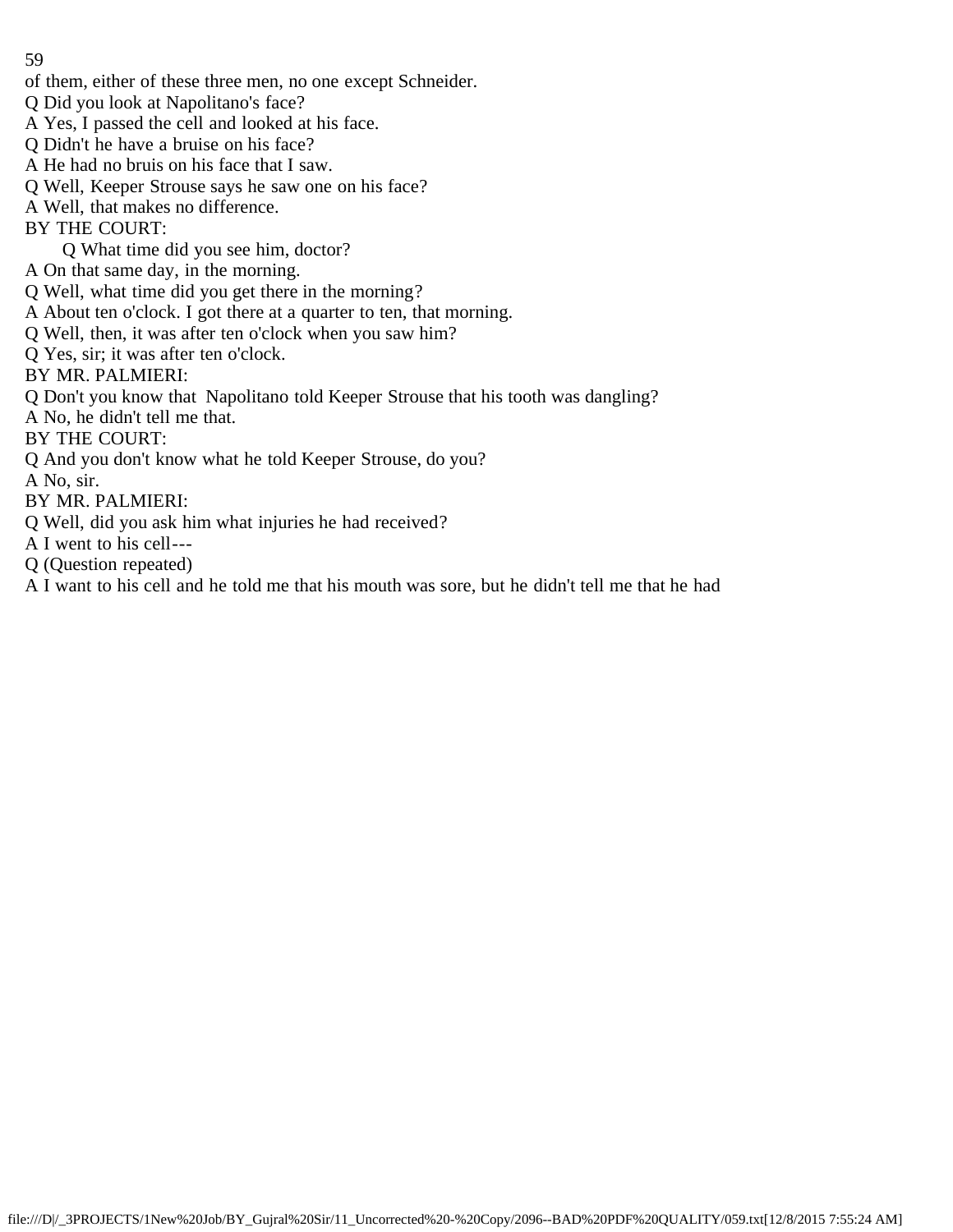of them, either of these three men, no one except Schneider.

Q Did you look at Napolitano's face?

A Yes, I passed the cell and looked at his face.

Q Didn't he have a bruise on his face?

A He had no bruis on his face that I saw.

Q Well, Keeper Strouse says he saw one on his face?

A Well, that makes no difference.

BY THE COURT:

Q What time did you see him, doctor?

A On that same day, in the morning.

Q Well, what time did you get there in the morning?

A About ten o'clock. I got there at a quarter to ten, that morning.

Q Well, then, it was after ten o'clock when you saw him?

Q Yes, sir; it was after ten o'clock.

BY MR. PALMIERI:

Q Don't you know that Napolitano told Keeper Strouse that his tooth was dangling?

A No, he didn't tell me that.

BY THE COURT:

Q And you don't know what he told Keeper Strouse, do you?

A No, sir.

BY MR. PALMIERI:

Q Well, did you ask him what injuries he had received?

A I went to his cell---

Q (Question repeated)

A I want to his cell and he told me that his mouth was sore, but he didn't tell me that he had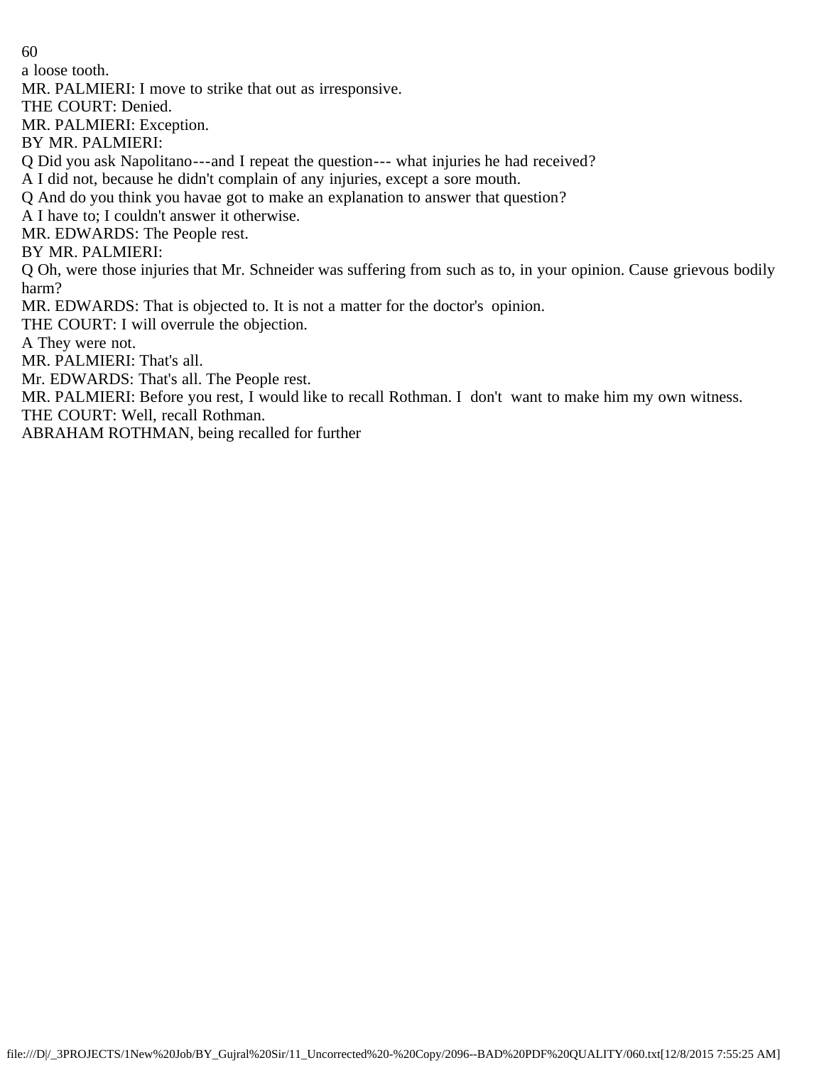a loose tooth.

MR. PALMIERI: I move to strike that out as irresponsive.

THE COURT: Denied.

MR. PALMIERI: Exception.

BY MR. PALMIERI:

Q Did you ask Napolitano---and I repeat the question--- what injuries he had received?

A I did not, because he didn't complain of any injuries, except a sore mouth.

Q And do you think you havae got to make an explanation to answer that question?

A I have to; I couldn't answer it otherwise.

MR. EDWARDS: The People rest.

BY MR. PALMIERI:

Q Oh, were those injuries that Mr. Schneider was suffering from such as to, in your opinion. Cause grievous bodily harm?

MR. EDWARDS: That is objected to. It is not a matter for the doctor's opinion.

THE COURT: I will overrule the objection.

A They were not.

MR. PALMIERI: That's all.

Mr. EDWARDS: That's all. The People rest.

MR. PALMIERI: Before you rest, I would like to recall Rothman. I don't want to make him my own witness.

THE COURT: Well, recall Rothman.

ABRAHAM ROTHMAN, being recalled for further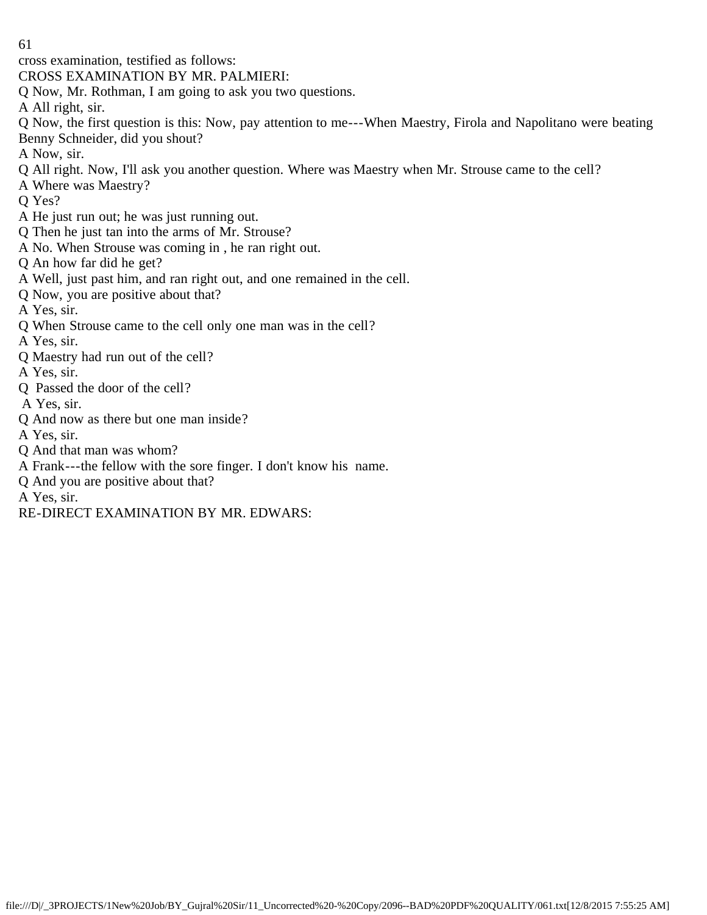cross examination, testified as follows:

CROSS EXAMINATION BY MR. PALMIERI:

Q Now, Mr. Rothman, I am going to ask you two questions.

A All right, sir.

Q Now, the first question is this: Now, pay attention to me---When Maestry, Firola and Napolitano were beating Benny Schneider, did you shout?

A Now, sir.

Q All right. Now, I'll ask you another question. Where was Maestry when Mr. Strouse came to the cell?

A Where was Maestry?

Q Yes?

A He just run out; he was just running out.

Q Then he just tan into the arms of Mr. Strouse?

A No. When Strouse was coming in , he ran right out.

Q An how far did he get?

A Well, just past him, and ran right out, and one remained in the cell.

Q Now, you are positive about that?

A Yes, sir.

Q When Strouse came to the cell only one man was in the cell?

A Yes, sir.

Q Maestry had run out of the cell?

A Yes, sir.

Q Passed the door of the cell?

A Yes, sir.

Q And now as there but one man inside?

A Yes, sir.

Q And that man was whom?

A Frank---the fellow with the sore finger. I don't know his name.

Q And you are positive about that?

A Yes, sir.

RE-DIRECT EXAMINATION BY MR. EDWARS: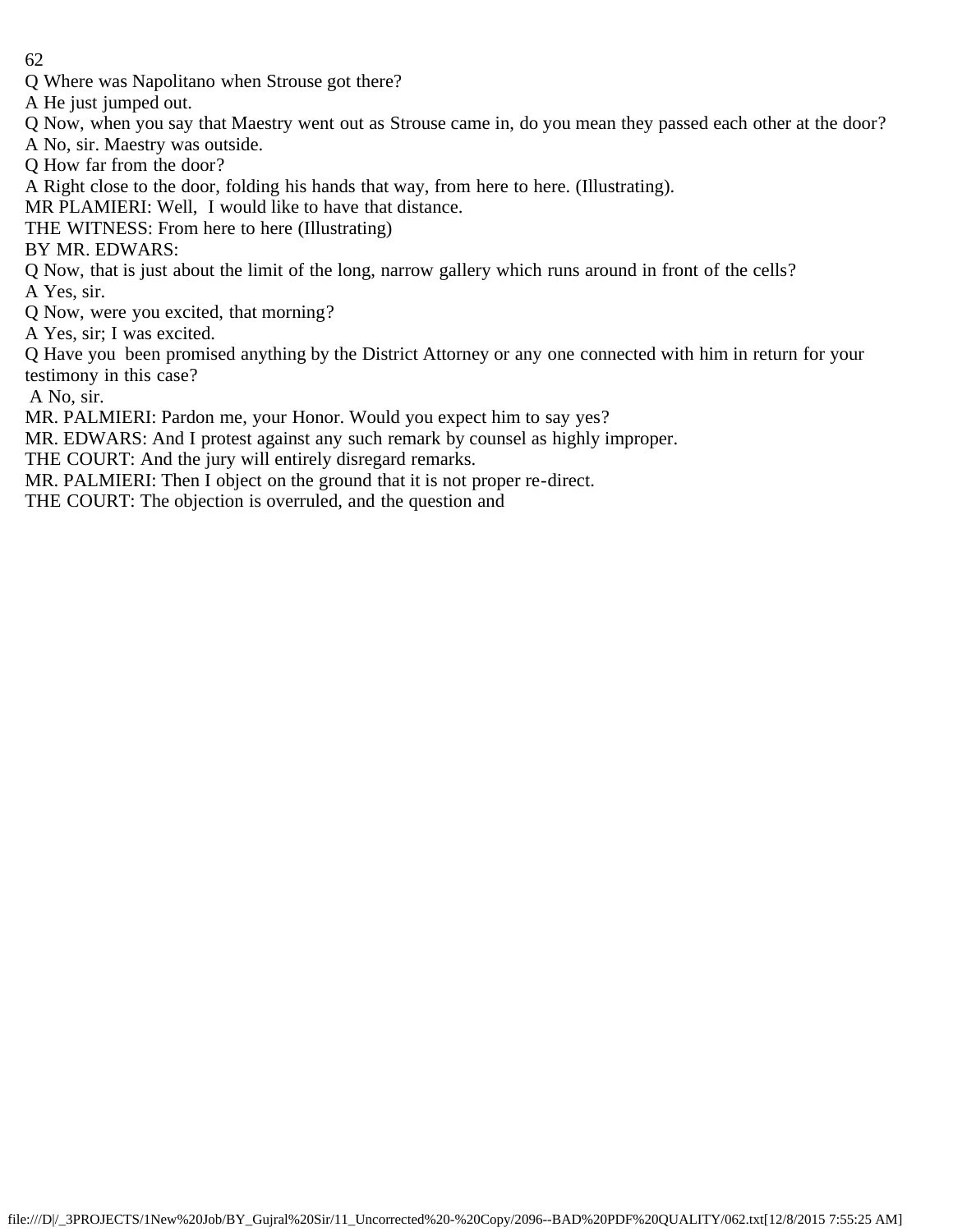Q Where was Napolitano when Strouse got there?

A He just jumped out.

Q Now, when you say that Maestry went out as Strouse came in, do you mean they passed each other at the door?

A No, sir. Maestry was outside.

Q How far from the door?

A Right close to the door, folding his hands that way, from here to here. (Illustrating).

MR PLAMIERI: Well, I would like to have that distance.

THE WITNESS: From here to here (Illustrating)

BY MR. EDWARS:

Q Now, that is just about the limit of the long, narrow gallery which runs around in front of the cells?

A Yes, sir.

Q Now, were you excited, that morning?

A Yes, sir; I was excited.

Q Have you been promised anything by the District Attorney or any one connected with him in return for your testimony in this case?

A No, sir.

MR. PALMIERI: Pardon me, your Honor. Would you expect him to say yes?

MR. EDWARS: And I protest against any such remark by counsel as highly improper.

THE COURT: And the jury will entirely disregard remarks.

MR. PALMIERI: Then I object on the ground that it is not proper re-direct.

THE COURT: The objection is overruled, and the question and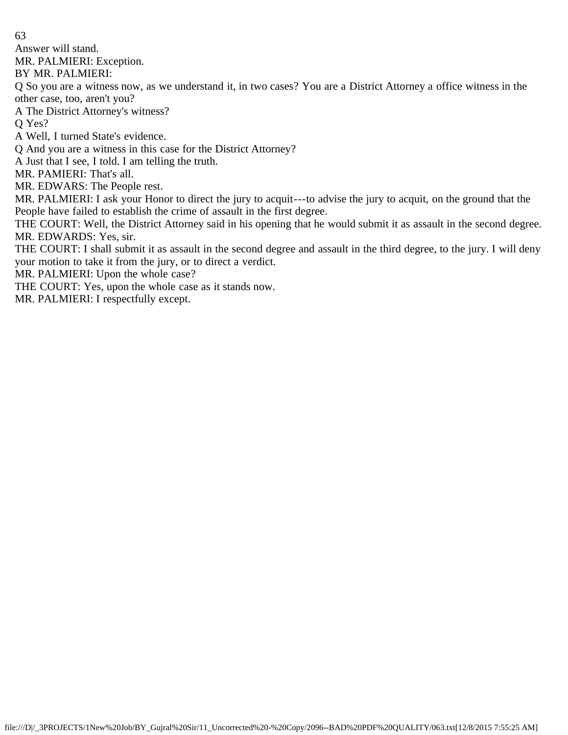Answer will stand.

MR. PALMIERI: Exception.

BY MR. PALMIERI:

Q So you are a witness now, as we understand it, in two cases? You are a District Attorney a office witness in the other case, too, aren't you?

A The District Attorney's witness?

Q Yes?

A Well, I turned State's evidence.

Q And you are a witness in this case for the District Attorney?

A Just that I see, I told. I am telling the truth.

MR. PAMIERI: That's all.

MR. EDWARS: The People rest.

MR. PALMIERI: I ask your Honor to direct the jury to acquit---to advise the jury to acquit, on the ground that the People have failed to establish the crime of assault in the first degree.

THE COURT: Well, the District Attorney said in his opening that he would submit it as assault in the second degree.

MR. EDWARDS: Yes, sir.

THE COURT: I shall submit it as assault in the second degree and assault in the third degree, to the jury. I will deny your motion to take it from the jury, or to direct a verdict.

MR. PALMIERI: Upon the whole case?

THE COURT: Yes, upon the whole case as it stands now.

MR. PALMIERI: I respectfully except.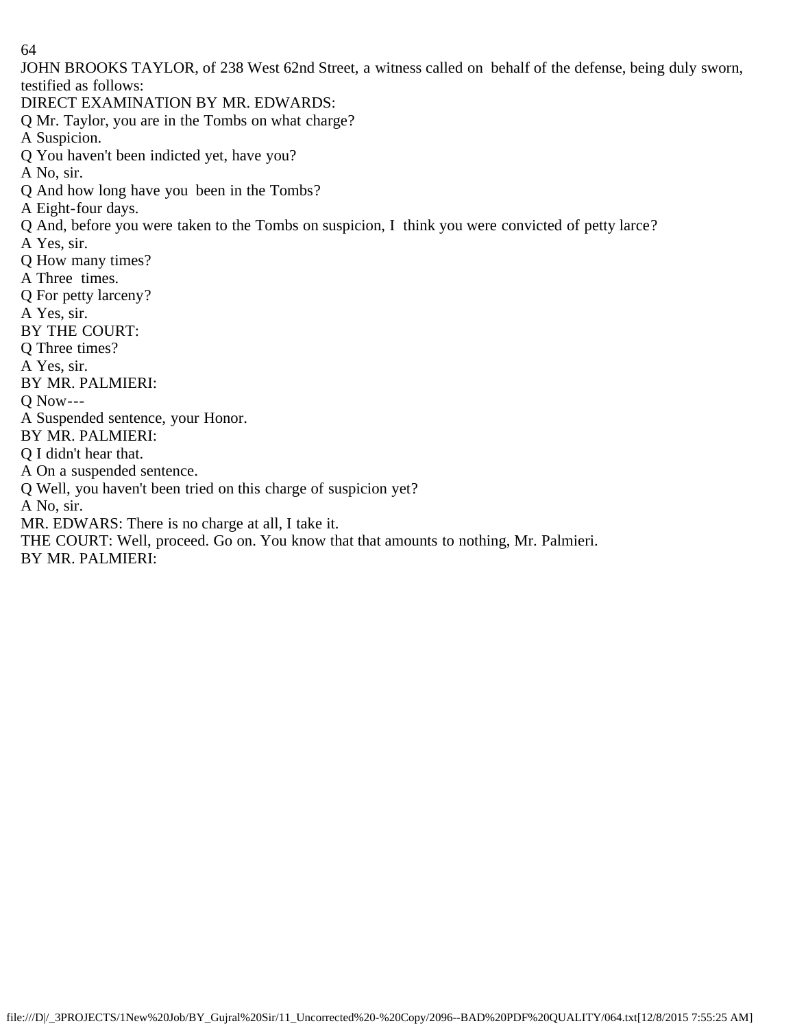JOHN BROOKS TAYLOR, of 238 West 62nd Street, a witness called on behalf of the defense, being duly sworn, testified as follows:

DIRECT EXAMINATION BY MR. EDWARDS:

Q Mr. Taylor, you are in the Tombs on what charge?

A Suspicion.

Q You haven't been indicted yet, have you?

A No, sir.

Q And how long have you been in the Tombs?

A Eight-four days.

Q And, before you were taken to the Tombs on suspicion, I think you were convicted of petty larce?

A Yes, sir.

Q How many times?

A Three times.

Q For petty larceny?

A Yes, sir.

BY THE COURT:

Q Three times?

A Yes, sir.

BY MR. PALMIERI:

Q Now---

A Suspended sentence, your Honor.

BY MR. PALMIERI:

Q I didn't hear that.

A On a suspended sentence.

Q Well, you haven't been tried on this charge of suspicion yet?

A No, sir.

MR. EDWARS: There is no charge at all, I take it.

THE COURT: Well, proceed. Go on. You know that that amounts to nothing, Mr. Palmieri.

BY MR. PALMIERI: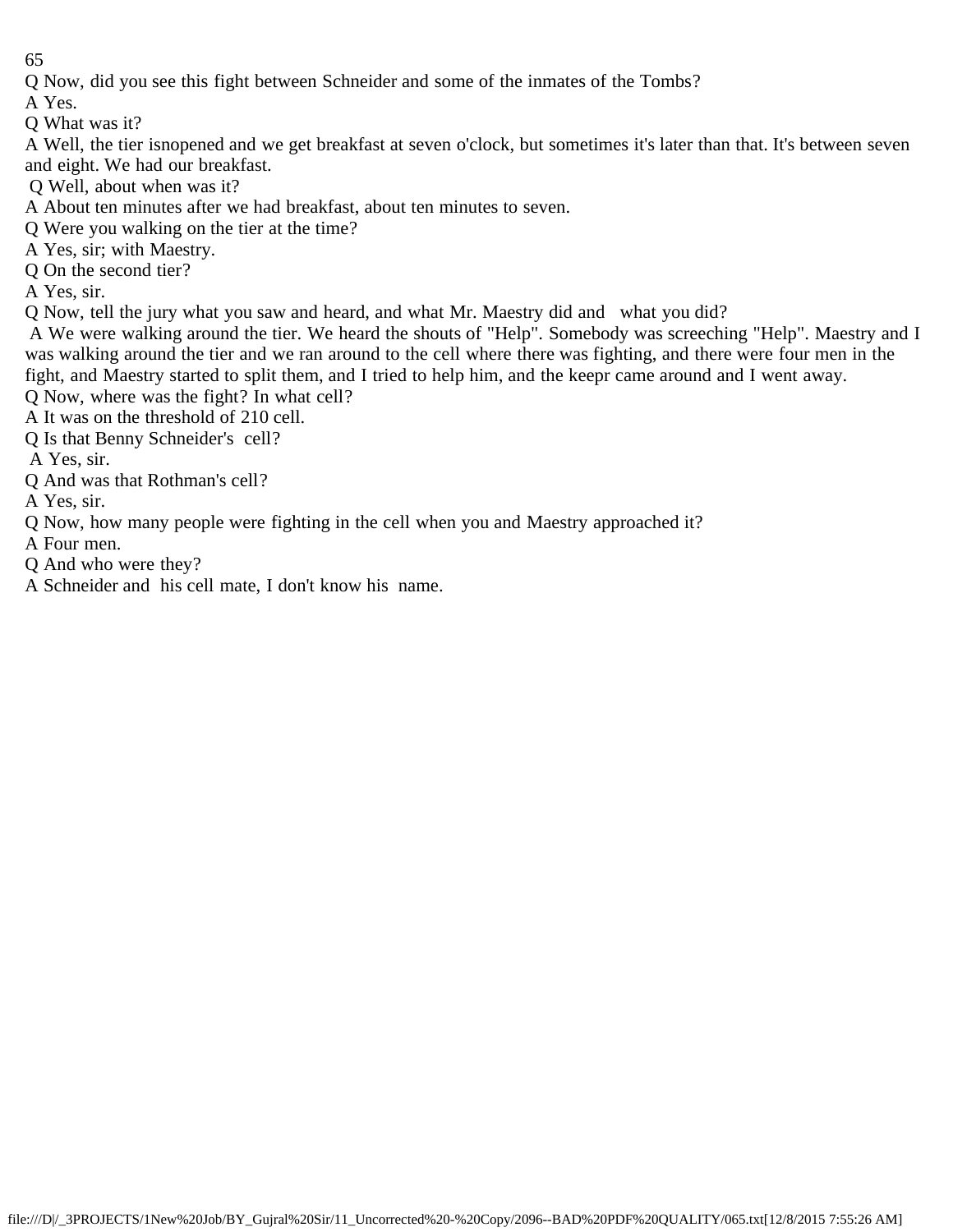Q Now, did you see this fight between Schneider and some of the inmates of the Tombs?

A Yes.

Q What was it?

A Well, the tier isnopened and we get breakfast at seven o'clock, but sometimes it's later than that. It's between seven and eight. We had our breakfast.

Q Well, about when was it?

A About ten minutes after we had breakfast, about ten minutes to seven.

Q Were you walking on the tier at the time?

A Yes, sir; with Maestry.

Q On the second tier?

A Yes, sir.

Q Now, tell the jury what you saw and heard, and what Mr. Maestry did and what you did?

A We were walking around the tier. We heard the shouts of "Help". Somebody was screeching "Help". Maestry and I was walking around the tier and we ran around to the cell where there was fighting, and there were four men in the fight, and Maestry started to split them, and I tried to help him, and the keepr came around and I went away.

Q Now, where was the fight? In what cell?

A It was on the threshold of 210 cell.

Q Is that Benny Schneider's cell?

A Yes, sir.

Q And was that Rothman's cell?

A Yes, sir.

Q Now, how many people were fighting in the cell when you and Maestry approached it?

A Four men.

Q And who were they?

A Schneider and his cell mate, I don't know his name.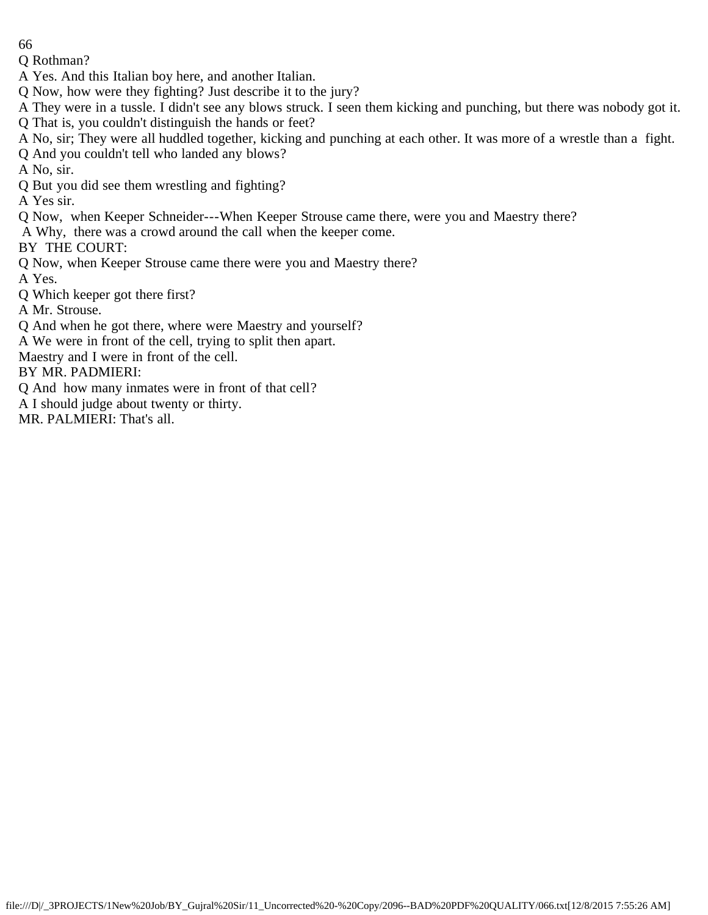Q Rothman?

A Yes. And this Italian boy here, and another Italian.

Q Now, how were they fighting? Just describe it to the jury?

A They were in a tussle. I didn't see any blows struck. I seen them kicking and punching, but there was nobody got it.

Q That is, you couldn't distinguish the hands or feet?

A No, sir; They were all huddled together, kicking and punching at each other. It was more of a wrestle than a fight.

Q And you couldn't tell who landed any blows?

A No, sir.

Q But you did see them wrestling and fighting?

A Yes sir.

Q Now, when Keeper Schneider---When Keeper Strouse came there, were you and Maestry there?

A Why, there was a crowd around the call when the keeper come.

BY THE COURT:

Q Now, when Keeper Strouse came there were you and Maestry there?

A Yes.

Q Which keeper got there first?

A Mr. Strouse.

Q And when he got there, where were Maestry and yourself?

A We were in front of the cell, trying to split then apart.

Maestry and I were in front of the cell.

BY MR. PADMIERI:

Q And how many inmates were in front of that cell?

A I should judge about twenty or thirty.

MR. PALMIERI: That's all.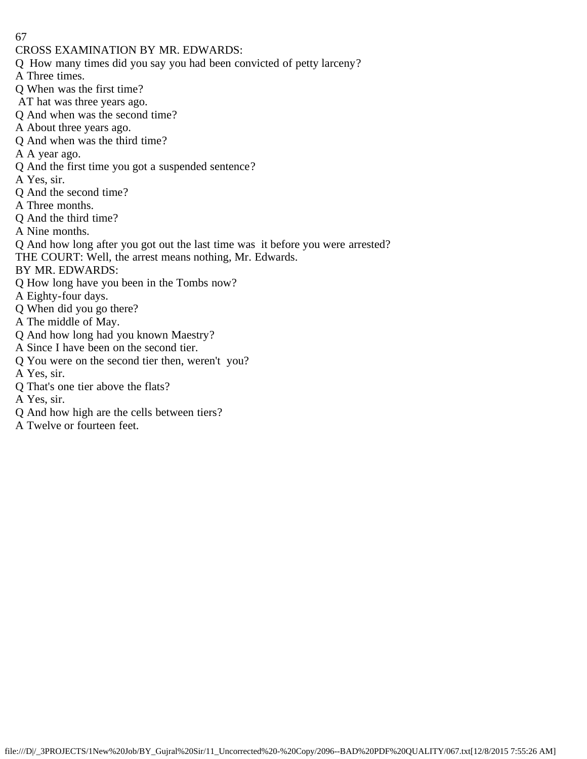CROSS EXAMINATION BY MR. EDWARDS:

Q How many times did you say you had been convicted of petty larceny?

A Three times.

Q When was the first time?

AT hat was three years ago.

Q And when was the second time?

A About three years ago.

Q And when was the third time?

A A year ago.

Q And the first time you got a suspended sentence?

A Yes, sir.

Q And the second time?

A Three months.

Q And the third time?

A Nine months.

Q And how long after you got out the last time was it before you were arrested?

THE COURT: Well, the arrest means nothing, Mr. Edwards.

BY MR. EDWARDS:

Q How long have you been in the Tombs now?

A Eighty-four days.

Q When did you go there?

A The middle of May.

Q And how long had you known Maestry?

A Since I have been on the second tier.

Q You were on the second tier then, weren't you?

A Yes, sir.

Q That's one tier above the flats?

A Yes, sir.

Q And how high are the cells between tiers?

A Twelve or fourteen feet.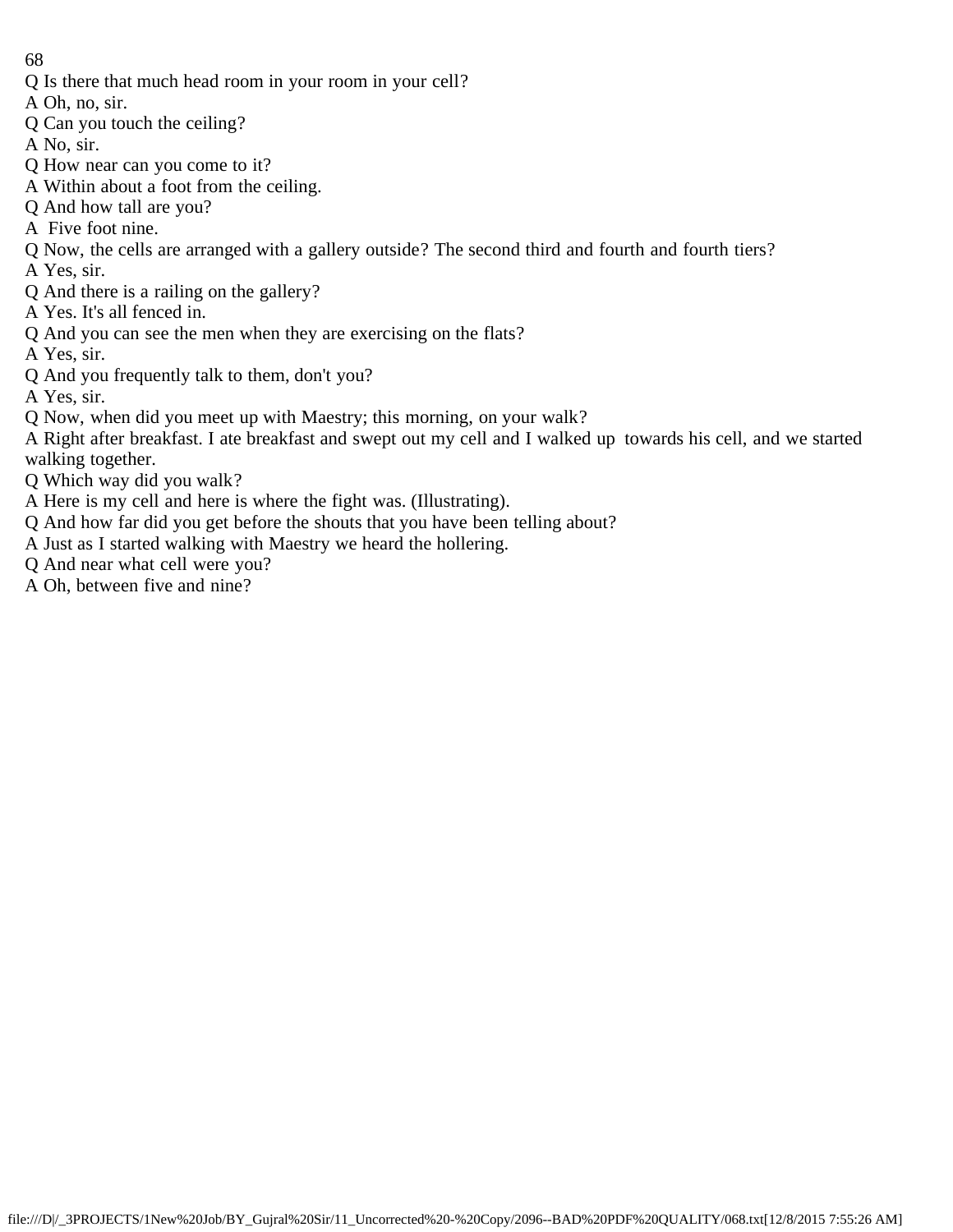Q Is there that much head room in your room in your cell?

A Oh, no, sir.

Q Can you touch the ceiling?

A No, sir.

Q How near can you come to it?

A Within about a foot from the ceiling.

Q And how tall are you?

A Five foot nine.

Q Now, the cells are arranged with a gallery outside? The second third and fourth and fourth tiers?

A Yes, sir.

Q And there is a railing on the gallery?

A Yes. It's all fenced in.

Q And you can see the men when they are exercising on the flats?

A Yes, sir.

Q And you frequently talk to them, don't you?

A Yes, sir.

Q Now, when did you meet up with Maestry; this morning, on your walk?

A Right after breakfast. I ate breakfast and swept out my cell and I walked up towards his cell, and we started walking together.

Q Which way did you walk?

A Here is my cell and here is where the fight was. (Illustrating).

Q And how far did you get before the shouts that you have been telling about?

A Just as I started walking with Maestry we heard the hollering.

Q And near what cell were you?

A Oh, between five and nine?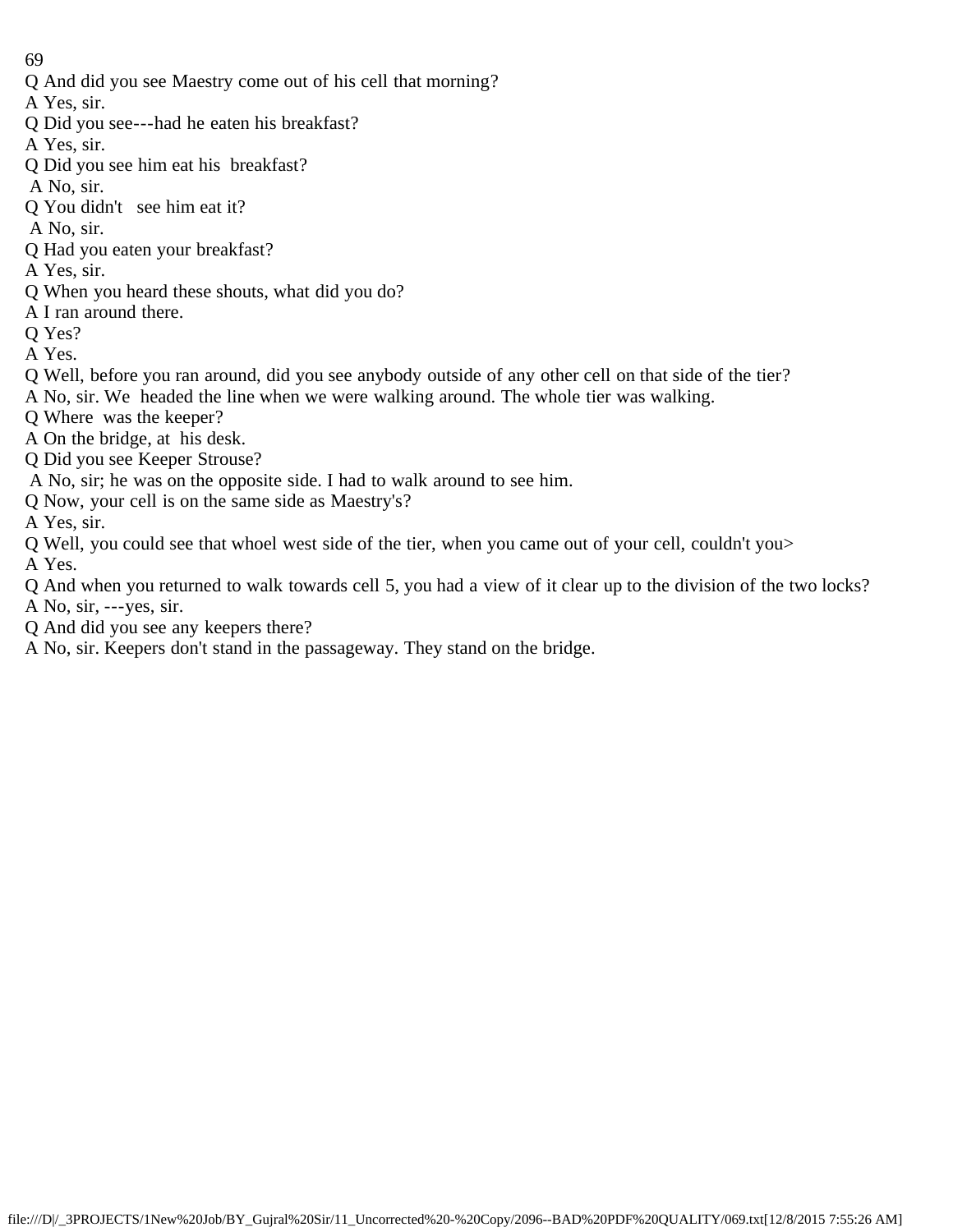Q And did you see Maestry come out of his cell that morning?
A Yes, sir.
Q Did you see---had he eaten his breakfast?
A Yes, sir.
Q Did you see him eat his breakfast?
A No, sir.
Q You didn't see him eat it?
A No, sir.
Q Had you eaten your breakfast?
A Yes, sir.
Q When you heard these shouts, what did you do?
A I ran around there.
Q Yes?
A Yes.
Q Well, before you ran around, did you see anybody outside of any other cell on that side of the tier?
A No, sir. We headed the line when we were walking around. The whole tier was walking.
Q Where was the keeper?
A On the bridge, at his desk.
Q Did you see Keeper Strouse?
A No, sir; he was on the opposite side. I had to walk around to see him.
Q Now, your cell is on the same side as Maestry's?
A Yes, sir.
Q Well, you could see that whoel west side of the tier, when you came out of your cell, couldn't you>
A Yes.
Q And when you returned to walk towards cell 5, you had a view of it clear up to the division of the two locks?
A No, sir, ---yes, sir.
Q And did you see any keepers there?
A No, sir. Keepers don't stand in the passageway. They stand on the bridge.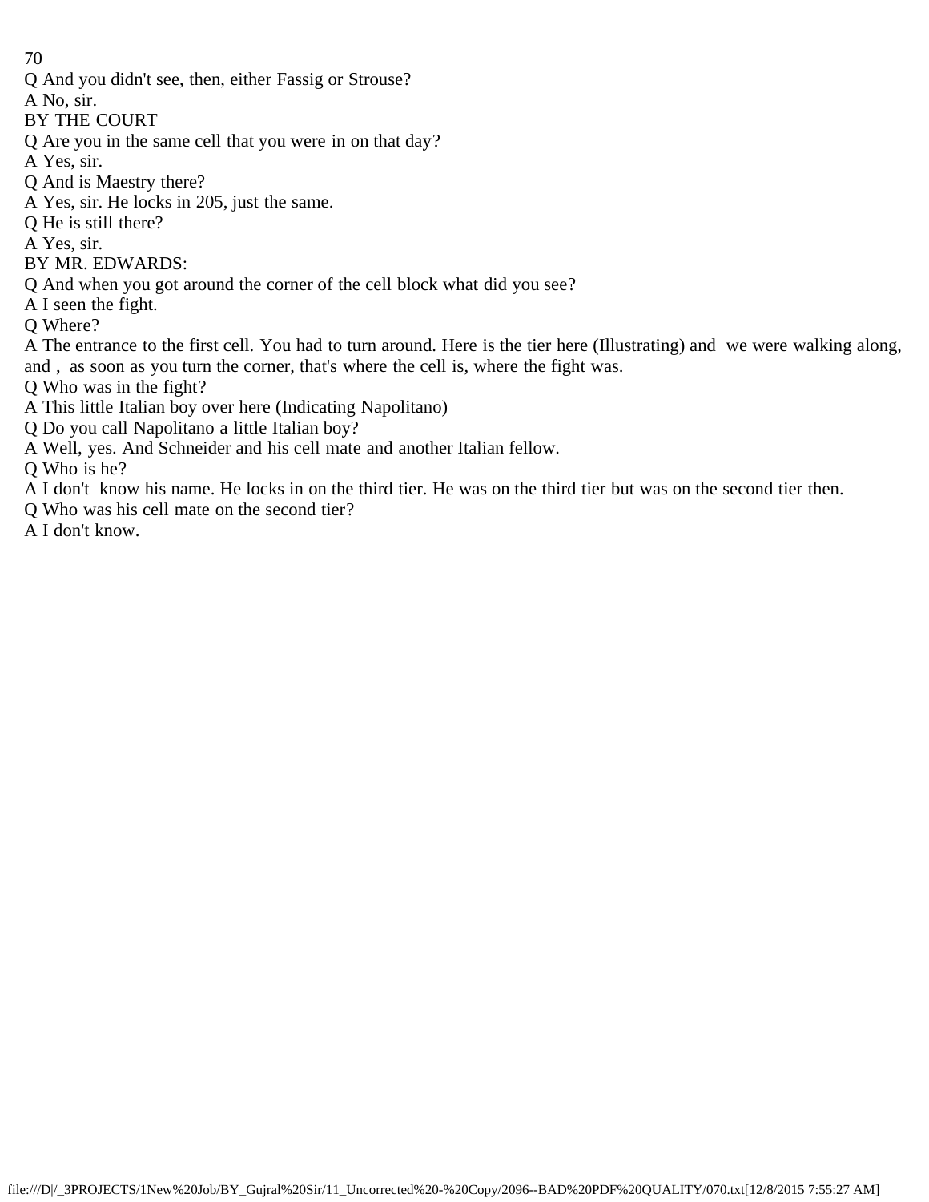Q And you didn't see, then, either Fassig or Strouse?

A No, sir.

BY THE COURT

Q Are you in the same cell that you were in on that day?

A Yes, sir.

Q And is Maestry there?

A Yes, sir. He locks in 205, just the same.

Q He is still there?

A Yes, sir.

BY MR. EDWARDS:

Q And when you got around the corner of the cell block what did you see?

A I seen the fight.

Q Where?

A The entrance to the first cell. You had to turn around. Here is the tier here (Illustrating) and we were walking along, and , as soon as you turn the corner, that's where the cell is, where the fight was.

Q Who was in the fight?

A This little Italian boy over here (Indicating Napolitano)

Q Do you call Napolitano a little Italian boy?

A Well, yes. And Schneider and his cell mate and another Italian fellow.

Q Who is he?

A I don't know his name. He locks in on the third tier. He was on the third tier but was on the second tier then.

Q Who was his cell mate on the second tier?

A I don't know.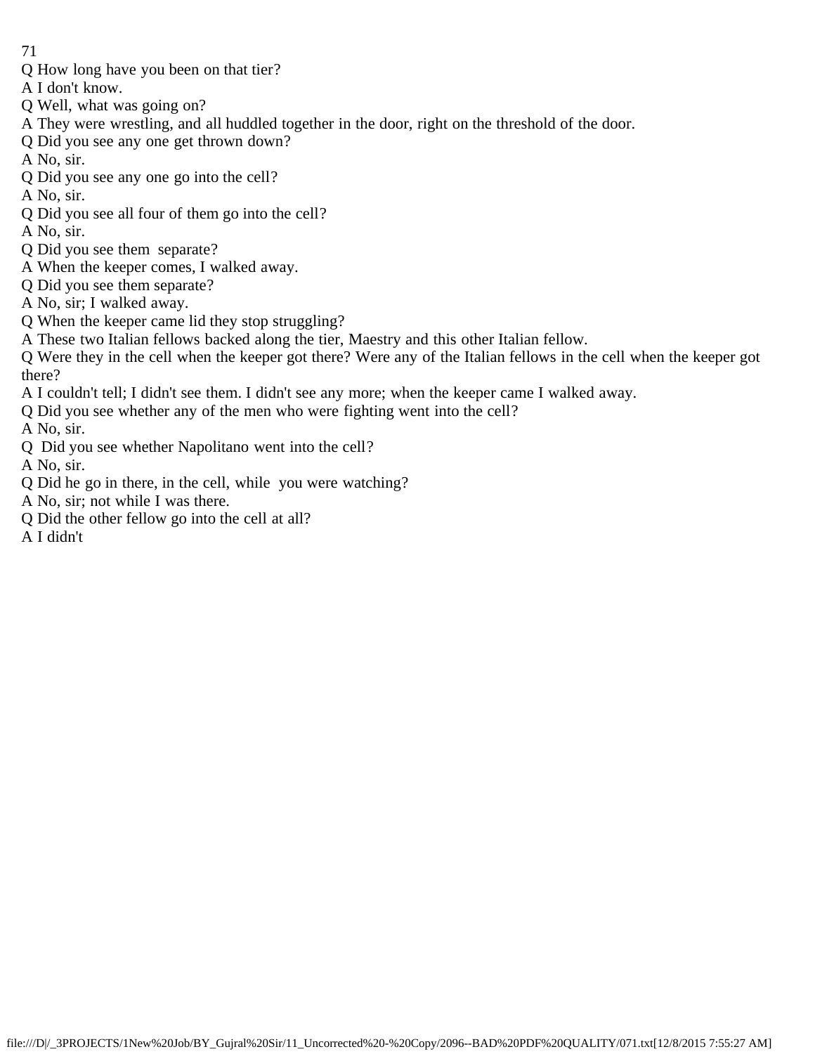Q How long have you been on that tier?

A I don't know.

Q Well, what was going on?

A They were wrestling, and all huddled together in the door, right on the threshold of the door.

Q Did you see any one get thrown down?

A No, sir.

Q Did you see any one go into the cell?

A No, sir.

Q Did you see all four of them go into the cell?

A No, sir.

Q Did you see them separate?

A When the keeper comes, I walked away.

Q Did you see them separate?

A No, sir; I walked away.

Q When the keeper came lid they stop struggling?

A These two Italian fellows backed along the tier, Maestry and this other Italian fellow.

Q Were they in the cell when the keeper got there? Were any of the Italian fellows in the cell when the keeper got there?

A I couldn't tell; I didn't see them. I didn't see any more; when the keeper came I walked away.

Q Did you see whether any of the men who were fighting went into the cell?

A No, sir.

Q Did you see whether Napolitano went into the cell?

A No, sir.

Q Did he go in there, in the cell, while you were watching?

A No, sir; not while I was there.

Q Did the other fellow go into the cell at all?

A I didn't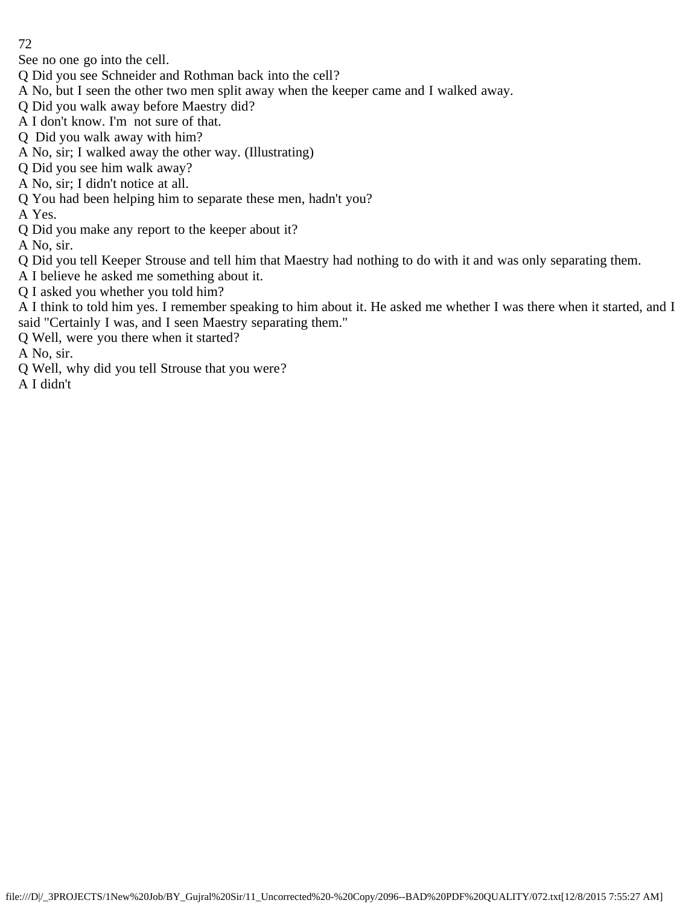See no one go into the cell.

Q Did you see Schneider and Rothman back into the cell?

A No, but I seen the other two men split away when the keeper came and I walked away.

Q Did you walk away before Maestry did?

A I don't know. I'm not sure of that.

Q Did you walk away with him?

A No, sir; I walked away the other way. (Illustrating)

Q Did you see him walk away?

A No, sir; I didn't notice at all.

Q You had been helping him to separate these men, hadn't you?

A Yes.

Q Did you make any report to the keeper about it?

A No, sir.

Q Did you tell Keeper Strouse and tell him that Maestry had nothing to do with it and was only separating them.

A I believe he asked me something about it.

Q I asked you whether you told him?

A I think to told him yes. I remember speaking to him about it. He asked me whether I was there when it started, and I said "Certainly I was, and I seen Maestry separating them."

Q Well, were you there when it started?

A No, sir.

Q Well, why did you tell Strouse that you were?

A I didn't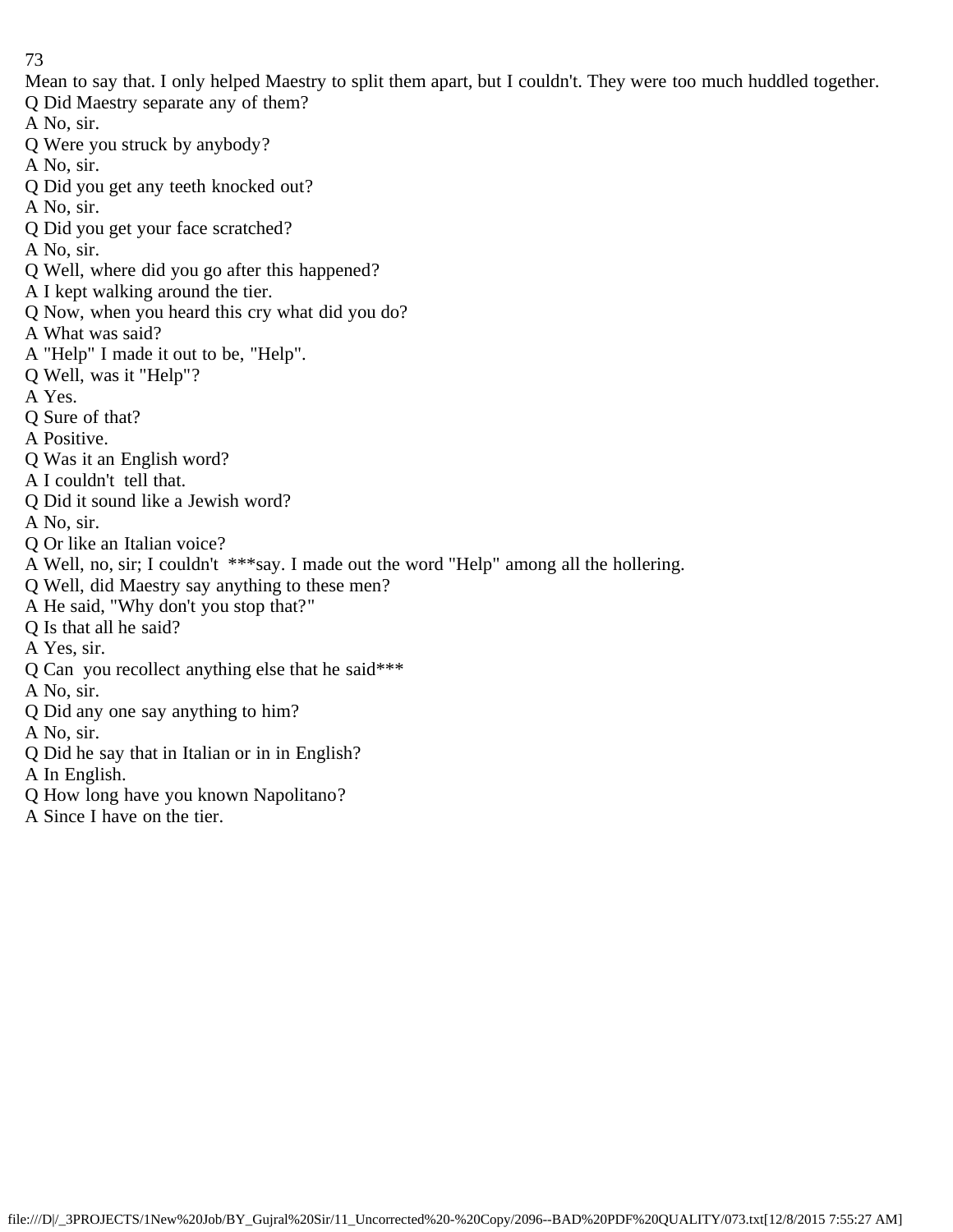Mean to say that. I only helped Maestry to split them apart, but I couldn't. They were too much huddled together.
Q Did Maestry separate any of them?
A No, sir.
Q Were you struck by anybody?
A No, sir.
Q Did you get any teeth knocked out?
A No, sir.
Q Did you get your face scratched?
A No, sir.
Q Well, where did you go after this happened?
A I kept walking around the tier.
Q Now, when you heard this cry what did you do?
A What was said?
A "Help" I made it out to be, "Help".
Q Well, was it "Help"?
A Yes.
Q Sure of that?
A Positive.
Q Was it an English word?
A I couldn't tell that.
Q Did it sound like a Jewish word?
A No, sir.
Q Or like an Italian voice?
A Well, no, sir; I couldn't ***say. I made out the word "Help" among all the hollering.
Q Well, did Maestry say anything to these men?
A He said, "Why don't you stop that?"
Q Is that all he said?
A Yes, sir.
Q Can you recollect anything else that he said***
A No, sir.
Q Did any one say anything to him?
A No, sir.
Q Did he say that in Italian or in in English?
A In English.
Q How long have you known Napolitano?
A Since I have on the tier.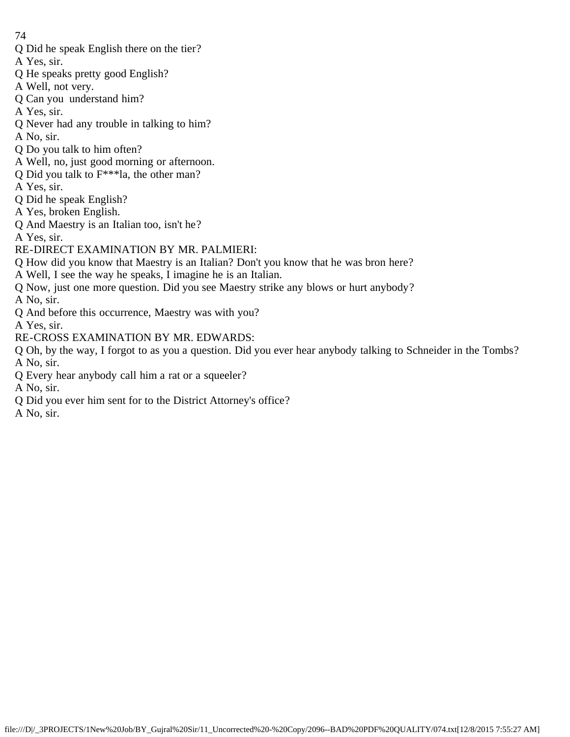Q Did he speak English there on the tier?

A Yes, sir.

Q He speaks pretty good English?

A Well, not very.

Q Can you understand him?

A Yes, sir.

Q Never had any trouble in talking to him?

A No, sir.

Q Do you talk to him often?

A Well, no, just good morning or afternoon.

Q Did you talk to F***la, the other man?

A Yes, sir.

Q Did he speak English?

A Yes, broken English.

Q And Maestry is an Italian too, isn't he?

A Yes, sir.

RE-DIRECT EXAMINATION BY MR. PALMIERI:

Q How did you know that Maestry is an Italian? Don't you know that he was bron here?

A Well, I see the way he speaks, I imagine he is an Italian.

Q Now, just one more question. Did you see Maestry strike any blows or hurt anybody?

A No, sir.

Q And before this occurrence, Maestry was with you?

A Yes, sir.

RE-CROSS EXAMINATION BY MR. EDWARDS:

Q Oh, by the way, I forgot to as you a question. Did you ever hear anybody talking to Schneider in the Tombs?

A No, sir.

Q Every hear anybody call him a rat or a squeeler?

A No, sir.

Q Did you ever him sent for to the District Attorney's office?

A No, sir.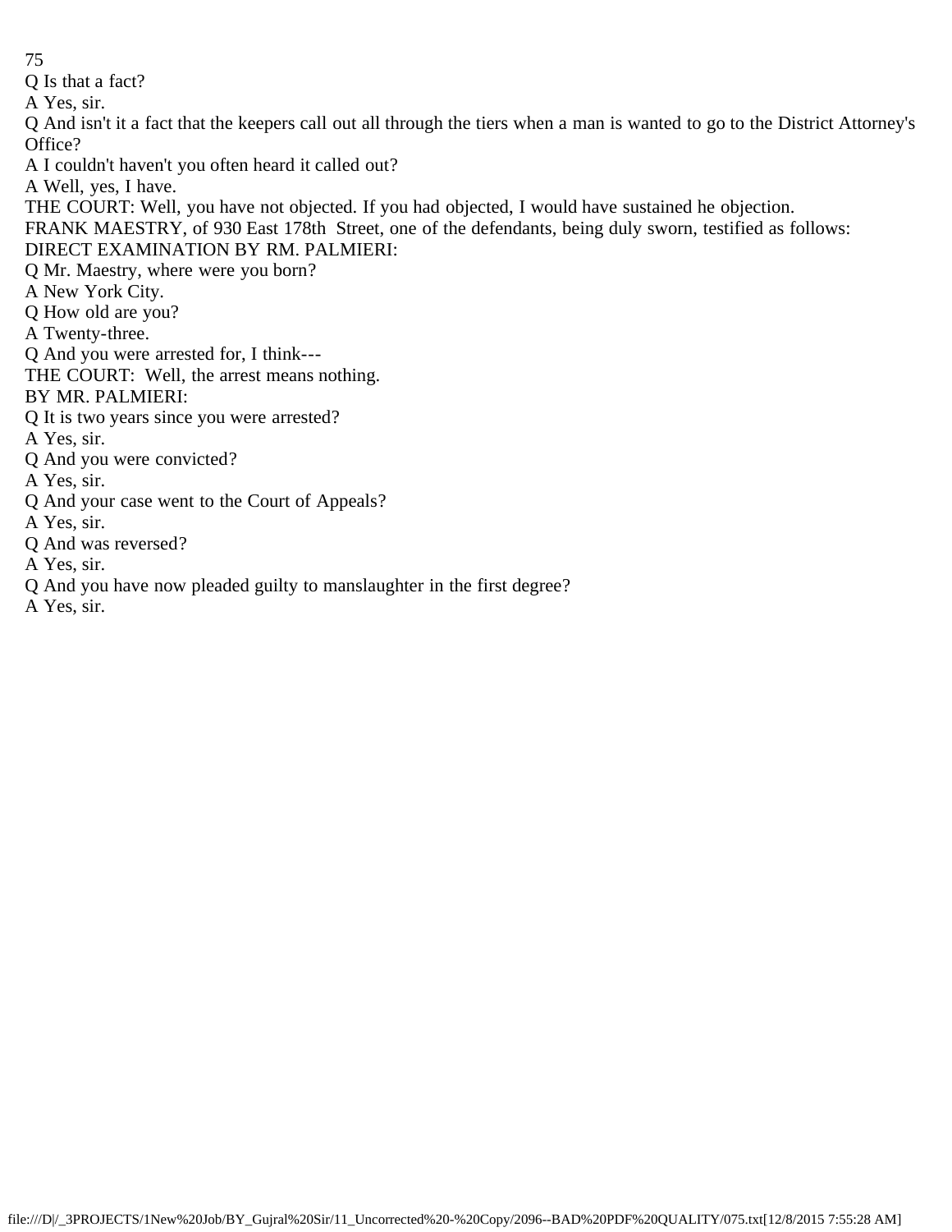Q Is that a fact?

A Yes, sir.

Q And isn't it a fact that the keepers call out all through the tiers when a man is wanted to go to the District Attorney's Office?

A I couldn't haven't you often heard it called out?

A Well, yes, I have.

THE COURT: Well, you have not objected. If you had objected, I would have sustained he objection.

FRANK MAESTRY, of 930 East 178th Street, one of the defendants, being duly sworn, testified as follows:

DIRECT EXAMINATION BY RM. PALMIERI:

Q Mr. Maestry, where were you born?

A New York City.

Q How old are you?

A Twenty-three.

Q And you were arrested for, I think---

THE COURT: Well, the arrest means nothing.

BY MR. PALMIERI:

Q It is two years since you were arrested?

A Yes, sir.

Q And you were convicted?

A Yes, sir.

Q And your case went to the Court of Appeals?

A Yes, sir.

Q And was reversed?

A Yes, sir.

Q And you have now pleaded guilty to manslaughter in the first degree?

A Yes, sir.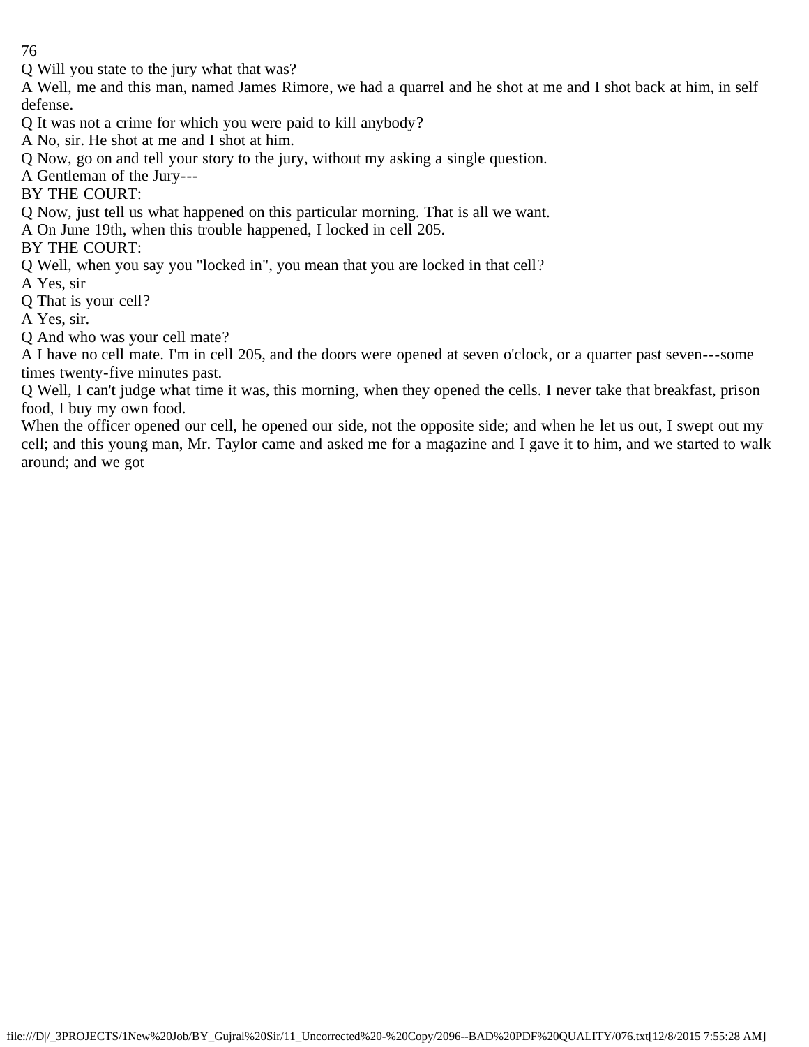Q Will you state to the jury what that was?

A Well, me and this man, named James Rimore, we had a quarrel and he shot at me and I shot back at him, in self defense.

Q It was not a crime for which you were paid to kill anybody?

A No, sir. He shot at me and I shot at him.

Q Now, go on and tell your story to the jury, without my asking a single question.

A Gentleman of the Jury---

BY THE COURT:

Q Now, just tell us what happened on this particular morning. That is all we want.

A On June 19th, when this trouble happened, I locked in cell 205.

BY THE COURT:

Q Well, when you say you "locked in", you mean that you are locked in that cell?

A Yes, sir

Q That is your cell?

A Yes, sir.

Q And who was your cell mate?

A I have no cell mate. I'm in cell 205, and the doors were opened at seven o'clock, or a quarter past seven---some times twenty-five minutes past.

Q Well, I can't judge what time it was, this morning, when they opened the cells. I never take that breakfast, prison food, I buy my own food.

When the officer opened our cell, he opened our side, not the opposite side; and when he let us out, I swept out my cell; and this young man, Mr. Taylor came and asked me for a magazine and I gave it to him, and we started to walk around; and we got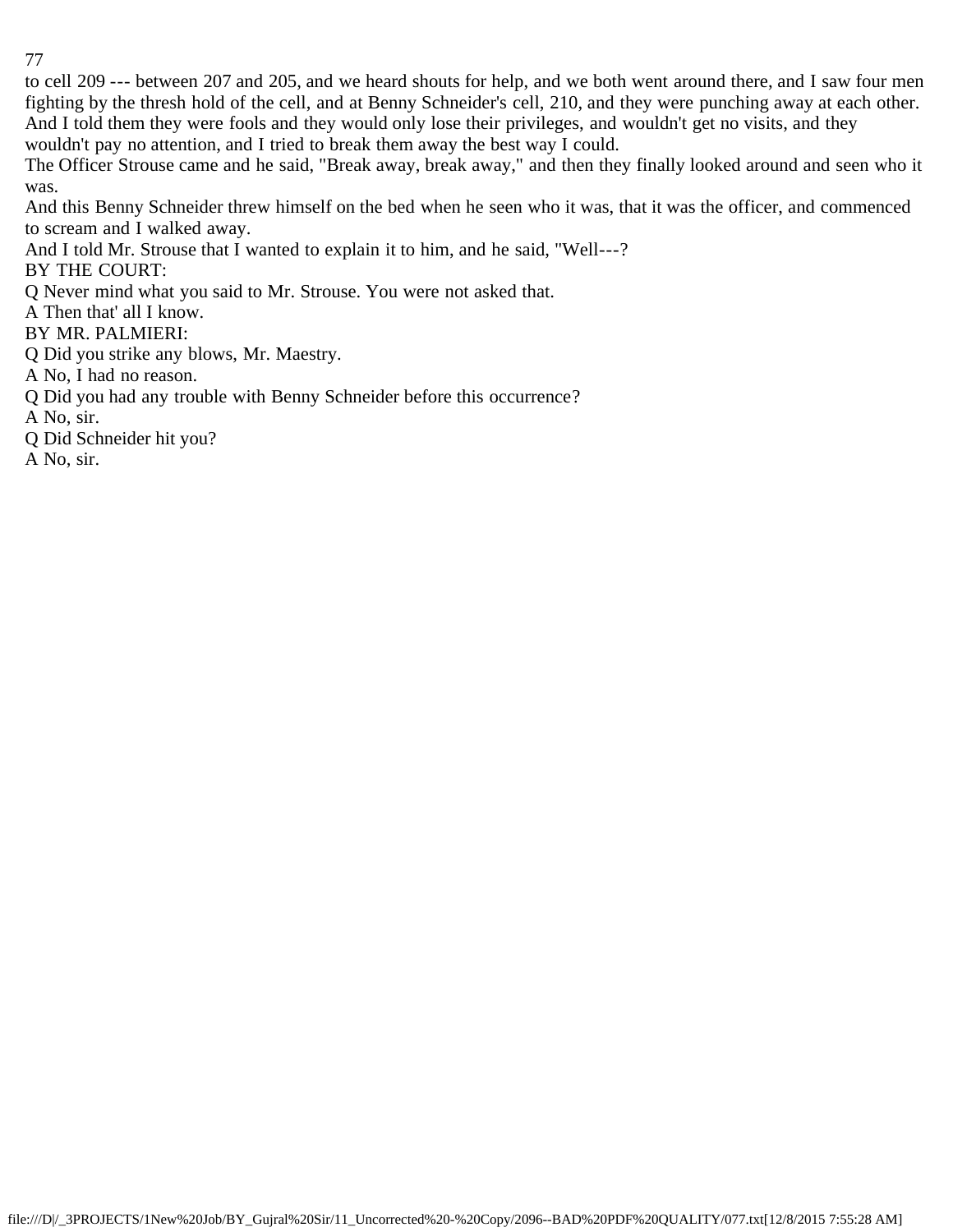to cell 209 --- between 207 and 205, and we heard shouts for help, and we both went around there, and I saw four men fighting by the thresh hold of the cell, and at Benny Schneider's cell, 210, and they were punching away at each other. And I told them they were fools and they would only lose their privileges, and wouldn't get no visits, and they wouldn't pay no attention, and I tried to break them away the best way I could.

The Officer Strouse came and he said, "Break away, break away," and then they finally looked around and seen who it was.

And this Benny Schneider threw himself on the bed when he seen who it was, that it was the officer, and commenced to scream and I walked away.

And I told Mr. Strouse that I wanted to explain it to him, and he said, "Well---?

BY THE COURT:

Q Never mind what you said to Mr. Strouse. You were not asked that.

A Then that' all I know.

BY MR. PALMIERI:

Q Did you strike any blows, Mr. Maestry.

A No, I had no reason.

Q Did you had any trouble with Benny Schneider before this occurrence?

A No, sir.

Q Did Schneider hit you?

A No, sir.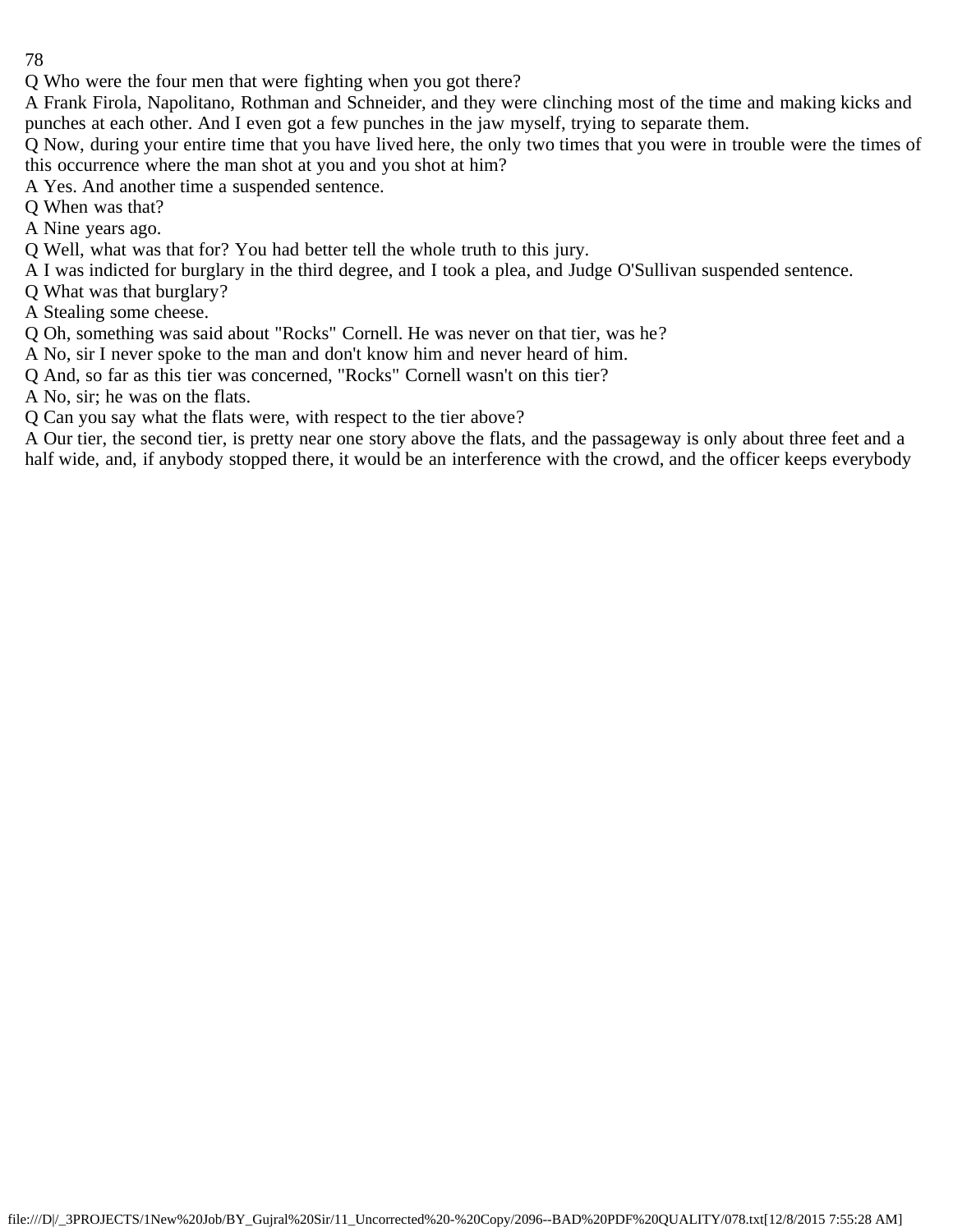Q Who were the four men that were fighting when you got there?

A Frank Firola, Napolitano, Rothman and Schneider, and they were clinching most of the time and making kicks and punches at each other. And I even got a few punches in the jaw myself, trying to separate them.

Q Now, during your entire time that you have lived here, the only two times that you were in trouble were the times of this occurrence where the man shot at you and you shot at him?

A Yes. And another time a suspended sentence.

Q When was that?

A Nine years ago.

Q Well, what was that for? You had better tell the whole truth to this jury.

A I was indicted for burglary in the third degree, and I took a plea, and Judge O'Sullivan suspended sentence.

Q What was that burglary?

A Stealing some cheese.

Q Oh, something was said about "Rocks" Cornell. He was never on that tier, was he?

A No, sir I never spoke to the man and don't know him and never heard of him.

Q And, so far as this tier was concerned, "Rocks" Cornell wasn't on this tier?

A No, sir; he was on the flats.

Q Can you say what the flats were, with respect to the tier above?

A Our tier, the second tier, is pretty near one story above the flats, and the passageway is only about three feet and a half wide, and, if anybody stopped there, it would be an interference with the crowd, and the officer keeps everybody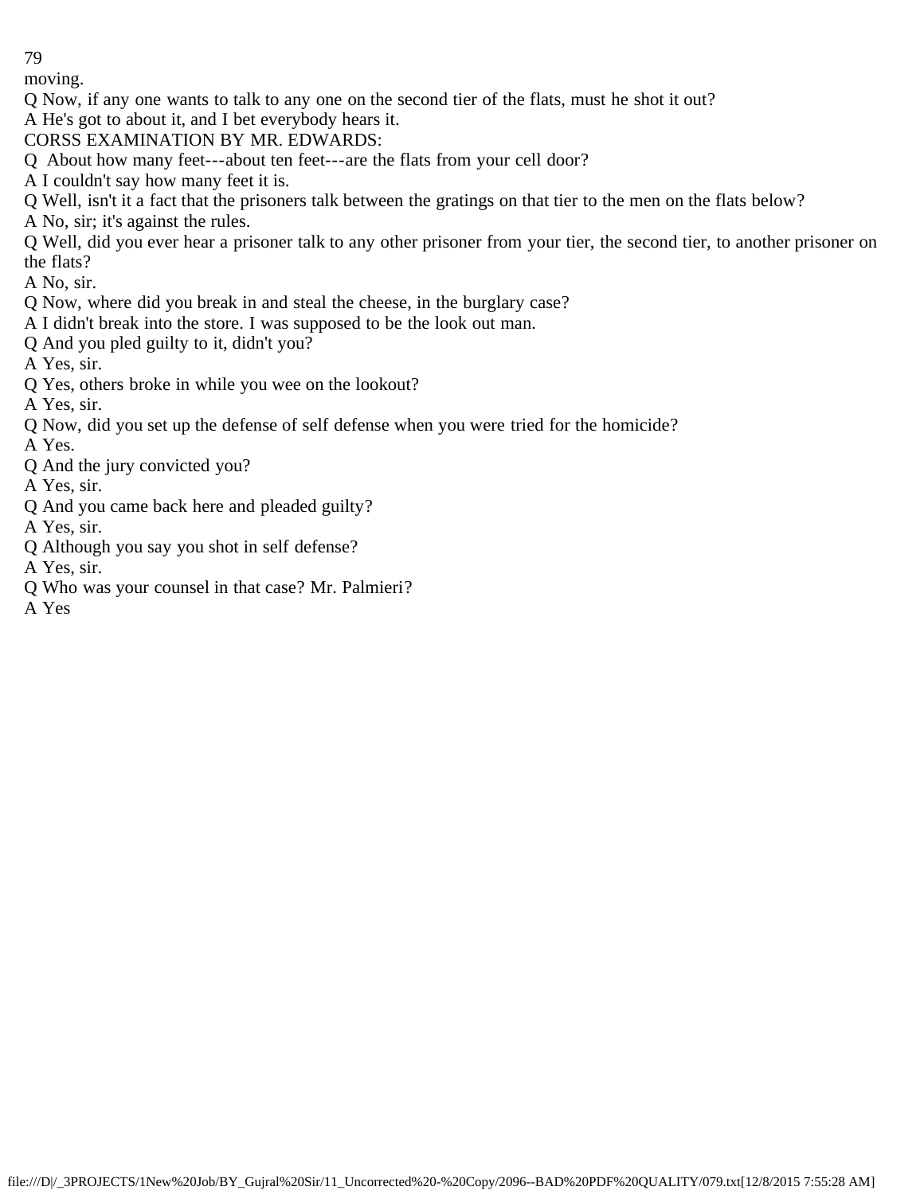moving.

Q Now, if any one wants to talk to any one on the second tier of the flats, must he shot it out?

A He's got to about it, and I bet everybody hears it.

CORSS EXAMINATION BY MR. EDWARDS:

Q About how many feet---about ten feet---are the flats from your cell door?

A I couldn't say how many feet it is.

Q Well, isn't it a fact that the prisoners talk between the gratings on that tier to the men on the flats below?

A No, sir; it's against the rules.

Q Well, did you ever hear a prisoner talk to any other prisoner from your tier, the second tier, to another prisoner on the flats?

A No, sir.

Q Now, where did you break in and steal the cheese, in the burglary case?

A I didn't break into the store. I was supposed to be the look out man.

Q And you pled guilty to it, didn't you?

A Yes, sir.

Q Yes, others broke in while you wee on the lookout?

A Yes, sir.

Q Now, did you set up the defense of self defense when you were tried for the homicide?

A Yes.

Q And the jury convicted you?

A Yes, sir.

Q And you came back here and pleaded guilty?

A Yes, sir.

Q Although you say you shot in self defense?

A Yes, sir.

Q Who was your counsel in that case? Mr. Palmieri?

A Yes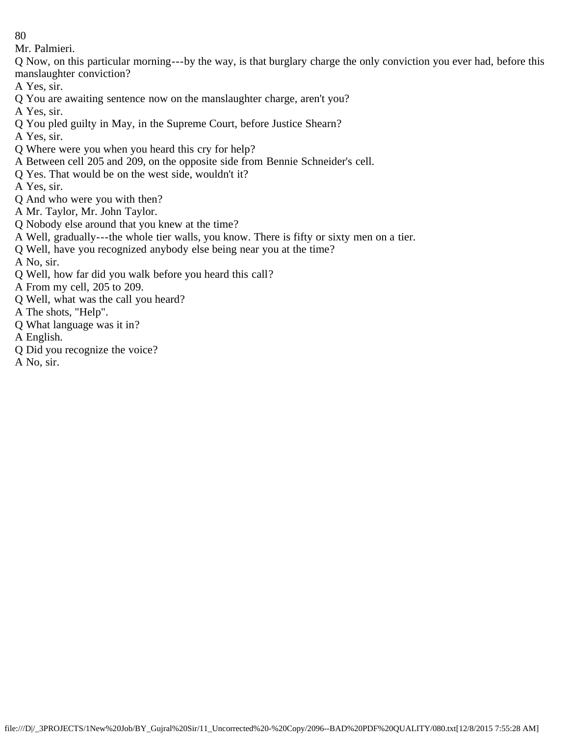Mr. Palmieri.

Q Now, on this particular morning---by the way, is that burglary charge the only conviction you ever had, before this manslaughter conviction?

A Yes, sir.

Q You are awaiting sentence now on the manslaughter charge, aren't you?

A Yes, sir.

Q You pled guilty in May, in the Supreme Court, before Justice Shearn?

A Yes, sir.

Q Where were you when you heard this cry for help?

A Between cell 205 and 209, on the opposite side from Bennie Schneider's cell.

Q Yes. That would be on the west side, wouldn't it?

A Yes, sir.

Q And who were you with then?

A Mr. Taylor, Mr. John Taylor.

Q Nobody else around that you knew at the time?

A Well, gradually---the whole tier walls, you know. There is fifty or sixty men on a tier.

Q Well, have you recognized anybody else being near you at the time?

A No, sir.

Q Well, how far did you walk before you heard this call?

A From my cell, 205 to 209.

Q Well, what was the call you heard?

A The shots, "Help".

Q What language was it in?

A English.

Q Did you recognize the voice?

A No, sir.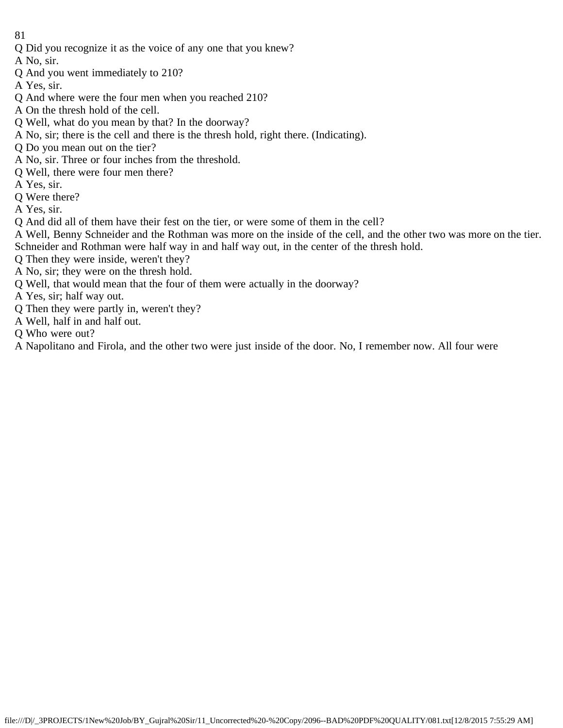Q Did you recognize it as the voice of any one that you knew?

A No, sir.

Q And you went immediately to 210?

A Yes, sir.

Q And where were the four men when you reached 210?

A On the thresh hold of the cell.

Q Well, what do you mean by that? In the doorway?

A No, sir; there is the cell and there is the thresh hold, right there. (Indicating).

Q Do you mean out on the tier?

A No, sir. Three or four inches from the threshold.

Q Well, there were four men there?

A Yes, sir.

Q Were there?

A Yes, sir.

Q And did all of them have their fest on the tier, or were some of them in the cell?

A Well, Benny Schneider and the Rothman was more on the inside of the cell, and the other two was more on the tier. Schneider and Rothman were half way in and half way out, in the center of the thresh hold.

Q Then they were inside, weren't they?

A No, sir; they were on the thresh hold.

Q Well, that would mean that the four of them were actually in the doorway?

A Yes, sir; half way out.

Q Then they were partly in, weren't they?

A Well, half in and half out.

Q Who were out?

A Napolitano and Firola, and the other two were just inside of the door. No, I remember now. All four were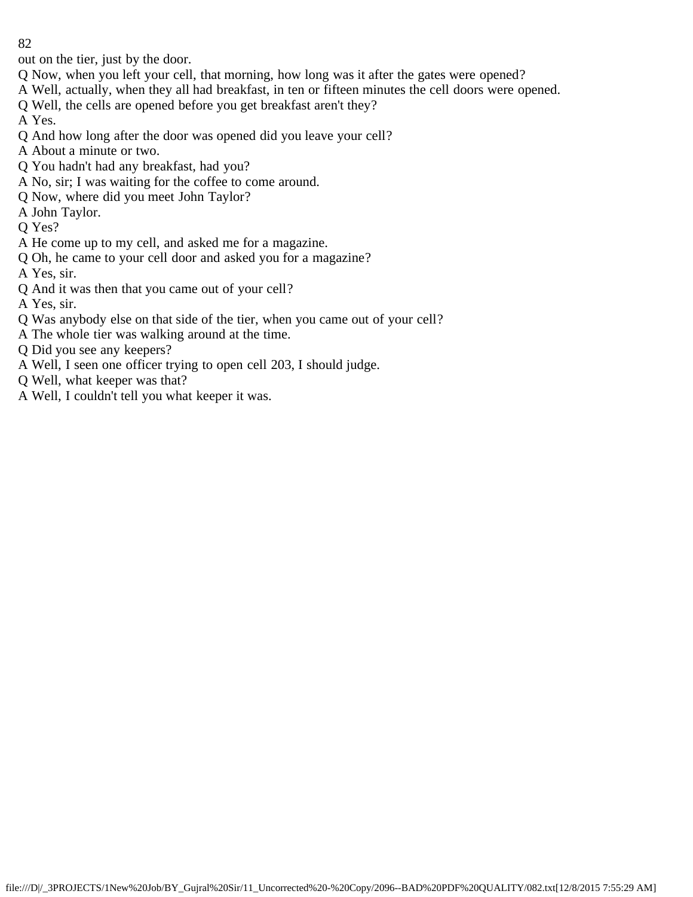out on the tier, just by the door.

Q Now, when you left your cell, that morning, how long was it after the gates were opened?

A Well, actually, when they all had breakfast, in ten or fifteen minutes the cell doors were opened.

Q Well, the cells are opened before you get breakfast aren't they?

A Yes.

Q And how long after the door was opened did you leave your cell?

A About a minute or two.

Q You hadn't had any breakfast, had you?

A No, sir; I was waiting for the coffee to come around.

Q Now, where did you meet John Taylor?

A John Taylor.

Q Yes?

A He come up to my cell, and asked me for a magazine.

Q Oh, he came to your cell door and asked you for a magazine?

A Yes, sir.

Q And it was then that you came out of your cell?

A Yes, sir.

Q Was anybody else on that side of the tier, when you came out of your cell?

A The whole tier was walking around at the time.

Q Did you see any keepers?

A Well, I seen one officer trying to open cell 203, I should judge.

Q Well, what keeper was that?

A Well, I couldn't tell you what keeper it was.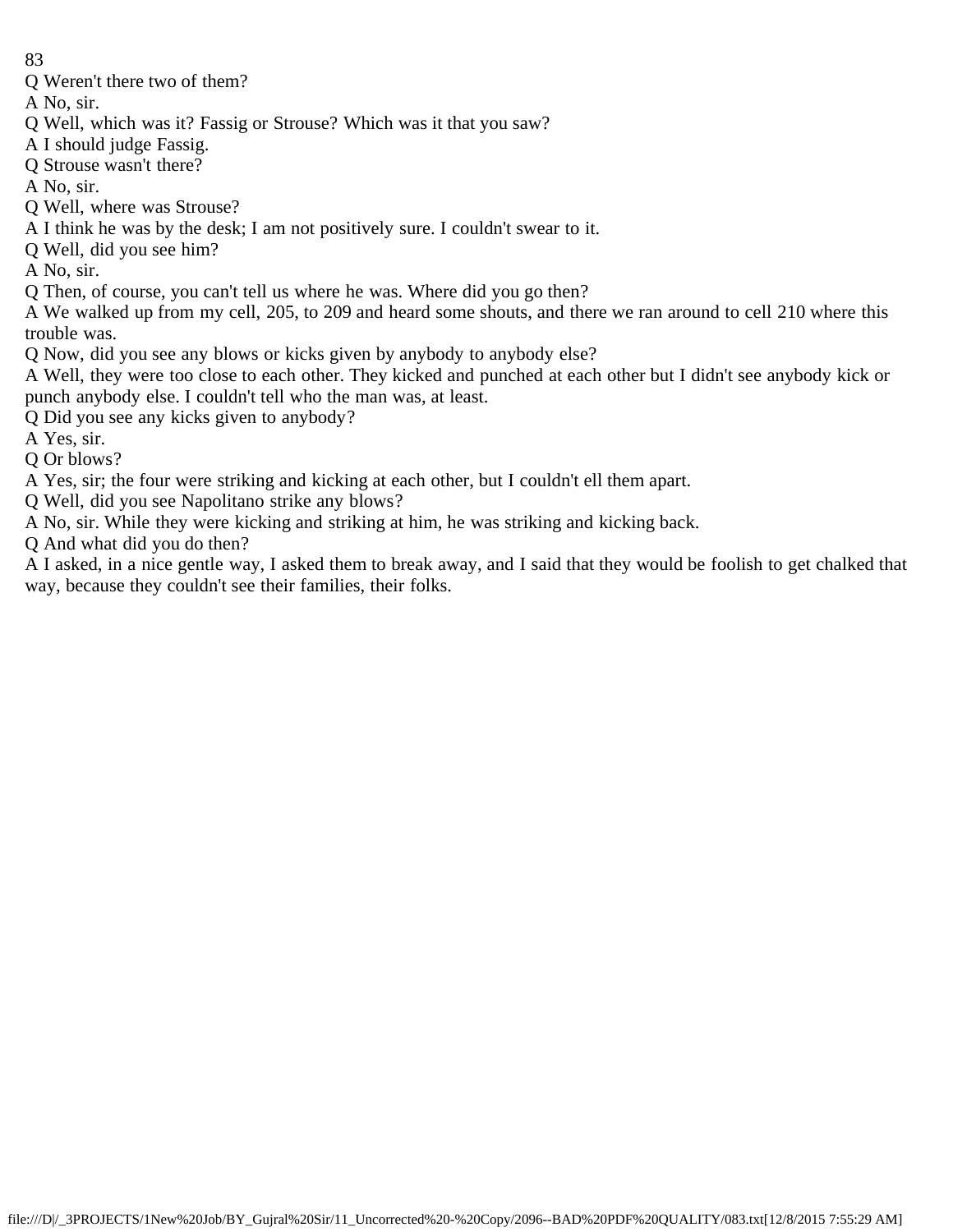Q Weren't there two of them?

A No, sir.

Q Well, which was it? Fassig or Strouse? Which was it that you saw?

A I should judge Fassig.

Q Strouse wasn't there?

A No, sir.

Q Well, where was Strouse?

A I think he was by the desk; I am not positively sure. I couldn't swear to it.

Q Well, did you see him?

A No, sir.

Q Then, of course, you can't tell us where he was. Where did you go then?

A We walked up from my cell, 205, to 209 and heard some shouts, and there we ran around to cell 210 where this trouble was.

Q Now, did you see any blows or kicks given by anybody to anybody else?

A Well, they were too close to each other. They kicked and punched at each other but I didn't see anybody kick or punch anybody else. I couldn't tell who the man was, at least.

Q Did you see any kicks given to anybody?

A Yes, sir.

Q Or blows?

A Yes, sir; the four were striking and kicking at each other, but I couldn't ell them apart.

Q Well, did you see Napolitano strike any blows?

A No, sir. While they were kicking and striking at him, he was striking and kicking back.

Q And what did you do then?

A I asked, in a nice gentle way, I asked them to break away, and I said that they would be foolish to get chalked that way, because they couldn't see their families, their folks.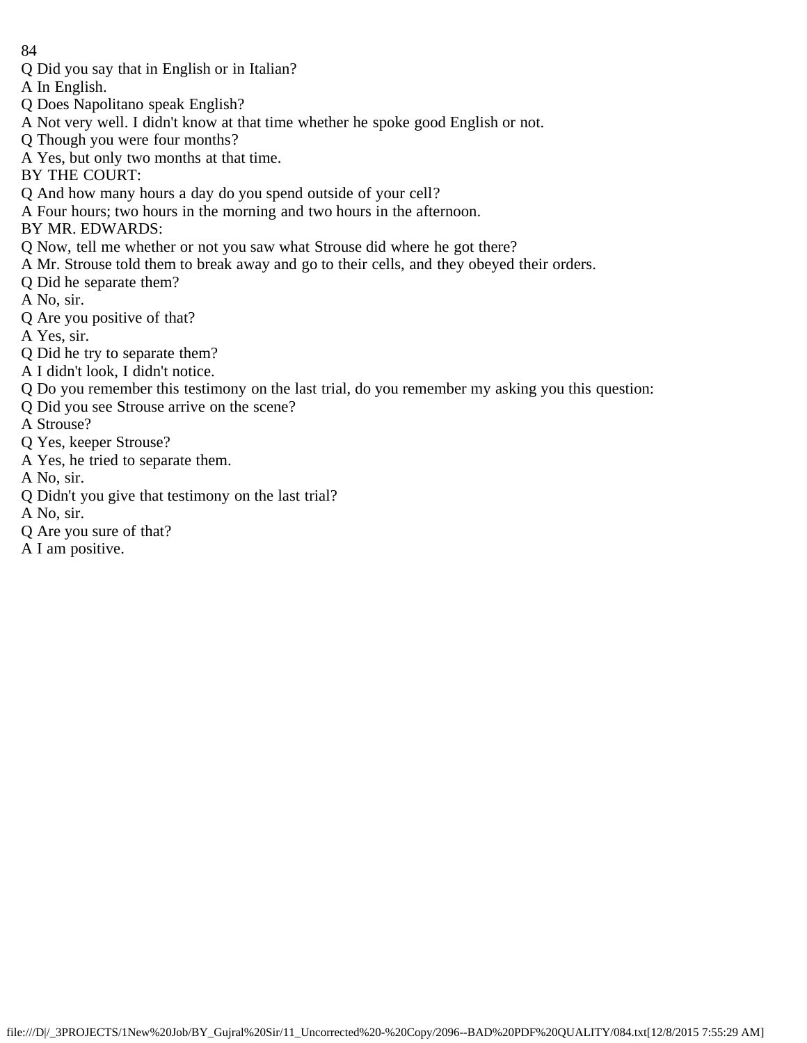Q Did you say that in English or in Italian?

A In English.

Q Does Napolitano speak English?

A Not very well. I didn't know at that time whether he spoke good English or not.

Q Though you were four months?

A Yes, but only two months at that time.

BY THE COURT:

Q And how many hours a day do you spend outside of your cell?

A Four hours; two hours in the morning and two hours in the afternoon.

BY MR. EDWARDS:

Q Now, tell me whether or not you saw what Strouse did where he got there?

A Mr. Strouse told them to break away and go to their cells, and they obeyed their orders.

Q Did he separate them?

A No, sir.

Q Are you positive of that?

A Yes, sir.

Q Did he try to separate them?

A I didn't look, I didn't notice.

Q Do you remember this testimony on the last trial, do you remember my asking you this question:

Q Did you see Strouse arrive on the scene?

A Strouse?

Q Yes, keeper Strouse?

A Yes, he tried to separate them.

A No, sir.

Q Didn't you give that testimony on the last trial?

A No, sir.

Q Are you sure of that?

A I am positive.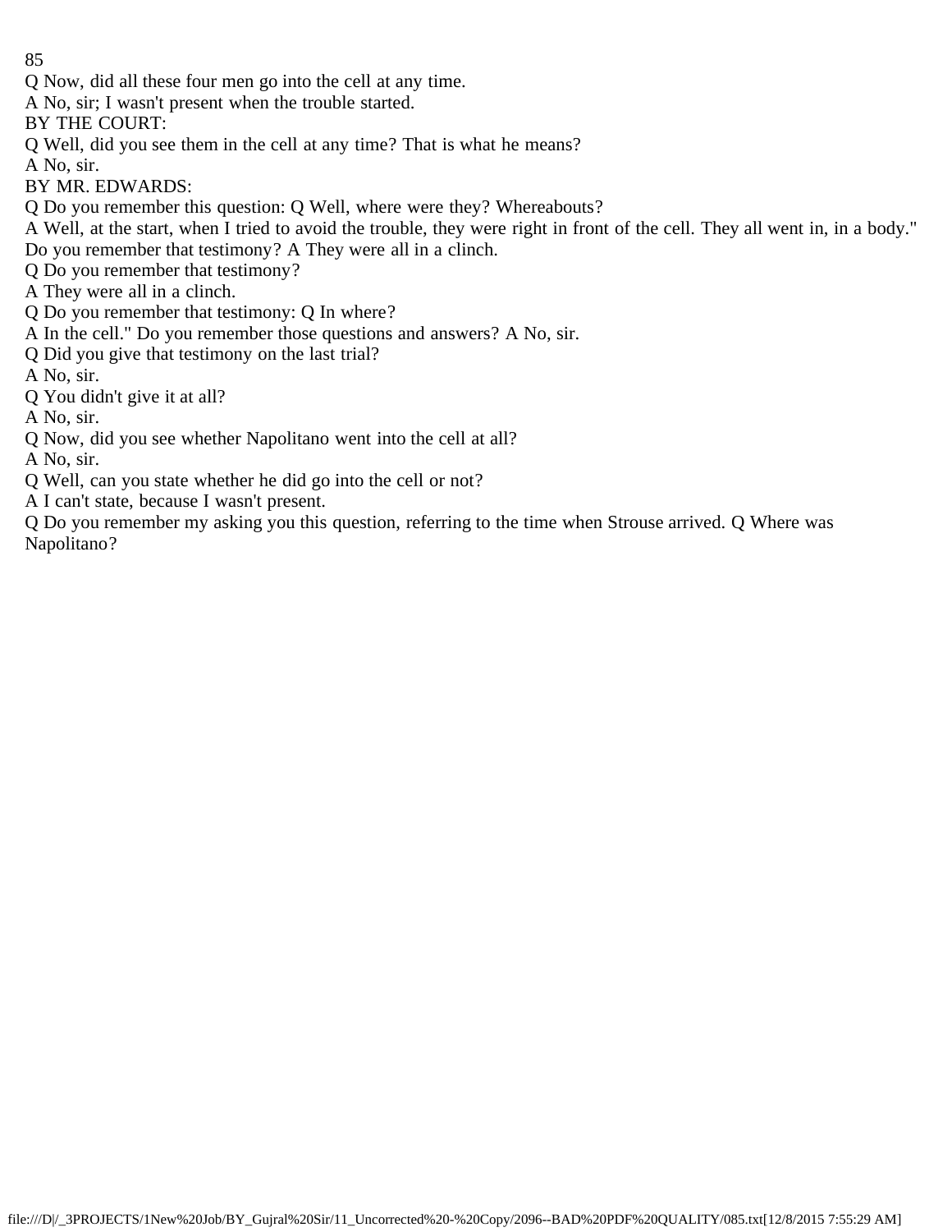Q Now, did all these four men go into the cell at any time.

A No, sir; I wasn't present when the trouble started.

BY THE COURT:

Q Well, did you see them in the cell at any time? That is what he means?

A No, sir.

BY MR. EDWARDS:

Q Do you remember this question: Q Well, where were they? Whereabouts?

A Well, at the start, when I tried to avoid the trouble, they were right in front of the cell. They all went in, in a body." Do you remember that testimony? A They were all in a clinch.

Q Do you remember that testimony?

A They were all in a clinch.

Q Do you remember that testimony: Q In where?

A In the cell." Do you remember those questions and answers? A No, sir.

Q Did you give that testimony on the last trial?

A No, sir.

Q You didn't give it at all?

A No, sir.

Q Now, did you see whether Napolitano went into the cell at all?

A No, sir.

Q Well, can you state whether he did go into the cell or not?

A I can't state, because I wasn't present.

Q Do you remember my asking you this question, referring to the time when Strouse arrived. Q Where was Napolitano?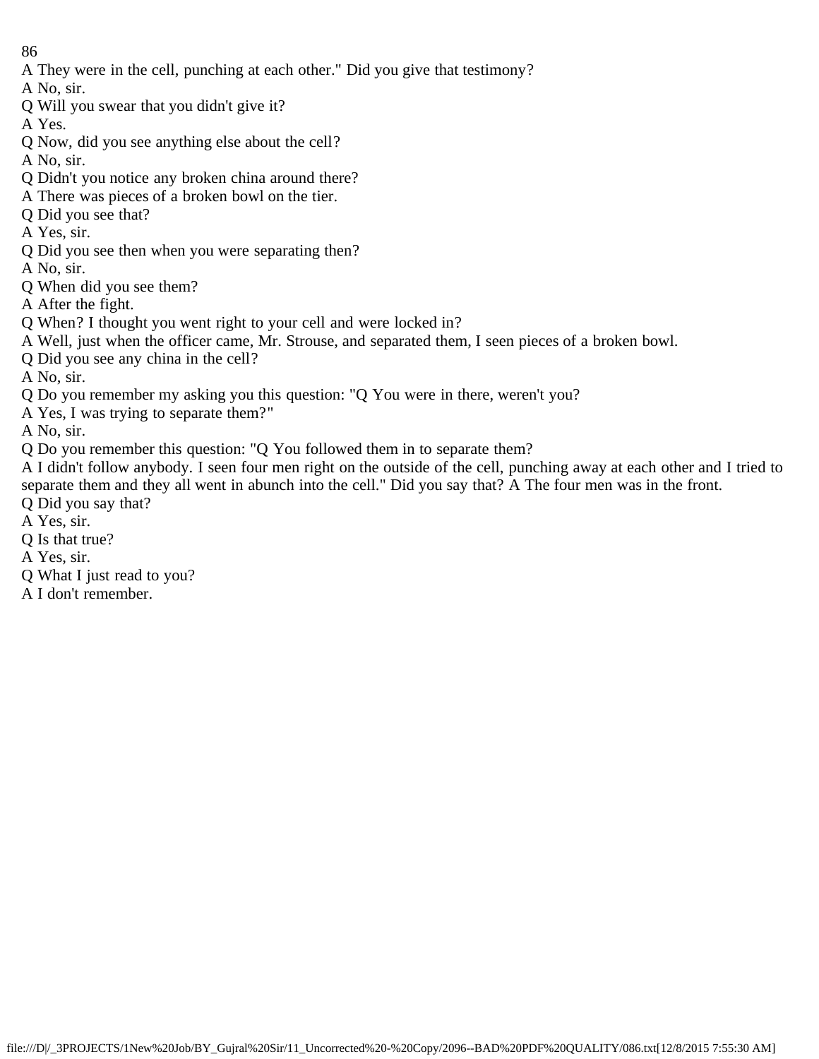A They were in the cell, punching at each other." Did you give that testimony?

A No, sir.

Q Will you swear that you didn't give it?

A Yes.

Q Now, did you see anything else about the cell?

A No, sir.

Q Didn't you notice any broken china around there?

A There was pieces of a broken bowl on the tier.

Q Did you see that?

A Yes, sir.

Q Did you see then when you were separating then?

A No, sir.

Q When did you see them?

A After the fight.

Q When? I thought you went right to your cell and were locked in?

A Well, just when the officer came, Mr. Strouse, and separated them, I seen pieces of a broken bowl.

Q Did you see any china in the cell?

A No, sir.

Q Do you remember my asking you this question: "Q You were in there, weren't you?

A Yes, I was trying to separate them?"

A No, sir.

Q Do you remember this question: "Q You followed them in to separate them?

A I didn't follow anybody. I seen four men right on the outside of the cell, punching away at each other and I tried to separate them and they all went in abunch into the cell." Did you say that? A The four men was in the front.

Q Did you say that?

A Yes, sir.

Q Is that true?

A Yes, sir.

Q What I just read to you?

A I don't remember.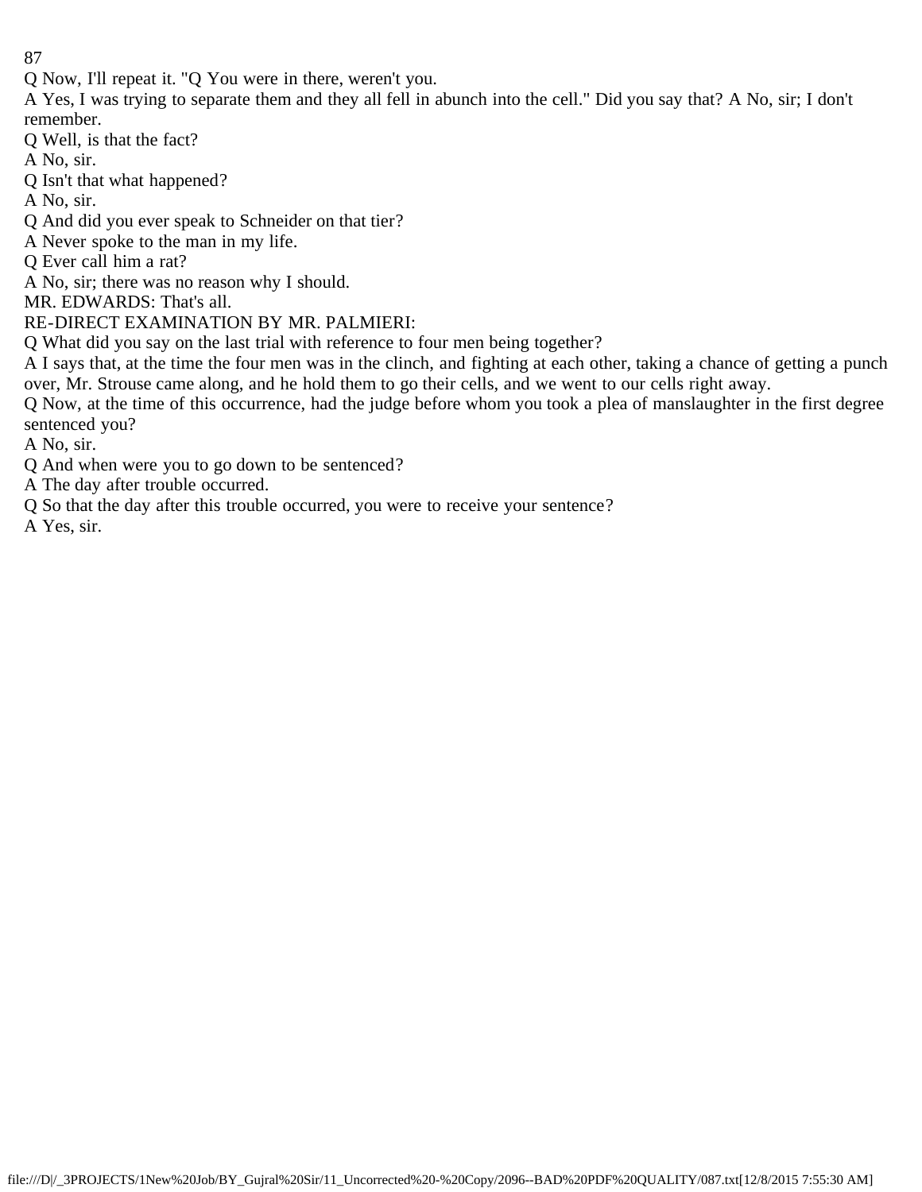Q Now, I'll repeat it. "Q You were in there, weren't you.

A Yes, I was trying to separate them and they all fell in abunch into the cell." Did you say that? A No, sir; I don't remember.

Q Well, is that the fact?

A No, sir.

Q Isn't that what happened?

A No, sir.

Q And did you ever speak to Schneider on that tier?

A Never spoke to the man in my life.

Q Ever call him a rat?

A No, sir; there was no reason why I should.

MR. EDWARDS: That's all.

RE-DIRECT EXAMINATION BY MR. PALMIERI:

Q What did you say on the last trial with reference to four men being together?

A I says that, at the time the four men was in the clinch, and fighting at each other, taking a chance of getting a punch over, Mr. Strouse came along, and he hold them to go their cells, and we went to our cells right away.

Q Now, at the time of this occurrence, had the judge before whom you took a plea of manslaughter in the first degree sentenced you?

A No, sir.

Q And when were you to go down to be sentenced?

A The day after trouble occurred.

Q So that the day after this trouble occurred, you were to receive your sentence?

A Yes, sir.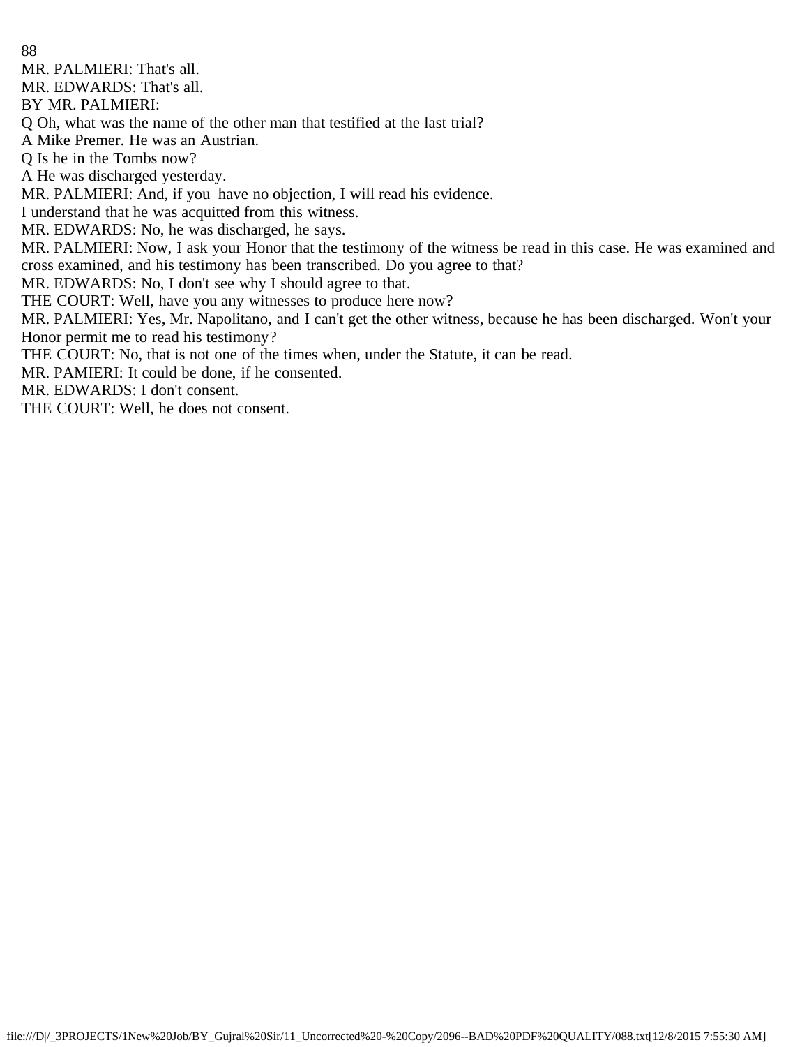MR. PALMIERI: That's all.
MR. EDWARDS: That's all.
BY MR. PALMIERI:
Q Oh, what was the name of the other man that testified at the last trial?
A Mike Premer. He was an Austrian.
Q Is he in the Tombs now?
A He was discharged yesterday.
MR. PALMIERI: And, if you have no objection, I will read his evidence.
I understand that he was acquitted from this witness.
MR. EDWARDS: No, he was discharged, he says.
MR. PALMIERI: Now, I ask your Honor that the testimony of the witness be read in this case. He was examined and cross examined, and his testimony has been transcribed. Do you agree to that?
MR. EDWARDS: No, I don't see why I should agree to that.
THE COURT: Well, have you any witnesses to produce here now?
MR. PALMIERI: Yes, Mr. Napolitano, and I can't get the other witness, because he has been discharged. Won't your Honor permit me to read his testimony?
THE COURT: No, that is not one of the times when, under the Statute, it can be read.
MR. PAMIERI: It could be done, if he consented.
MR. EDWARDS: I don't consent.
THE COURT: Well, he does not consent.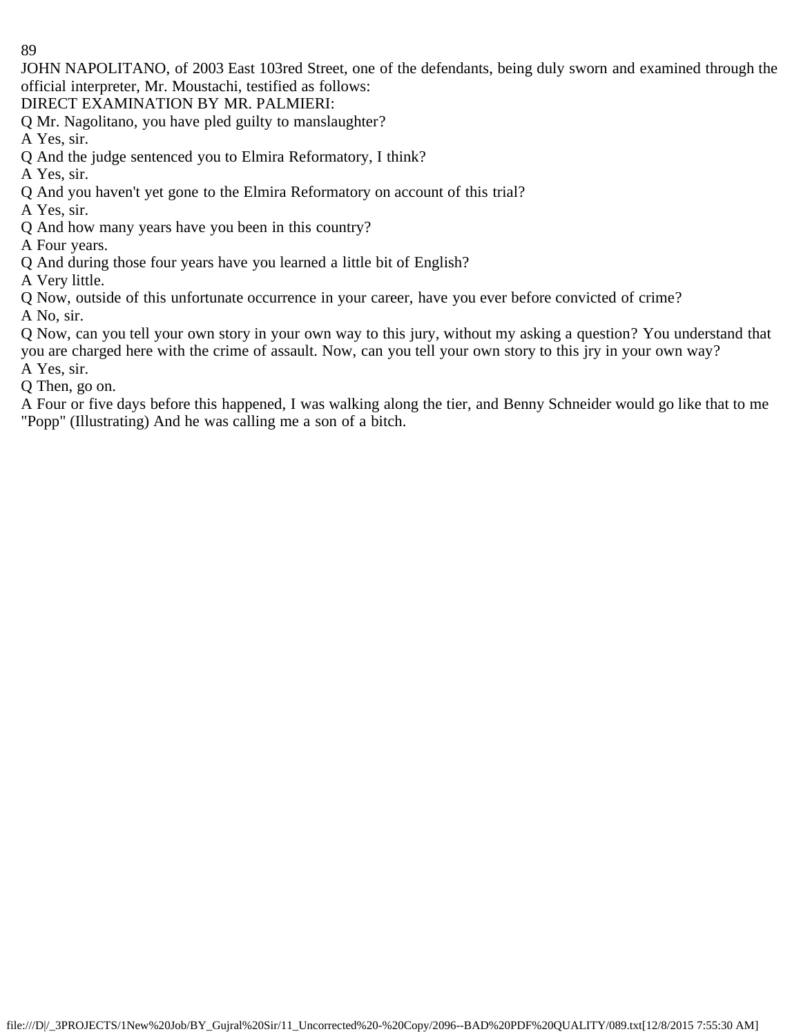JOHN NAPOLITANO, of 2003 East 103red Street, one of the defendants, being duly sworn and examined through the official interpreter, Mr. Moustachi, testified as follows:

DIRECT EXAMINATION BY MR. PALMIERI:

Q Mr. Nagolitano, you have pled guilty to manslaughter?

A Yes, sir.

Q And the judge sentenced you to Elmira Reformatory, I think?

A Yes, sir.

Q And you haven't yet gone to the Elmira Reformatory on account of this trial?

A Yes, sir.

Q And how many years have you been in this country?

A Four years.

Q And during those four years have you learned a little bit of English?

A Very little.

Q Now, outside of this unfortunate occurrence in your career, have you ever before convicted of crime?

A No, sir.

Q Now, can you tell your own story in your own way to this jury, without my asking a question? You understand that you are charged here with the crime of assault. Now, can you tell your own story to this jry in your own way?

A Yes, sir.

Q Then, go on.

A Four or five days before this happened, I was walking along the tier, and Benny Schneider would go like that to me "Popp" (Illustrating) And he was calling me a son of a bitch.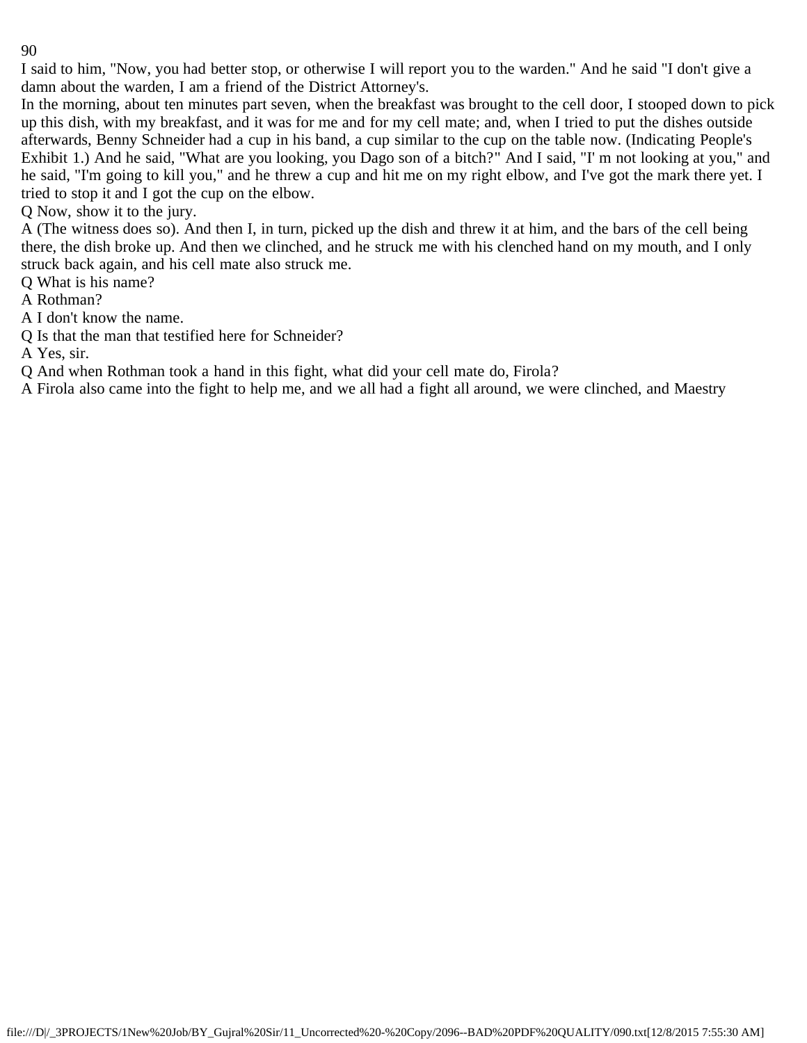I said to him, "Now, you had better stop, or otherwise I will report you to the warden." And he said "I don't give a damn about the warden, I am a friend of the District Attorney's.

In the morning, about ten minutes part seven, when the breakfast was brought to the cell door, I stooped down to pick up this dish, with my breakfast, and it was for me and for my cell mate; and, when I tried to put the dishes outside afterwards, Benny Schneider had a cup in his band, a cup similar to the cup on the table now. (Indicating People's Exhibit 1.) And he said, "What are you looking, you Dago son of a bitch?" And I said, "I' m not looking at you," and he said, "I'm going to kill you," and he threw a cup and hit me on my right elbow, and I've got the mark there yet. I tried to stop it and I got the cup on the elbow.

Q Now, show it to the jury.

A (The witness does so). And then I, in turn, picked up the dish and threw it at him, and the bars of the cell being there, the dish broke up. And then we clinched, and he struck me with his clenched hand on my mouth, and I only struck back again, and his cell mate also struck me.

Q What is his name?

A Rothman?

A I don't know the name.

Q Is that the man that testified here for Schneider?

A Yes, sir.

Q And when Rothman took a hand in this fight, what did your cell mate do, Firola?

A Firola also came into the fight to help me, and we all had a fight all around, we were clinched, and Maestry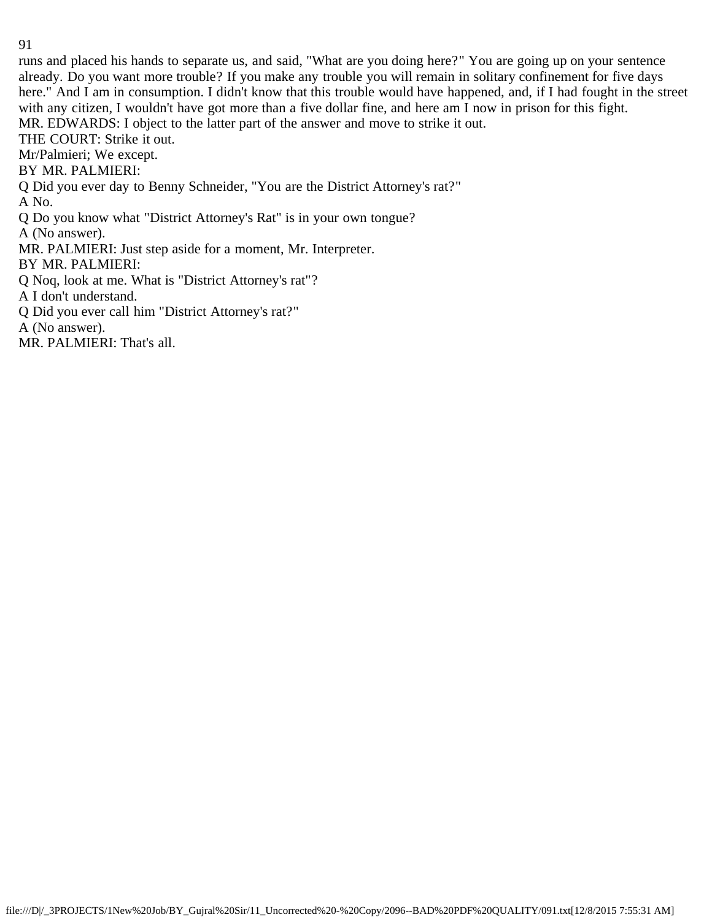runs and placed his hands to separate us, and said, "What are you doing here?" You are going up on your sentence already. Do you want more trouble? If you make any trouble you will remain in solitary confinement for five days here." And I am in consumption. I didn't know that this trouble would have happened, and, if I had fought in the street with any citizen, I wouldn't have got more than a five dollar fine, and here am I now in prison for this fight.

MR. EDWARDS: I object to the latter part of the answer and move to strike it out.

THE COURT: Strike it out.

Mr/Palmieri; We except.

BY MR. PALMIERI:

Q Did you ever day to Benny Schneider, "You are the District Attorney's rat?"

A No.

Q Do you know what "District Attorney's Rat" is in your own tongue?

A (No answer).

MR. PALMIERI: Just step aside for a moment, Mr. Interpreter.

BY MR. PALMIERI:

Q Noq, look at me. What is "District Attorney's rat"?

A I don't understand.

Q Did you ever call him "District Attorney's rat?"

A (No answer).

MR. PALMIERI: That's all.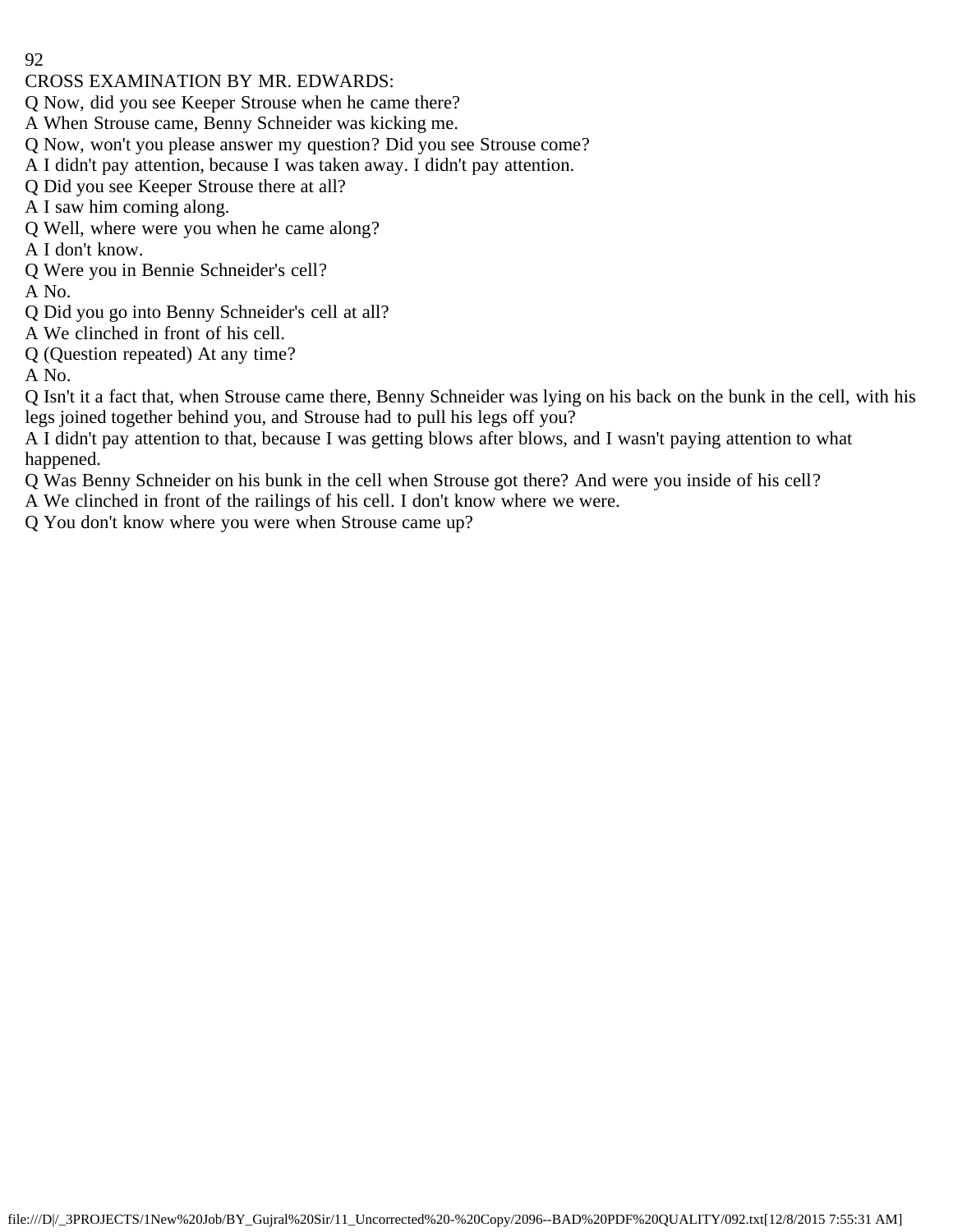CROSS EXAMINATION BY MR. EDWARDS:

Q Now, did you see Keeper Strouse when he came there?

A When Strouse came, Benny Schneider was kicking me.

Q Now, won't you please answer my question? Did you see Strouse come?

A I didn't pay attention, because I was taken away. I didn't pay attention.

Q Did you see Keeper Strouse there at all?

A I saw him coming along.

Q Well, where were you when he came along?

A I don't know.

Q Were you in Bennie Schneider's cell?

A No.

Q Did you go into Benny Schneider's cell at all?

A We clinched in front of his cell.

Q (Question repeated) At any time?

A No.

Q Isn't it a fact that, when Strouse came there, Benny Schneider was lying on his back on the bunk in the cell, with his legs joined together behind you, and Strouse had to pull his legs off you?

A I didn't pay attention to that, because I was getting blows after blows, and I wasn't paying attention to what happened.

Q Was Benny Schneider on his bunk in the cell when Strouse got there? And were you inside of his cell?

A We clinched in front of the railings of his cell. I don't know where we were.

Q You don't know where you were when Strouse came up?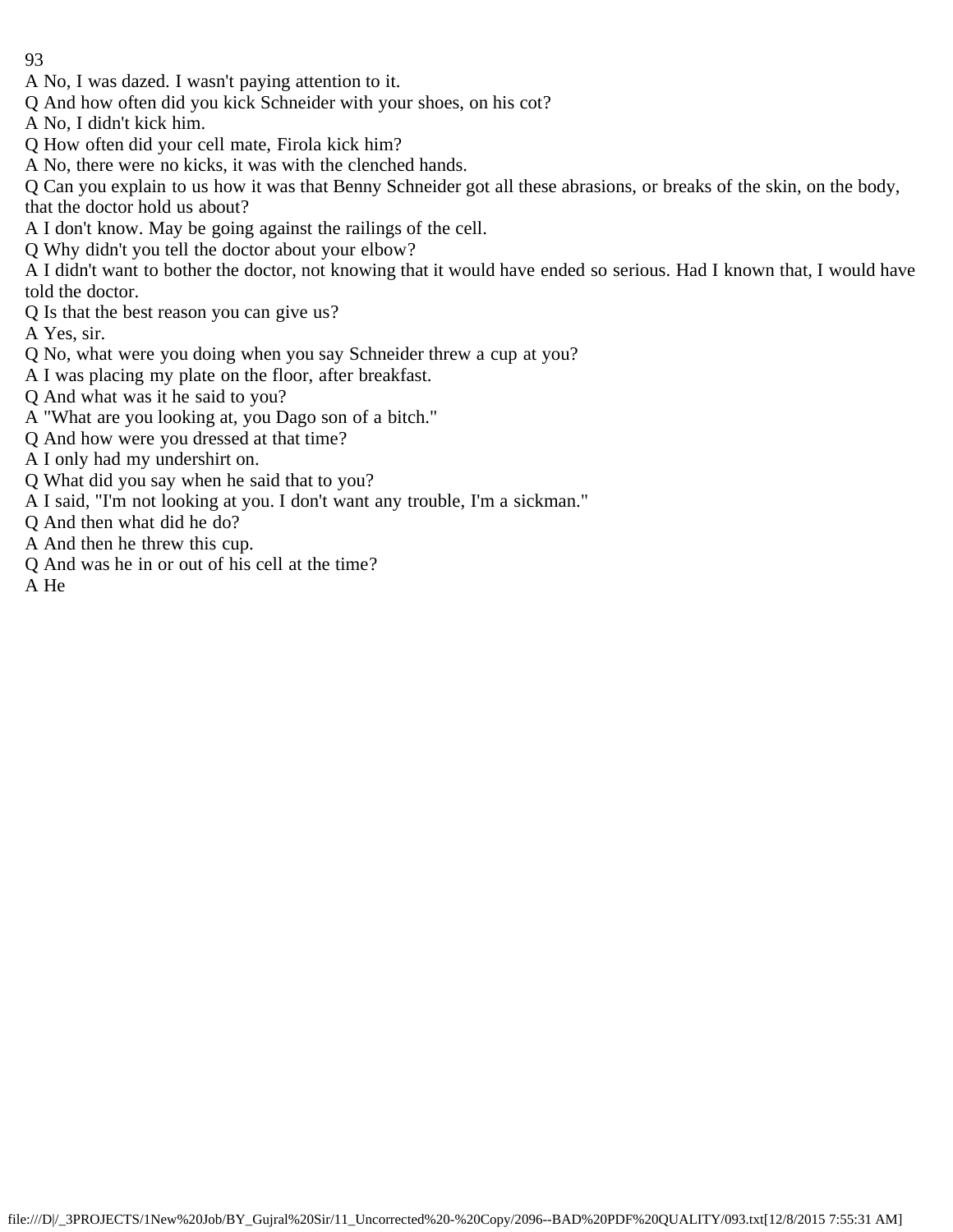A No, I was dazed. I wasn't paying attention to it.

Q And how often did you kick Schneider with your shoes, on his cot?

A No, I didn't kick him.

Q How often did your cell mate, Firola kick him?

A No, there were no kicks, it was with the clenched hands.

Q Can you explain to us how it was that Benny Schneider got all these abrasions, or breaks of the skin, on the body, that the doctor hold us about?

A I don't know. May be going against the railings of the cell.

Q Why didn't you tell the doctor about your elbow?

A I didn't want to bother the doctor, not knowing that it would have ended so serious. Had I known that, I would have told the doctor.

Q Is that the best reason you can give us?

A Yes, sir.

Q No, what were you doing when you say Schneider threw a cup at you?

A I was placing my plate on the floor, after breakfast.

Q And what was it he said to you?

A "What are you looking at, you Dago son of a bitch."

Q And how were you dressed at that time?

A I only had my undershirt on.

Q What did you say when he said that to you?

A I said, "I'm not looking at you. I don't want any trouble, I'm a sickman."

Q And then what did he do?

A And then he threw this cup.

Q And was he in or out of his cell at the time?

A He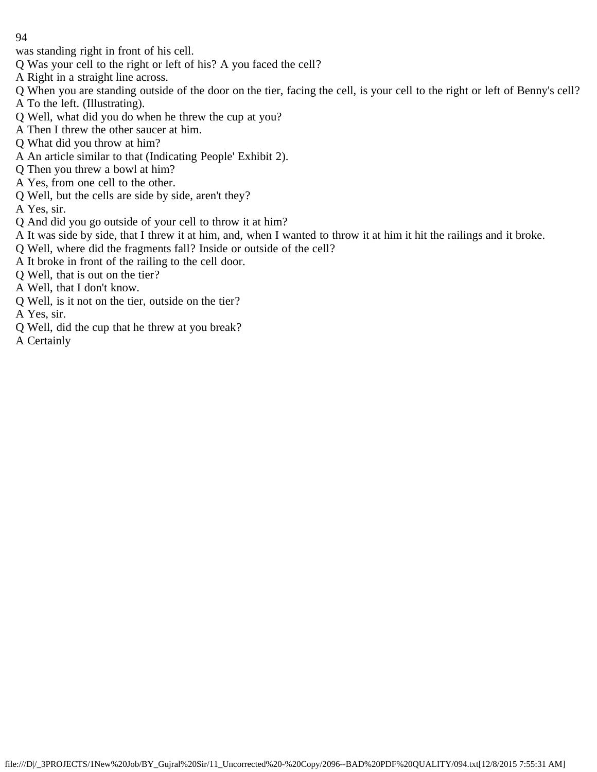was standing right in front of his cell.

Q Was your cell to the right or left of his? A you faced the cell?

A Right in a straight line across.

Q When you are standing outside of the door on the tier, facing the cell, is your cell to the right or left of Benny's cell?

A To the left. (Illustrating).

Q Well, what did you do when he threw the cup at you?

A Then I threw the other saucer at him.

Q What did you throw at him?

A An article similar to that (Indicating People' Exhibit 2).

Q Then you threw a bowl at him?

A Yes, from one cell to the other.

Q Well, but the cells are side by side, aren't they?

A Yes, sir.

Q And did you go outside of your cell to throw it at him?

A It was side by side, that I threw it at him, and, when I wanted to throw it at him it hit the railings and it broke.

Q Well, where did the fragments fall? Inside or outside of the cell?

A It broke in front of the railing to the cell door.

Q Well, that is out on the tier?

A Well, that I don't know.

Q Well, is it not on the tier, outside on the tier?

A Yes, sir.

Q Well, did the cup that he threw at you break?

A Certainly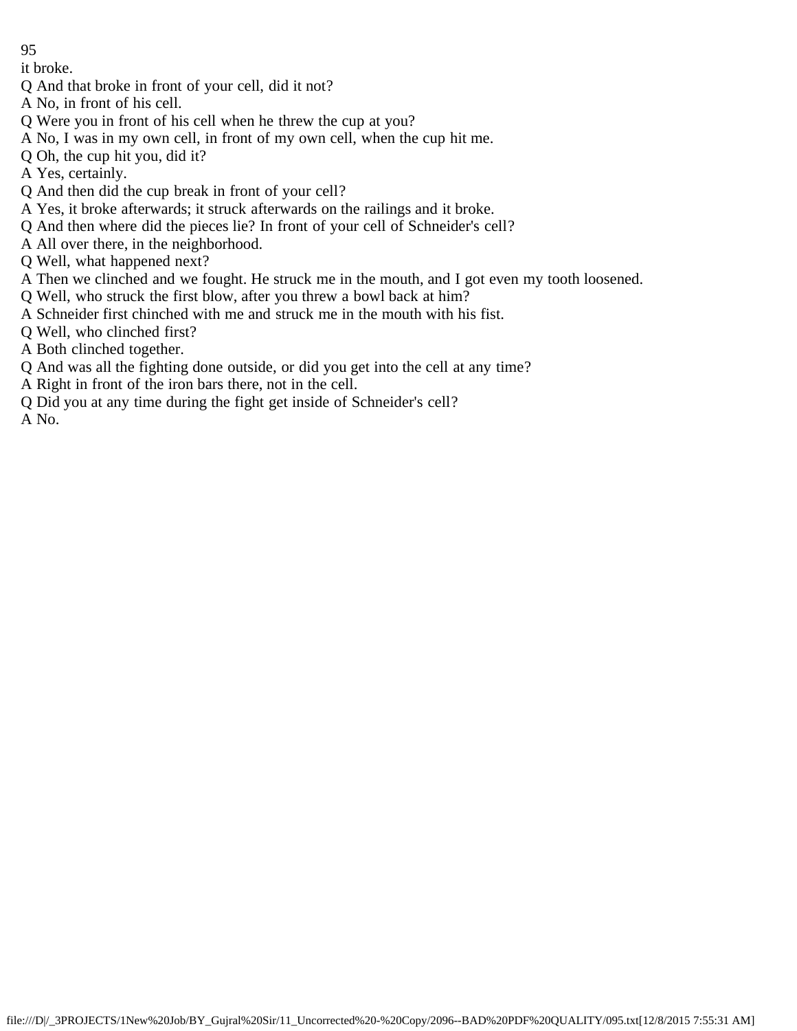it broke.

Q And that broke in front of your cell, did it not?

A No, in front of his cell.

Q Were you in front of his cell when he threw the cup at you?

A No, I was in my own cell, in front of my own cell, when the cup hit me.

Q Oh, the cup hit you, did it?

A Yes, certainly.

Q And then did the cup break in front of your cell?

A Yes, it broke afterwards; it struck afterwards on the railings and it broke.

Q And then where did the pieces lie? In front of your cell of Schneider's cell?

A All over there, in the neighborhood.

Q Well, what happened next?

A Then we clinched and we fought. He struck me in the mouth, and I got even my tooth loosened.

Q Well, who struck the first blow, after you threw a bowl back at him?

A Schneider first chinched with me and struck me in the mouth with his fist.

Q Well, who clinched first?

A Both clinched together.

Q And was all the fighting done outside, or did you get into the cell at any time?

A Right in front of the iron bars there, not in the cell.

Q Did you at any time during the fight get inside of Schneider's cell?

A No.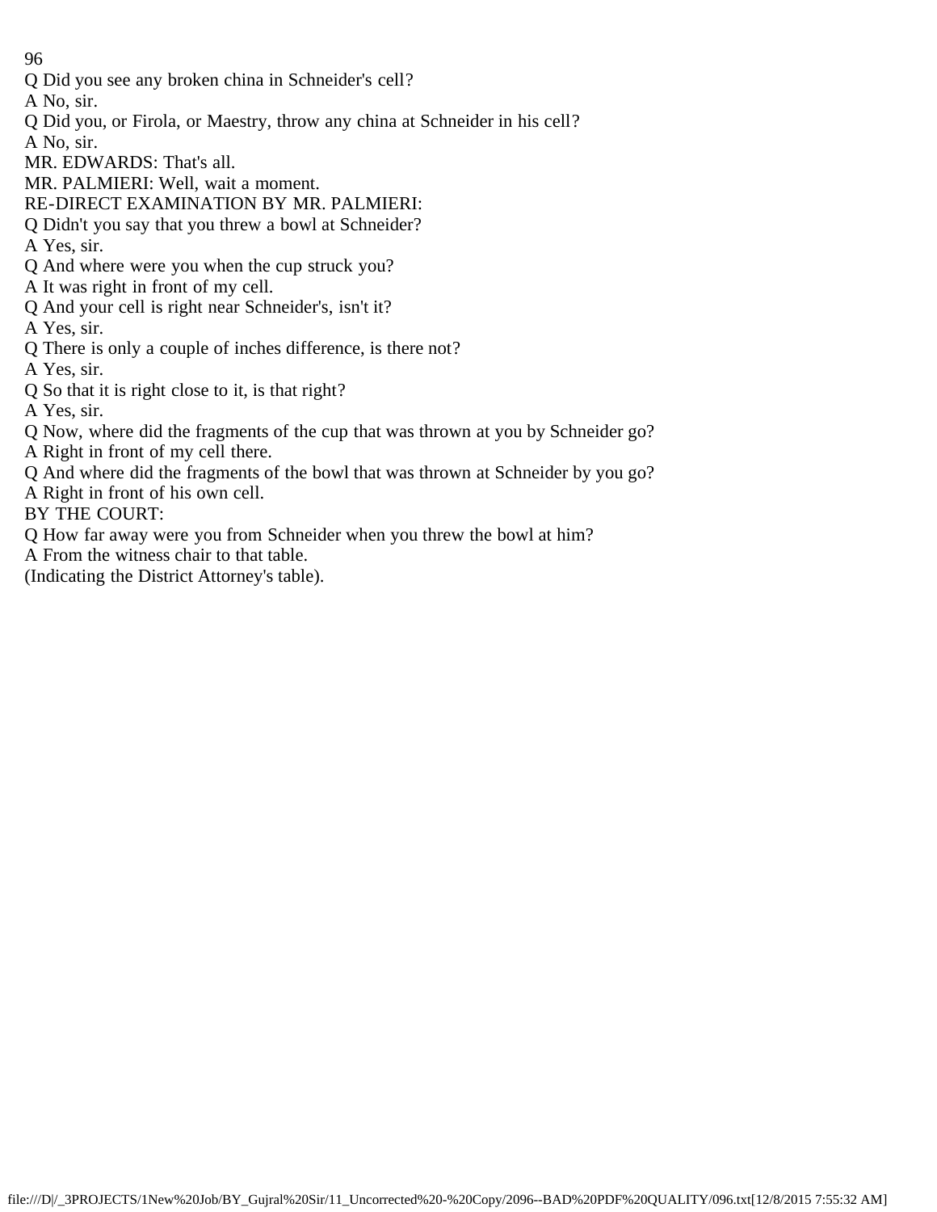Q Did you see any broken china in Schneider's cell?

A No, sir.

Q Did you, or Firola, or Maestry, throw any china at Schneider in his cell?

A No, sir.

MR. EDWARDS: That's all.

MR. PALMIERI: Well, wait a moment.

RE-DIRECT EXAMINATION BY MR. PALMIERI:

Q Didn't you say that you threw a bowl at Schneider?

A Yes, sir.

Q And where were you when the cup struck you?

A It was right in front of my cell.

Q And your cell is right near Schneider's, isn't it?

A Yes, sir.

Q There is only a couple of inches difference, is there not?

A Yes, sir.

Q So that it is right close to it, is that right?

A Yes, sir.

Q Now, where did the fragments of the cup that was thrown at you by Schneider go?

A Right in front of my cell there.

Q And where did the fragments of the bowl that was thrown at Schneider by you go?

A Right in front of his own cell.

BY THE COURT:

Q How far away were you from Schneider when you threw the bowl at him?

A From the witness chair to that table.

(Indicating the District Attorney's table).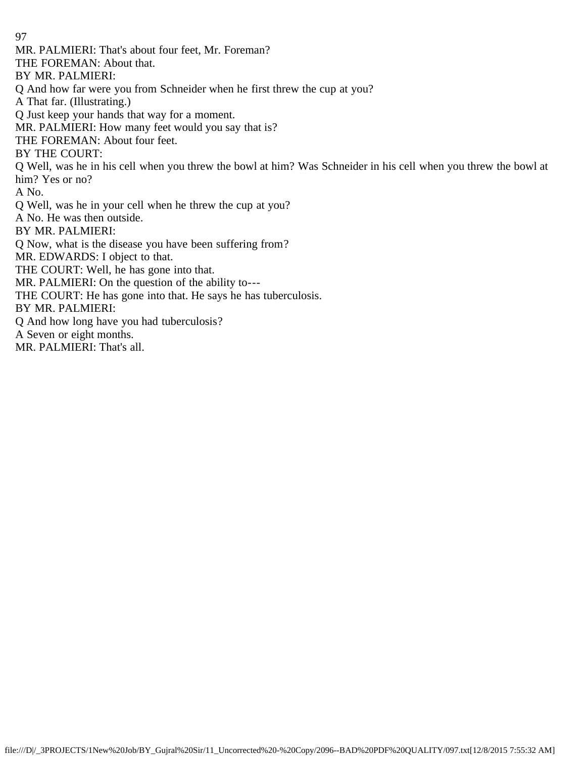MR. PALMIERI: That's about four feet, Mr. Foreman?

THE FOREMAN: About that.

BY MR. PALMIERI:

Q And how far were you from Schneider when he first threw the cup at you?

A That far. (Illustrating.)

Q Just keep your hands that way for a moment.

MR. PALMIERI: How many feet would you say that is?

THE FOREMAN: About four feet.

BY THE COURT:

Q Well, was he in his cell when you threw the bowl at him? Was Schneider in his cell when you threw the bowl at him? Yes or no?

A No.

Q Well, was he in your cell when he threw the cup at you?

A No. He was then outside.

BY MR. PALMIERI:

Q Now, what is the disease you have been suffering from?

MR. EDWARDS: I object to that.

THE COURT: Well, he has gone into that.

MR. PALMIERI: On the question of the ability to---

THE COURT: He has gone into that. He says he has tuberculosis.

BY MR. PALMIERI:

Q And how long have you had tuberculosis?

A Seven or eight months.

MR. PALMIERI: That's all.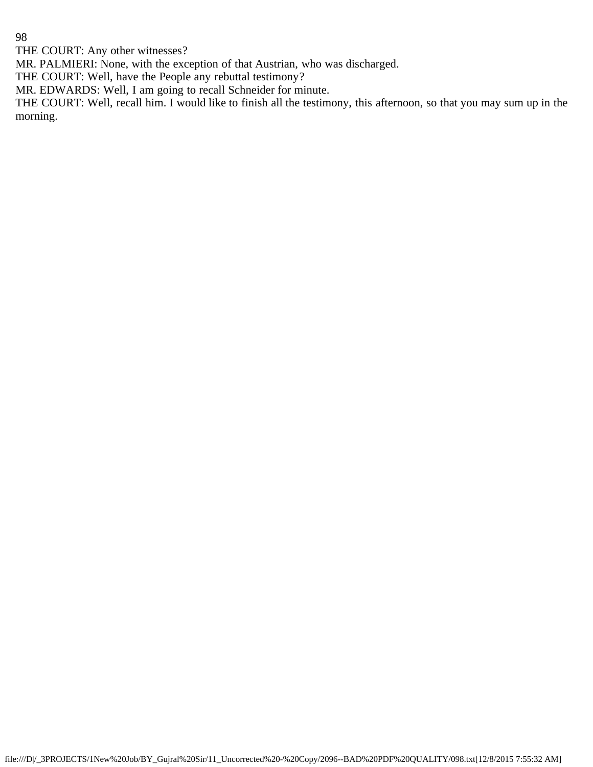THE COURT: Any other witnesses?

MR. PALMIERI: None, with the exception of that Austrian, who was discharged.

THE COURT: Well, have the People any rebuttal testimony?

MR. EDWARDS: Well, I am going to recall Schneider for minute.

THE COURT: Well, recall him. I would like to finish all the testimony, this afternoon, so that you may sum up in the morning.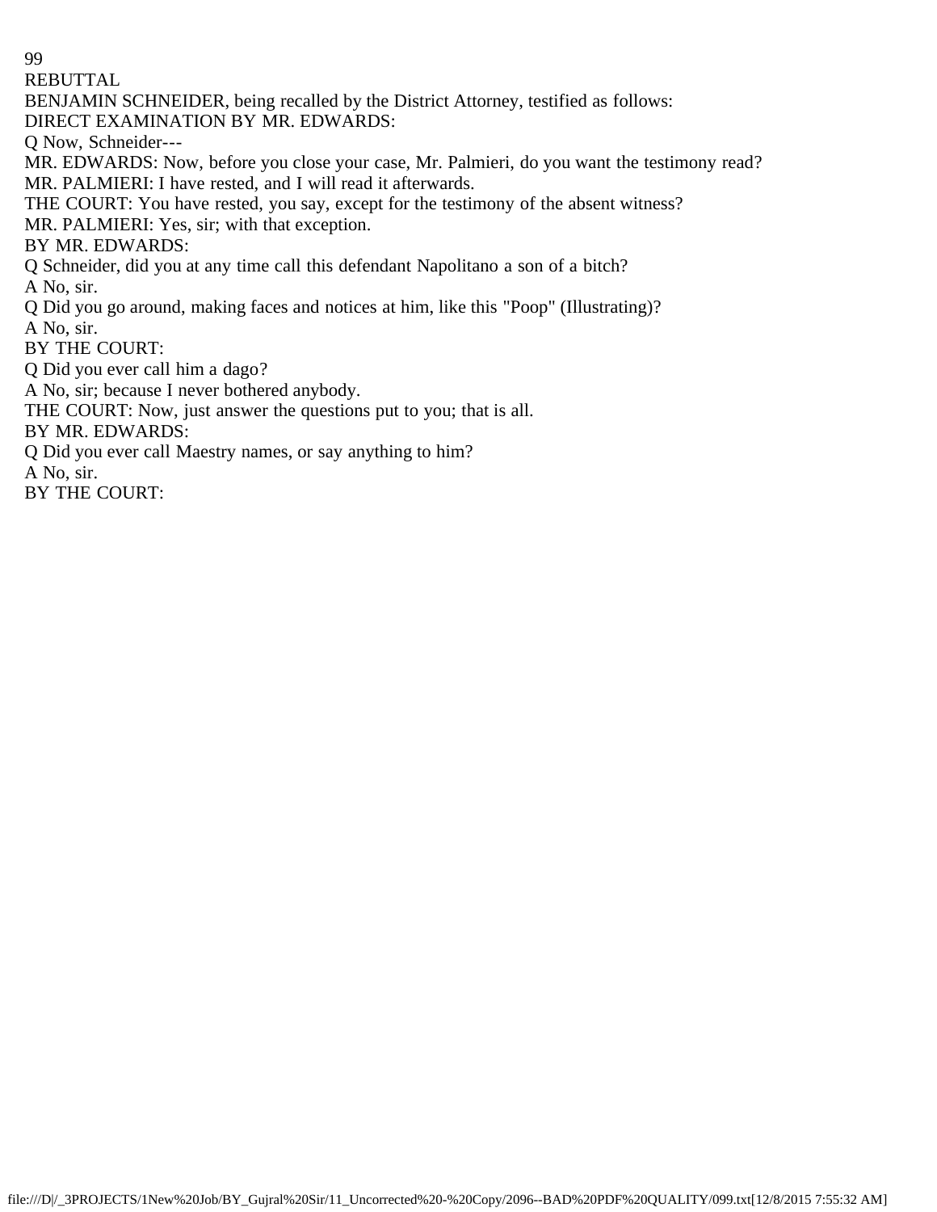REBUTTAL

BENJAMIN SCHNEIDER, being recalled by the District Attorney, testified as follows:

DIRECT EXAMINATION BY MR. EDWARDS:

Q Now, Schneider---

MR. EDWARDS: Now, before you close your case, Mr. Palmieri, do you want the testimony read?

MR. PALMIERI: I have rested, and I will read it afterwards.

THE COURT: You have rested, you say, except for the testimony of the absent witness?

MR. PALMIERI: Yes, sir; with that exception.

BY MR. EDWARDS:

Q Schneider, did you at any time call this defendant Napolitano a son of a bitch?

A No, sir.

Q Did you go around, making faces and notices at him, like this "Poop" (Illustrating)?

A No, sir.

BY THE COURT:

Q Did you ever call him a dago?

A No, sir; because I never bothered anybody.

THE COURT: Now, just answer the questions put to you; that is all.

BY MR. EDWARDS:

Q Did you ever call Maestry names, or say anything to him?

A No, sir.

BY THE COURT: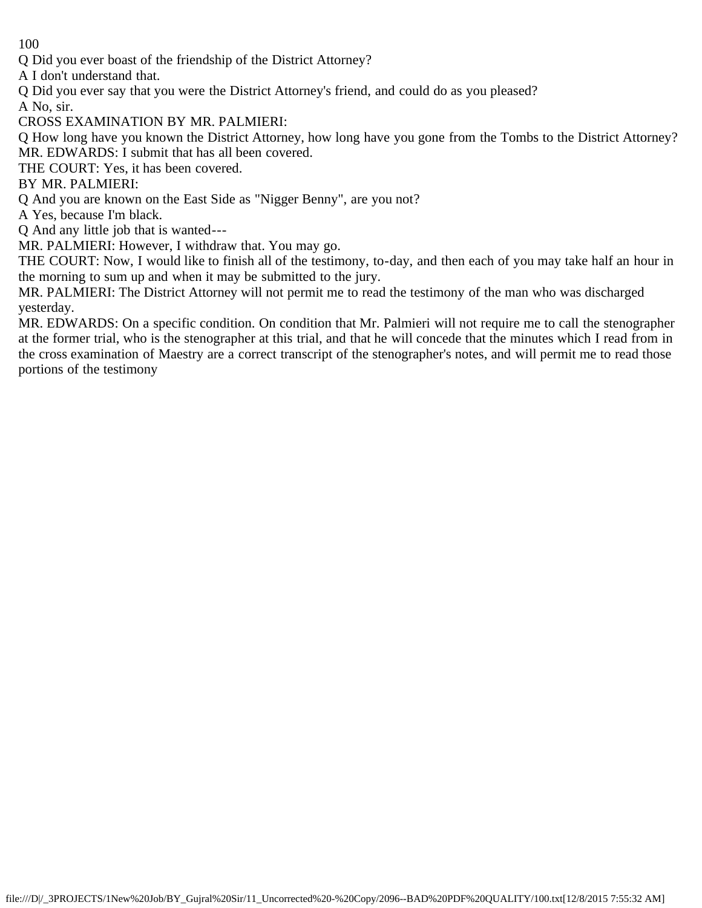Q Did you ever boast of the friendship of the District Attorney?

A I don't understand that.

Q Did you ever say that you were the District Attorney's friend, and could do as you pleased?

A No, sir.

CROSS EXAMINATION BY MR. PALMIERI:

Q How long have you known the District Attorney, how long have you gone from the Tombs to the District Attorney?

MR. EDWARDS: I submit that has all been covered.

THE COURT: Yes, it has been covered.

BY MR. PALMIERI:

Q And you are known on the East Side as "Nigger Benny", are you not?

A Yes, because I'm black.

Q And any little job that is wanted---

MR. PALMIERI: However, I withdraw that. You may go.

THE COURT: Now, I would like to finish all of the testimony, to-day, and then each of you may take half an hour in the morning to sum up and when it may be submitted to the jury.

MR. PALMIERI: The District Attorney will not permit me to read the testimony of the man who was discharged yesterday.

MR. EDWARDS: On a specific condition. On condition that Mr. Palmieri will not require me to call the stenographer at the former trial, who is the stenographer at this trial, and that he will concede that the minutes which I read from in the cross examination of Maestry are a correct transcript of the stenographer's notes, and will permit me to read those portions of the testimony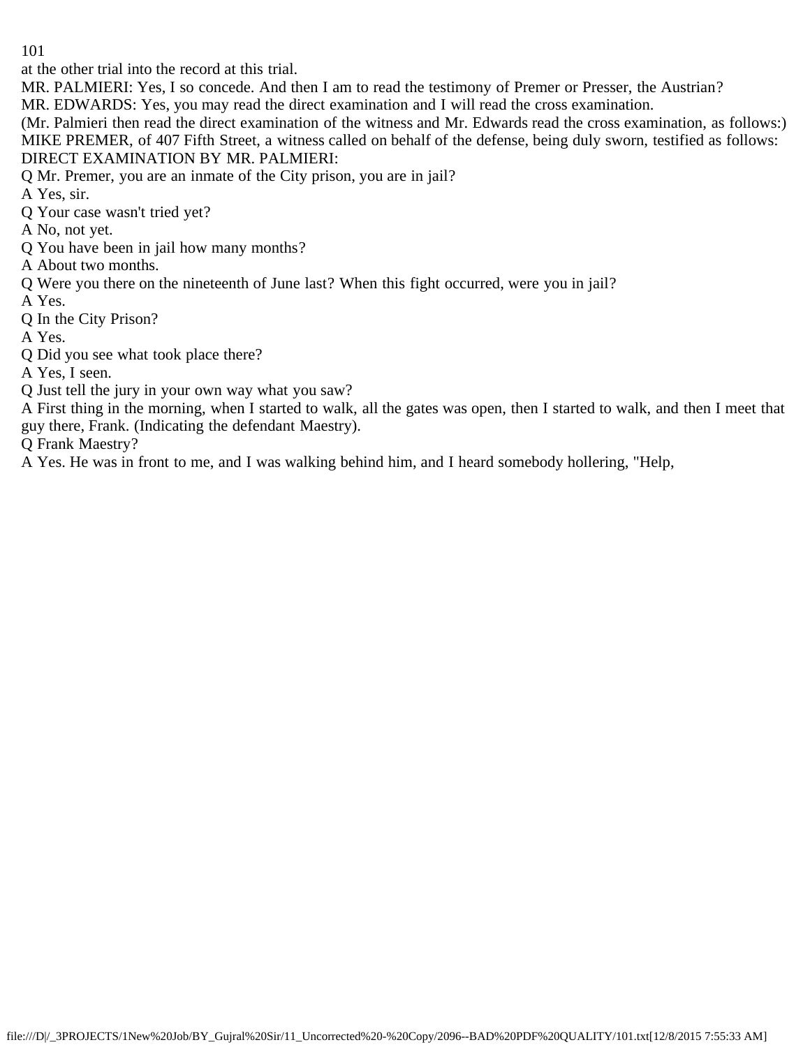at the other trial into the record at this trial.

MR. PALMIERI: Yes, I so concede. And then I am to read the testimony of Premer or Presser, the Austrian?

MR. EDWARDS: Yes, you may read the direct examination and I will read the cross examination.

(Mr. Palmieri then read the direct examination of the witness and Mr. Edwards read the cross examination, as follows:)

MIKE PREMER, of 407 Fifth Street, a witness called on behalf of the defense, being duly sworn, testified as follows:

DIRECT EXAMINATION BY MR. PALMIERI:

Q Mr. Premer, you are an inmate of the City prison, you are in jail?

A Yes, sir.

Q Your case wasn't tried yet?

A No, not yet.

Q You have been in jail how many months?

A About two months.

Q Were you there on the nineteenth of June last? When this fight occurred, were you in jail?

A Yes.

Q In the City Prison?

A Yes.

Q Did you see what took place there?

A Yes, I seen.

Q Just tell the jury in your own way what you saw?

A First thing in the morning, when I started to walk, all the gates was open, then I started to walk, and then I meet that guy there, Frank. (Indicating the defendant Maestry).

Q Frank Maestry?

A Yes. He was in front to me, and I was walking behind him, and I heard somebody hollering, "Help,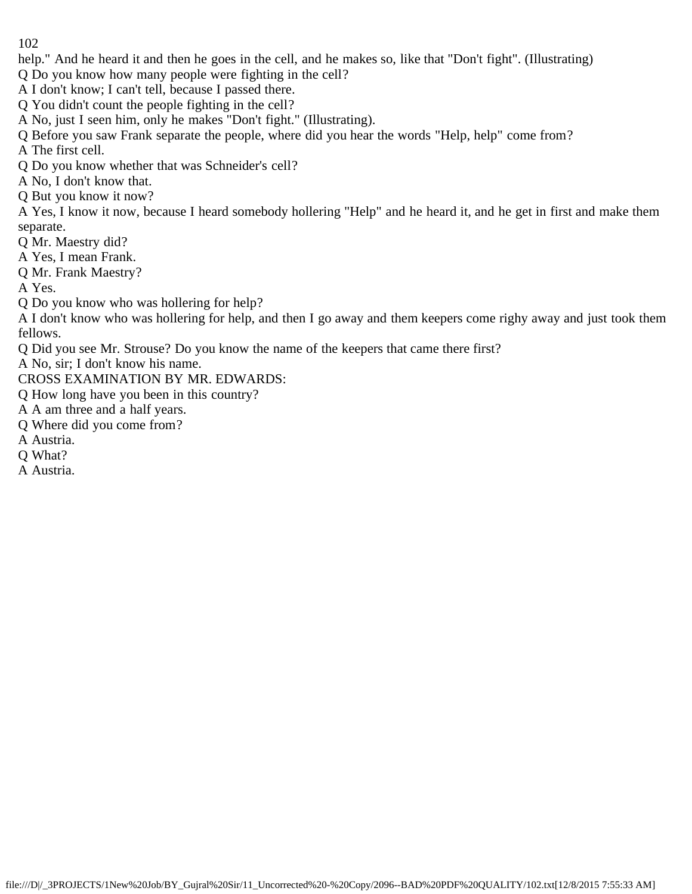help." And he heard it and then he goes in the cell, and he makes so, like that "Don't fight". (Illustrating)

Q Do you know how many people were fighting in the cell?

A I don't know; I can't tell, because I passed there.

Q You didn't count the people fighting in the cell?

A No, just I seen him, only he makes "Don't fight." (Illustrating).

Q Before you saw Frank separate the people, where did you hear the words "Help, help" come from?

A The first cell.

Q Do you know whether that was Schneider's cell?

A No, I don't know that.

Q But you know it now?

A Yes, I know it now, because I heard somebody hollering "Help" and he heard it, and he get in first and make them separate.

Q Mr. Maestry did?

A Yes, I mean Frank.

Q Mr. Frank Maestry?

A Yes.

Q Do you know who was hollering for help?

A I don't know who was hollering for help, and then I go away and them keepers come righy away and just took them fellows.

Q Did you see Mr. Strouse? Do you know the name of the keepers that came there first?

A No, sir; I don't know his name.

CROSS EXAMINATION BY MR. EDWARDS:

Q How long have you been in this country?

A A am three and a half years.

Q Where did you come from?

A Austria.

Q What?

A Austria.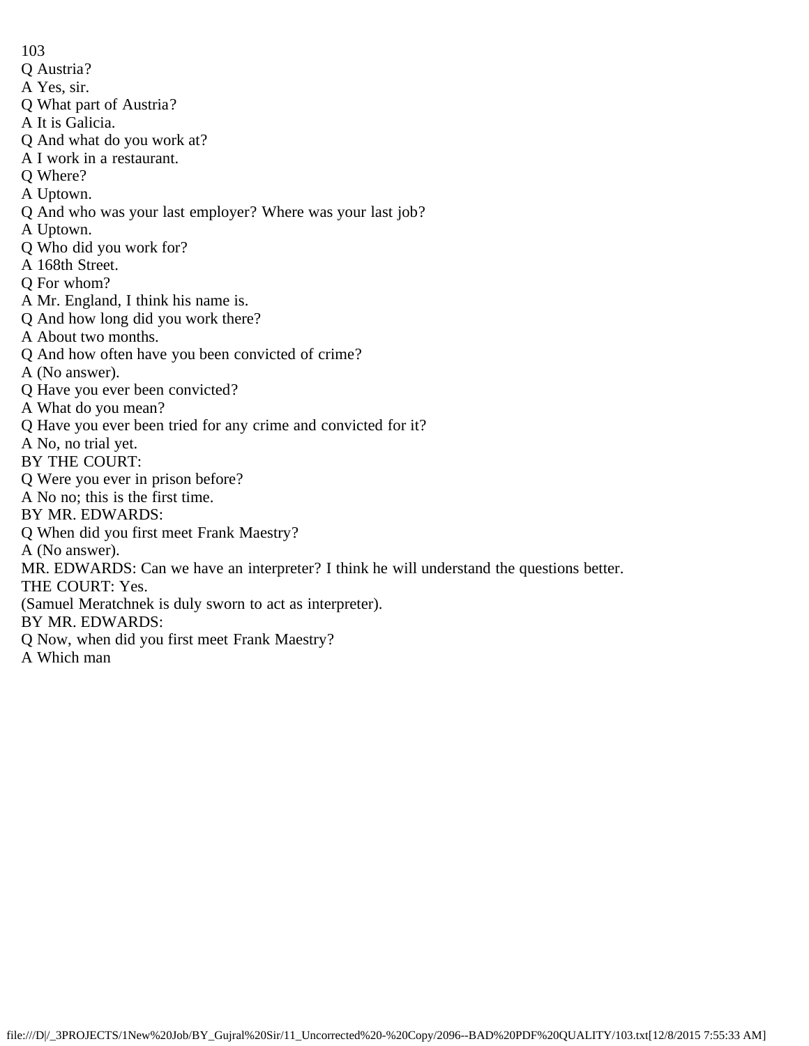Q Austria?

A Yes, sir.

Q What part of Austria?

A It is Galicia.

Q And what do you work at?

A I work in a restaurant.

Q Where?

A Uptown.

Q And who was your last employer? Where was your last job?

A Uptown.

Q Who did you work for?

A 168th Street.

Q For whom?

A Mr. England, I think his name is.

Q And how long did you work there?

A About two months.

Q And how often have you been convicted of crime?

A (No answer).

Q Have you ever been convicted?

A What do you mean?

Q Have you ever been tried for any crime and convicted for it?

A No, no trial yet.

BY THE COURT:

Q Were you ever in prison before?

A No no; this is the first time.

BY MR. EDWARDS:

Q When did you first meet Frank Maestry?

A (No answer).

MR. EDWARDS: Can we have an interpreter? I think he will understand the questions better.

THE COURT: Yes.

(Samuel Meratchnek is duly sworn to act as interpreter).

BY MR. EDWARDS:

Q Now, when did you first meet Frank Maestry?

A Which man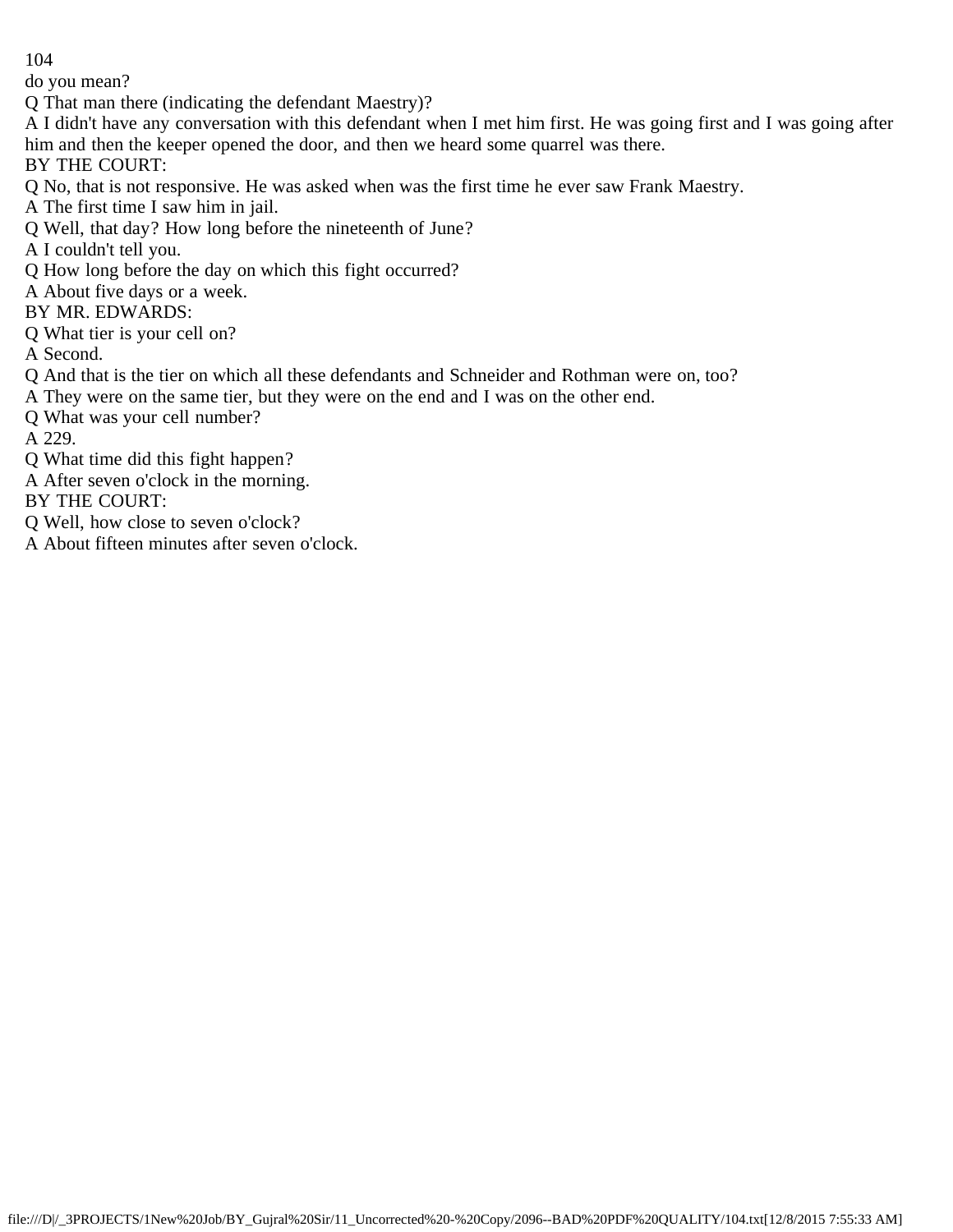do you mean?

Q That man there (indicating the defendant Maestry)?

A I didn't have any conversation with this defendant when I met him first. He was going first and I was going after him and then the keeper opened the door, and then we heard some quarrel was there.

BY THE COURT:

Q No, that is not responsive. He was asked when was the first time he ever saw Frank Maestry.

A The first time I saw him in jail.

Q Well, that day? How long before the nineteenth of June?

A I couldn't tell you.

Q How long before the day on which this fight occurred?

A About five days or a week.

BY MR. EDWARDS:

Q What tier is your cell on?

A Second.

Q And that is the tier on which all these defendants and Schneider and Rothman were on, too?

A They were on the same tier, but they were on the end and I was on the other end.

Q What was your cell number?

A 229.

Q What time did this fight happen?

A After seven o'clock in the morning.

BY THE COURT:

Q Well, how close to seven o'clock?

A About fifteen minutes after seven o'clock.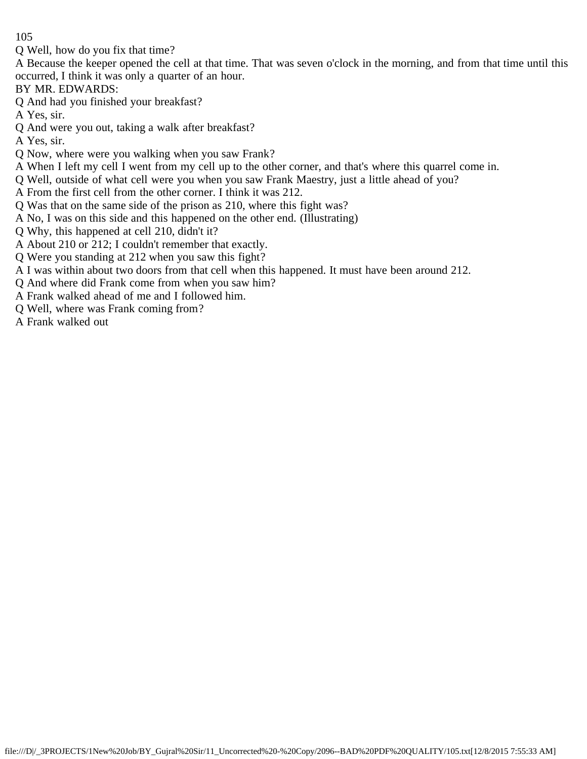Q Well, how do you fix that time?

A Because the keeper opened the cell at that time. That was seven o'clock in the morning, and from that time until this occurred, I think it was only a quarter of an hour.

BY MR. EDWARDS:

Q And had you finished your breakfast?

A Yes, sir.

Q And were you out, taking a walk after breakfast?

A Yes, sir.

Q Now, where were you walking when you saw Frank?

A When I left my cell I went from my cell up to the other corner, and that's where this quarrel come in.

Q Well, outside of what cell were you when you saw Frank Maestry, just a little ahead of you?

A From the first cell from the other corner. I think it was 212.

Q Was that on the same side of the prison as 210, where this fight was?

A No, I was on this side and this happened on the other end. (Illustrating)

Q Why, this happened at cell 210, didn't it?

A About 210 or 212; I couldn't remember that exactly.

Q Were you standing at 212 when you saw this fight?

A I was within about two doors from that cell when this happened. It must have been around 212.

Q And where did Frank come from when you saw him?

A Frank walked ahead of me and I followed him.

Q Well, where was Frank coming from?

A Frank walked out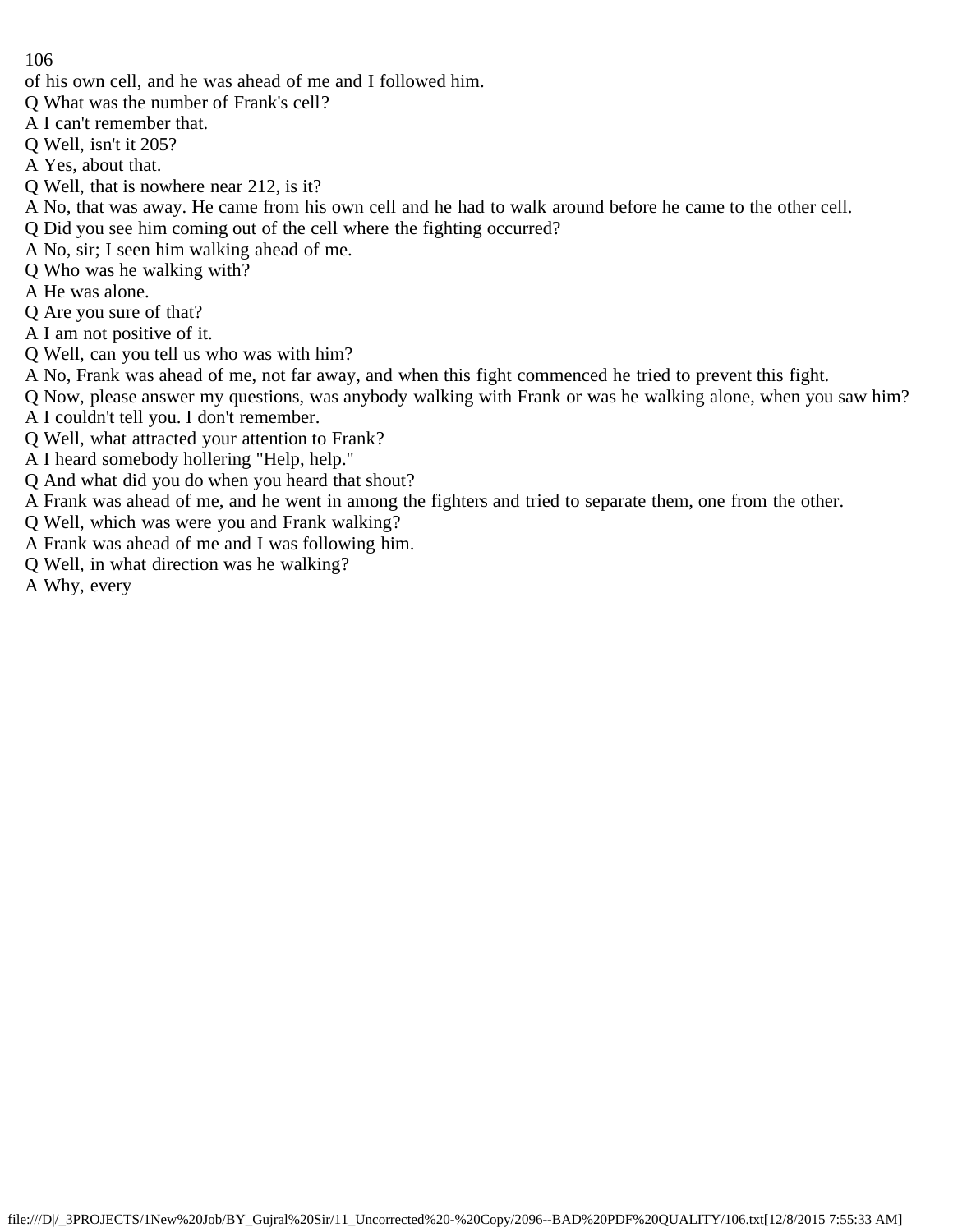of his own cell, and he was ahead of me and I followed him.

Q What was the number of Frank's cell?

A I can't remember that.

Q Well, isn't it 205?

A Yes, about that.

Q Well, that is nowhere near 212, is it?

A No, that was away. He came from his own cell and he had to walk around before he came to the other cell.

Q Did you see him coming out of the cell where the fighting occurred?

A No, sir; I seen him walking ahead of me.

Q Who was he walking with?

A He was alone.

Q Are you sure of that?

A I am not positive of it.

Q Well, can you tell us who was with him?

A No, Frank was ahead of me, not far away, and when this fight commenced he tried to prevent this fight.

Q Now, please answer my questions, was anybody walking with Frank or was he walking alone, when you saw him?

A I couldn't tell you. I don't remember.

Q Well, what attracted your attention to Frank?

A I heard somebody hollering "Help, help."

Q And what did you do when you heard that shout?

A Frank was ahead of me, and he went in among the fighters and tried to separate them, one from the other.

Q Well, which was were you and Frank walking?

A Frank was ahead of me and I was following him.

Q Well, in what direction was he walking?

A Why, every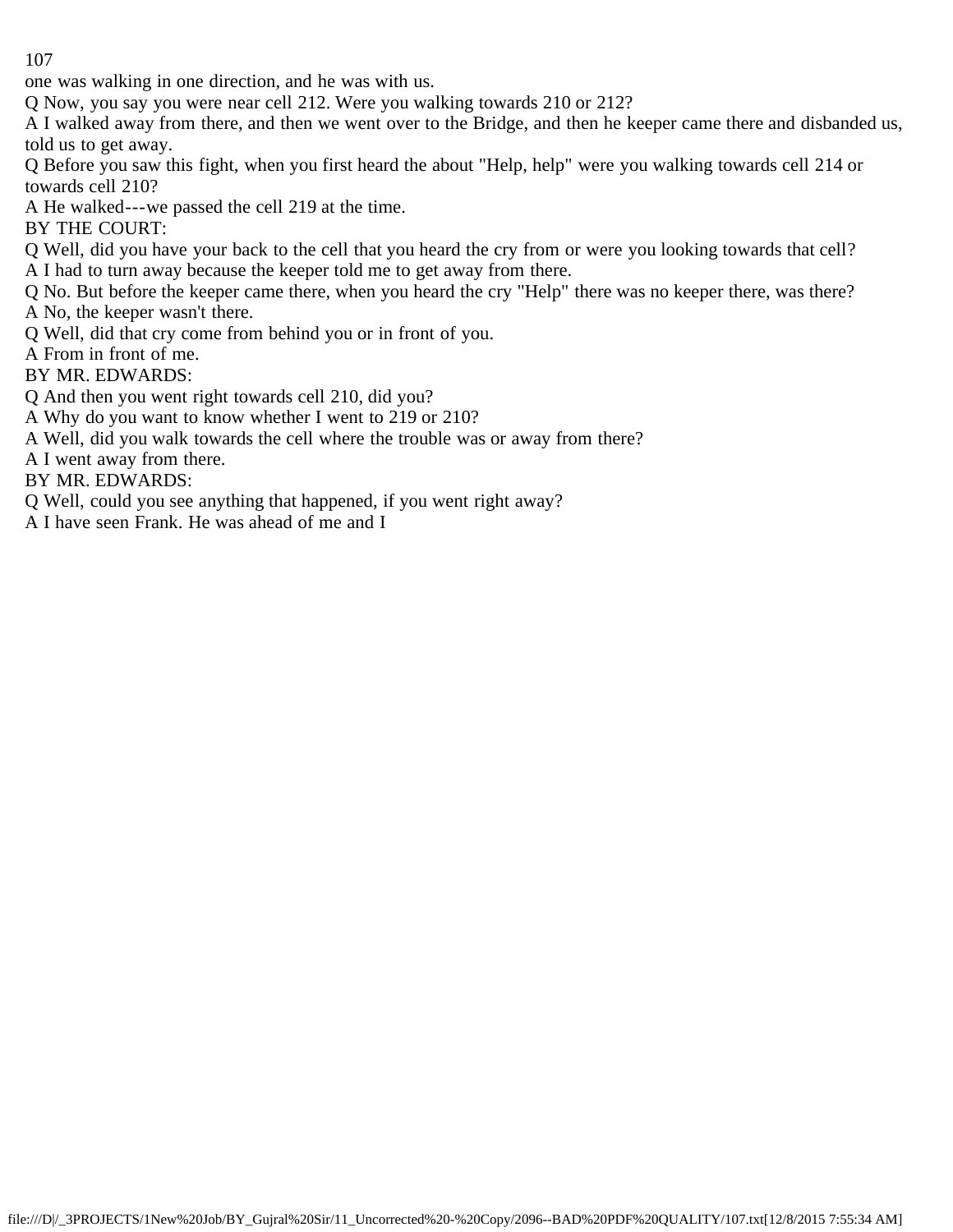one was walking in one direction, and he was with us.

Q Now, you say you were near cell 212. Were you walking towards 210 or 212?

A I walked away from there, and then we went over to the Bridge, and then he keeper came there and disbanded us, told us to get away.

Q Before you saw this fight, when you first heard the about "Help, help" were you walking towards cell 214 or towards cell 210?

A He walked---we passed the cell 219 at the time.

BY THE COURT:

Q Well, did you have your back to the cell that you heard the cry from or were you looking towards that cell?

A I had to turn away because the keeper told me to get away from there.

Q No. But before the keeper came there, when you heard the cry "Help" there was no keeper there, was there?

A No, the keeper wasn't there.

Q Well, did that cry come from behind you or in front of you.

A From in front of me.

BY MR. EDWARDS:

Q And then you went right towards cell 210, did you?

A Why do you want to know whether I went to 219 or 210?

A Well, did you walk towards the cell where the trouble was or away from there?

A I went away from there.

BY MR. EDWARDS:

Q Well, could you see anything that happened, if you went right away?

A I have seen Frank. He was ahead of me and I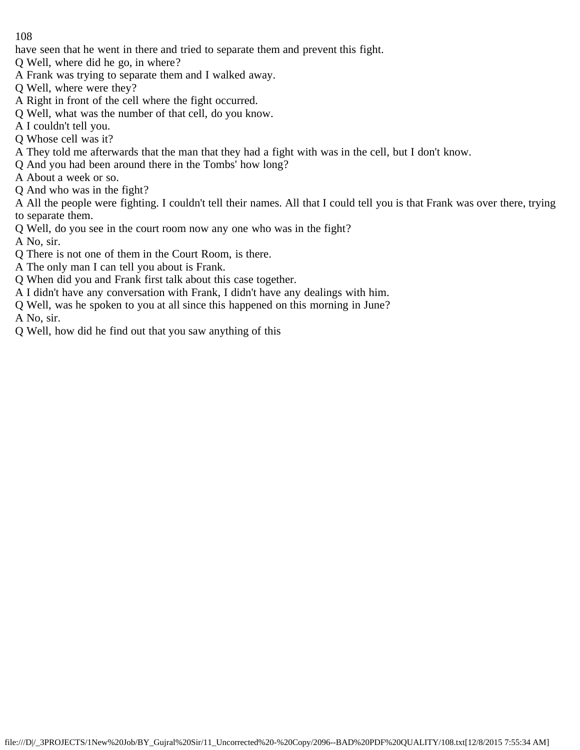have seen that he went in there and tried to separate them and prevent this fight.

Q Well, where did he go, in where?

A Frank was trying to separate them and I walked away.

Q Well, where were they?

A Right in front of the cell where the fight occurred.

Q Well, what was the number of that cell, do you know.

A I couldn't tell you.

Q Whose cell was it?

A They told me afterwards that the man that they had a fight with was in the cell, but I don't know.

Q And you had been around there in the Tombs' how long?

A About a week or so.

Q And who was in the fight?

A All the people were fighting. I couldn't tell their names. All that I could tell you is that Frank was over there, trying to separate them.

Q Well, do you see in the court room now any one who was in the fight?

A No, sir.

Q There is not one of them in the Court Room, is there.

A The only man I can tell you about is Frank.

Q When did you and Frank first talk about this case together.

A I didn't have any conversation with Frank, I didn't have any dealings with him.

Q Well, was he spoken to you at all since this happened on this morning in June?

A No, sir.

Q Well, how did he find out that you saw anything of this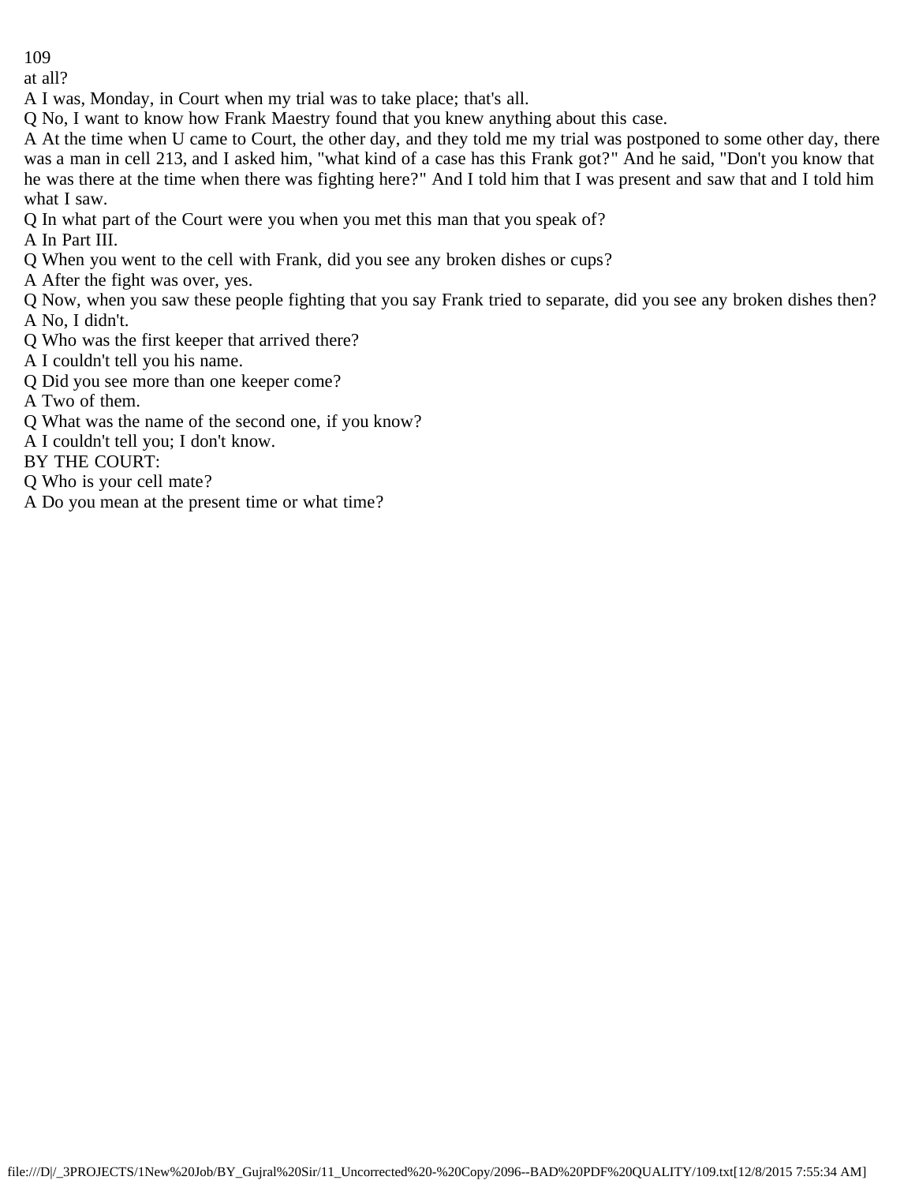at all?

A I was, Monday, in Court when my trial was to take place; that's all.

Q No, I want to know how Frank Maestry found that you knew anything about this case.

A At the time when U came to Court, the other day, and they told me my trial was postponed to some other day, there was a man in cell 213, and I asked him, "what kind of a case has this Frank got?" And he said, "Don't you know that he was there at the time when there was fighting here?" And I told him that I was present and saw that and I told him what I saw.

Q In what part of the Court were you when you met this man that you speak of?

A In Part III.

Q When you went to the cell with Frank, did you see any broken dishes or cups?

A After the fight was over, yes.

Q Now, when you saw these people fighting that you say Frank tried to separate, did you see any broken dishes then?

A No, I didn't.

Q Who was the first keeper that arrived there?

A I couldn't tell you his name.

Q Did you see more than one keeper come?

A Two of them.

Q What was the name of the second one, if you know?

A I couldn't tell you; I don't know.

BY THE COURT:

Q Who is your cell mate?

A Do you mean at the present time or what time?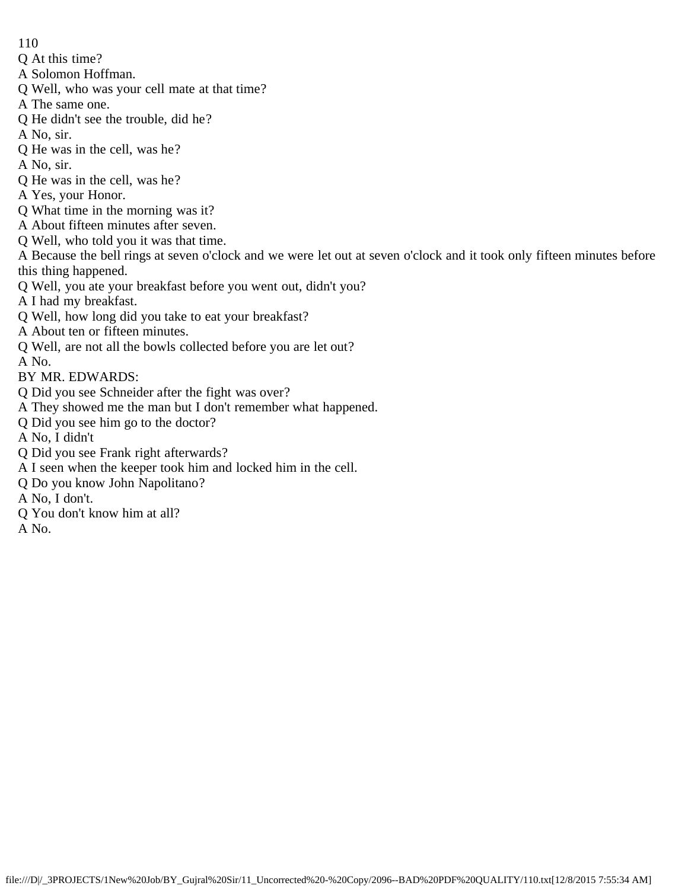Q At this time?
A Solomon Hoffman.
Q Well, who was your cell mate at that time?
A The same one.
Q He didn't see the trouble, did he?
A No, sir.
Q He was in the cell, was he?
A No, sir.
Q He was in the cell, was he?
A Yes, your Honor.
Q What time in the morning was it?
A About fifteen minutes after seven.
Q Well, who told you it was that time.
A Because the bell rings at seven o'clock and we were let out at seven o'clock and it took only fifteen minutes before this thing happened.
Q Well, you ate your breakfast before you went out, didn't you?
A I had my breakfast.
Q Well, how long did you take to eat your breakfast?
A About ten or fifteen minutes.
Q Well, are not all the bowls collected before you are let out?
A No.
BY MR. EDWARDS:
Q Did you see Schneider after the fight was over?
A They showed me the man but I don't remember what happened.
Q Did you see him go to the doctor?
A No, I didn't
Q Did you see Frank right afterwards?
A I seen when the keeper took him and locked him in the cell.
Q Do you know John Napolitano?
A No, I don't.
Q You don't know him at all?
A No.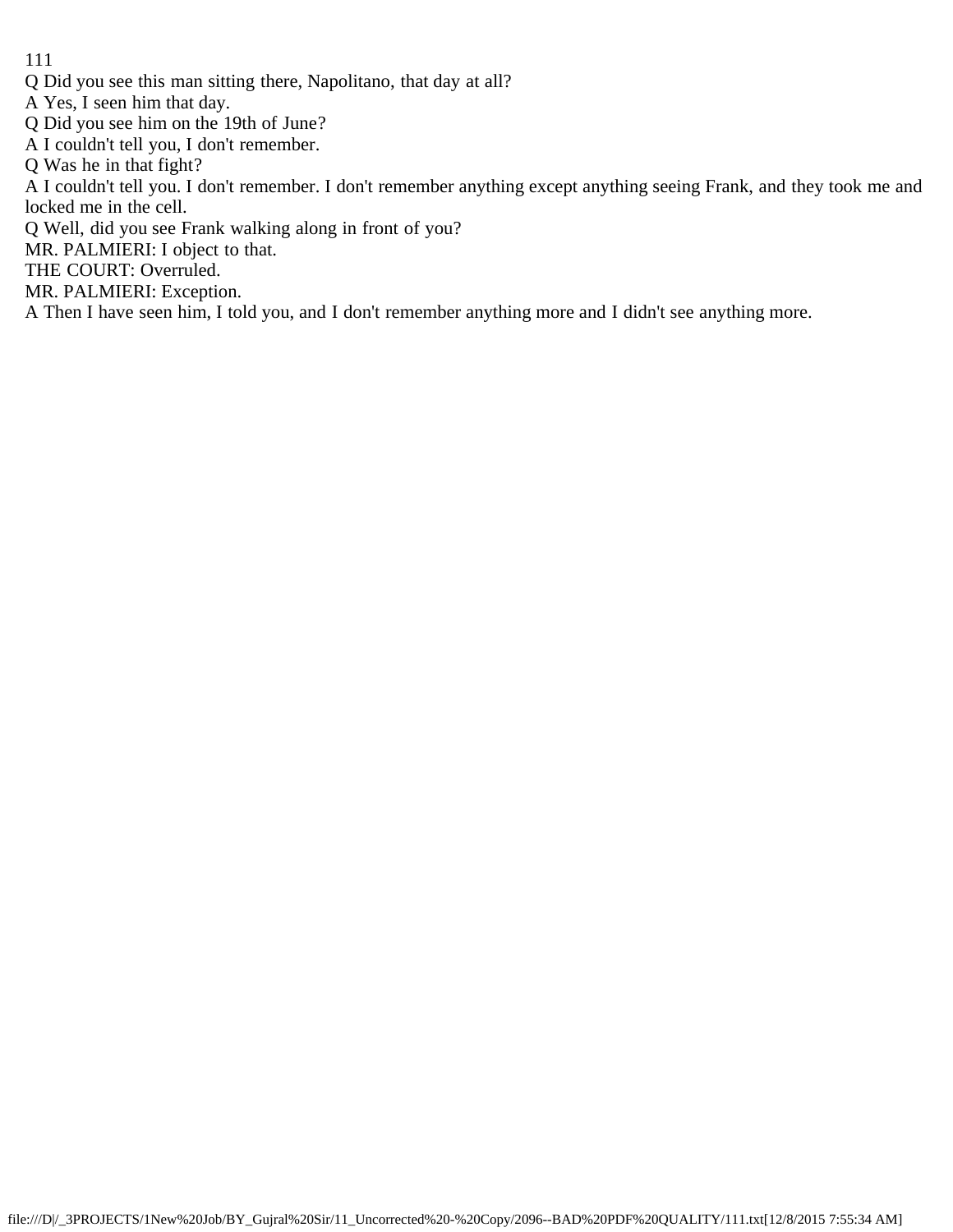Q Did you see this man sitting there, Napolitano, that day at all?

A Yes, I seen him that day.

Q Did you see him on the 19th of June?

A I couldn't tell you, I don't remember.

Q Was he in that fight?

A I couldn't tell you. I don't remember. I don't remember anything except anything seeing Frank, and they took me and locked me in the cell.

Q Well, did you see Frank walking along in front of you?

MR. PALMIERI: I object to that.

THE COURT: Overruled.

MR. PALMIERI: Exception.

A Then I have seen him, I told you, and I don't remember anything more and I didn't see anything more.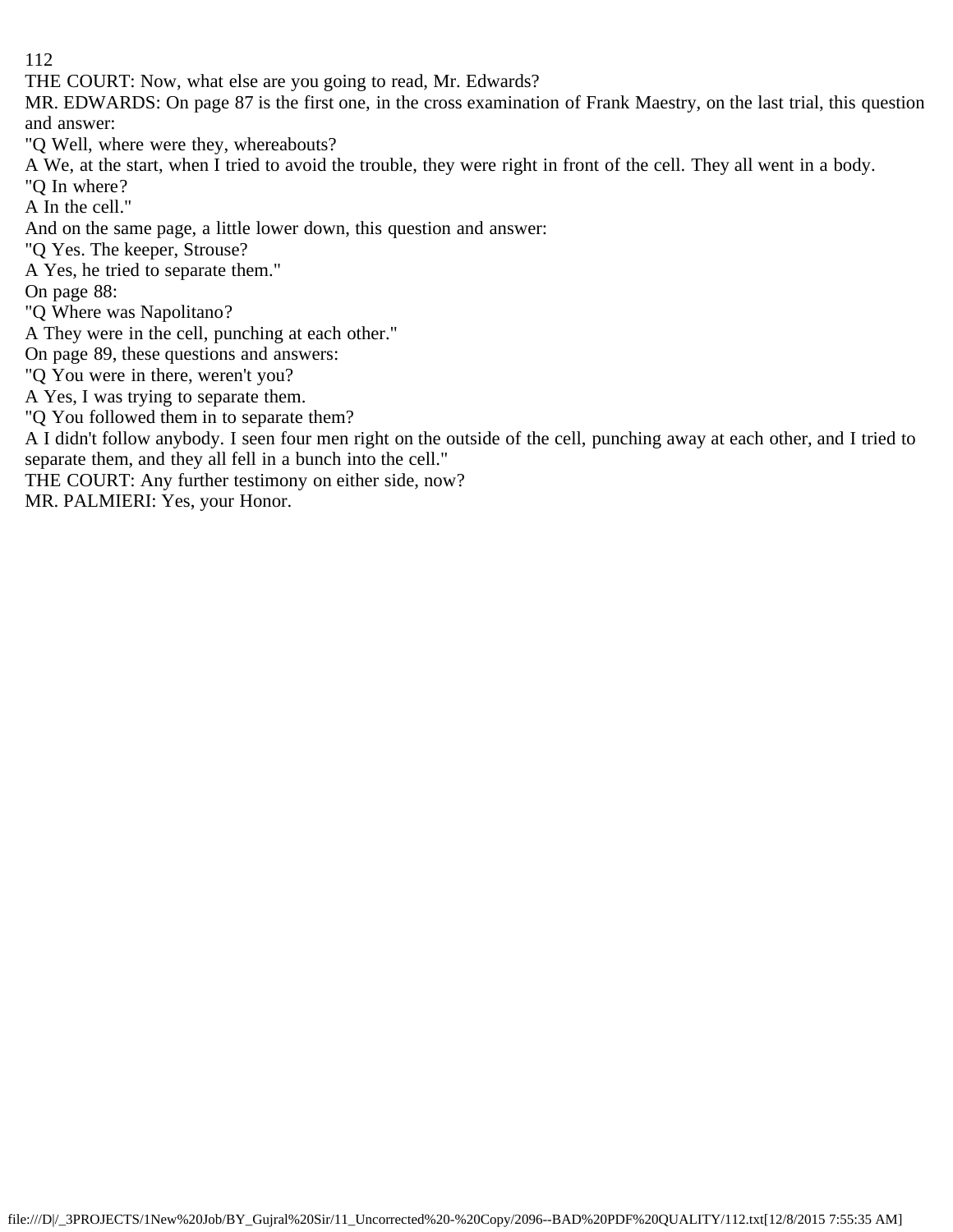THE COURT: Now, what else are you going to read, Mr. Edwards?

MR. EDWARDS: On page 87 is the first one, in the cross examination of Frank Maestry, on the last trial, this question and answer:

"Q Well, where were they, whereabouts?

A We, at the start, when I tried to avoid the trouble, they were right in front of the cell. They all went in a body.

"Q In where?

A In the cell."

And on the same page, a little lower down, this question and answer:

"Q Yes. The keeper, Strouse?

A Yes, he tried to separate them."

On page 88:

"Q Where was Napolitano?

A They were in the cell, punching at each other."

On page 89, these questions and answers:

"Q You were in there, weren't you?

A Yes, I was trying to separate them.

"Q You followed them in to separate them?

A I didn't follow anybody. I seen four men right on the outside of the cell, punching away at each other, and I tried to separate them, and they all fell in a bunch into the cell."

THE COURT: Any further testimony on either side, now?

MR. PALMIERI: Yes, your Honor.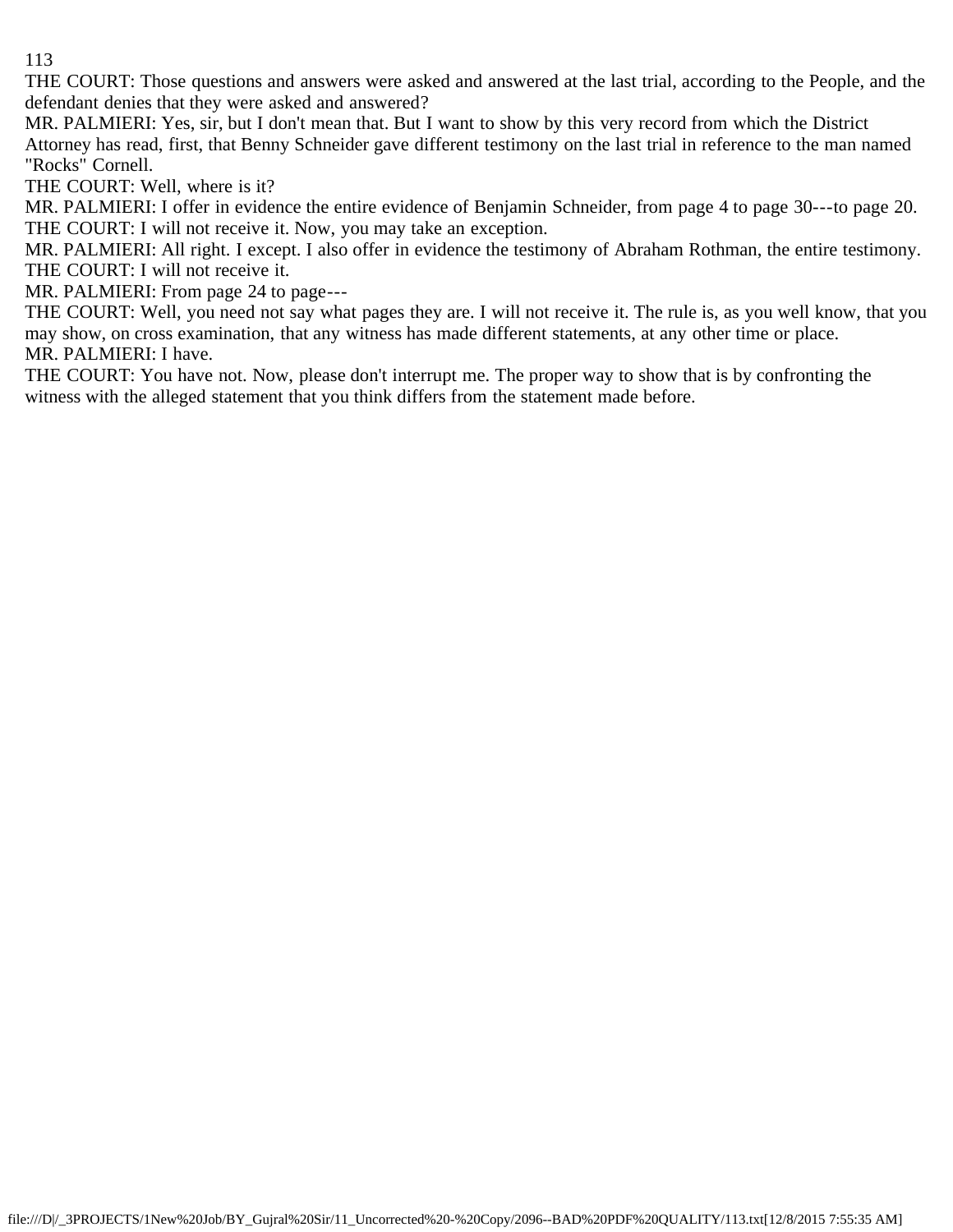THE COURT: Those questions and answers were asked and answered at the last trial, according to the People, and the defendant denies that they were asked and answered?

MR. PALMIERI: Yes, sir, but I don't mean that. But I want to show by this very record from which the District Attorney has read, first, that Benny Schneider gave different testimony on the last trial in reference to the man named "Rocks" Cornell.

THE COURT: Well, where is it?

MR. PALMIERI: I offer in evidence the entire evidence of Benjamin Schneider, from page 4 to page 30---to page 20.

THE COURT: I will not receive it. Now, you may take an exception.

MR. PALMIERI: All right. I except. I also offer in evidence the testimony of Abraham Rothman, the entire testimony.

THE COURT: I will not receive it.

MR. PALMIERI: From page 24 to page---

THE COURT: Well, you need not say what pages they are. I will not receive it. The rule is, as you well know, that you may show, on cross examination, that any witness has made different statements, at any other time or place.

MR. PALMIERI: I have.

THE COURT: You have not. Now, please don't interrupt me. The proper way to show that is by confronting the witness with the alleged statement that you think differs from the statement made before.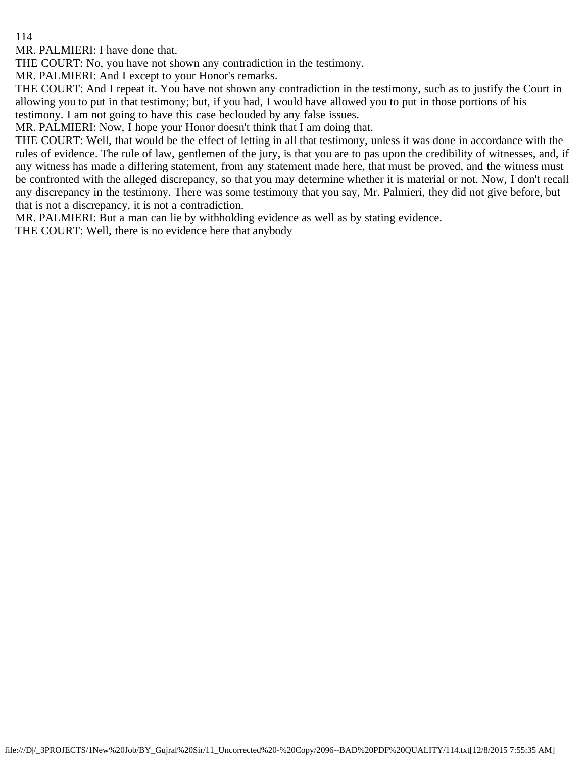MR. PALMIERI: I have done that.

THE COURT: No, you have not shown any contradiction in the testimony.

MR. PALMIERI: And I except to your Honor's remarks.

THE COURT: And I repeat it. You have not shown any contradiction in the testimony, such as to justify the Court in allowing you to put in that testimony; but, if you had, I would have allowed you to put in those portions of his testimony. I am not going to have this case beclouded by any false issues.

MR. PALMIERI: Now, I hope your Honor doesn't think that I am doing that.

THE COURT: Well, that would be the effect of letting in all that testimony, unless it was done in accordance with the rules of evidence. The rule of law, gentlemen of the jury, is that you are to pas upon the credibility of witnesses, and, if any witness has made a differing statement, from any statement made here, that must be proved, and the witness must be confronted with the alleged discrepancy, so that you may determine whether it is material or not. Now, I don't recall any discrepancy in the testimony. There was some testimony that you say, Mr. Palmieri, they did not give before, but that is not a discrepancy, it is not a contradiction.

MR. PALMIERI: But a man can lie by withholding evidence as well as by stating evidence.

THE COURT: Well, there is no evidence here that anybody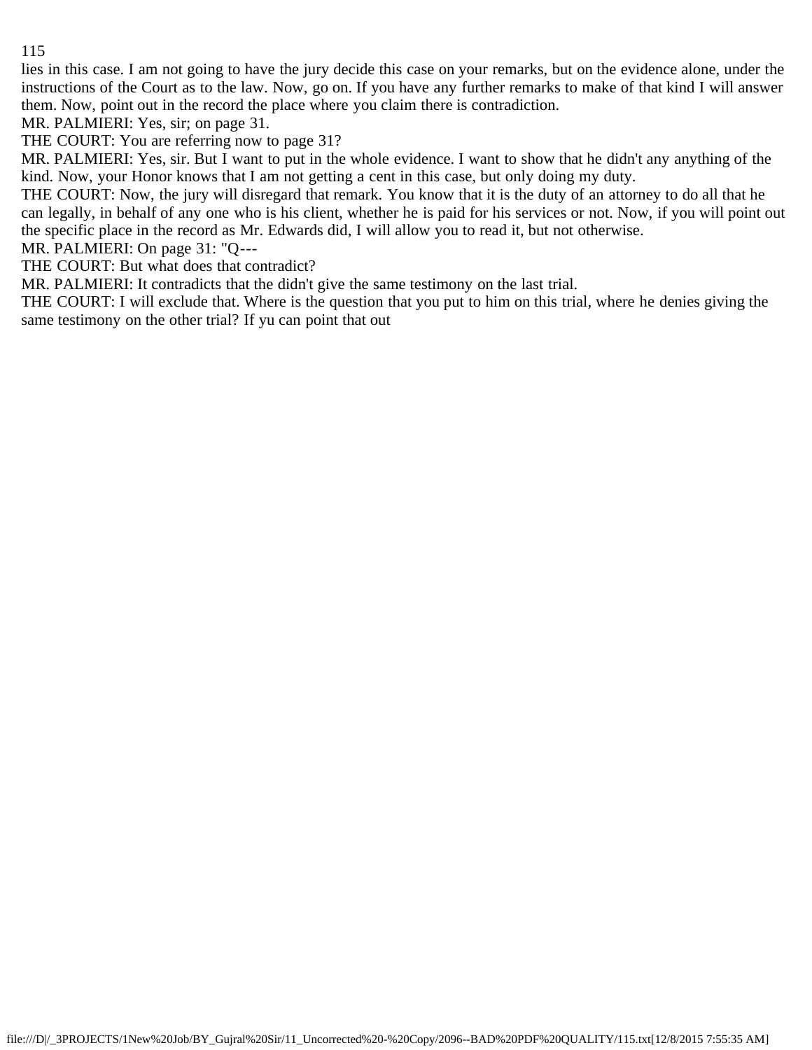lies in this case. I am not going to have the jury decide this case on your remarks, but on the evidence alone, under the instructions of the Court as to the law. Now, go on. If you have any further remarks to make of that kind I will answer them. Now, point out in the record the place where you claim there is contradiction.

MR. PALMIERI: Yes, sir; on page 31.

THE COURT: You are referring now to page 31?

MR. PALMIERI: Yes, sir. But I want to put in the whole evidence. I want to show that he didn't any anything of the kind. Now, your Honor knows that I am not getting a cent in this case, but only doing my duty.

THE COURT: Now, the jury will disregard that remark. You know that it is the duty of an attorney to do all that he can legally, in behalf of any one who is his client, whether he is paid for his services or not. Now, if you will point out the specific place in the record as Mr. Edwards did, I will allow you to read it, but not otherwise.

MR. PALMIERI: On page 31: "Q---

THE COURT: But what does that contradict?

MR. PALMIERI: It contradicts that the didn't give the same testimony on the last trial.

THE COURT: I will exclude that. Where is the question that you put to him on this trial, where he denies giving the same testimony on the other trial? If yu can point that out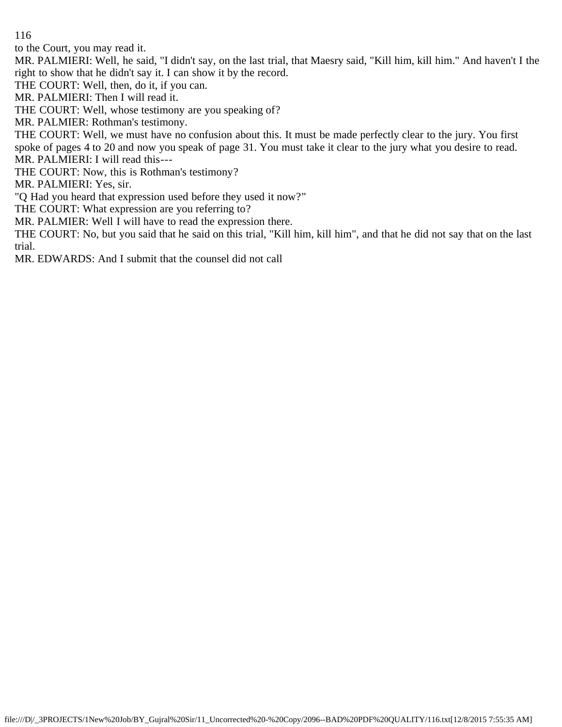to the Court, you may read it.

MR. PALMIERI: Well, he said, "I didn't say, on the last trial, that Maesry said, "Kill him, kill him." And haven't I the right to show that he didn't say it. I can show it by the record.

THE COURT: Well, then, do it, if you can.

MR. PALMIERI: Then I will read it.

THE COURT: Well, whose testimony are you speaking of?

MR. PALMIER: Rothman's testimony.

THE COURT: Well, we must have no confusion about this. It must be made perfectly clear to the jury. You first spoke of pages 4 to 20 and now you speak of page 31. You must take it clear to the jury what you desire to read.

MR. PALMIERI: I will read this---

THE COURT: Now, this is Rothman's testimony?

MR. PALMIERI: Yes, sir.

"Q Had you heard that expression used before they used it now?"

THE COURT: What expression are you referring to?

MR. PALMIER: Well I will have to read the expression there.

THE COURT: No, but you said that he said on this trial, "Kill him, kill him", and that he did not say that on the last trial.

MR. EDWARDS: And I submit that the counsel did not call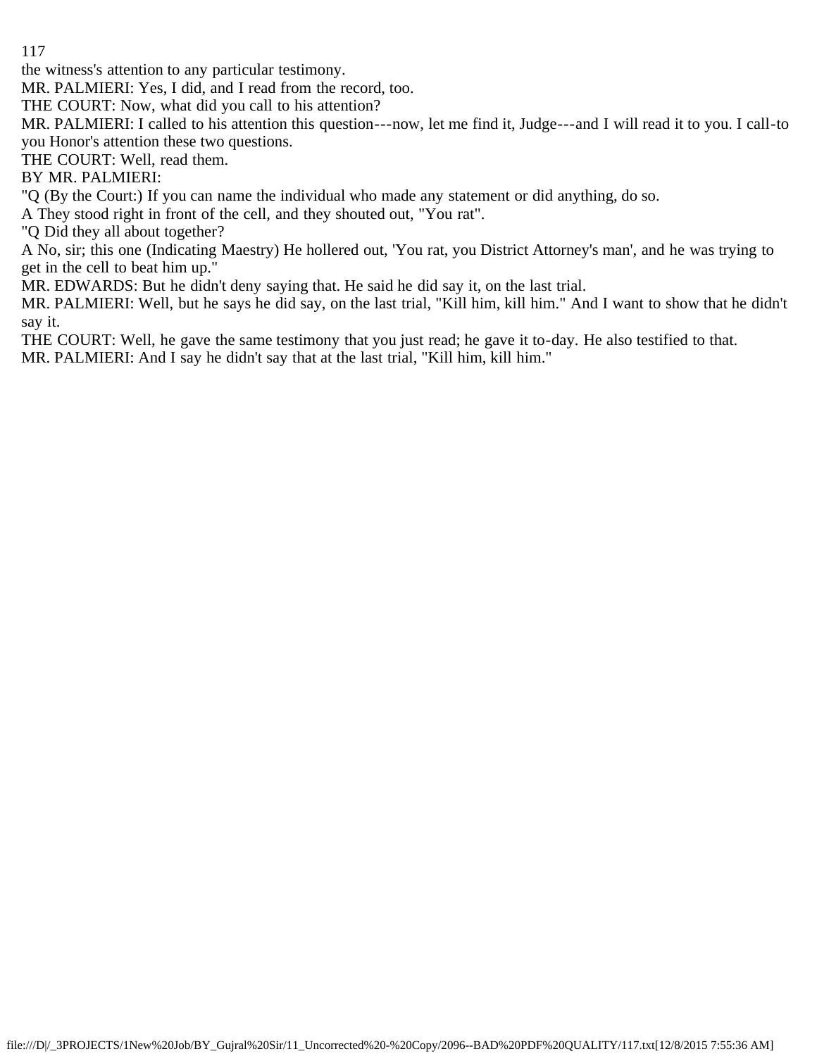the witness's attention to any particular testimony.

MR. PALMIERI: Yes, I did, and I read from the record, too.

THE COURT: Now, what did you call to his attention?

MR. PALMIERI: I called to his attention this question---now, let me find it, Judge---and I will read it to you. I call-to you Honor's attention these two questions.

THE COURT: Well, read them.

BY MR. PALMIERI:

"Q (By the Court:) If you can name the individual who made any statement or did anything, do so.

A They stood right in front of the cell, and they shouted out, "You rat".

"Q Did they all about together?

A No, sir; this one (Indicating Maestry) He hollered out, 'You rat, you District Attorney's man', and he was trying to get in the cell to beat him up."

MR. EDWARDS: But he didn't deny saying that. He said he did say it, on the last trial.

MR. PALMIERI: Well, but he says he did say, on the last trial, "Kill him, kill him." And I want to show that he didn't say it.

THE COURT: Well, he gave the same testimony that you just read; he gave it to-day. He also testified to that.

MR. PALMIERI: And I say he didn't say that at the last trial, "Kill him, kill him."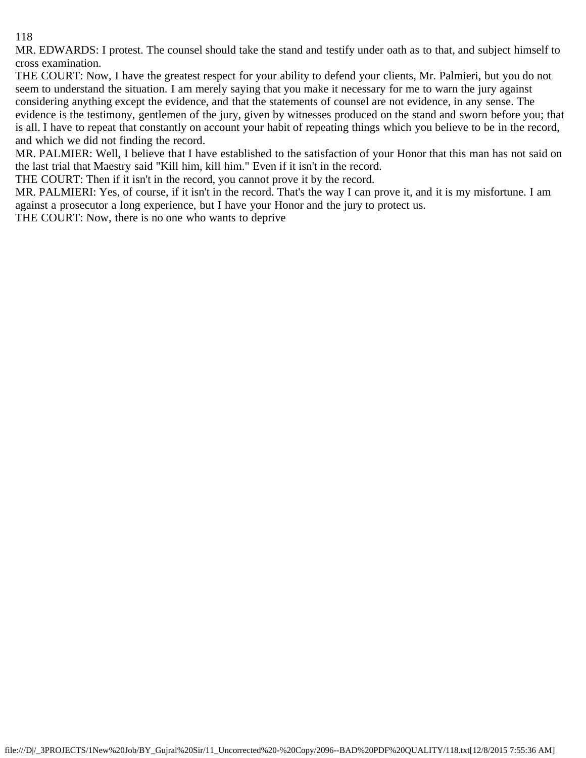MR. EDWARDS: I protest. The counsel should take the stand and testify under oath as to that, and subject himself to cross examination.

THE COURT: Now, I have the greatest respect for your ability to defend your clients, Mr. Palmieri, but you do not seem to understand the situation. I am merely saying that you make it necessary for me to warn the jury against considering anything except the evidence, and that the statements of counsel are not evidence, in any sense. The evidence is the testimony, gentlemen of the jury, given by witnesses produced on the stand and sworn before you; that is all. I have to repeat that constantly on account your habit of repeating things which you believe to be in the record, and which we did not finding the record.

MR. PALMIER: Well, I believe that I have established to the satisfaction of your Honor that this man has not said on the last trial that Maestry said "Kill him, kill him." Even if it isn't in the record.

THE COURT: Then if it isn't in the record, you cannot prove it by the record.

MR. PALMIERI: Yes, of course, if it isn't in the record. That's the way I can prove it, and it is my misfortune. I am against a prosecutor a long experience, but I have your Honor and the jury to protect us.

THE COURT: Now, there is no one who wants to deprive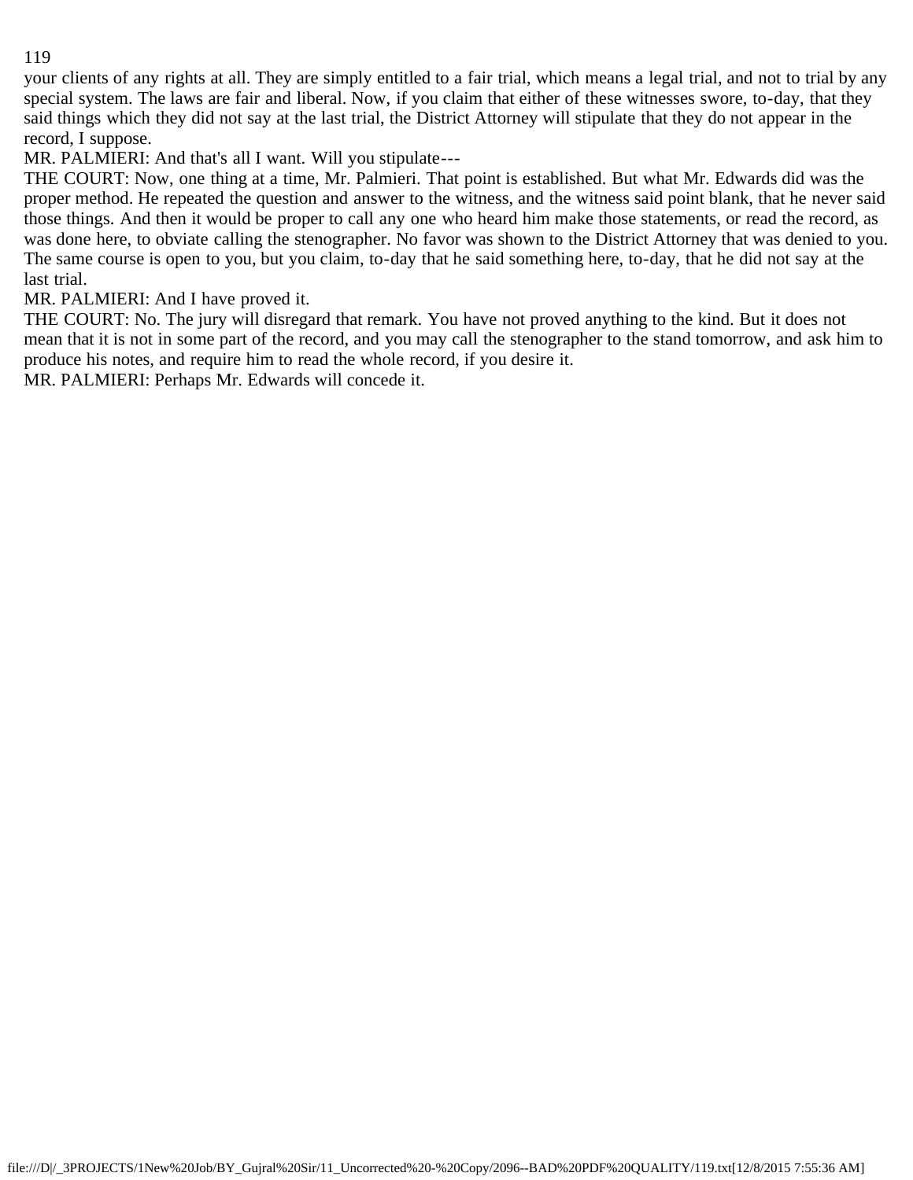your clients of any rights at all. They are simply entitled to a fair trial, which means a legal trial, and not to trial by any special system. The laws are fair and liberal. Now, if you claim that either of these witnesses swore, to-day, that they said things which they did not say at the last trial, the District Attorney will stipulate that they do not appear in the record, I suppose.

MR. PALMIERI: And that's all I want. Will you stipulate---

THE COURT: Now, one thing at a time, Mr. Palmieri. That point is established. But what Mr. Edwards did was the proper method. He repeated the question and answer to the witness, and the witness said point blank, that he never said those things. And then it would be proper to call any one who heard him make those statements, or read the record, as was done here, to obviate calling the stenographer. No favor was shown to the District Attorney that was denied to you. The same course is open to you, but you claim, to-day that he said something here, to-day, that he did not say at the last trial.

MR. PALMIERI: And I have proved it.

THE COURT: No. The jury will disregard that remark. You have not proved anything to the kind. But it does not mean that it is not in some part of the record, and you may call the stenographer to the stand tomorrow, and ask him to produce his notes, and require him to read the whole record, if you desire it.

MR. PALMIERI: Perhaps Mr. Edwards will concede it.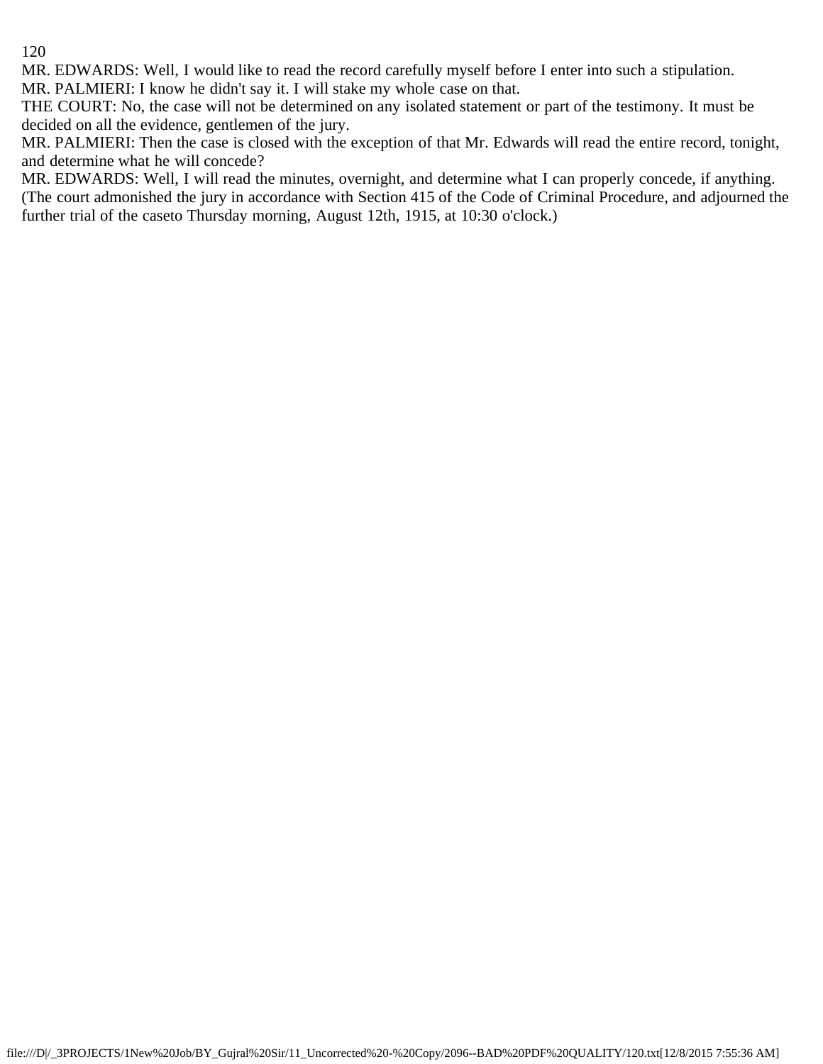MR. EDWARDS: Well, I would like to read the record carefully myself before I enter into such a stipulation.

MR. PALMIERI: I know he didn't say it. I will stake my whole case on that.

THE COURT: No, the case will not be determined on any isolated statement or part of the testimony. It must be decided on all the evidence, gentlemen of the jury.

MR. PALMIERI: Then the case is closed with the exception of that Mr. Edwards will read the entire record, tonight, and determine what he will concede?

MR. EDWARDS: Well, I will read the minutes, overnight, and determine what I can properly concede, if anything.

(The court admonished the jury in accordance with Section 415 of the Code of Criminal Procedure, and adjourned the further trial of the caseto Thursday morning, August 12th, 1915, at 10:30 o'clock.)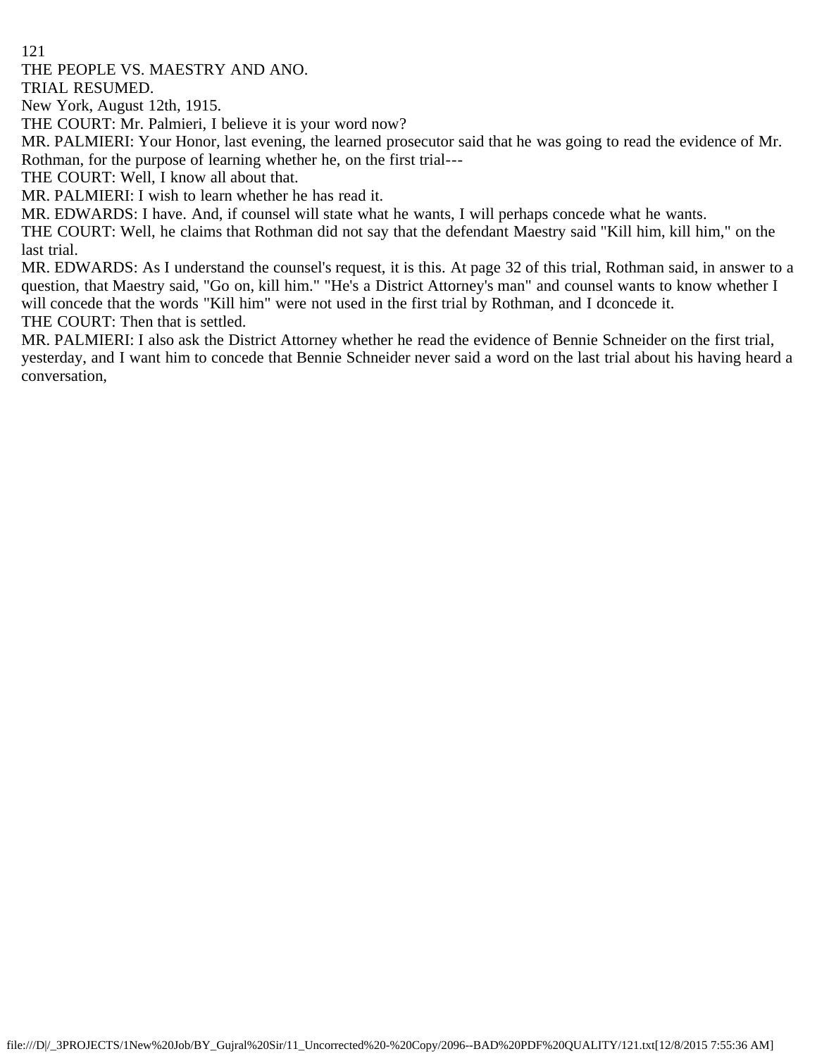THE PEOPLE VS. MAESTRY AND ANO.

TRIAL RESUMED.

New York, August 12th, 1915.

THE COURT: Mr. Palmieri, I believe it is your word now?

MR. PALMIERI: Your Honor, last evening, the learned prosecutor said that he was going to read the evidence of Mr. Rothman, for the purpose of learning whether he, on the first trial---

THE COURT: Well, I know all about that.

MR. PALMIERI: I wish to learn whether he has read it.

MR. EDWARDS: I have. And, if counsel will state what he wants, I will perhaps concede what he wants.

THE COURT: Well, he claims that Rothman did not say that the defendant Maestry said "Kill him, kill him," on the last trial.

MR. EDWARDS: As I understand the counsel's request, it is this. At page 32 of this trial, Rothman said, in answer to a question, that Maestry said, "Go on, kill him." "He's a District Attorney's man" and counsel wants to know whether I will concede that the words "Kill him" were not used in the first trial by Rothman, and I dconcede it.

THE COURT: Then that is settled.

MR. PALMIERI: I also ask the District Attorney whether he read the evidence of Bennie Schneider on the first trial, yesterday, and I want him to concede that Bennie Schneider never said a word on the last trial about his having heard a conversation,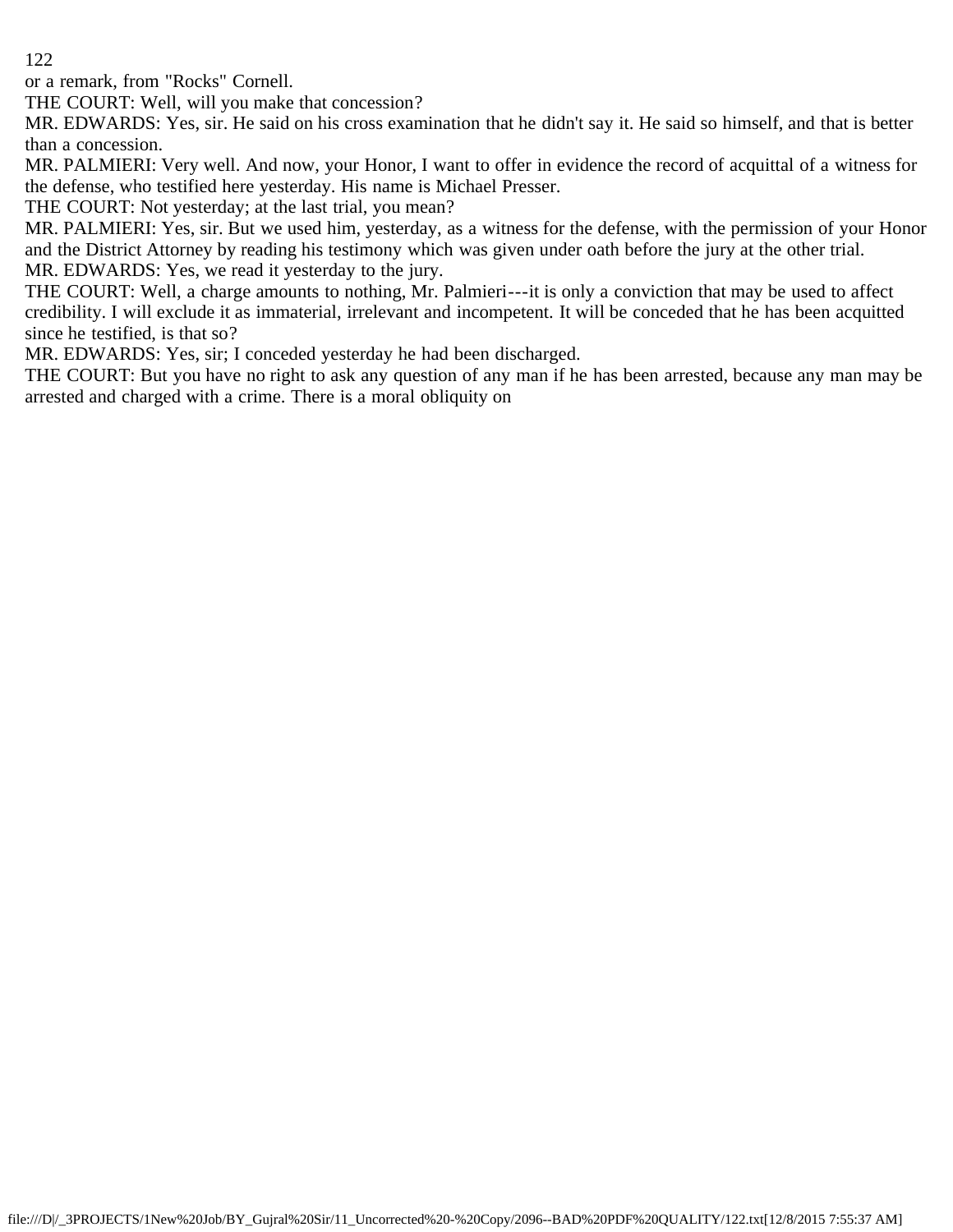or a remark, from "Rocks" Cornell.

THE COURT: Well, will you make that concession?

MR. EDWARDS: Yes, sir. He said on his cross examination that he didn't say it. He said so himself, and that is better than a concession.

MR. PALMIERI: Very well. And now, your Honor, I want to offer in evidence the record of acquittal of a witness for the defense, who testified here yesterday. His name is Michael Presser.

THE COURT: Not yesterday; at the last trial, you mean?

MR. PALMIERI: Yes, sir. But we used him, yesterday, as a witness for the defense, with the permission of your Honor and the District Attorney by reading his testimony which was given under oath before the jury at the other trial.

MR. EDWARDS: Yes, we read it yesterday to the jury.

THE COURT: Well, a charge amounts to nothing, Mr. Palmieri---it is only a conviction that may be used to affect credibility. I will exclude it as immaterial, irrelevant and incompetent. It will be conceded that he has been acquitted since he testified, is that so?

MR. EDWARDS: Yes, sir; I conceded yesterday he had been discharged.

THE COURT: But you have no right to ask any question of any man if he has been arrested, because any man may be arrested and charged with a crime. There is a moral obliquity on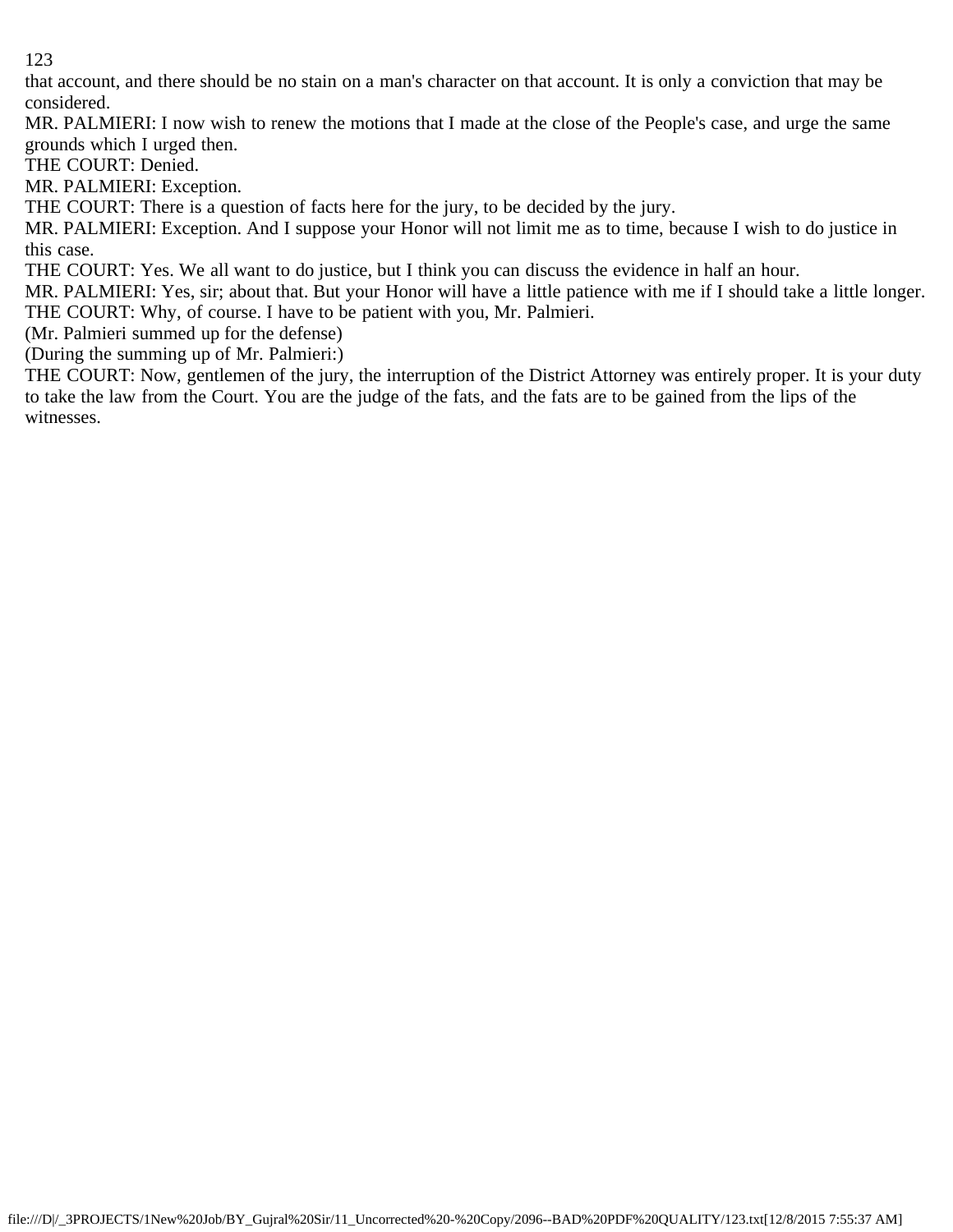that account, and there should be no stain on a man's character on that account. It is only a conviction that may be considered.

MR. PALMIERI: I now wish to renew the motions that I made at the close of the People's case, and urge the same grounds which I urged then.

THE COURT: Denied.

MR. PALMIERI: Exception.

THE COURT: There is a question of facts here for the jury, to be decided by the jury.

MR. PALMIERI: Exception. And I suppose your Honor will not limit me as to time, because I wish to do justice in this case.

THE COURT: Yes. We all want to do justice, but I think you can discuss the evidence in half an hour.

MR. PALMIERI: Yes, sir; about that. But your Honor will have a little patience with me if I should take a little longer.

THE COURT: Why, of course. I have to be patient with you, Mr. Palmieri.

(Mr. Palmieri summed up for the defense)

(During the summing up of Mr. Palmieri:)

THE COURT: Now, gentlemen of the jury, the interruption of the District Attorney was entirely proper. It is your duty to take the law from the Court. You are the judge of the fats, and the fats are to be gained from the lips of the witnesses.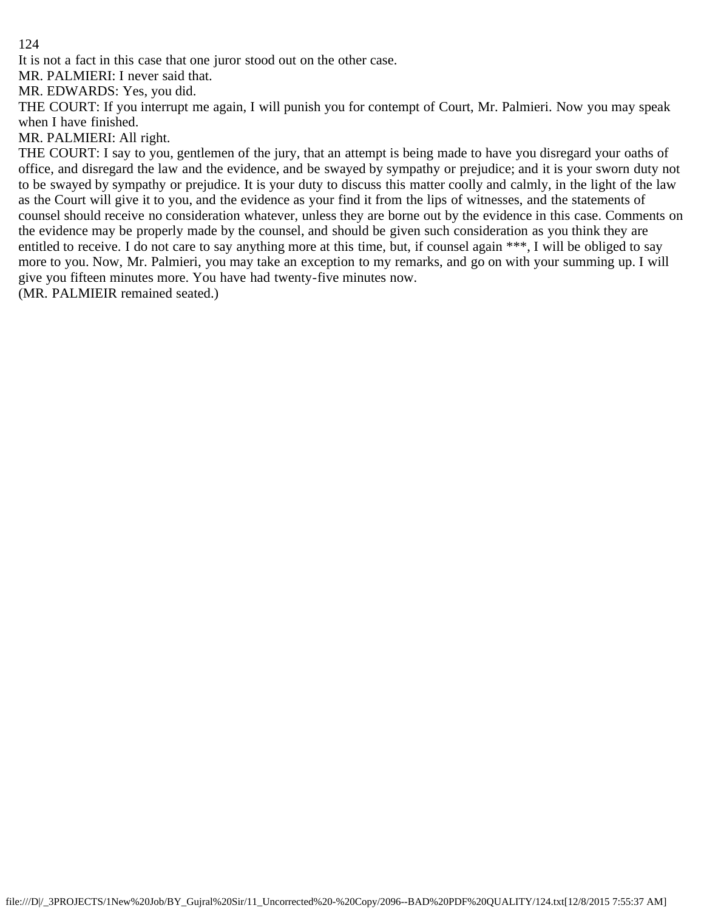It is not a fact in this case that one juror stood out on the other case.

MR. PALMIERI: I never said that.

MR. EDWARDS: Yes, you did.

THE COURT: If you interrupt me again, I will punish you for contempt of Court, Mr. Palmieri. Now you may speak when I have finished.

MR. PALMIERI: All right.

THE COURT: I say to you, gentlemen of the jury, that an attempt is being made to have you disregard your oaths of office, and disregard the law and the evidence, and be swayed by sympathy or prejudice; and it is your sworn duty not to be swayed by sympathy or prejudice. It is your duty to discuss this matter coolly and calmly, in the light of the law as the Court will give it to you, and the evidence as your find it from the lips of witnesses, and the statements of counsel should receive no consideration whatever, unless they are borne out by the evidence in this case. Comments on the evidence may be properly made by the counsel, and should be given such consideration as you think they are entitled to receive. I do not care to say anything more at this time, but, if counsel again ***, I will be obliged to say more to you. Now, Mr. Palmieri, you may take an exception to my remarks, and go on with your summing up. I will give you fifteen minutes more. You have had twenty-five minutes now.

(MR. PALMIEIR remained seated.)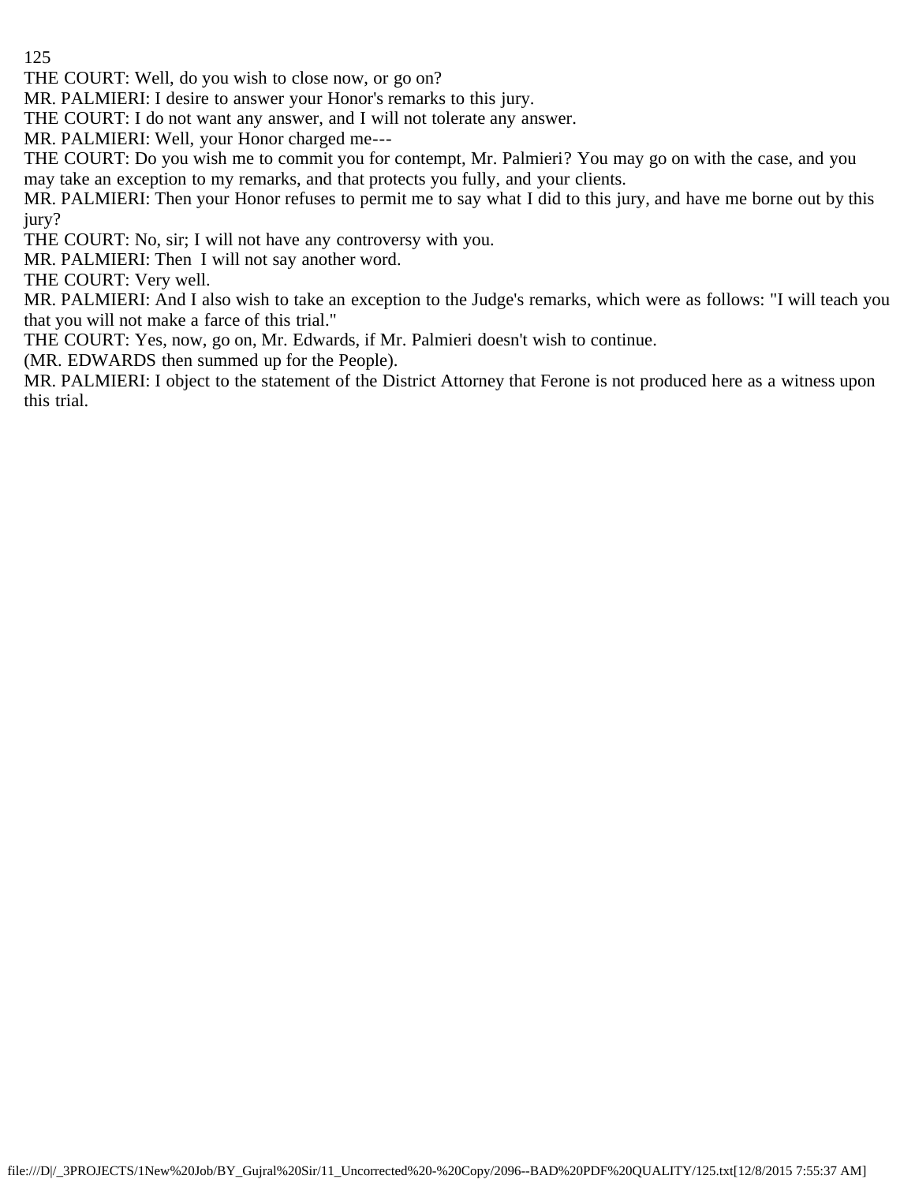THE COURT: Well, do you wish to close now, or go on?

MR. PALMIERI: I desire to answer your Honor's remarks to this jury.

THE COURT: I do not want any answer, and I will not tolerate any answer.

MR. PALMIERI: Well, your Honor charged me---

THE COURT: Do you wish me to commit you for contempt, Mr. Palmieri? You may go on with the case, and you may take an exception to my remarks, and that protects you fully, and your clients.

MR. PALMIERI: Then your Honor refuses to permit me to say what I did to this jury, and have me borne out by this jury?

THE COURT: No, sir; I will not have any controversy with you.

MR. PALMIERI: Then I will not say another word.

THE COURT: Very well.

MR. PALMIERI: And I also wish to take an exception to the Judge's remarks, which were as follows: "I will teach you that you will not make a farce of this trial."

THE COURT: Yes, now, go on, Mr. Edwards, if Mr. Palmieri doesn't wish to continue.

(MR. EDWARDS then summed up for the People).

MR. PALMIERI: I object to the statement of the District Attorney that Ferone is not produced here as a witness upon this trial.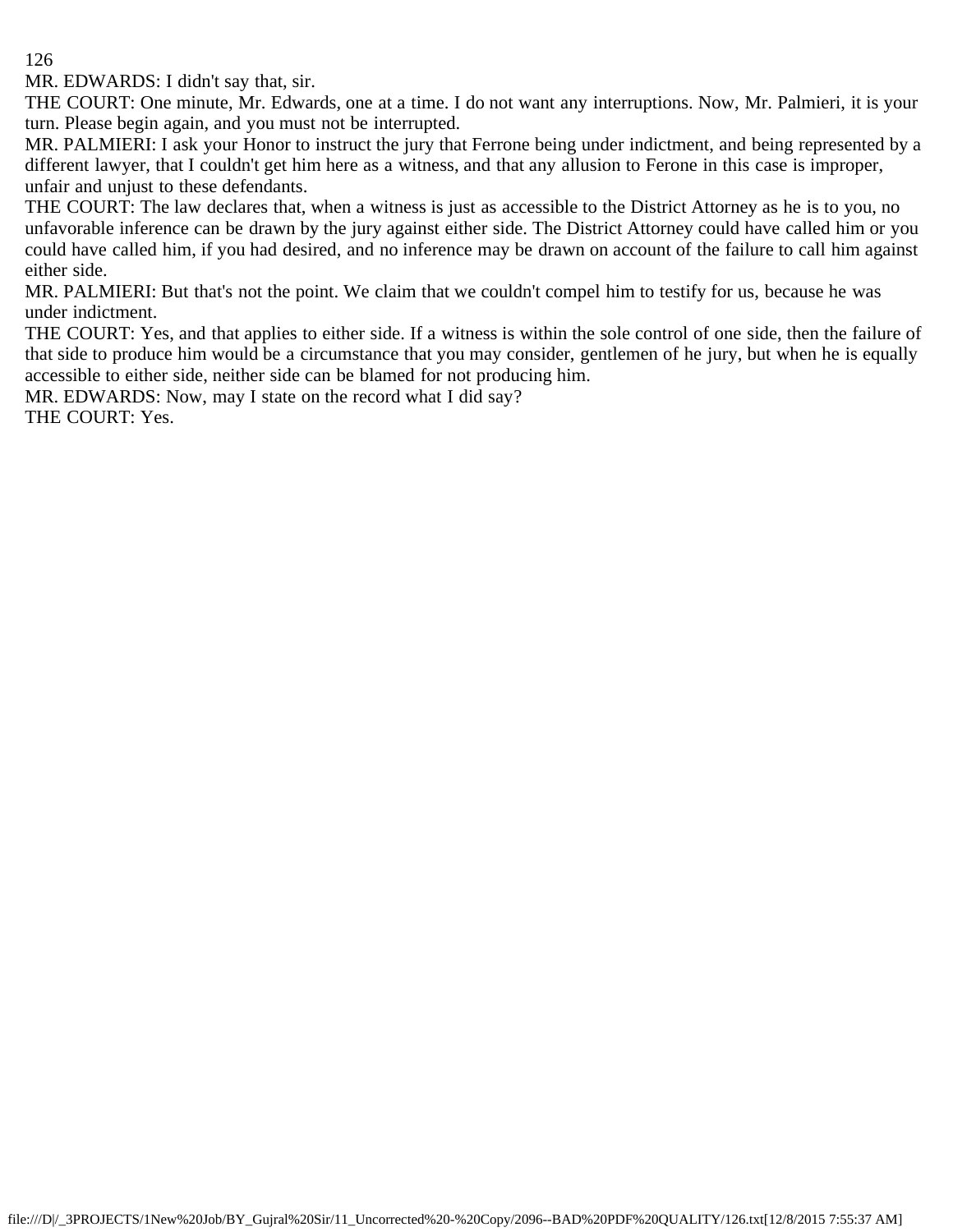MR. EDWARDS: I didn't say that, sir.

THE COURT: One minute, Mr. Edwards, one at a time. I do not want any interruptions. Now, Mr. Palmieri, it is your turn. Please begin again, and you must not be interrupted.

MR. PALMIERI: I ask your Honor to instruct the jury that Ferrone being under indictment, and being represented by a different lawyer, that I couldn't get him here as a witness, and that any allusion to Ferone in this case is improper, unfair and unjust to these defendants.

THE COURT: The law declares that, when a witness is just as accessible to the District Attorney as he is to you, no unfavorable inference can be drawn by the jury against either side. The District Attorney could have called him or you could have called him, if you had desired, and no inference may be drawn on account of the failure to call him against either side.

MR. PALMIERI: But that's not the point. We claim that we couldn't compel him to testify for us, because he was under indictment.

THE COURT: Yes, and that applies to either side. If a witness is within the sole control of one side, then the failure of that side to produce him would be a circumstance that you may consider, gentlemen of he jury, but when he is equally accessible to either side, neither side can be blamed for not producing him.

MR. EDWARDS: Now, may I state on the record what I did say?

THE COURT: Yes.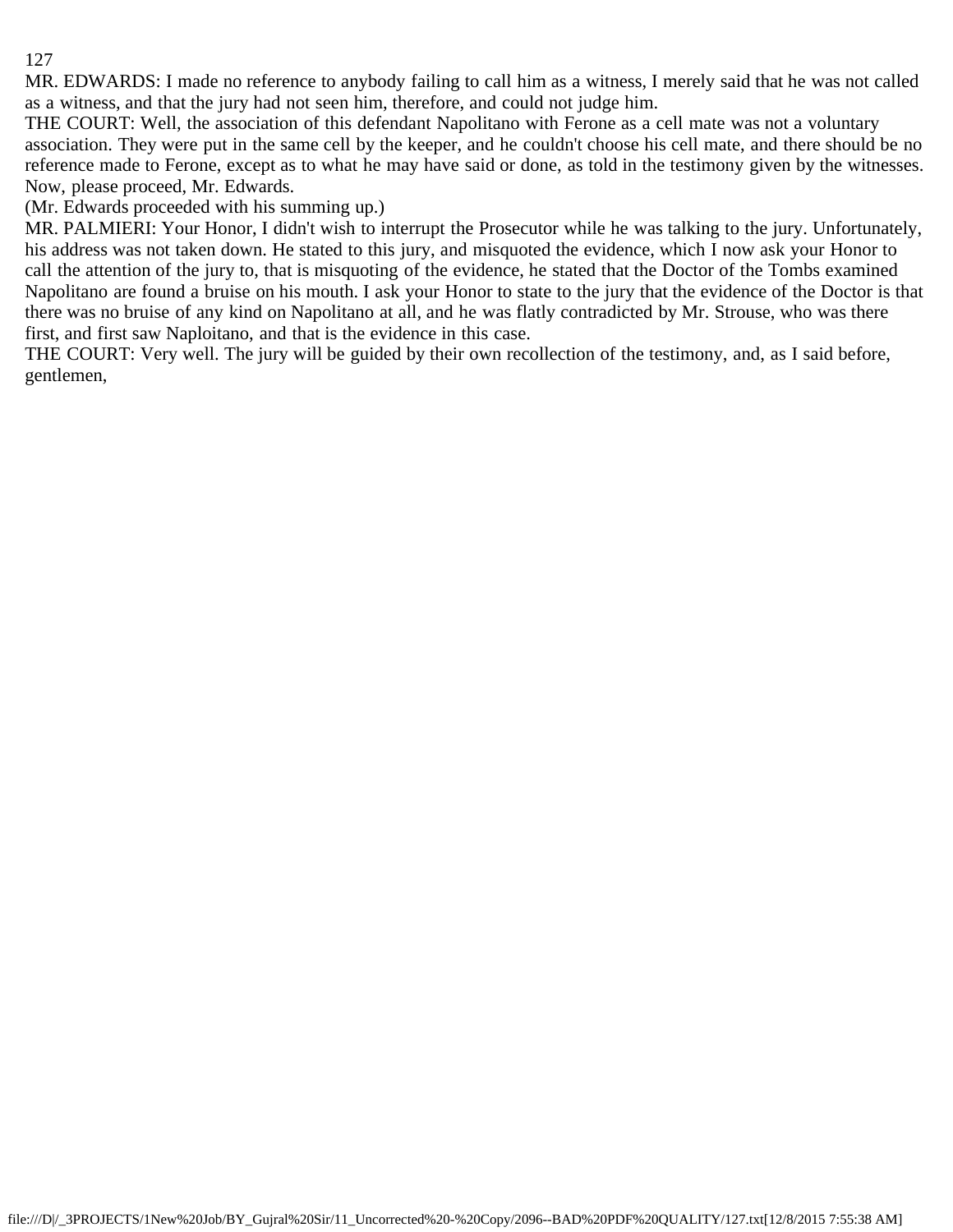MR. EDWARDS: I made no reference to anybody failing to call him as a witness, I merely said that he was not called as a witness, and that the jury had not seen him, therefore, and could not judge him.

THE COURT: Well, the association of this defendant Napolitano with Ferone as a cell mate was not a voluntary association. They were put in the same cell by the keeper, and he couldn't choose his cell mate, and there should be no reference made to Ferone, except as to what he may have said or done, as told in the testimony given by the witnesses. Now, please proceed, Mr. Edwards.

(Mr. Edwards proceeded with his summing up.)

MR. PALMIERI: Your Honor, I didn't wish to interrupt the Prosecutor while he was talking to the jury. Unfortunately, his address was not taken down. He stated to this jury, and misquoted the evidence, which I now ask your Honor to call the attention of the jury to, that is misquoting of the evidence, he stated that the Doctor of the Tombs examined Napolitano are found a bruise on his mouth. I ask your Honor to state to the jury that the evidence of the Doctor is that there was no bruise of any kind on Napolitano at all, and he was flatly contradicted by Mr. Strouse, who was there first, and first saw Naploitano, and that is the evidence in this case.

THE COURT: Very well. The jury will be guided by their own recollection of the testimony, and, as I said before, gentlemen,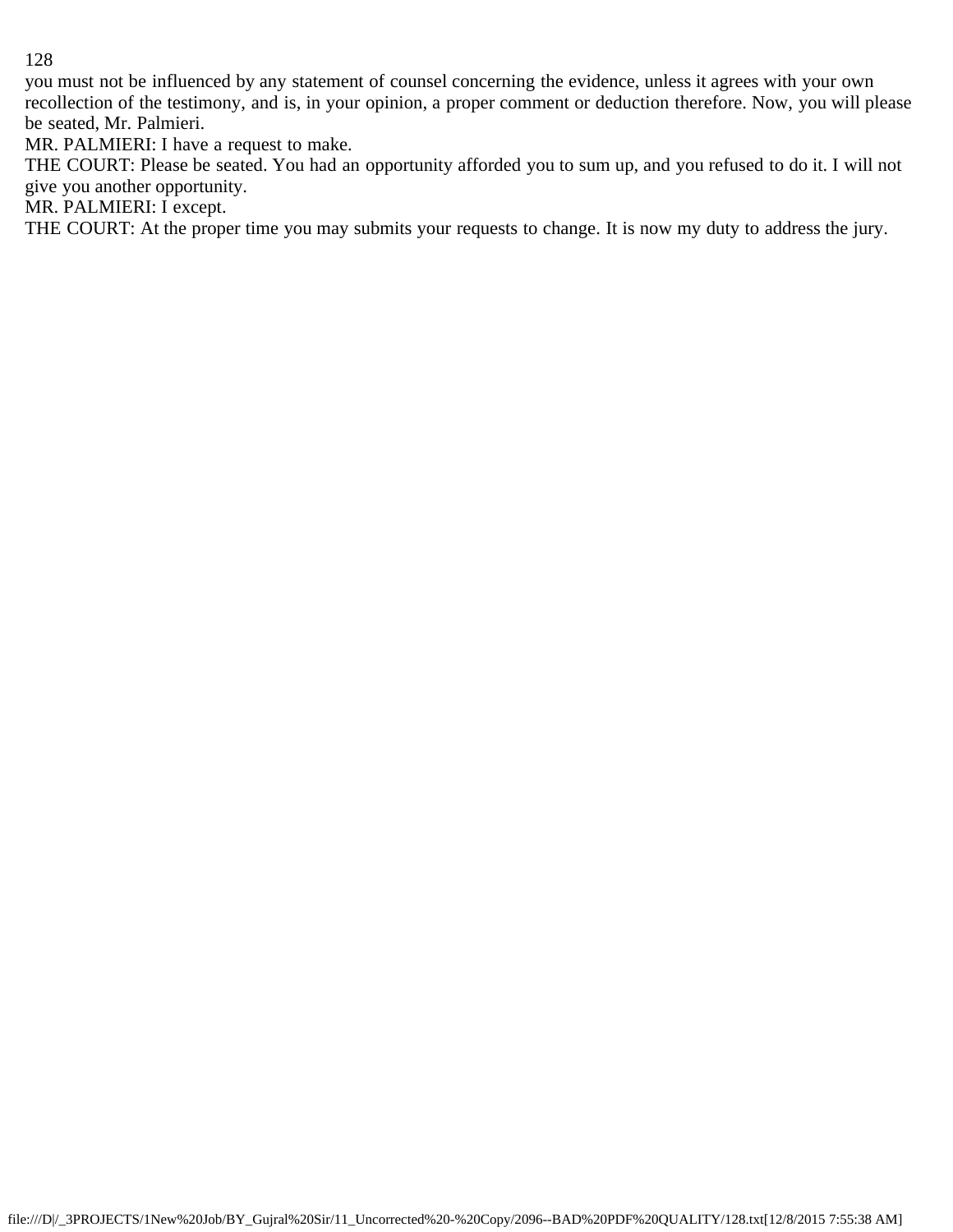you must not be influenced by any statement of counsel concerning the evidence, unless it agrees with your own recollection of the testimony, and is, in your opinion, a proper comment or deduction therefore. Now, you will please be seated, Mr. Palmieri.

MR. PALMIERI: I have a request to make.

THE COURT: Please be seated. You had an opportunity afforded you to sum up, and you refused to do it. I will not give you another opportunity.

MR. PALMIERI: I except.

THE COURT: At the proper time you may submits your requests to change. It is now my duty to address the jury.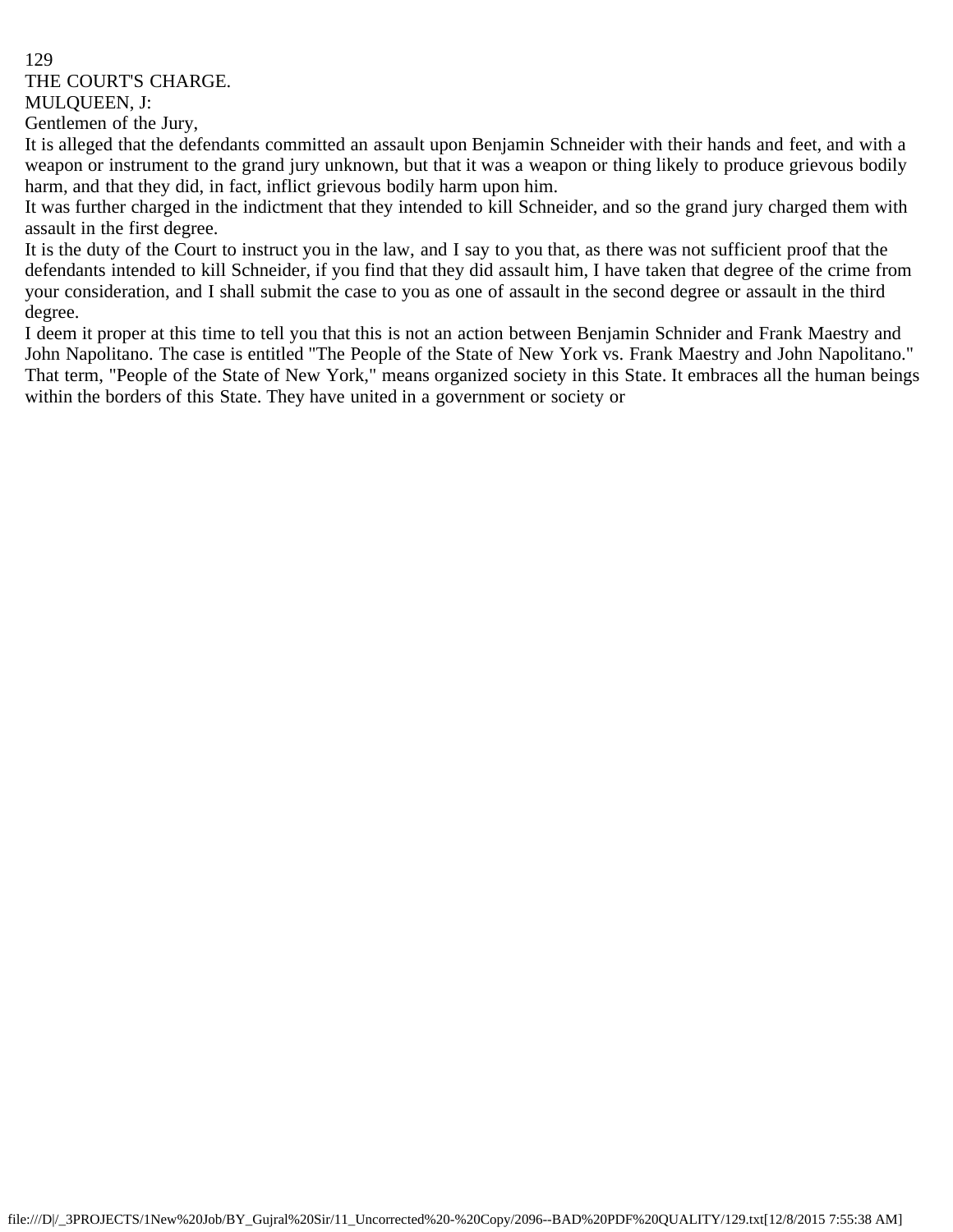THE COURT'S CHARGE.

MULQUEEN, J:

Gentlemen of the Jury,

It is alleged that the defendants committed an assault upon Benjamin Schneider with their hands and feet, and with a weapon or instrument to the grand jury unknown, but that it was a weapon or thing likely to produce grievous bodily harm, and that they did, in fact, inflict grievous bodily harm upon him.

It was further charged in the indictment that they intended to kill Schneider, and so the grand jury charged them with assault in the first degree.

It is the duty of the Court to instruct you in the law, and I say to you that, as there was not sufficient proof that the defendants intended to kill Schneider, if you find that they did assault him, I have taken that degree of the crime from your consideration, and I shall submit the case to you as one of assault in the second degree or assault in the third degree.

I deem it proper at this time to tell you that this is not an action between Benjamin Schnider and Frank Maestry and John Napolitano. The case is entitled "The People of the State of New York vs. Frank Maestry and John Napolitano." That term, "People of the State of New York," means organized society in this State. It embraces all the human beings within the borders of this State. They have united in a government or society or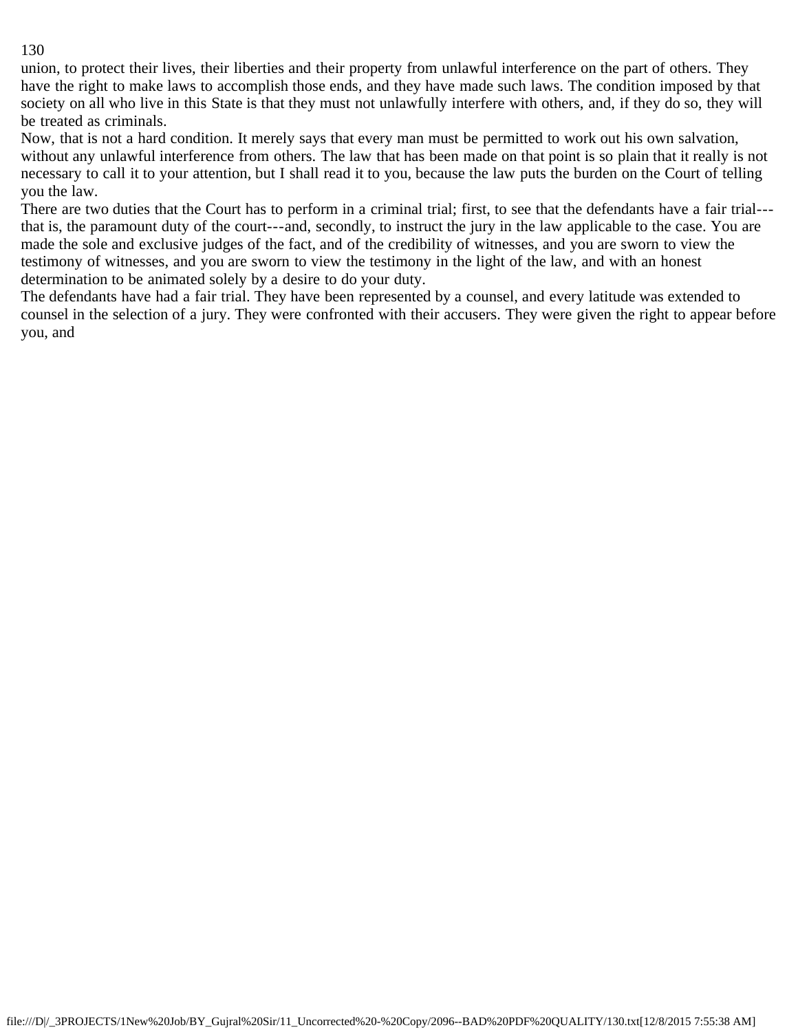union, to protect their lives, their liberties and their property from unlawful interference on the part of others. They have the right to make laws to accomplish those ends, and they have made such laws. The condition imposed by that society on all who live in this State is that they must not unlawfully interfere with others, and, if they do so, they will be treated as criminals.

Now, that is not a hard condition. It merely says that every man must be permitted to work out his own salvation, without any unlawful interference from others. The law that has been made on that point is so plain that it really is not necessary to call it to your attention, but I shall read it to you, because the law puts the burden on the Court of telling you the law.

There are two duties that the Court has to perform in a criminal trial; first, to see that the defendants have a fair trial---that is, the paramount duty of the court---and, secondly, to instruct the jury in the law applicable to the case. You are made the sole and exclusive judges of the fact, and of the credibility of witnesses, and you are sworn to view the testimony of witnesses, and you are sworn to view the testimony in the light of the law, and with an honest determination to be animated solely by a desire to do your duty.

The defendants have had a fair trial. They have been represented by a counsel, and every latitude was extended to counsel in the selection of a jury. They were confronted with their accusers. They were given the right to appear before you, and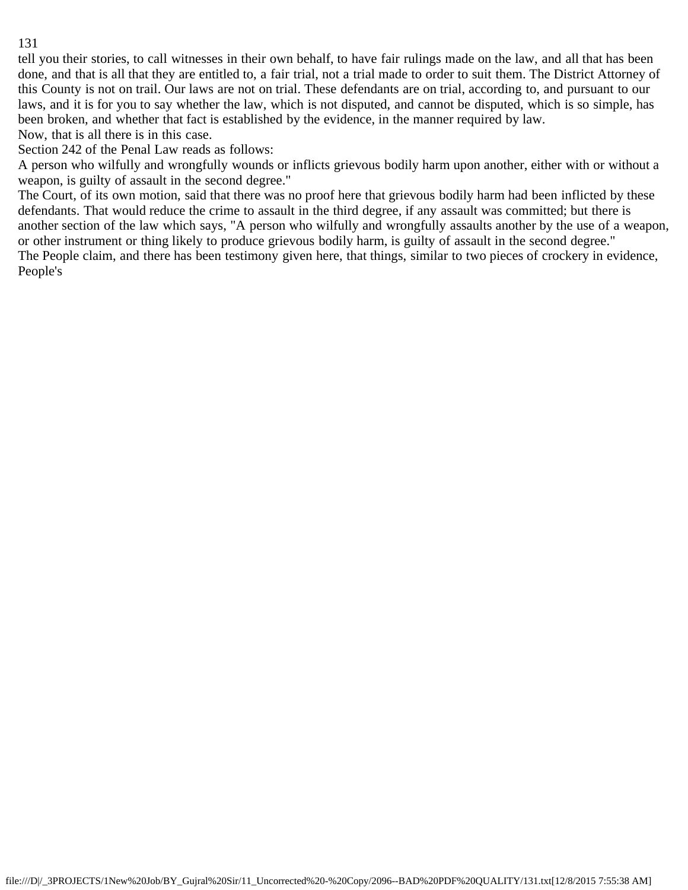tell you their stories, to call witnesses in their own behalf, to have fair rulings made on the law, and all that has been done, and that is all that they are entitled to, a fair trial, not a trial made to order to suit them. The District Attorney of this County is not on trail. Our laws are not on trial. These defendants are on trial, according to, and pursuant to our laws, and it is for you to say whether the law, which is not disputed, and cannot be disputed, which is so simple, has been broken, and whether that fact is established by the evidence, in the manner required by law.

Now, that is all there is in this case.

Section 242 of the Penal Law reads as follows:

A person who wilfully and wrongfully wounds or inflicts grievous bodily harm upon another, either with or without a weapon, is guilty of assault in the second degree."

The Court, of its own motion, said that there was no proof here that grievous bodily harm had been inflicted by these defendants. That would reduce the crime to assault in the third degree, if any assault was committed; but there is another section of the law which says, "A person who wilfully and wrongfully assaults another by the use of a weapon, or other instrument or thing likely to produce grievous bodily harm, is guilty of assault in the second degree."

The People claim, and there has been testimony given here, that things, similar to two pieces of crockery in evidence, People's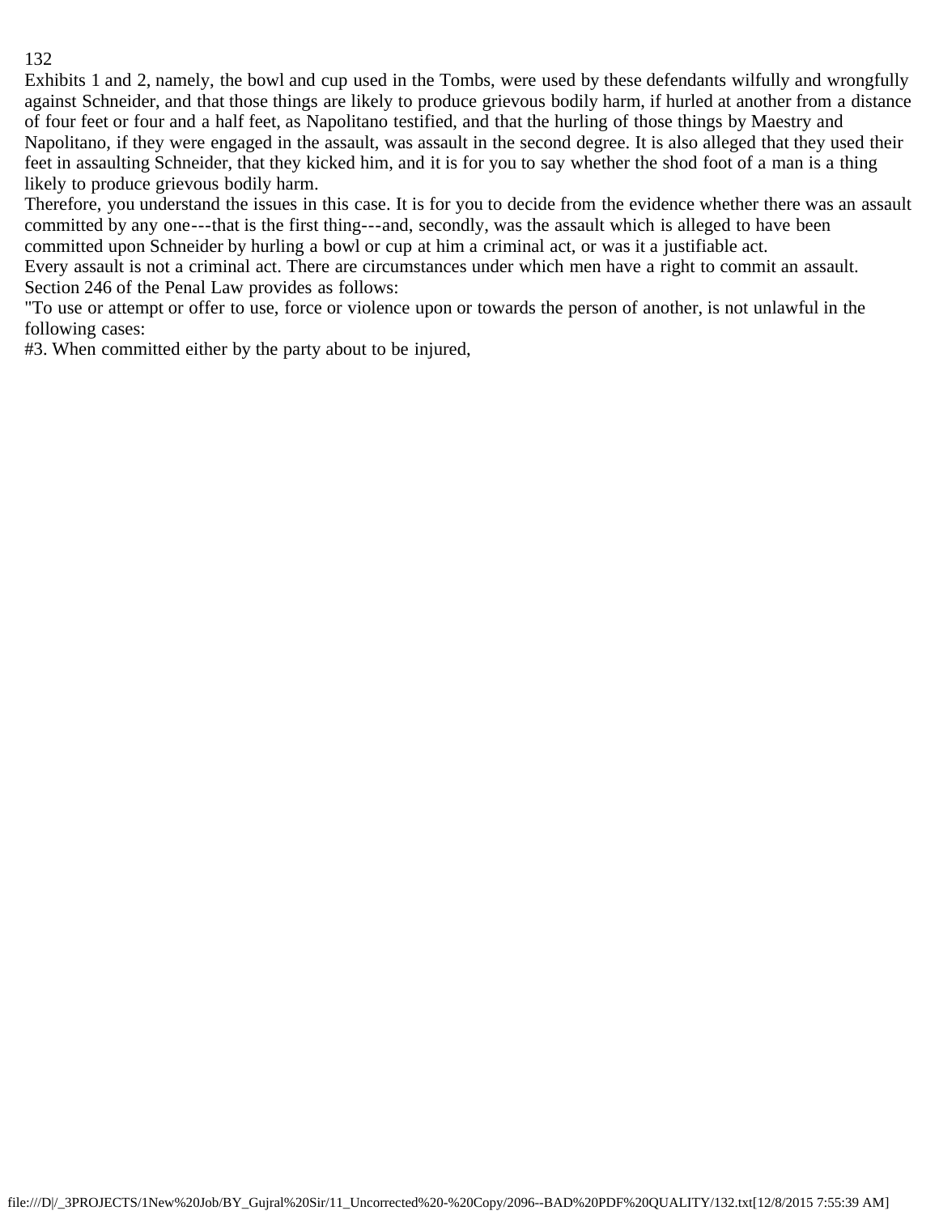Exhibits 1 and 2, namely, the bowl and cup used in the Tombs, were used by these defendants wilfully and wrongfully against Schneider, and that those things are likely to produce grievous bodily harm, if hurled at another from a distance of four feet or four and a half feet, as Napolitano testified, and that the hurling of those things by Maestry and Napolitano, if they were engaged in the assault, was assault in the second degree. It is also alleged that they used their feet in assaulting Schneider, that they kicked him, and it is for you to say whether the shod foot of a man is a thing likely to produce grievous bodily harm.

Therefore, you understand the issues in this case. It is for you to decide from the evidence whether there was an assault committed by any one---that is the first thing---and, secondly, was the assault which is alleged to have been committed upon Schneider by hurling a bowl or cup at him a criminal act, or was it a justifiable act.

Every assault is not a criminal act. There are circumstances under which men have a right to commit an assault. Section 246 of the Penal Law provides as follows:

"To use or attempt or offer to use, force or violence upon or towards the person of another, is not unlawful in the following cases:

#3. When committed either by the party about to be injured,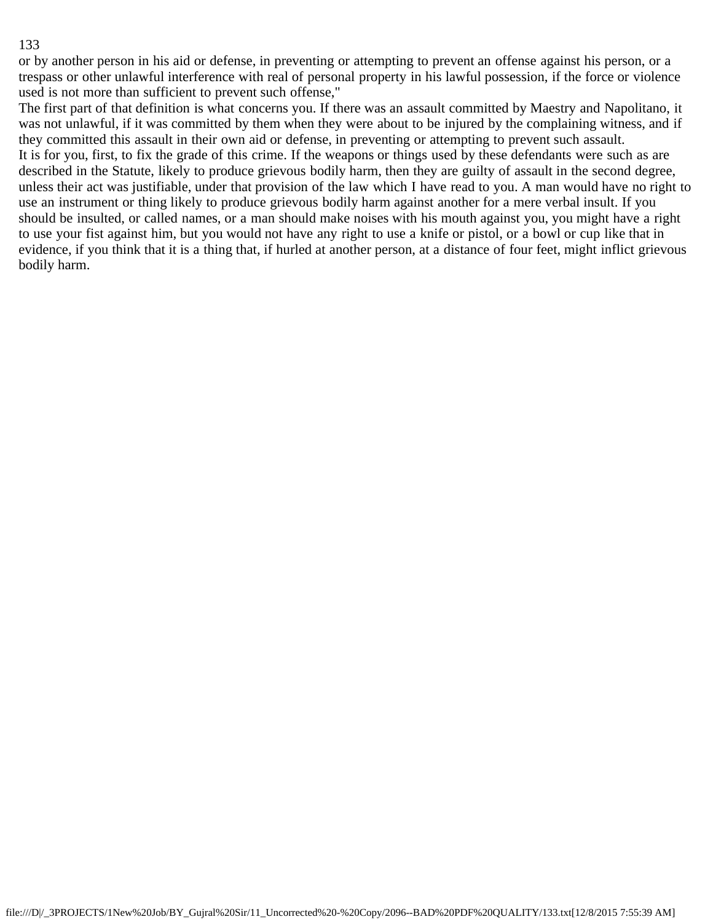or by another person in his aid or defense, in preventing or attempting to prevent an offense against his person, or a trespass or other unlawful interference with real of personal property in his lawful possession, if the force or violence used is not more than sufficient to prevent such offense,"

The first part of that definition is what concerns you. If there was an assault committed by Maestry and Napolitano, it was not unlawful, if it was committed by them when they were about to be injured by the complaining witness, and if they committed this assault in their own aid or defense, in preventing or attempting to prevent such assault.

It is for you, first, to fix the grade of this crime. If the weapons or things used by these defendants were such as are described in the Statute, likely to produce grievous bodily harm, then they are guilty of assault in the second degree, unless their act was justifiable, under that provision of the law which I have read to you. A man would have no right to use an instrument or thing likely to produce grievous bodily harm against another for a mere verbal insult. If you should be insulted, or called names, or a man should make noises with his mouth against you, you might have a right to use your fist against him, but you would not have any right to use a knife or pistol, or a bowl or cup like that in evidence, if you think that it is a thing that, if hurled at another person, at a distance of four feet, might inflict grievous bodily harm.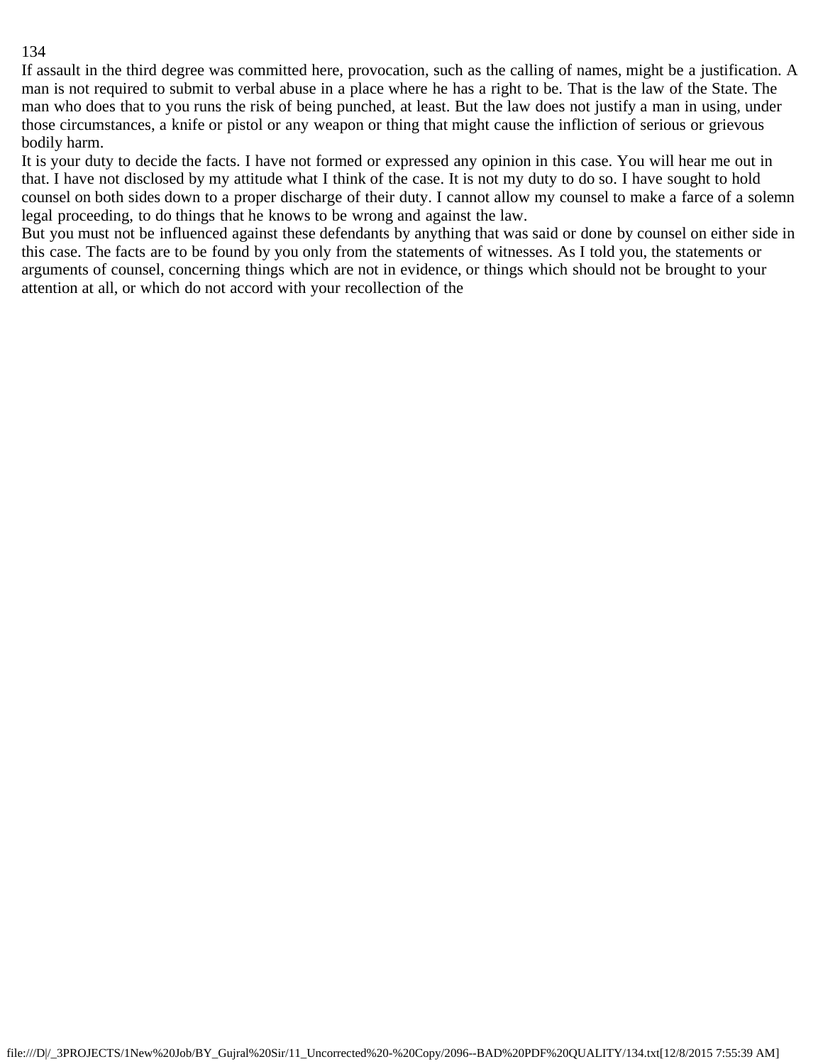If assault in the third degree was committed here, provocation, such as the calling of names, might be a justification. A man is not required to submit to verbal abuse in a place where he has a right to be. That is the law of the State. The man who does that to you runs the risk of being punched, at least. But the law does not justify a man in using, under those circumstances, a knife or pistol or any weapon or thing that might cause the infliction of serious or grievous bodily harm.

It is your duty to decide the facts. I have not formed or expressed any opinion in this case. You will hear me out in that. I have not disclosed by my attitude what I think of the case. It is not my duty to do so. I have sought to hold counsel on both sides down to a proper discharge of their duty. I cannot allow my counsel to make a farce of a solemn legal proceeding, to do things that he knows to be wrong and against the law.

But you must not be influenced against these defendants by anything that was said or done by counsel on either side in this case. The facts are to be found by you only from the statements of witnesses. As I told you, the statements or arguments of counsel, concerning things which are not in evidence, or things which should not be brought to your attention at all, or which do not accord with your recollection of the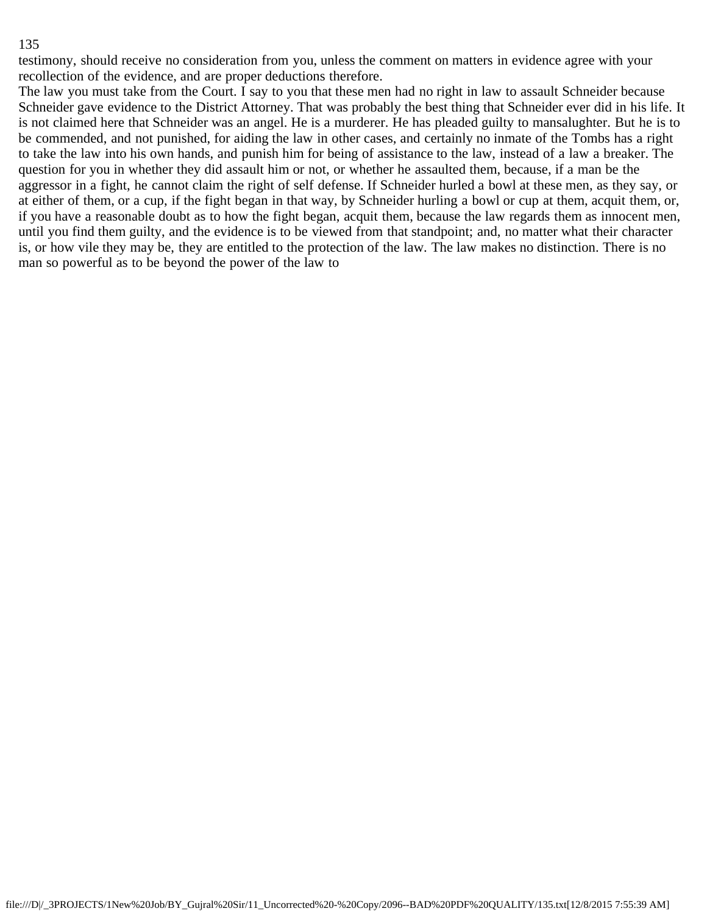testimony, should receive no consideration from you, unless the comment on matters in evidence agree with your recollection of the evidence, and are proper deductions therefore.

The law you must take from the Court. I say to you that these men had no right in law to assault Schneider because Schneider gave evidence to the District Attorney. That was probably the best thing that Schneider ever did in his life. It is not claimed here that Schneider was an angel. He is a murderer. He has pleaded guilty to mansalughter. But he is to be commended, and not punished, for aiding the law in other cases, and certainly no inmate of the Tombs has a right to take the law into his own hands, and punish him for being of assistance to the law, instead of a law a breaker. The question for you in whether they did assault him or not, or whether he assaulted them, because, if a man be the aggressor in a fight, he cannot claim the right of self defense. If Schneider hurled a bowl at these men, as they say, or at either of them, or a cup, if the fight began in that way, by Schneider hurling a bowl or cup at them, acquit them, or, if you have a reasonable doubt as to how the fight began, acquit them, because the law regards them as innocent men, until you find them guilty, and the evidence is to be viewed from that standpoint; and, no matter what their character is, or how vile they may be, they are entitled to the protection of the law. The law makes no distinction. There is no man so powerful as to be beyond the power of the law to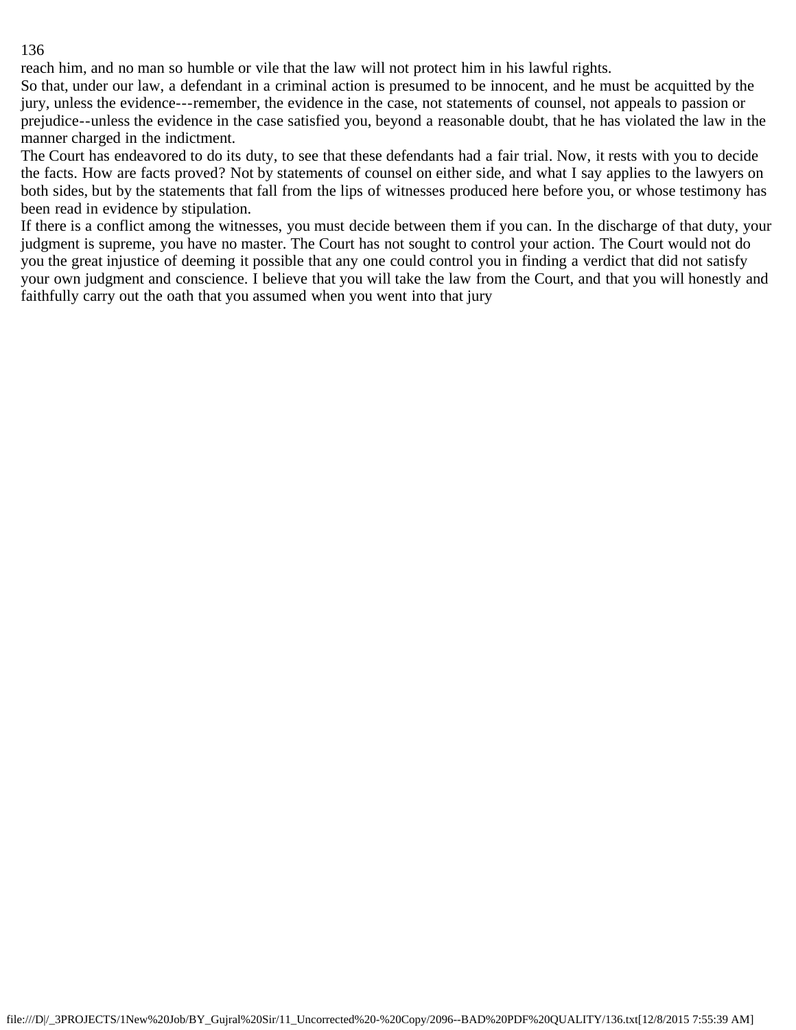reach him, and no man so humble or vile that the law will not protect him in his lawful rights.

So that, under our law, a defendant in a criminal action is presumed to be innocent, and he must be acquitted by the jury, unless the evidence---remember, the evidence in the case, not statements of counsel, not appeals to passion or prejudice--unless the evidence in the case satisfied you, beyond a reasonable doubt, that he has violated the law in the manner charged in the indictment.

The Court has endeavored to do its duty, to see that these defendants had a fair trial. Now, it rests with you to decide the facts. How are facts proved? Not by statements of counsel on either side, and what I say applies to the lawyers on both sides, but by the statements that fall from the lips of witnesses produced here before you, or whose testimony has been read in evidence by stipulation.

If there is a conflict among the witnesses, you must decide between them if you can. In the discharge of that duty, your judgment is supreme, you have no master. The Court has not sought to control your action. The Court would not do you the great injustice of deeming it possible that any one could control you in finding a verdict that did not satisfy your own judgment and conscience. I believe that you will take the law from the Court, and that you will honestly and faithfully carry out the oath that you assumed when you went into that jury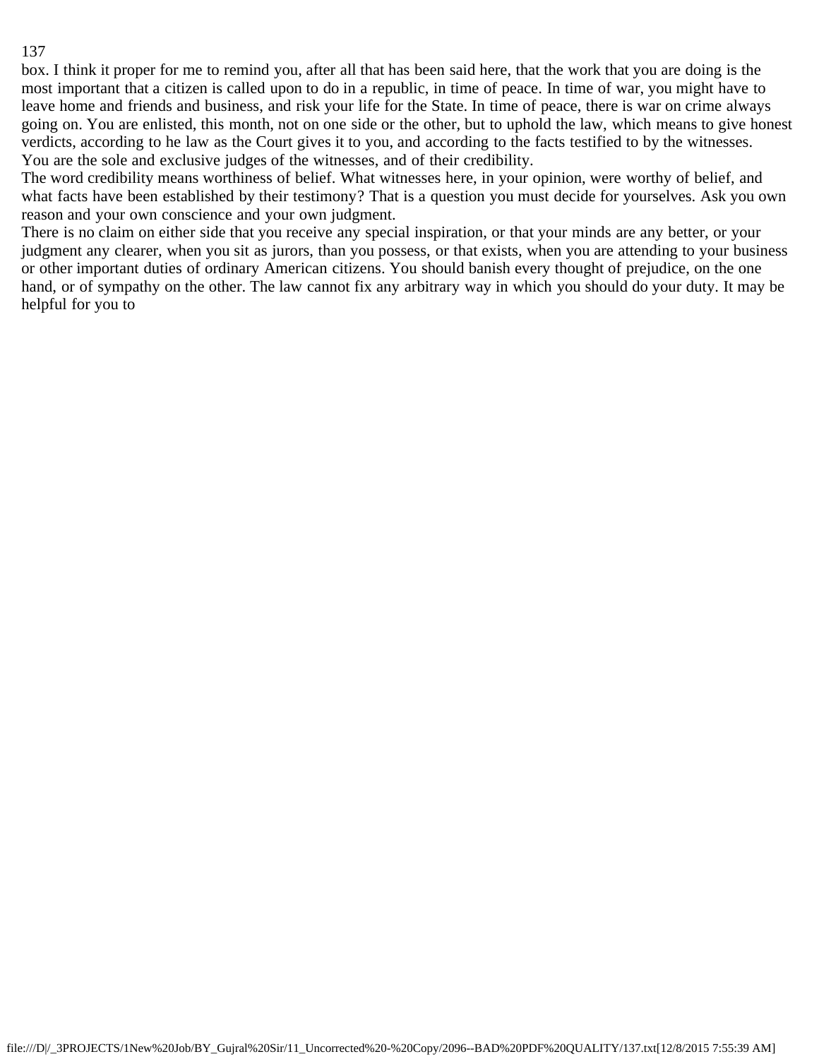box. I think it proper for me to remind you, after all that has been said here, that the work that you are doing is the most important that a citizen is called upon to do in a republic, in time of peace. In time of war, you might have to leave home and friends and business, and risk your life for the State. In time of peace, there is war on crime always going on. You are enlisted, this month, not on one side or the other, but to uphold the law, which means to give honest verdicts, according to he law as the Court gives it to you, and according to the facts testified to by the witnesses. You are the sole and exclusive judges of the witnesses, and of their credibility.

The word credibility means worthiness of belief. What witnesses here, in your opinion, were worthy of belief, and what facts have been established by their testimony? That is a question you must decide for yourselves. Ask you own reason and your own conscience and your own judgment.

There is no claim on either side that you receive any special inspiration, or that your minds are any better, or your judgment any clearer, when you sit as jurors, than you possess, or that exists, when you are attending to your business or other important duties of ordinary American citizens. You should banish every thought of prejudice, on the one hand, or of sympathy on the other. The law cannot fix any arbitrary way in which you should do your duty. It may be helpful for you to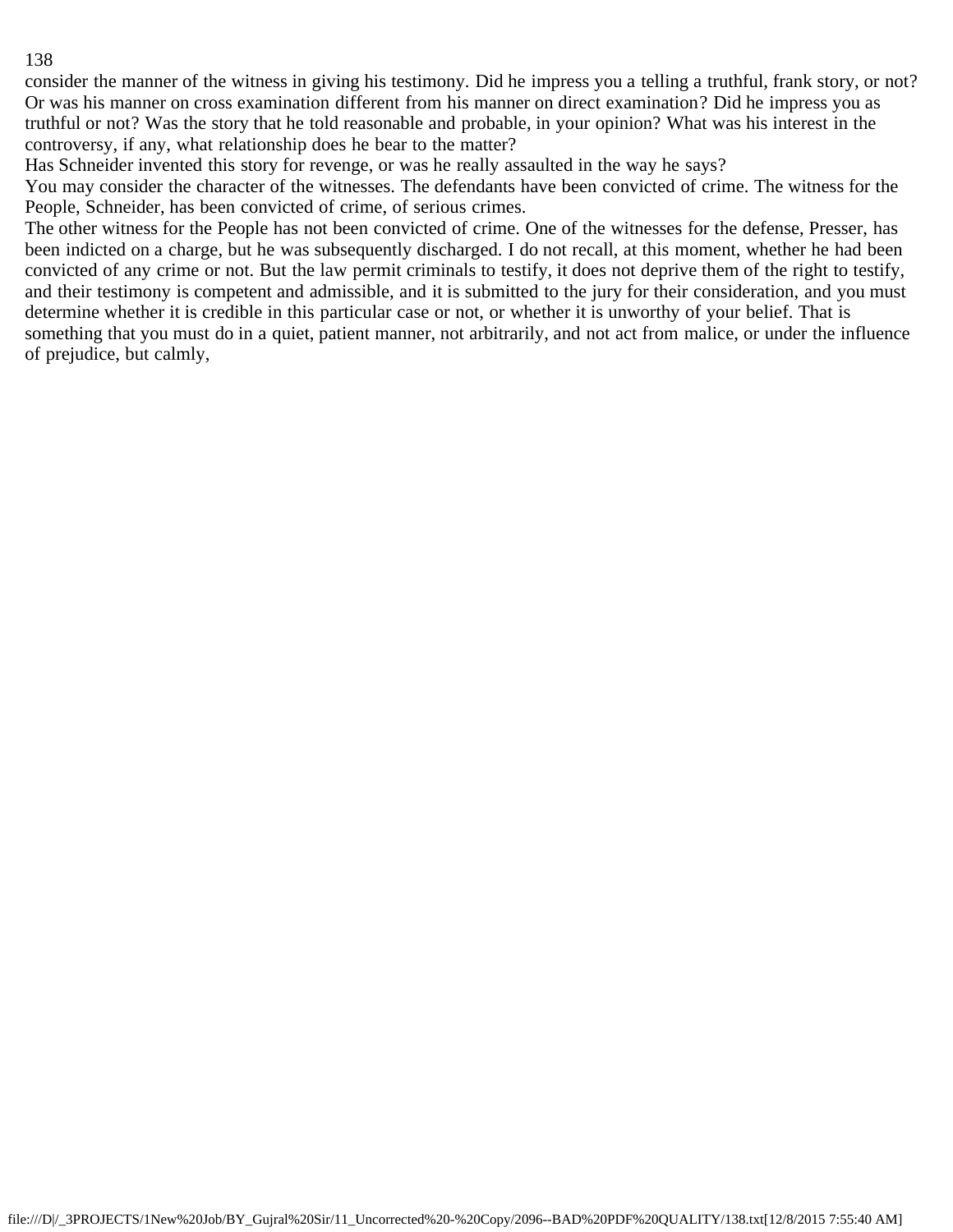consider the manner of the witness in giving his testimony. Did he impress you a telling a truthful, frank story, or not? Or was his manner on cross examination different from his manner on direct examination? Did he impress you as truthful or not? Was the story that he told reasonable and probable, in your opinion? What was his interest in the controversy, if any, what relationship does he bear to the matter?

Has Schneider invented this story for revenge, or was he really assaulted in the way he says?

You may consider the character of the witnesses. The defendants have been convicted of crime. The witness for the People, Schneider, has been convicted of crime, of serious crimes.

The other witness for the People has not been convicted of crime. One of the witnesses for the defense, Presser, has been indicted on a charge, but he was subsequently discharged. I do not recall, at this moment, whether he had been convicted of any crime or not. But the law permit criminals to testify, it does not deprive them of the right to testify, and their testimony is competent and admissible, and it is submitted to the jury for their consideration, and you must determine whether it is credible in this particular case or not, or whether it is unworthy of your belief. That is something that you must do in a quiet, patient manner, not arbitrarily, and not act from malice, or under the influence of prejudice, but calmly,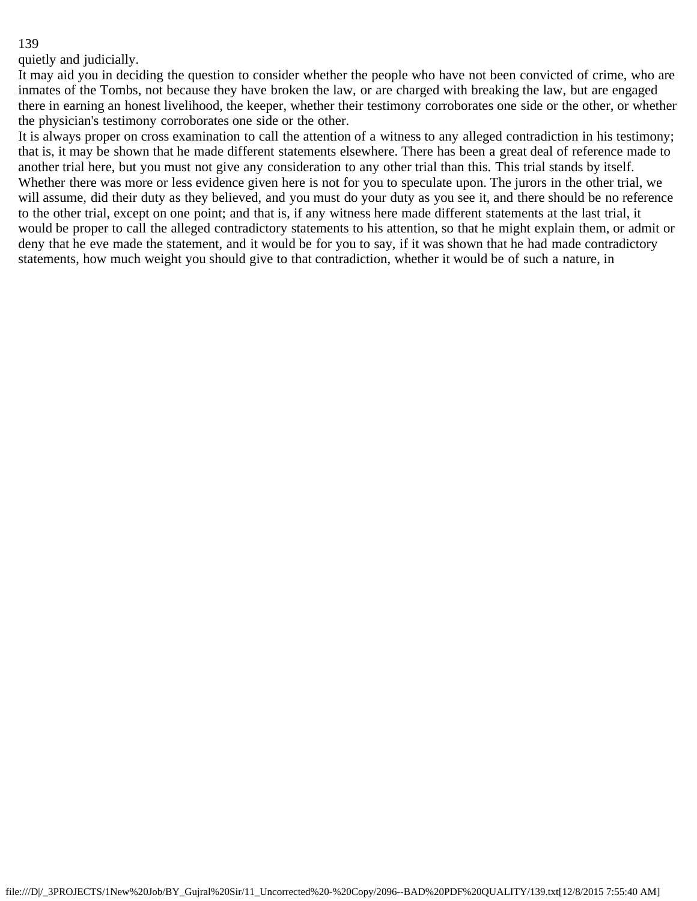quietly and judicially.

It may aid you in deciding the question to consider whether the people who have not been convicted of crime, who are inmates of the Tombs, not because they have broken the law, or are charged with breaking the law, but are engaged there in earning an honest livelihood, the keeper, whether their testimony corroborates one side or the other, or whether the physician's testimony corroborates one side or the other.

It is always proper on cross examination to call the attention of a witness to any alleged contradiction in his testimony; that is, it may be shown that he made different statements elsewhere. There has been a great deal of reference made to another trial here, but you must not give any consideration to any other trial than this. This trial stands by itself. Whether there was more or less evidence given here is not for you to speculate upon. The jurors in the other trial, we will assume, did their duty as they believed, and you must do your duty as you see it, and there should be no reference to the other trial, except on one point; and that is, if any witness here made different statements at the last trial, it would be proper to call the alleged contradictory statements to his attention, so that he might explain them, or admit or deny that he eve made the statement, and it would be for you to say, if it was shown that he had made contradictory statements, how much weight you should give to that contradiction, whether it would be of such a nature, in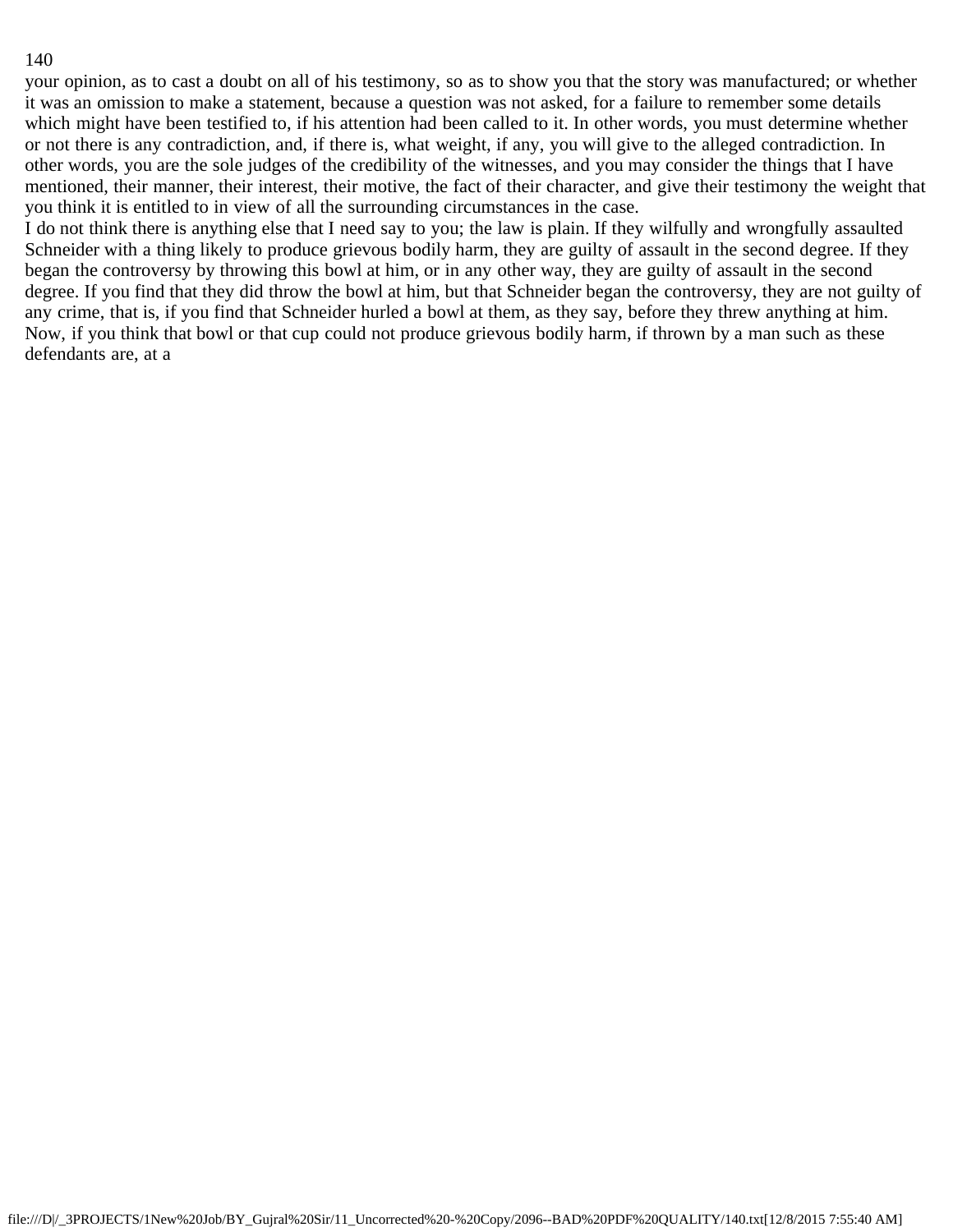your opinion, as to cast a doubt on all of his testimony, so as to show you that the story was manufactured; or whether it was an omission to make a statement, because a question was not asked, for a failure to remember some details which might have been testified to, if his attention had been called to it. In other words, you must determine whether or not there is any contradiction, and, if there is, what weight, if any, you will give to the alleged contradiction. In other words, you are the sole judges of the credibility of the witnesses, and you may consider the things that I have mentioned, their manner, their interest, their motive, the fact of their character, and give their testimony the weight that you think it is entitled to in view of all the surrounding circumstances in the case.

I do not think there is anything else that I need say to you; the law is plain. If they wilfully and wrongfully assaulted Schneider with a thing likely to produce grievous bodily harm, they are guilty of assault in the second degree. If they began the controversy by throwing this bowl at him, or in any other way, they are guilty of assault in the second degree. If you find that they did throw the bowl at him, but that Schneider began the controversy, they are not guilty of any crime, that is, if you find that Schneider hurled a bowl at them, as they say, before they threw anything at him. Now, if you think that bowl or that cup could not produce grievous bodily harm, if thrown by a man such as these defendants are, at a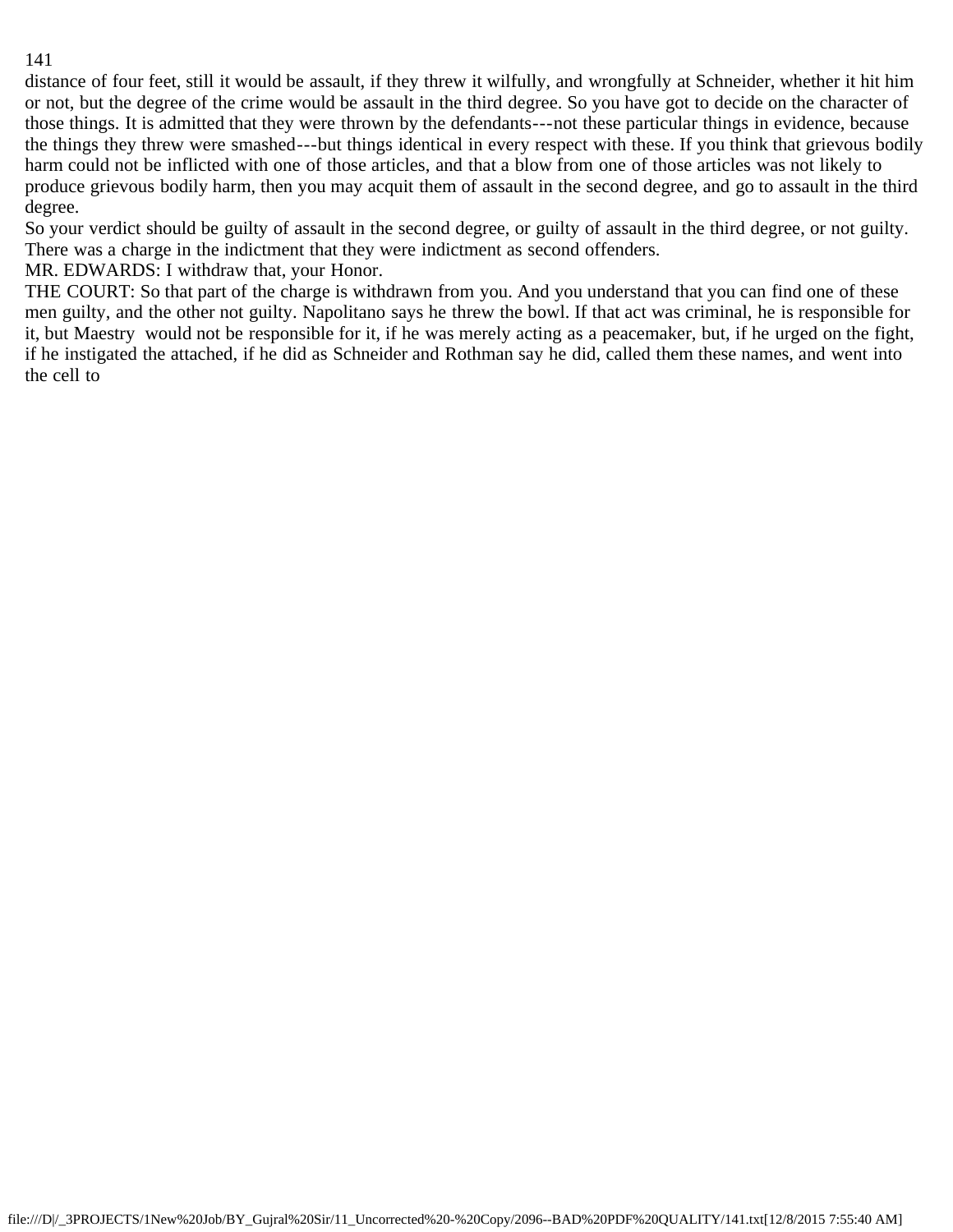distance of four feet, still it would be assault, if they threw it wilfully, and wrongfully at Schneider, whether it hit him or not, but the degree of the crime would be assault in the third degree. So you have got to decide on the character of those things. It is admitted that they were thrown by the defendants---not these particular things in evidence, because the things they threw were smashed---but things identical in every respect with these. If you think that grievous bodily harm could not be inflicted with one of those articles, and that a blow from one of those articles was not likely to produce grievous bodily harm, then you may acquit them of assault in the second degree, and go to assault in the third degree.

So your verdict should be guilty of assault in the second degree, or guilty of assault in the third degree, or not guilty. There was a charge in the indictment that they were indictment as second offenders.

MR. EDWARDS: I withdraw that, your Honor.

THE COURT: So that part of the charge is withdrawn from you. And you understand that you can find one of these men guilty, and the other not guilty. Napolitano says he threw the bowl. If that act was criminal, he is responsible for it, but Maestry would not be responsible for it, if he was merely acting as a peacemaker, but, if he urged on the fight, if he instigated the attached, if he did as Schneider and Rothman say he did, called them these names, and went into the cell to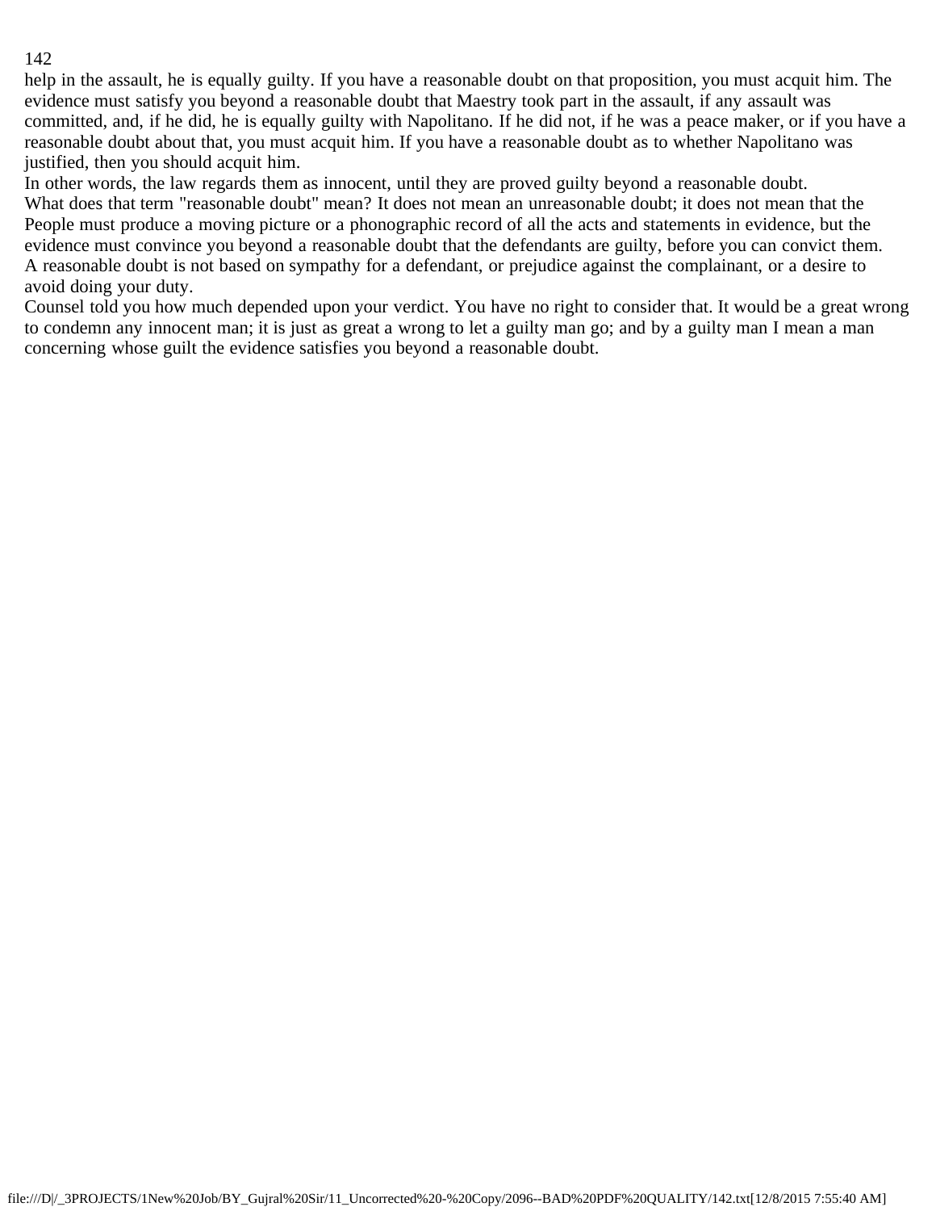help in the assault, he is equally guilty. If you have a reasonable doubt on that proposition, you must acquit him. The evidence must satisfy you beyond a reasonable doubt that Maestry took part in the assault, if any assault was committed, and, if he did, he is equally guilty with Napolitano. If he did not, if he was a peace maker, or if you have a reasonable doubt about that, you must acquit him. If you have a reasonable doubt as to whether Napolitano was justified, then you should acquit him.

In other words, the law regards them as innocent, until they are proved guilty beyond a reasonable doubt.

What does that term "reasonable doubt" mean? It does not mean an unreasonable doubt; it does not mean that the People must produce a moving picture or a phonographic record of all the acts and statements in evidence, but the evidence must convince you beyond a reasonable doubt that the defendants are guilty, before you can convict them.

A reasonable doubt is not based on sympathy for a defendant, or prejudice against the complainant, or a desire to avoid doing your duty.

Counsel told you how much depended upon your verdict. You have no right to consider that. It would be a great wrong to condemn any innocent man; it is just as great a wrong to let a guilty man go; and by a guilty man I mean a man concerning whose guilt the evidence satisfies you beyond a reasonable doubt.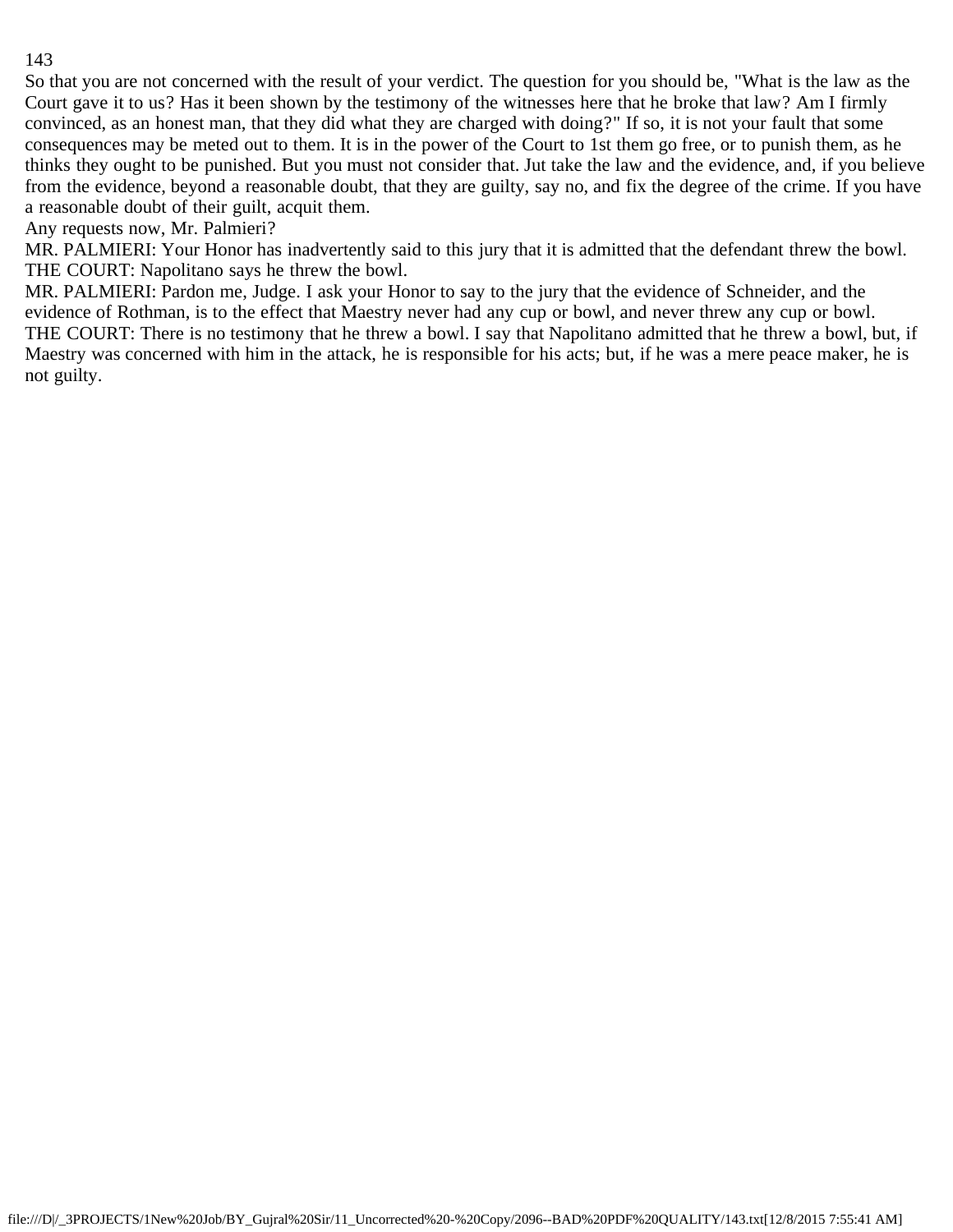So that you are not concerned with the result of your verdict. The question for you should be, "What is the law as the Court gave it to us? Has it been shown by the testimony of the witnesses here that he broke that law? Am I firmly convinced, as an honest man, that they did what they are charged with doing?" If so, it is not your fault that some consequences may be meted out to them. It is in the power of the Court to 1st them go free, or to punish them, as he thinks they ought to be punished. But you must not consider that. Jut take the law and the evidence, and, if you believe from the evidence, beyond a reasonable doubt, that they are guilty, say no, and fix the degree of the crime. If you have a reasonable doubt of their guilt, acquit them.

Any requests now, Mr. Palmieri?

MR. PALMIERI: Your Honor has inadvertently said to this jury that it is admitted that the defendant threw the bowl.

THE COURT: Napolitano says he threw the bowl.

MR. PALMIERI: Pardon me, Judge. I ask your Honor to say to the jury that the evidence of Schneider, and the evidence of Rothman, is to the effect that Maestry never had any cup or bowl, and never threw any cup or bowl.

THE COURT: There is no testimony that he threw a bowl. I say that Napolitano admitted that he threw a bowl, but, if Maestry was concerned with him in the attack, he is responsible for his acts; but, if he was a mere peace maker, he is not guilty.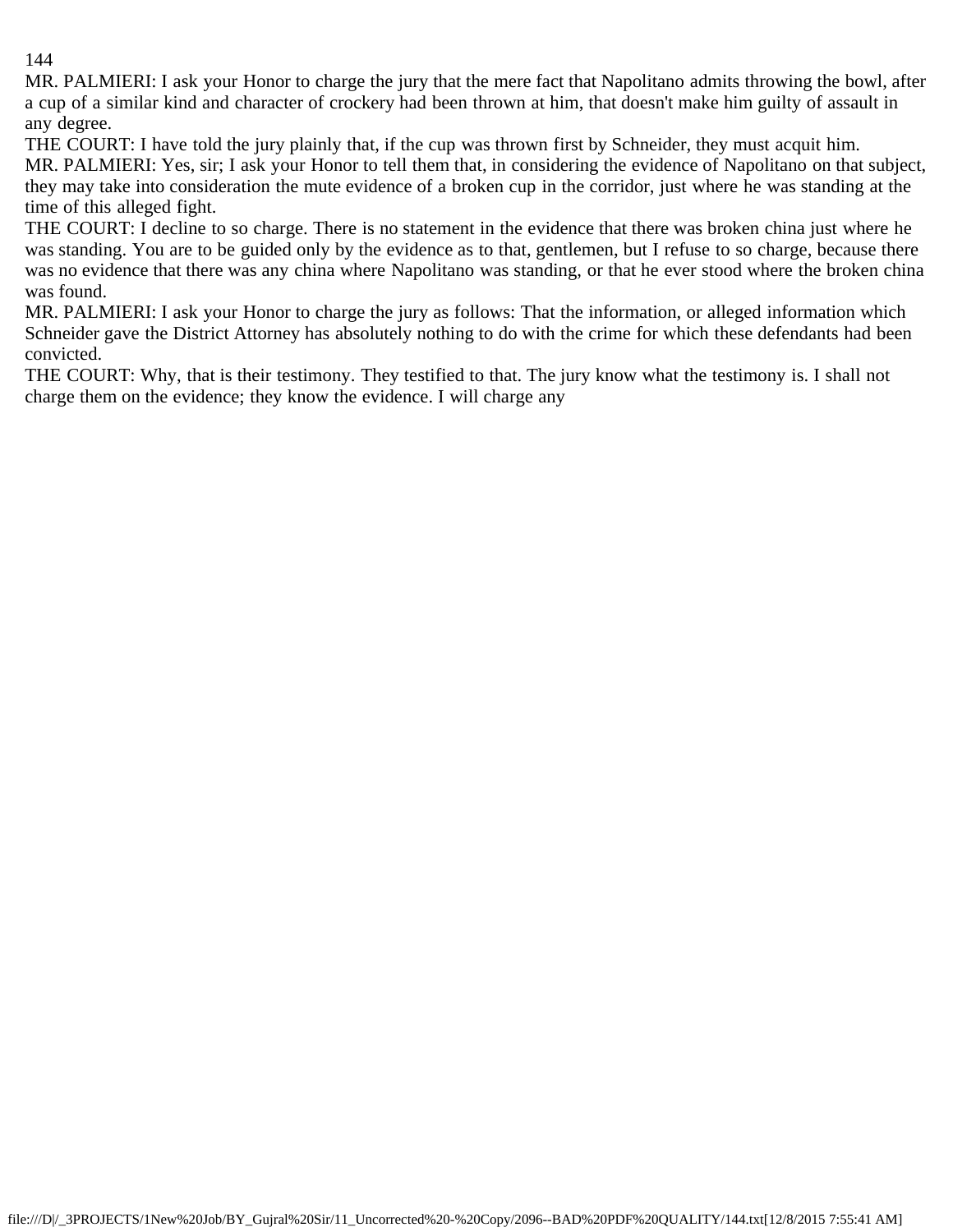MR. PALMIERI: I ask your Honor to charge the jury that the mere fact that Napolitano admits throwing the bowl, after a cup of a similar kind and character of crockery had been thrown at him, that doesn't make him guilty of assault in any degree.

THE COURT: I have told the jury plainly that, if the cup was thrown first by Schneider, they must acquit him.

MR. PALMIERI: Yes, sir; I ask your Honor to tell them that, in considering the evidence of Napolitano on that subject, they may take into consideration the mute evidence of a broken cup in the corridor, just where he was standing at the time of this alleged fight.

THE COURT: I decline to so charge. There is no statement in the evidence that there was broken china just where he was standing. You are to be guided only by the evidence as to that, gentlemen, but I refuse to so charge, because there was no evidence that there was any china where Napolitano was standing, or that he ever stood where the broken china was found.

MR. PALMIERI: I ask your Honor to charge the jury as follows: That the information, or alleged information which Schneider gave the District Attorney has absolutely nothing to do with the crime for which these defendants had been convicted.

THE COURT: Why, that is their testimony. They testified to that. The jury know what the testimony is. I shall not charge them on the evidence; they know the evidence. I will charge any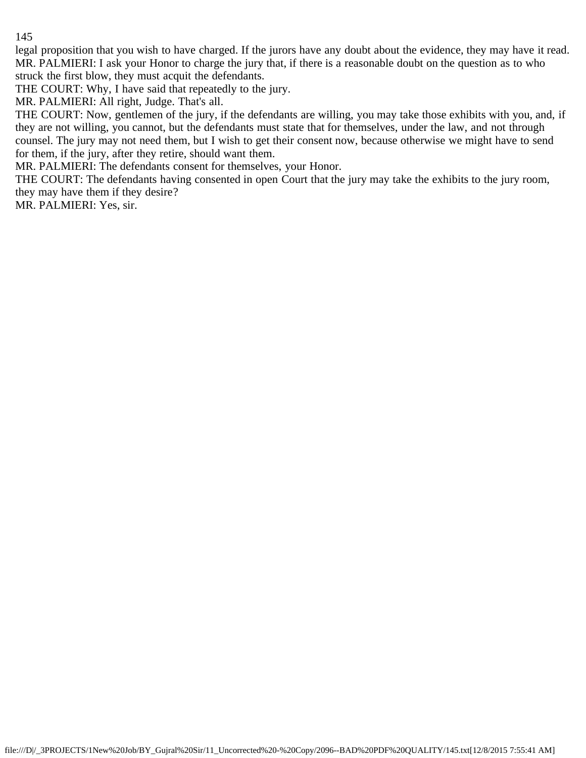legal proposition that you wish to have charged. If the jurors have any doubt about the evidence, they may have it read.

MR. PALMIERI: I ask your Honor to charge the jury that, if there is a reasonable doubt on the question as to who struck the first blow, they must acquit the defendants.

THE COURT: Why, I have said that repeatedly to the jury.

MR. PALMIERI: All right, Judge. That's all.

THE COURT: Now, gentlemen of the jury, if the defendants are willing, you may take those exhibits with you, and, if they are not willing, you cannot, but the defendants must state that for themselves, under the law, and not through counsel. The jury may not need them, but I wish to get their consent now, because otherwise we might have to send for them, if the jury, after they retire, should want them.

MR. PALMIERI: The defendants consent for themselves, your Honor.

THE COURT: The defendants having consented in open Court that the jury may take the exhibits to the jury room, they may have them if they desire?

MR. PALMIERI: Yes, sir.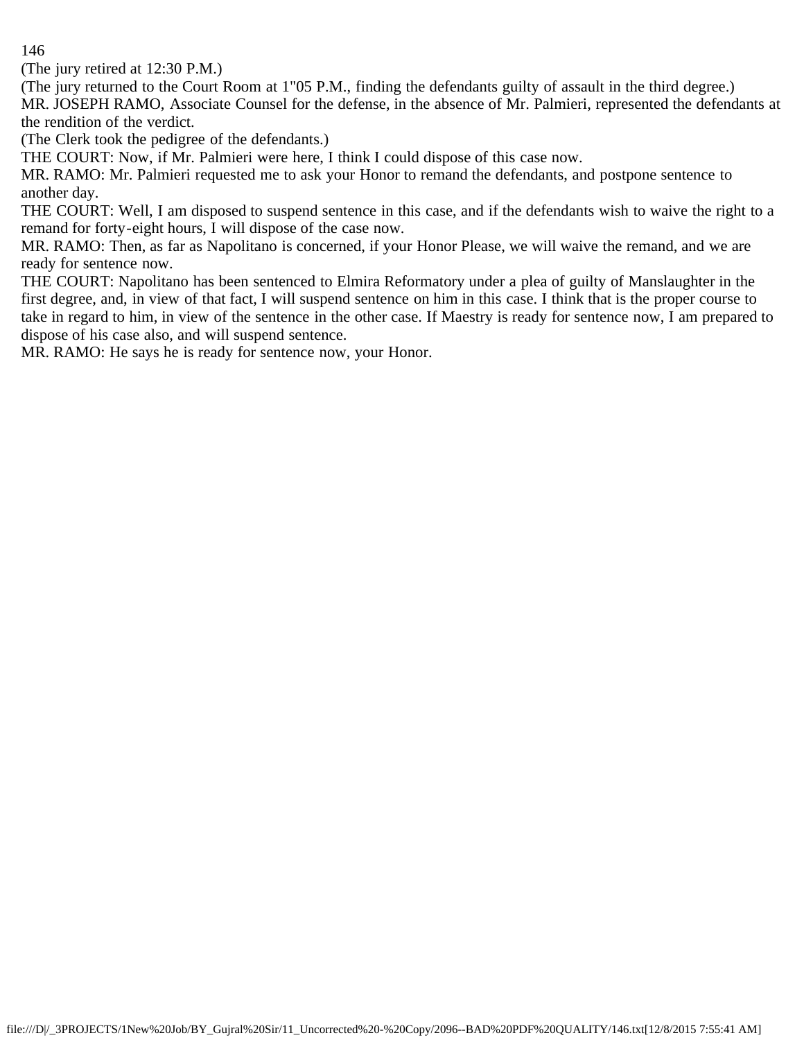(The jury retired at 12:30 P.M.)

(The jury returned to the Court Room at 1"05 P.M., finding the defendants guilty of assault in the third degree.)

MR. JOSEPH RAMO, Associate Counsel for the defense, in the absence of Mr. Palmieri, represented the defendants at the rendition of the verdict.

(The Clerk took the pedigree of the defendants.)

THE COURT: Now, if Mr. Palmieri were here, I think I could dispose of this case now.

MR. RAMO: Mr. Palmieri requested me to ask your Honor to remand the defendants, and postpone sentence to another day.

THE COURT: Well, I am disposed to suspend sentence in this case, and if the defendants wish to waive the right to a remand for forty-eight hours, I will dispose of the case now.

MR. RAMO: Then, as far as Napolitano is concerned, if your Honor Please, we will waive the remand, and we are ready for sentence now.

THE COURT: Napolitano has been sentenced to Elmira Reformatory under a plea of guilty of Manslaughter in the first degree, and, in view of that fact, I will suspend sentence on him in this case. I think that is the proper course to take in regard to him, in view of the sentence in the other case. If Maestry is ready for sentence now, I am prepared to dispose of his case also, and will suspend sentence.

MR. RAMO: He says he is ready for sentence now, your Honor.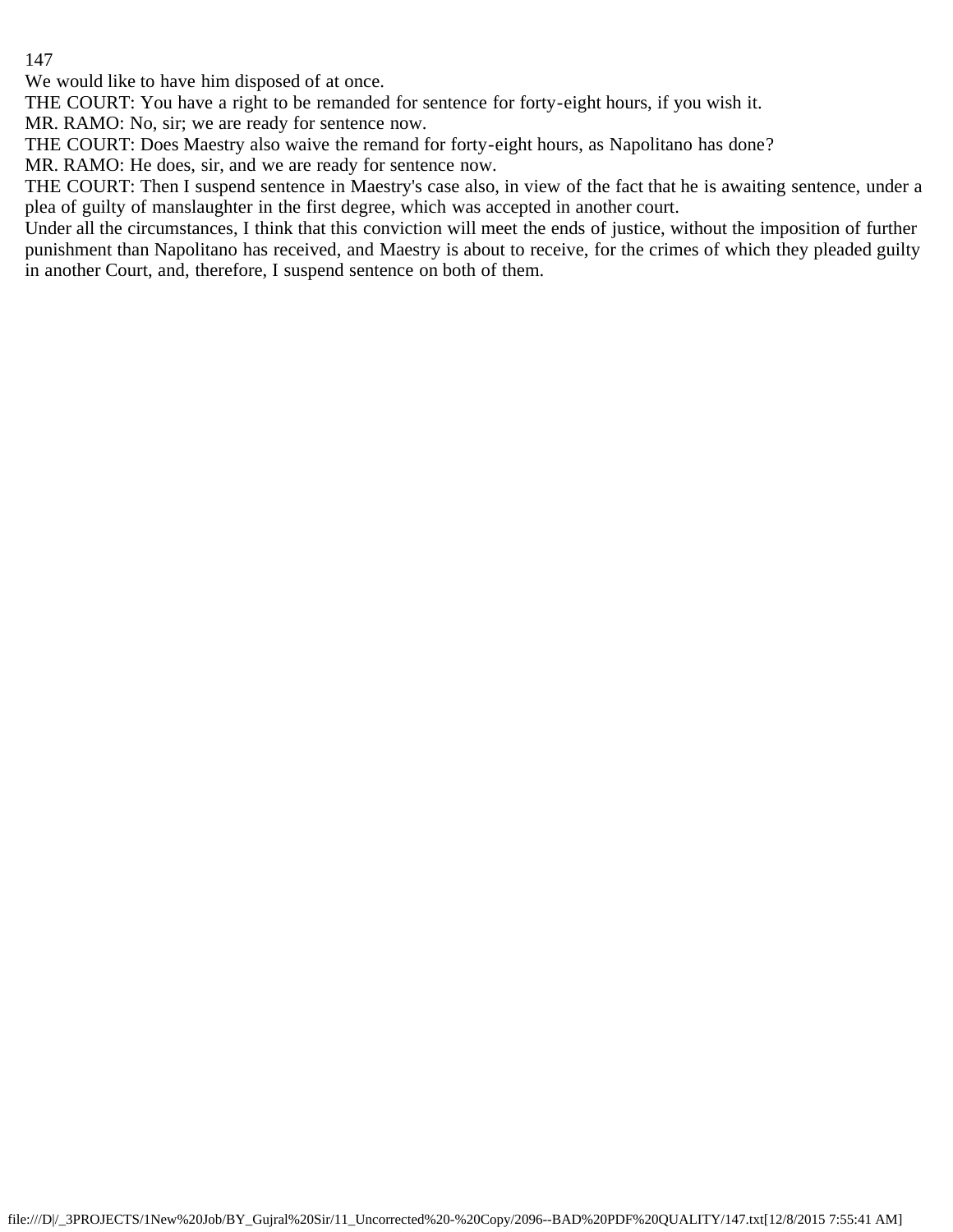We would like to have him disposed of at once.

THE COURT: You have a right to be remanded for sentence for forty-eight hours, if you wish it.

MR. RAMO: No, sir; we are ready for sentence now.

THE COURT: Does Maestry also waive the remand for forty-eight hours, as Napolitano has done?

MR. RAMO: He does, sir, and we are ready for sentence now.

THE COURT: Then I suspend sentence in Maestry's case also, in view of the fact that he is awaiting sentence, under a plea of guilty of manslaughter in the first degree, which was accepted in another court.

Under all the circumstances, I think that this conviction will meet the ends of justice, without the imposition of further punishment than Napolitano has received, and Maestry is about to receive, for the crimes of which they pleaded guilty in another Court, and, therefore, I suspend sentence on both of them.